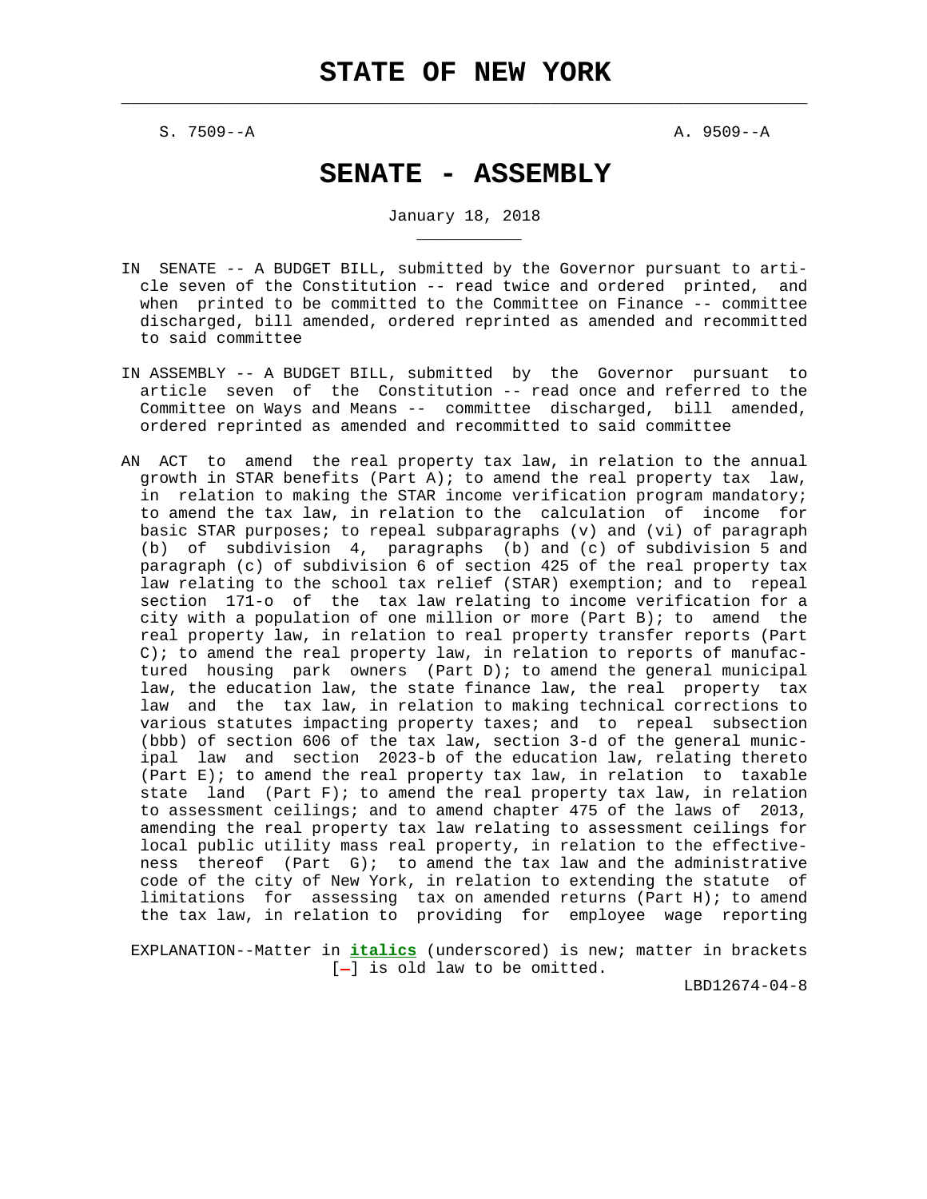# STATE OF NEW YORK

S. 7509--A A. 9509--A

# SENATE - ASSEMBLY

January 18, 2018

IN SENATE -- A BUDGET BILL, submitted by the Governor pursuant to article seven of the Constitution -- read twice and ordered printed, and when printed to be committed to the Committee on Finance -- committee discharged, bill amended, ordered reprinted as amended and recommitted to said committee

IN ASSEMBLY -- A BUDGET BILL, submitted by the Governor pursuant to article seven of the Constitution -- read once and referred to the Committee on Ways and Means -- committee discharged, bill amended, ordered reprinted as amended and recommitted to said committee

AN ACT to amend the real property tax law, in relation to the annual growth in STAR benefits (Part A); to amend the real property tax law, in relation to making the STAR income verification program mandatory; to amend the tax law, in relation to the calculation of income for basic STAR purposes; to repeal subparagraphs (v) and (vi) of paragraph (b) of subdivision 4, paragraphs (b) and (c) of subdivision 5 and paragraph (c) of subdivision 6 of section 425 of the real property tax law relating to the school tax relief (STAR) exemption; and to repeal section 171-o of the tax law relating to income verification for a city with a population of one million or more (Part B); to amend the real property law, in relation to real property transfer reports (Part C); to amend the real property law, in relation to reports of manufactured housing park owners (Part D); to amend the general municipal law, the education law, the state finance law, the real property tax law and the tax law, in relation to making technical corrections to various statutes impacting property taxes; and to repeal subsection (bbb) of section 606 of the tax law, section 3-d of the general municipal law and section 2023-b of the education law, relating thereto (Part E); to amend the real property tax law, in relation to taxable state land (Part F); to amend the real property tax law, in relation to assessment ceilings; and to amend chapter 475 of the laws of 2013, amending the real property tax law relating to assessment ceilings for local public utility mass real property, in relation to the effectiveness thereof (Part G); to amend the tax law and the administrative code of the city of New York, in relation to extending the statute of limitations for assessing tax on amended returns (Part H); to amend the tax law, in relation to providing for employee wage reporting

EXPLANATION--Matter in ***italics*** (underscored) is new; matter in brackets [-] is old law to be omitted.

LBD12674-04-8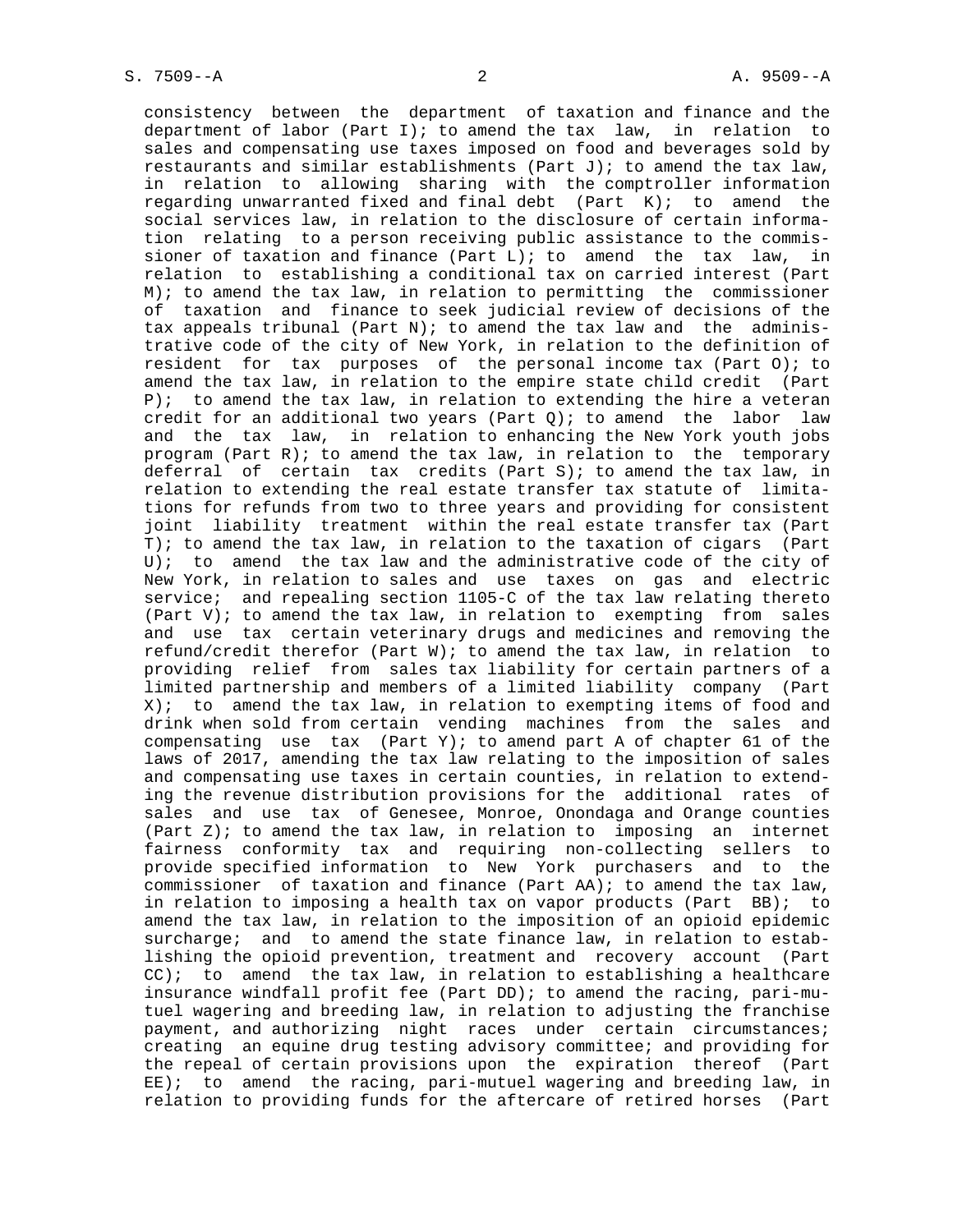consistency between the department of taxation and finance and the department of labor (Part I); to amend the tax law, in relation to sales and compensating use taxes imposed on food and beverages sold by restaurants and similar establishments (Part J); to amend the tax law, in relation to allowing sharing with the comptroller information regarding unwarranted fixed and final debt (Part K); to amend the social services law, in relation to the disclosure of certain information relating to a person receiving public assistance to the commissioner of taxation and finance (Part L); to amend the tax law, in relation to establishing a conditional tax on carried interest (Part M); to amend the tax law, in relation to permitting the commissioner of taxation and finance to seek judicial review of decisions of the tax appeals tribunal (Part N); to amend the tax law and the administrative code of the city of New York, in relation to the definition of resident for tax purposes of the personal income tax (Part O); to amend the tax law, in relation to the empire state child credit (Part P); to amend the tax law, in relation to extending the hire a veteran credit for an additional two years (Part Q); to amend the labor law and the tax law, in relation to enhancing the New York youth jobs program (Part R); to amend the tax law, in relation to the temporary deferral of certain tax credits (Part S); to amend the tax law, in relation to extending the real estate transfer tax statute of limitations for refunds from two to three years and providing for consistent joint liability treatment within the real estate transfer tax (Part T); to amend the tax law, in relation to the taxation of cigars (Part U); to amend the tax law and the administrative code of the city of New York, in relation to sales and use taxes on gas and electric service; and repealing section 1105-C of the tax law relating thereto (Part V); to amend the tax law, in relation to exempting from sales and use tax certain veterinary drugs and medicines and removing the refund/credit therefor (Part W); to amend the tax law, in relation to providing relief from sales tax liability for certain partners of a limited partnership and members of a limited liability company (Part X); to amend the tax law, in relation to exempting items of food and drink when sold from certain vending machines from the sales and compensating use tax (Part Y); to amend part A of chapter 61 of the laws of 2017, amending the tax law relating to the imposition of sales and compensating use taxes in certain counties, in relation to extending the revenue distribution provisions for the additional rates of sales and use tax of Genesee, Monroe, Onondaga and Orange counties (Part Z); to amend the tax law, in relation to imposing an internet fairness conformity tax and requiring non-collecting sellers to provide specified information to New York purchasers and to the commissioner of taxation and finance (Part AA); to amend the tax law, in relation to imposing a health tax on vapor products (Part BB); to amend the tax law, in relation to the imposition of an opioid epidemic surcharge; and to amend the state finance law, in relation to establishing the opioid prevention, treatment and recovery account (Part CC); to amend the tax law, in relation to establishing a healthcare insurance windfall profit fee (Part DD); to amend the racing, pari-mutuel wagering and breeding law, in relation to adjusting the franchise payment, and authorizing night races under certain circumstances; creating an equine drug testing advisory committee; and providing for the repeal of certain provisions upon the expiration thereof (Part EE); to amend the racing, pari-mutuel wagering and breeding law, in relation to providing funds for the aftercare of retired horses (Part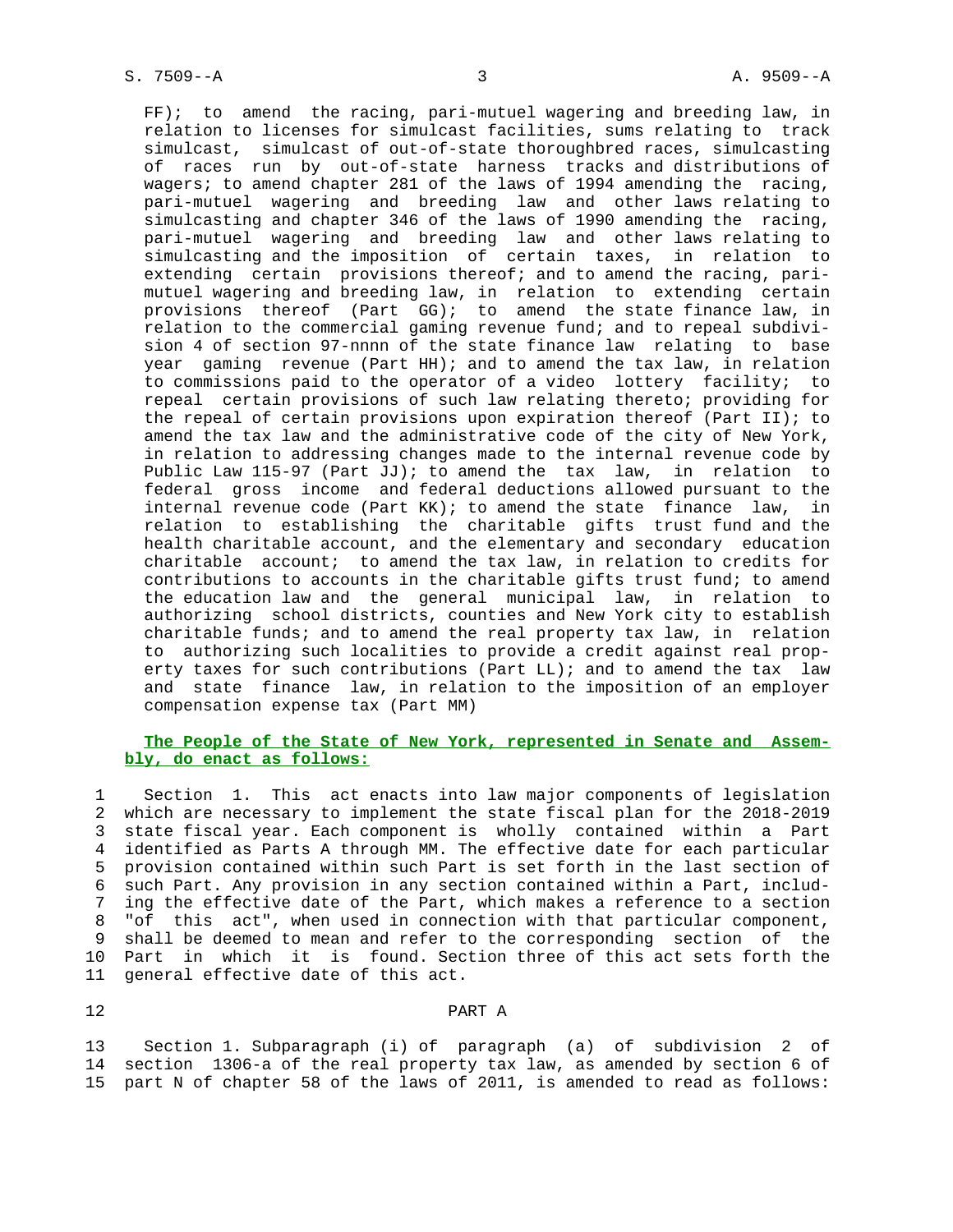FF); to amend the racing, pari-mutuel wagering and breeding law, in relation to licenses for simulcast facilities, sums relating to track simulcast, simulcast of out-of-state thoroughbred races, simulcasting of races run by out-of-state harness tracks and distributions of wagers; to amend chapter 281 of the laws of 1994 amending the racing, pari-mutuel wagering and breeding law and other laws relating to simulcasting and chapter 346 of the laws of 1990 amending the racing, pari-mutuel wagering and breeding law and other laws relating to simulcasting and the imposition of certain taxes, in relation to extending certain provisions thereof; and to amend the racing, pari-mutuel wagering and breeding law, in relation to extending certain provisions thereof (Part GG); to amend the state finance law, in relation to the commercial gaming revenue fund; and to repeal subdivision 4 of section 97-nnnn of the state finance law relating to base year gaming revenue (Part HH); and to amend the tax law, in relation to commissions paid to the operator of a video lottery facility; to repeal certain provisions of such law relating thereto; providing for the repeal of certain provisions upon expiration thereof (Part II); to amend the tax law and the administrative code of the city of New York, in relation to addressing changes made to the internal revenue code by Public Law 115-97 (Part JJ); to amend the tax law, in relation to federal gross income and federal deductions allowed pursuant to the internal revenue code (Part KK); to amend the state finance law, in relation to establishing the charitable gifts trust fund and the health charitable account, and the elementary and secondary education charitable account; to amend the tax law, in relation to credits for contributions to accounts in the charitable gifts trust fund; to amend the education law and the general municipal law, in relation to authorizing school districts, counties and New York city to establish charitable funds; and to amend the real property tax law, in relation to authorizing such localities to provide a credit against real property taxes for such contributions (Part LL); and to amend the tax law and state finance law, in relation to the imposition of an employer compensation expense tax (Part MM)

**The People of the State of New York, represented in Senate and Assembly, do enact as follows:**

1 Section 1. This act enacts into law major components of legislation
2 which are necessary to implement the state fiscal plan for the 2018-2019
3 state fiscal year. Each component is wholly contained within a Part
4 identified as Parts A through MM. The effective date for each particular
5 provision contained within such Part is set forth in the last section of
6 such Part. Any provision in any section contained within a Part, includ-
7 ing the effective date of the Part, which makes a reference to a section
8 "of this act", when used in connection with that particular component,
9 shall be deemed to mean and refer to the corresponding section of the
10 Part in which it is found. Section three of this act sets forth the
11 general effective date of this act.

12 PART A

13 Section 1. Subparagraph (i) of paragraph (a) of subdivision 2 of
14 section 1306-a of the real property tax law, as amended by section 6 of
15 part N of chapter 58 of the laws of 2011, is amended to read as follows: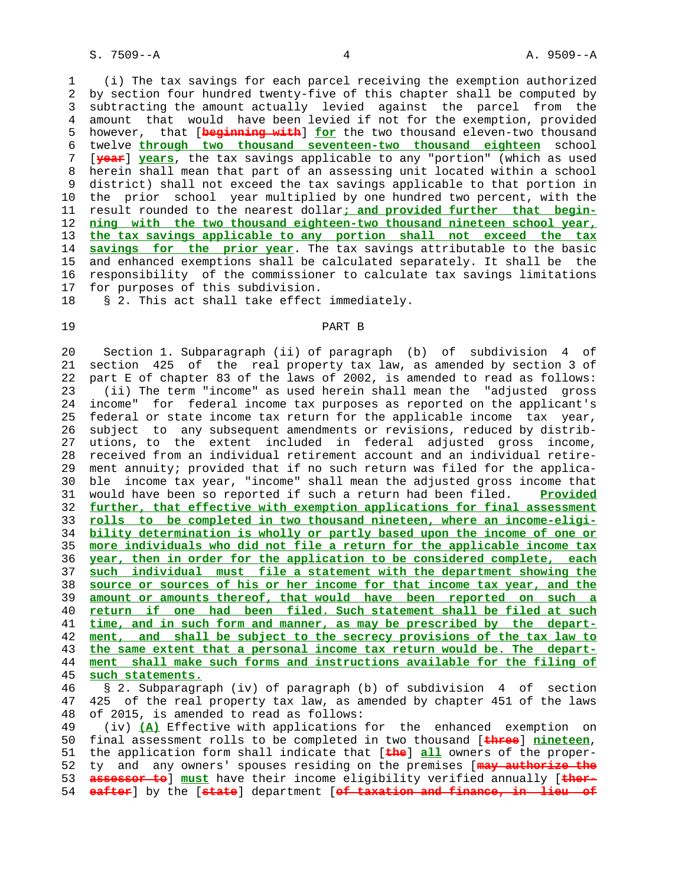(i) The tax savings for each parcel receiving the exemption authorized by section four hundred twenty-five of this chapter shall be computed by subtracting the amount actually levied against the parcel from the amount that would have been levied if not for the exemption, provided however, that [~~beginning with~~] **for** the two thousand eleven-two thousand twelve **through two thousand seventeen-two thousand eighteen** school [~~year~~] **years**, the tax savings applicable to any "portion" (which as used herein shall mean that part of an assessing unit located within a school district) shall not exceed the tax savings applicable to that portion in the prior school year multiplied by one hundred two percent, with the result rounded to the nearest dollar**; and provided further that beginning with the two thousand eighteen-two thousand nineteen school year, the tax savings applicable to any portion shall not exceed the tax savings for the prior year**. The tax savings attributable to the basic and enhanced exemptions shall be calculated separately. It shall be the responsibility of the commissioner to calculate tax savings limitations for purposes of this subdivision.

§ 2. This act shall take effect immediately.

## PART B

Section 1. Subparagraph (ii) of paragraph (b) of subdivision 4 of section 425 of the real property tax law, as amended by section 3 of part E of chapter 83 of the laws of 2002, is amended to read as follows:

(ii) The term "income" as used herein shall mean the "adjusted gross income" for federal income tax purposes as reported on the applicant's federal or state income tax return for the applicable income tax year, subject to any subsequent amendments or revisions, reduced by distributions, to the extent included in federal adjusted gross income, received from an individual retirement account and an individual retirement annuity; provided that if no such return was filed for the applicable income tax year, "income" shall mean the adjusted gross income that would have been so reported if such a return had been filed. **Provided further, that effective with exemption applications for final assessment rolls to be completed in two thousand nineteen, where an income-eligibility determination is wholly or partly based upon the income of one or more individuals who did not file a return for the applicable income tax year, then in order for the application to be considered complete, each such individual must file a statement with the department showing the source or sources of his or her income for that income tax year, and the amount or amounts thereof, that would have been reported on such a return if one had been filed. Such statement shall be filed at such time, and in such form and manner, as may be prescribed by the department, and shall be subject to the secrecy provisions of the tax law to the same extent that a personal income tax return would be. The department shall make such forms and instructions available for the filing of such statements.**

§ 2. Subparagraph (iv) of paragraph (b) of subdivision 4 of section 425 of the real property tax law, as amended by chapter 451 of the laws of 2015, is amended to read as follows:

(iv) **(A)** Effective with applications for the enhanced exemption on final assessment rolls to be completed in two thousand [~~three~~] **nineteen**, the application form shall indicate that [~~the~~] **all** owners of the property and any owners' spouses residing on the premises [~~may authorize the assessor to~~] **must** have their income eligibility verified annually [~~thereafter~~] by the [~~state~~] department [~~of taxation and finance, in lieu of~~]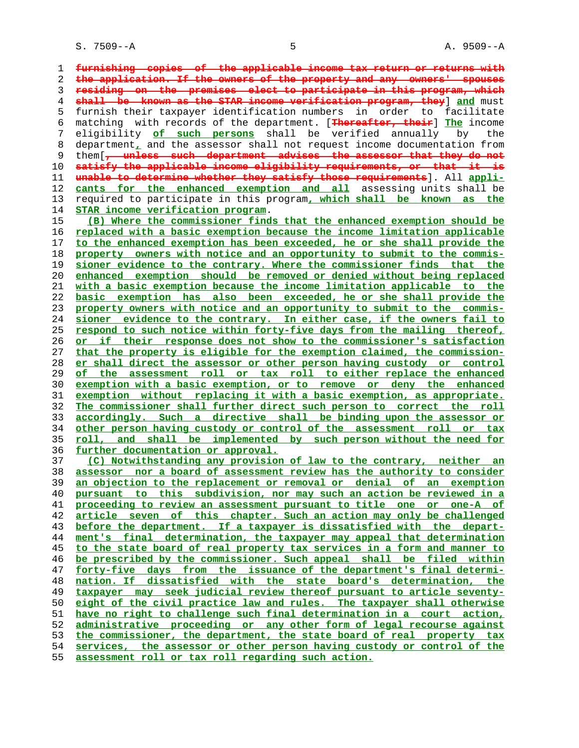~~furnishing copies of the applicable income tax return or returns with the application. If the owners of the property and any owners' spouses residing on the premises elect to participate in this program, which shall be known as the STAR income verification program, they~~] **and** must furnish their taxpayer identification numbers in order to facilitate matching with records of the department. [~~Thereafter, their~~] **The** income eligibility **of such persons** shall be verified annually by the department**,** and the assessor shall not request income documentation from them[~~, unless such department advises the assessor that they do not satisfy the applicable income eligibility requirements, or that it is unable to determine whether they satisfy those requirements~~]. All **applicants for the enhanced exemption and all** assessing units shall be required to participate in this program**, which shall be known as the STAR income verification program**.

**(B) Where the commissioner finds that the enhanced exemption should be replaced with a basic exemption because the income limitation applicable to the enhanced exemption has been exceeded, he or she shall provide the property owners with notice and an opportunity to submit to the commissioner evidence to the contrary. Where the commissioner finds that the enhanced exemption should be removed or denied without being replaced with a basic exemption because the income limitation applicable to the basic exemption has also been exceeded, he or she shall provide the property owners with notice and an opportunity to submit to the commissioner evidence to the contrary. In either case, if the owners fail to respond to such notice within forty-five days from the mailing thereof, or if their response does not show to the commissioner's satisfaction that the property is eligible for the exemption claimed, the commissioner shall direct the assessor or other person having custody or control of the assessment roll or tax roll to either replace the enhanced exemption with a basic exemption, or to remove or deny the enhanced exemption without replacing it with a basic exemption, as appropriate. The commissioner shall further direct such person to correct the roll accordingly. Such a directive shall be binding upon the assessor or other person having custody or control of the assessment roll or tax roll, and shall be implemented by such person without the need for further documentation or approval.**

**(C) Notwithstanding any provision of law to the contrary, neither an assessor nor a board of assessment review has the authority to consider an objection to the replacement or removal or denial of an exemption pursuant to this subdivision, nor may such an action be reviewed in a proceeding to review an assessment pursuant to title one or one-A of article seven of this chapter. Such an action may only be challenged before the department. If a taxpayer is dissatisfied with the department's final determination, the taxpayer may appeal that determination to the state board of real property tax services in a form and manner to be prescribed by the commissioner. Such appeal shall be filed within forty-five days from the issuance of the department's final determination. If dissatisfied with the state board's determination, the taxpayer may seek judicial review thereof pursuant to article seventy-eight of the civil practice law and rules. The taxpayer shall otherwise have no right to challenge such final determination in a court action, administrative proceeding or any other form of legal recourse against the commissioner, the department, the state board of real property tax services, the assessor or other person having custody or control of the assessment roll or tax roll regarding such action.**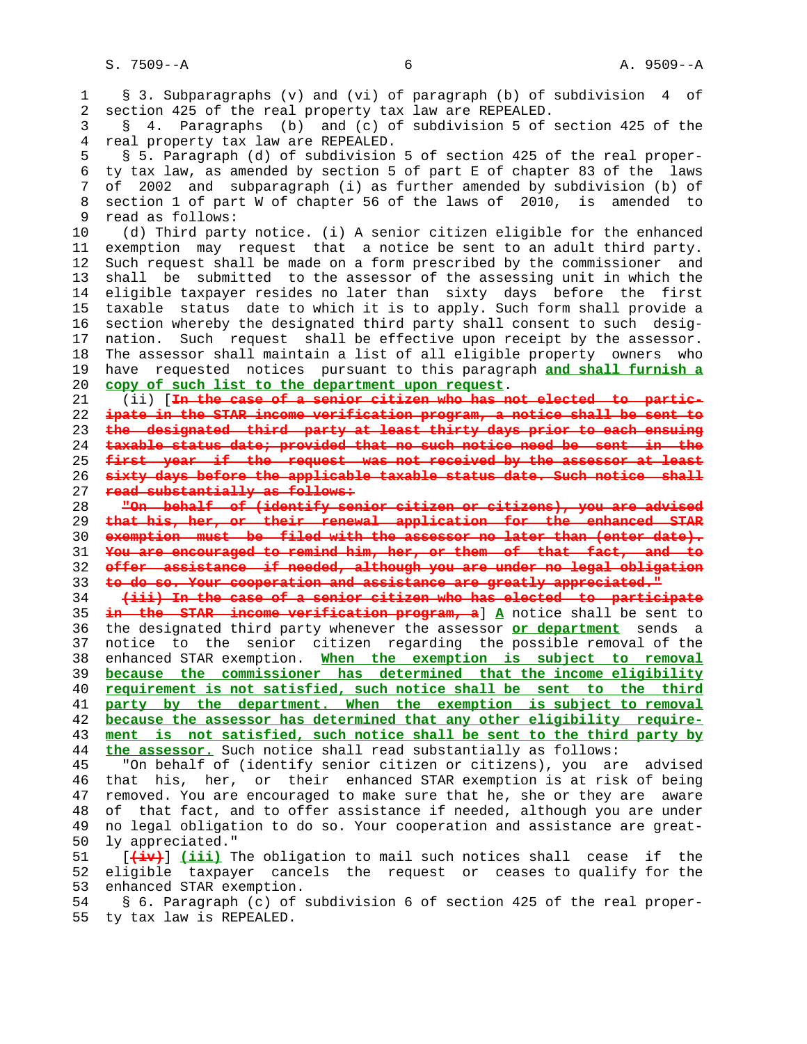§ 3. Subparagraphs (v) and (vi) of paragraph (b) of subdivision 4 of section 425 of the real property tax law are REPEALED.

§ 4. Paragraphs (b) and (c) of subdivision 5 of section 425 of the real property tax law are REPEALED.

§ 5. Paragraph (d) of subdivision 5 of section 425 of the real property tax law, as amended by section 5 of part E of chapter 83 of the laws of 2002 and subparagraph (i) as further amended by subdivision (b) of section 1 of part W of chapter 56 of the laws of 2010, is amended to read as follows:

(d) Third party notice. (i) A senior citizen eligible for the enhanced exemption may request that a notice be sent to an adult third party. Such request shall be made on a form prescribed by the commissioner and shall be submitted to the assessor of the assessing unit in which the eligible taxpayer resides no later than sixty days before the first taxable status date to which it is to apply. Such form shall provide a section whereby the designated third party shall consent to such designation. Such request shall be effective upon receipt by the assessor. The assessor shall maintain a list of all eligible property owners who have requested notices pursuant to this paragraph **and shall furnish a copy of such list to the department upon request**.

(ii) [~~In the case of a senior citizen who has not elected to participate in the STAR income verification program, a notice shall be sent to the designated third party at least thirty days prior to each ensuing taxable status date; provided that no such notice need be sent in the first year if the request was not received by the assessor at least sixty days before the applicable taxable status date. Such notice shall read substantially as follows:~~

~~"On behalf of (identify senior citizen or citizens), you are advised that his, her, or their renewal application for the enhanced STAR exemption must be filed with the assessor no later than (enter date). You are encouraged to remind him, her, or them of that fact, and to offer assistance if needed, although you are under no legal obligation to do so. Your cooperation and assistance are greatly appreciated."~~

~~(iii) In the case of a senior citizen who has elected to participate in the STAR income verification program, a~~] **A** notice shall be sent to the designated third party whenever the assessor **or department** sends a notice to the senior citizen regarding the possible removal of the enhanced STAR exemption. **When the exemption is subject to removal because the commissioner has determined that the income eligibility requirement is not satisfied, such notice shall be sent to the third party by the department. When the exemption is subject to removal because the assessor has determined that any other eligibility requirement is not satisfied, such notice shall be sent to the third party by the assessor.** Such notice shall read substantially as follows:

"On behalf of (identify senior citizen or citizens), you are advised that his, her, or their enhanced STAR exemption is at risk of being removed. You are encouraged to make sure that he, she or they are aware of that fact, and to offer assistance if needed, although you are under no legal obligation to do so. Your cooperation and assistance are greatly appreciated."

[~~(iv)~~] **(iii)** The obligation to mail such notices shall cease if the eligible taxpayer cancels the request or ceases to qualify for the enhanced STAR exemption.

§ 6. Paragraph (c) of subdivision 6 of section 425 of the real property tax law is REPEALED.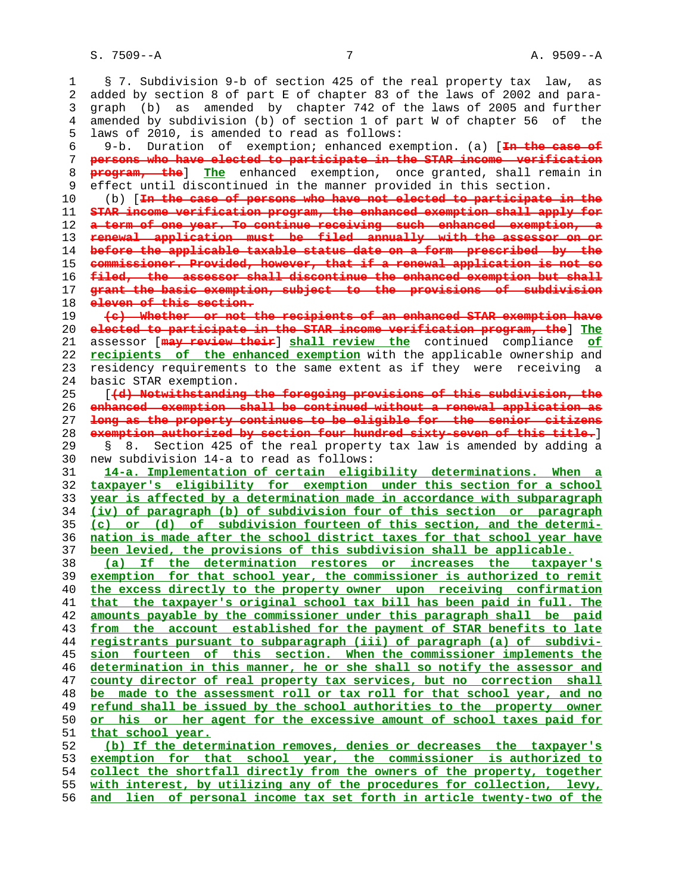§ 7. Subdivision 9-b of section 425 of the real property tax law, as added by section 8 of part E of chapter 83 of the laws of 2002 and paragraph (b) as amended by chapter 742 of the laws of 2005 and further amended by subdivision (b) of section 1 of part W of chapter 56 of the laws of 2010, is amended to read as follows:

9-b. Duration of exemption; enhanced exemption. (a) [~~In the case of persons who have elected to participate in the STAR income verification program, the~~] **The** enhanced exemption, once granted, shall remain in effect until discontinued in the manner provided in this section.

(b) [~~In the case of persons who have not elected to participate in the STAR income verification program, the enhanced exemption shall apply for a term of one year. To continue receiving such enhanced exemption, a renewal application must be filed annually with the assessor on or before the applicable taxable status date on a form prescribed by the commissioner. Provided, however, that if a renewal application is not so filed, the assessor shall discontinue the enhanced exemption but shall grant the basic exemption, subject to the provisions of subdivision eleven of this section.~~

~~(c) Whether or not the recipients of an enhanced STAR exemption have elected to participate in the STAR income verification program, the~~] **The** assessor [~~may review their~~] **shall review the** continued compliance **of recipients of the enhanced exemption** with the applicable ownership and residency requirements to the same extent as if they were receiving a basic STAR exemption.

[~~(d) Notwithstanding the foregoing provisions of this subdivision, the enhanced exemption shall be continued without a renewal application as long as the property continues to be eligible for the senior citizens exemption authorized by section four hundred sixty-seven of this title.~~]

§ 8. Section 425 of the real property tax law is amended by adding a new subdivision 14-a to read as follows:

**14-a. Implementation of certain eligibility determinations. When a taxpayer's eligibility for exemption under this section for a school year is affected by a determination made in accordance with subparagraph (iv) of paragraph (b) of subdivision four of this section or paragraph (c) or (d) of subdivision fourteen of this section, and the determination is made after the school district taxes for that school year have been levied, the provisions of this subdivision shall be applicable.**

**(a) If the determination restores or increases the taxpayer's exemption for that school year, the commissioner is authorized to remit the excess directly to the property owner upon receiving confirmation that the taxpayer's original school tax bill has been paid in full. The amounts payable by the commissioner under this paragraph shall be paid from the account established for the payment of STAR benefits to late registrants pursuant to subparagraph (iii) of paragraph (a) of subdivision fourteen of this section. When the commissioner implements the determination in this manner, he or she shall so notify the assessor and county director of real property tax services, but no correction shall be made to the assessment roll or tax roll for that school year, and no refund shall be issued by the school authorities to the property owner or his or her agent for the excessive amount of school taxes paid for that school year.**

**(b) If the determination removes, denies or decreases the taxpayer's exemption for that school year, the commissioner is authorized to collect the shortfall directly from the owners of the property, together with interest, by utilizing any of the procedures for collection, levy, and lien of personal income tax set forth in article twenty-two of the**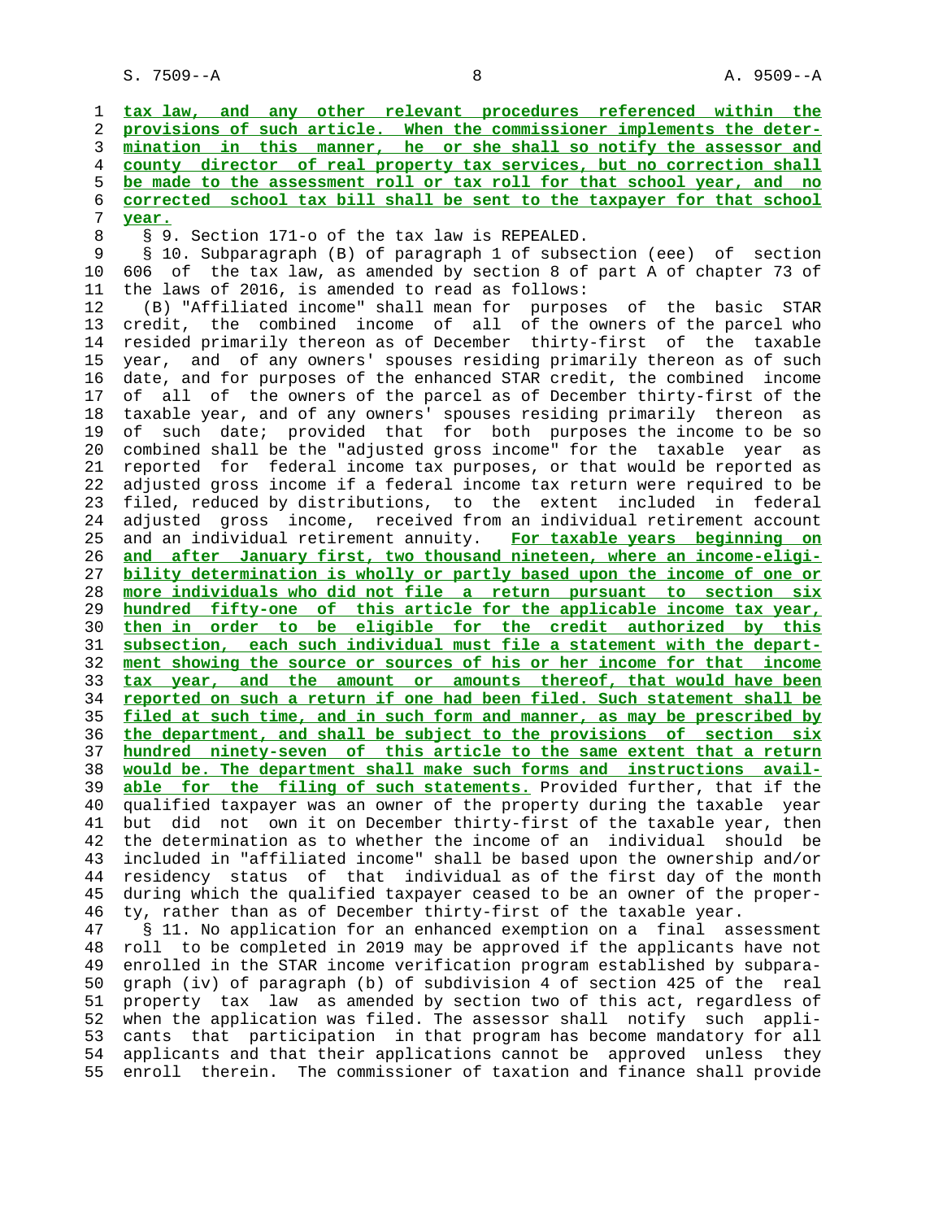tax law, and any other relevant procedures referenced within the provisions of such article. When the commissioner implements the determination in this manner, he or she shall so notify the assessor and county director of real property tax services, but no correction shall be made to the assessment roll or tax roll for that school year, and no corrected school tax bill shall be sent to the taxpayer for that school year.

§ 9. Section 171-o of the tax law is REPEALED.

§ 10. Subparagraph (B) of paragraph 1 of subsection (eee) of section 606 of the tax law, as amended by section 8 of part A of chapter 73 of the laws of 2016, is amended to read as follows:

(B) "Affiliated income" shall mean for purposes of the basic STAR credit, the combined income of all of the owners of the parcel who resided primarily thereon as of December thirty-first of the taxable year, and of any owners' spouses residing primarily thereon as of such date, and for purposes of the enhanced STAR credit, the combined income of all of the owners of the parcel as of December thirty-first of the taxable year, and of any owners' spouses residing primarily thereon as of such date; provided that for both purposes the income to be so combined shall be the "adjusted gross income" for the taxable year as reported for federal income tax purposes, or that would be reported as adjusted gross income if a federal income tax return were required to be filed, reduced by distributions, to the extent included in federal adjusted gross income, received from an individual retirement account and an individual retirement annuity. For taxable years beginning on and after January first, two thousand nineteen, where an income-eligibility determination is wholly or partly based upon the income of one or more individuals who did not file a return pursuant to section six hundred fifty-one of this article for the applicable income tax year, then in order to be eligible for the credit authorized by this subsection, each such individual must file a statement with the department showing the source or sources of his or her income for that income tax year, and the amount or amounts thereof, that would have been reported on such a return if one had been filed. Such statement shall be filed at such time, and in such form and manner, as may be prescribed by the department, and shall be subject to the provisions of section six hundred ninety-seven of this article to the same extent that a return would be. The department shall make such forms and instructions available for the filing of such statements. Provided further, that if the qualified taxpayer was an owner of the property during the taxable year but did not own it on December thirty-first of the taxable year, then the determination as to whether the income of an individual should be included in "affiliated income" shall be based upon the ownership and/or residency status of that individual as of the first day of the month during which the qualified taxpayer ceased to be an owner of the property, rather than as of December thirty-first of the taxable year.

§ 11. No application for an enhanced exemption on a final assessment roll to be completed in 2019 may be approved if the applicants have not enrolled in the STAR income verification program established by subparagraph (iv) of paragraph (b) of subdivision 4 of section 425 of the real property tax law as amended by section two of this act, regardless of when the application was filed. The assessor shall notify such applicants that participation in that program has become mandatory for all applicants and that their applications cannot be approved unless they enroll therein. The commissioner of taxation and finance shall provide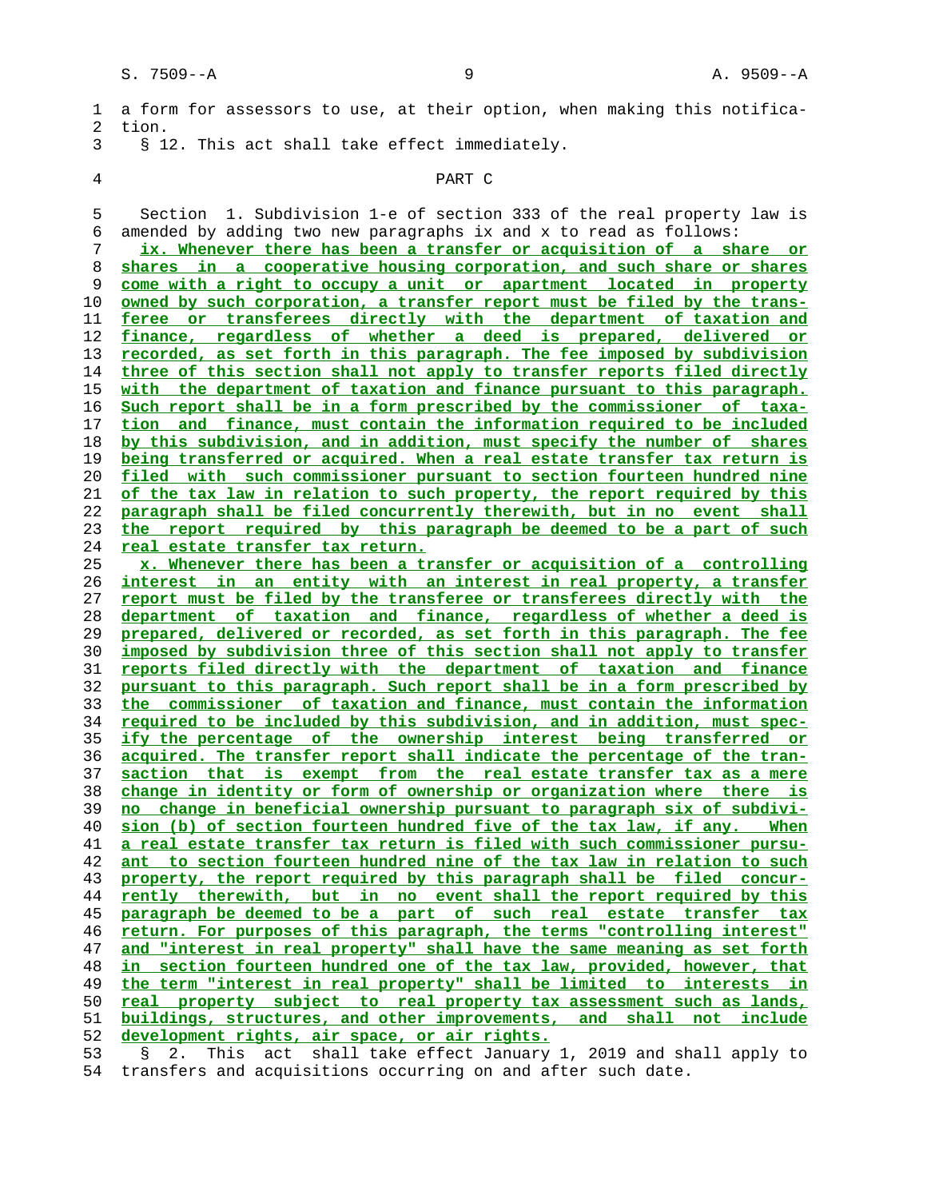a form for assessors to use, at their option, when making this notification.

§ 12. This act shall take effect immediately.

PART C

Section 1. Subdivision 1-e of section 333 of the real property law is amended by adding two new paragraphs ix and x to read as follows:

ix. Whenever there has been a transfer or acquisition of a share or shares in a cooperative housing corporation, and such share or shares come with a right to occupy a unit or apartment located in property owned by such corporation, a transfer report must be filed by the transferee or transferees directly with the department of taxation and finance, regardless of whether a deed is prepared, delivered or recorded, as set forth in this paragraph. The fee imposed by subdivision three of this section shall not apply to transfer reports filed directly with the department of taxation and finance pursuant to this paragraph. Such report shall be in a form prescribed by the commissioner of taxation and finance, must contain the information required to be included by this subdivision, and in addition, must specify the number of shares being transferred or acquired. When a real estate transfer tax return is filed with such commissioner pursuant to section fourteen hundred nine of the tax law in relation to such property, the report required by this paragraph shall be filed concurrently therewith, but in no event shall the report required by this paragraph be deemed to be a part of such real estate transfer tax return.

x. Whenever there has been a transfer or acquisition of a controlling interest in an entity with an interest in real property, a transfer report must be filed by the transferee or transferees directly with the department of taxation and finance, regardless of whether a deed is prepared, delivered or recorded, as set forth in this paragraph. The fee imposed by subdivision three of this section shall not apply to transfer reports filed directly with the department of taxation and finance pursuant to this paragraph. Such report shall be in a form prescribed by the commissioner of taxation and finance, must contain the information required to be included by this subdivision, and in addition, must specify the percentage of the ownership interest being transferred or acquired. The transfer report shall indicate the percentage of the transaction that is exempt from the real estate transfer tax as a mere change in identity or form of ownership or organization where there is no change in beneficial ownership pursuant to paragraph six of subdivision (b) of section fourteen hundred five of the tax law, if any. When a real estate transfer tax return is filed with such commissioner pursuant to section fourteen hundred nine of the tax law in relation to such property, the report required by this paragraph shall be filed concurrently therewith, but in no event shall the report required by this paragraph be deemed to be a part of such real estate transfer tax return. For purposes of this paragraph, the terms "controlling interest" and "interest in real property" shall have the same meaning as set forth in section fourteen hundred one of the tax law, provided, however, that the term "interest in real property" shall be limited to interests in real property subject to real property tax assessment such as lands, buildings, structures, and other improvements, and shall not include development rights, air space, or air rights.

§ 2. This act shall take effect January 1, 2019 and shall apply to transfers and acquisitions occurring on and after such date.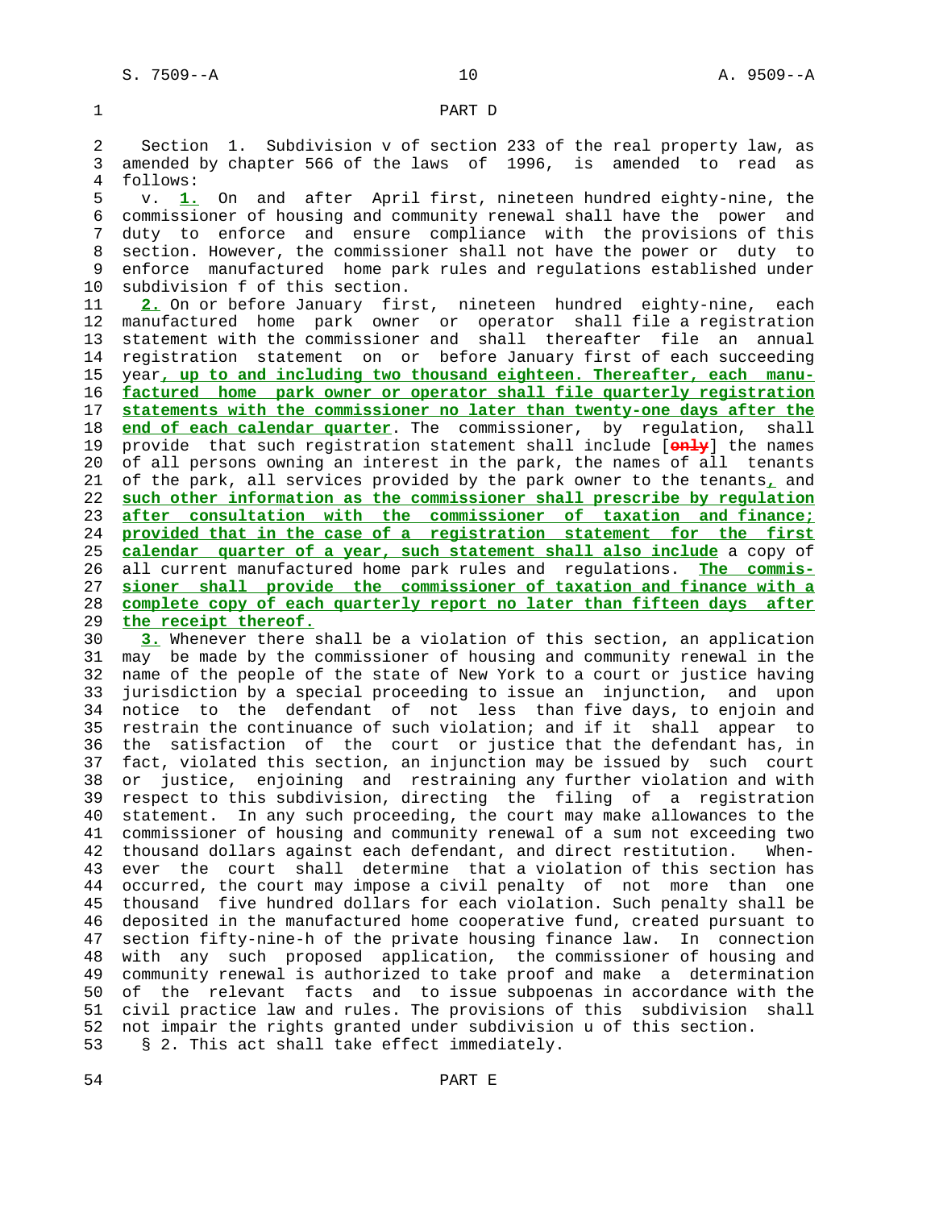PART D

Section 1. Subdivision v of section 233 of the real property law, as amended by chapter 566 of the laws of 1996, is amended to read as follows:

v. **1.** On and after April first, nineteen hundred eighty-nine, the commissioner of housing and community renewal shall have the power and duty to enforce and ensure compliance with the provisions of this section. However, the commissioner shall not have the power or duty to enforce manufactured home park rules and regulations established under subdivision f of this section.

**2.** On or before January first, nineteen hundred eighty-nine, each manufactured home park owner or operator shall file a registration statement with the commissioner and shall thereafter file an annual registration statement on or before January first of each succeeding year**, up to and including two thousand eighteen. Thereafter, each manufactured home park owner or operator shall file quarterly registration statements with the commissioner no later than twenty-one days after the end of each calendar quarter**. The commissioner, by regulation, shall provide that such registration statement shall include [~~only~~] the names of all persons owning an interest in the park, the names of all tenants of the park, all services provided by the park owner to the tenants**,** and **such other information as the commissioner shall prescribe by regulation after consultation with the commissioner of taxation and finance; provided that in the case of a registration statement for the first calendar quarter of a year, such statement shall also include** a copy of all current manufactured home park rules and regulations. **The commissioner shall provide the commissioner of taxation and finance with a complete copy of each quarterly report no later than fifteen days after the receipt thereof.**

**3.** Whenever there shall be a violation of this section, an application may be made by the commissioner of housing and community renewal in the name of the people of the state of New York to a court or justice having jurisdiction by a special proceeding to issue an injunction, and upon notice to the defendant of not less than five days, to enjoin and restrain the continuance of such violation; and if it shall appear to the satisfaction of the court or justice that the defendant has, in fact, violated this section, an injunction may be issued by such court or justice, enjoining and restraining any further violation and with respect to this subdivision, directing the filing of a registration statement. In any such proceeding, the court may make allowances to the commissioner of housing and community renewal of a sum not exceeding two thousand dollars against each defendant, and direct restitution. Whenever the court shall determine that a violation of this section has occurred, the court may impose a civil penalty of not more than one thousand five hundred dollars for each violation. Such penalty shall be deposited in the manufactured home cooperative fund, created pursuant to section fifty-nine-h of the private housing finance law. In connection with any such proposed application, the commissioner of housing and community renewal is authorized to take proof and make a determination of the relevant facts and to issue subpoenas in accordance with the civil practice law and rules. The provisions of this subdivision shall not impair the rights granted under subdivision u of this section.

§ 2. This act shall take effect immediately.

PART E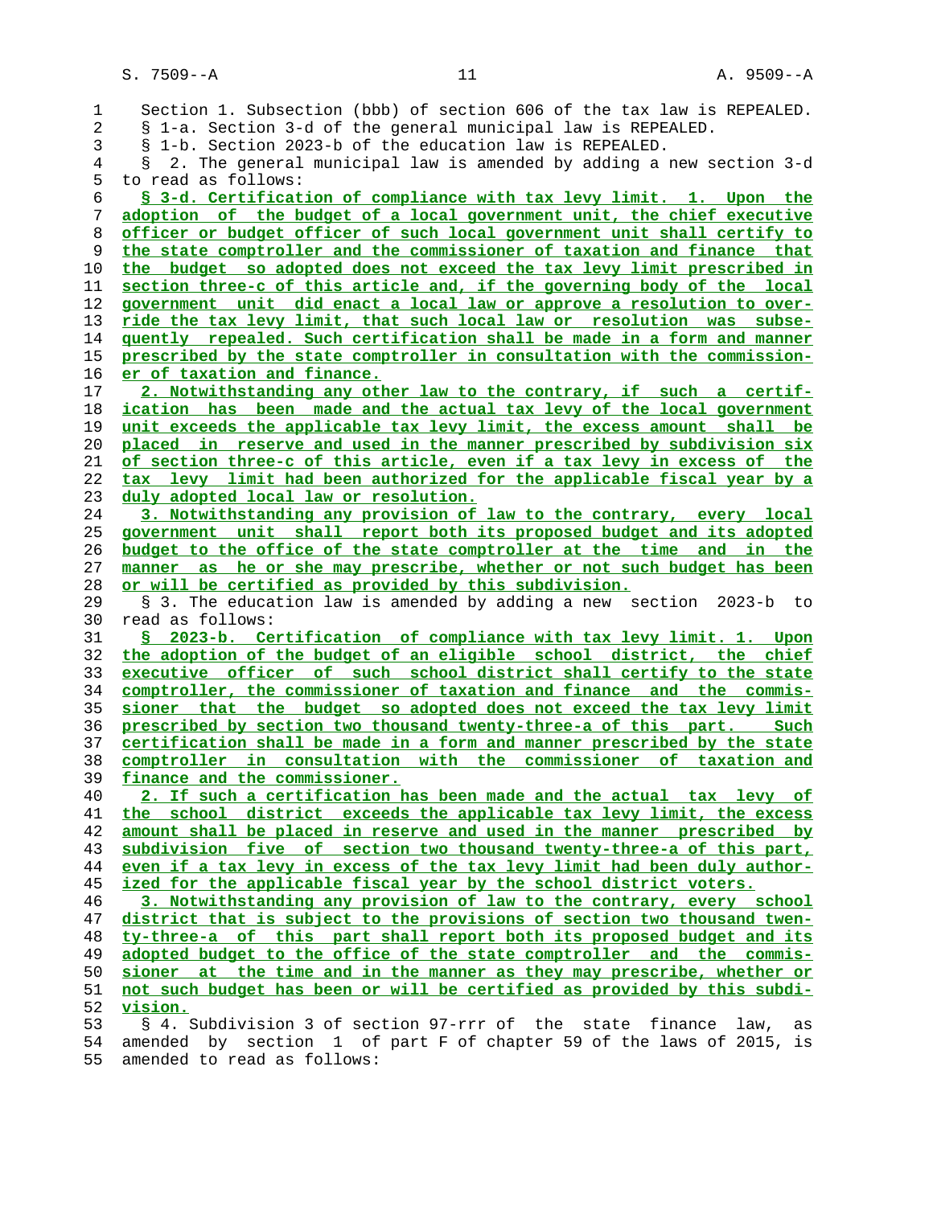Section 1. Subsection (bbb) of section 606 of the tax law is REPEALED.

§ 1-a. Section 3-d of the general municipal law is REPEALED.

§ 1-b. Section 2023-b of the education law is REPEALED.

§ 2. The general municipal law is amended by adding a new section 3-d to read as follows:

§ 3-d. Certification of compliance with tax levy limit. 1. Upon the adoption of the budget of a local government unit, the chief executive officer or budget officer of such local government unit shall certify to the state comptroller and the commissioner of taxation and finance that the budget so adopted does not exceed the tax levy limit prescribed in section three-c of this article and, if the governing body of the local government unit did enact a local law or approve a resolution to override the tax levy limit, that such local law or resolution was subsequently repealed. Such certification shall be made in a form and manner prescribed by the state comptroller in consultation with the commissioner of taxation and finance.

2. Notwithstanding any other law to the contrary, if such a certification has been made and the actual tax levy of the local government unit exceeds the applicable tax levy limit, the excess amount shall be placed in reserve and used in the manner prescribed by subdivision six of section three-c of this article, even if a tax levy in excess of the tax levy limit had been authorized for the applicable fiscal year by a duly adopted local law or resolution.

3. Notwithstanding any provision of law to the contrary, every local government unit shall report both its proposed budget and its adopted budget to the office of the state comptroller at the time and in the manner as he or she may prescribe, whether or not such budget has been or will be certified as provided by this subdivision.

§ 3. The education law is amended by adding a new section 2023-b to read as follows:

§ 2023-b. Certification of compliance with tax levy limit. 1. Upon the adoption of the budget of an eligible school district, the chief executive officer of such school district shall certify to the state comptroller, the commissioner of taxation and finance and the commissioner that the budget so adopted does not exceed the tax levy limit prescribed by section two thousand twenty-three-a of this part. Such certification shall be made in a form and manner prescribed by the state comptroller in consultation with the commissioner of taxation and finance and the commissioner.

2. If such a certification has been made and the actual tax levy of the school district exceeds the applicable tax levy limit, the excess amount shall be placed in reserve and used in the manner prescribed by subdivision five of section two thousand twenty-three-a of this part, even if a tax levy in excess of the tax levy limit had been duly authorized for the applicable fiscal year by the school district voters.

3. Notwithstanding any provision of law to the contrary, every school district that is subject to the provisions of section two thousand twenty-three-a of this part shall report both its proposed budget and its adopted budget to the office of the state comptroller and the commissioner at the time and in the manner as they may prescribe, whether or not such budget has been or will be certified as provided by this subdivision.

§ 4. Subdivision 3 of section 97-rrr of the state finance law, as amended by section 1 of part F of chapter 59 of the laws of 2015, is amended to read as follows: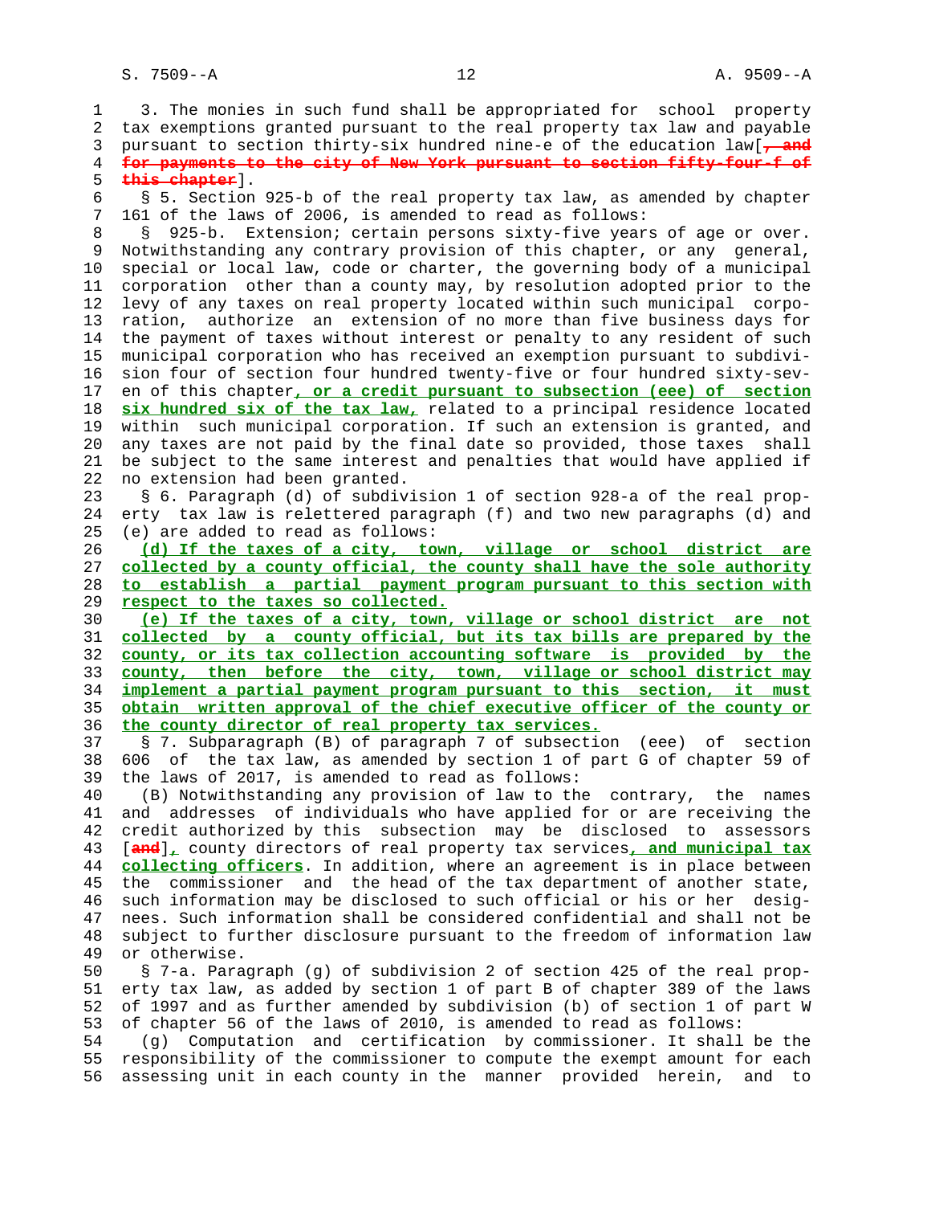3. The monies in such fund shall be appropriated for school property tax exemptions granted pursuant to the real property tax law and payable pursuant to section thirty-six hundred nine-e of the education law[~~, and for payments to the city of New York pursuant to section fifty-four-f of this chapter~~].

§ 5. Section 925-b of the real property tax law, as amended by chapter 161 of the laws of 2006, is amended to read as follows:

§ 925-b. Extension; certain persons sixty-five years of age or over. Notwithstanding any contrary provision of this chapter, or any general, special or local law, code or charter, the governing body of a municipal corporation other than a county may, by resolution adopted prior to the levy of any taxes on real property located within such municipal corporation, authorize an extension of no more than five business days for the payment of taxes without interest or penalty to any resident of such municipal corporation who has received an exemption pursuant to subdivision four of section four hundred twenty-five or four hundred sixty-seven of this chapter, or a credit pursuant to subsection (eee) of section six hundred six of the tax law, related to a principal residence located within such municipal corporation. If such an extension is granted, and any taxes are not paid by the final date so provided, those taxes shall be subject to the same interest and penalties that would have applied if no extension had been granted.

§ 6. Paragraph (d) of subdivision 1 of section 928-a of the real property tax law is relettered paragraph (f) and two new paragraphs (d) and (e) are added to read as follows:

(d) If the taxes of a city, town, village or school district are collected by a county official, the county shall have the sole authority to establish a partial payment program pursuant to this section with respect to the taxes so collected.

(e) If the taxes of a city, town, village or school district are not collected by a county official, but its tax bills are prepared by the county, or its tax collection accounting software is provided by the county, then before the city, town, village or school district may implement a partial payment program pursuant to this section, it must obtain written approval of the chief executive officer of the county or the county director of real property tax services.

§ 7. Subparagraph (B) of paragraph 7 of subsection (eee) of section 606 of the tax law, as amended by section 1 of part G of chapter 59 of the laws of 2017, is amended to read as follows:

(B) Notwithstanding any provision of law to the contrary, the names and addresses of individuals who have applied for or are receiving the credit authorized by this subsection may be disclosed to assessors [~~and~~], county directors of real property tax services, and municipal tax collecting officers. In addition, where an agreement is in place between the commissioner and the head of the tax department of another state, such information may be disclosed to such official or his or her designees. Such information shall be considered confidential and shall not be subject to further disclosure pursuant to the freedom of information law or otherwise.

§ 7-a. Paragraph (g) of subdivision 2 of section 425 of the real property tax law, as added by section 1 of part B of chapter 389 of the laws of 1997 and as further amended by subdivision (b) of section 1 of part W of chapter 56 of the laws of 2010, is amended to read as follows:

(g) Computation and certification by commissioner. It shall be the responsibility of the commissioner to compute the exempt amount for each assessing unit in each county in the manner provided herein, and to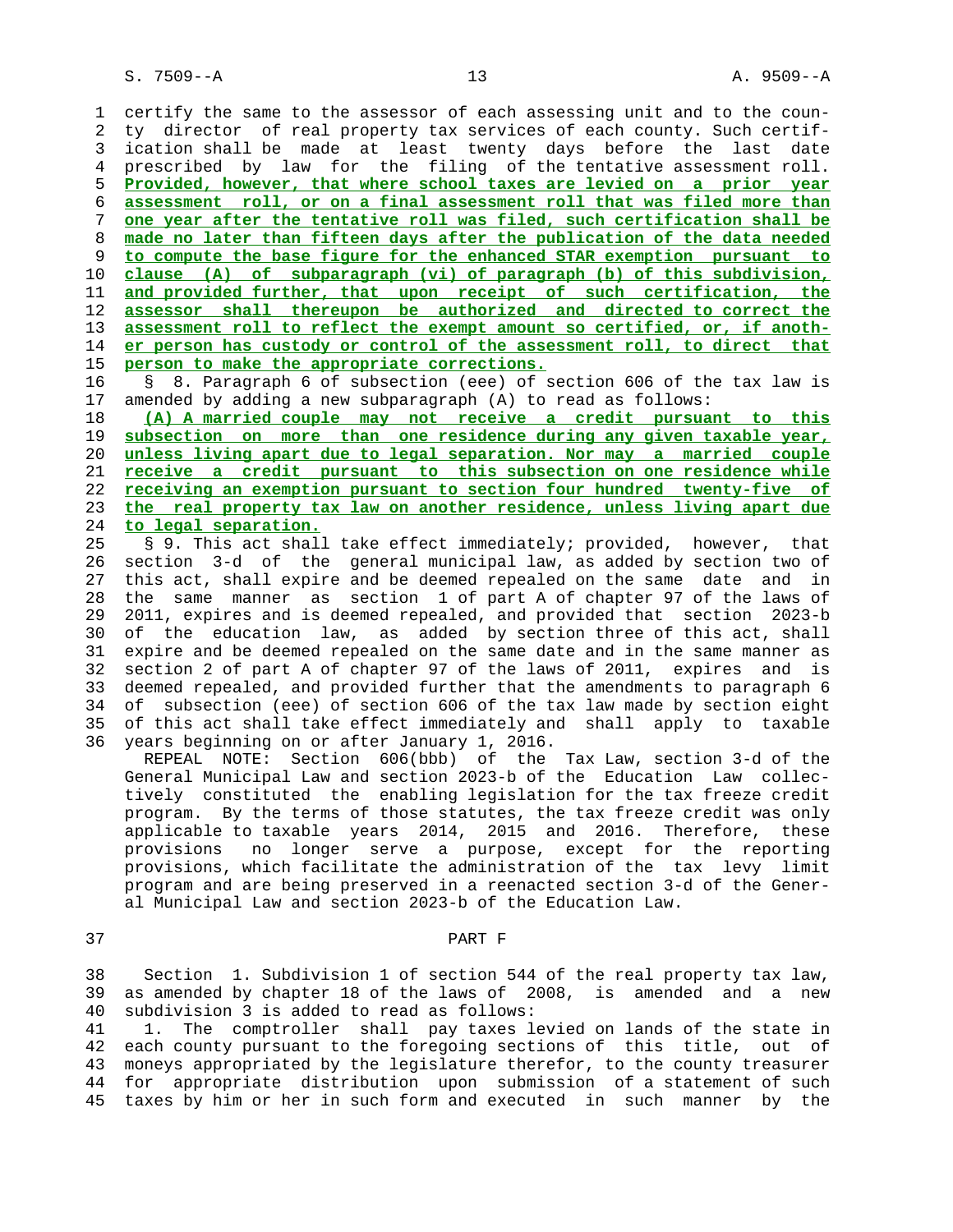certify the same to the assessor of each assessing unit and to the county director of real property tax services of each county. Such certification shall be made at least twenty days before the last date prescribed by law for the filing of the tentative assessment roll. **Provided, however, that where school taxes are levied on a prior year assessment roll, or on a final assessment roll that was filed more than one year after the tentative roll was filed, such certification shall be made no later than fifteen days after the publication of the data needed to compute the base figure for the enhanced STAR exemption pursuant to clause (A) of subparagraph (vi) of paragraph (b) of this subdivision, and provided further, that upon receipt of such certification, the assessor shall thereupon be authorized and directed to correct the assessment roll to reflect the exempt amount so certified, or, if another person has custody or control of the assessment roll, to direct that person to make the appropriate corrections.**

§ 8. Paragraph 6 of subsection (eee) of section 606 of the tax law is amended by adding a new subparagraph (A) to read as follows:

**(A) A married couple may not receive a credit pursuant to this subsection on more than one residence during any given taxable year, unless living apart due to legal separation. Nor may a married couple receive a credit pursuant to this subsection on one residence while receiving an exemption pursuant to section four hundred twenty-five of the real property tax law on another residence, unless living apart due to legal separation.**

§ 9. This act shall take effect immediately; provided, however, that section 3-d of the general municipal law, as added by section two of this act, shall expire and be deemed repealed on the same date and in the same manner as section 1 of part A of chapter 97 of the laws of 2011, expires and is deemed repealed, and provided that section 2023-b of the education law, as added by section three of this act, shall expire and be deemed repealed on the same date and in the same manner as section 2 of part A of chapter 97 of the laws of 2011, expires and is deemed repealed, and provided further that the amendments to paragraph 6 of subsection (eee) of section 606 of the tax law made by section eight of this act shall take effect immediately and shall apply to taxable years beginning on or after January 1, 2016.

REPEAL NOTE: Section 606(bbb) of the Tax Law, section 3-d of the General Municipal Law and section 2023-b of the Education Law collectively constituted the enabling legislation for the tax freeze credit program. By the terms of those statutes, the tax freeze credit was only applicable to taxable years 2014, 2015 and 2016. Therefore, these provisions no longer serve a purpose, except for the reporting provisions, which facilitate the administration of the tax levy limit program and are being preserved in a reenacted section 3-d of the General Municipal Law and section 2023-b of the Education Law.

## PART F

Section 1. Subdivision 1 of section 544 of the real property tax law, as amended by chapter 18 of the laws of 2008, is amended and a new subdivision 3 is added to read as follows:

1. The comptroller shall pay taxes levied on lands of the state in each county pursuant to the foregoing sections of this title, out of moneys appropriated by the legislature therefor, to the county treasurer for appropriate distribution upon submission of a statement of such taxes by him or her in such form and executed in such manner by the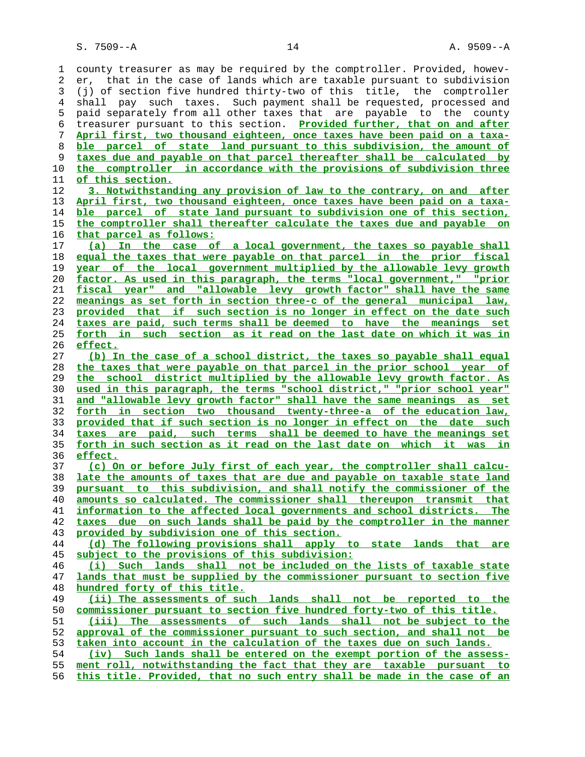county treasurer as may be required by the comptroller. Provided, however, that in the case of lands which are taxable pursuant to subdivision (j) of section five hundred thirty-two of this title, the comptroller shall pay such taxes. Such payment shall be requested, processed and paid separately from all other taxes that are payable to the county treasurer pursuant to this section. Provided further, that on and after April first, two thousand eighteen, once taxes have been paid on a taxable parcel of state land pursuant to this subdivision, the amount of taxes due and payable on that parcel thereafter shall be calculated by the comptroller in accordance with the provisions of subdivision three of this section.

3. Notwithstanding any provision of law to the contrary, on and after April first, two thousand eighteen, once taxes have been paid on a taxable parcel of state land pursuant to subdivision one of this section, the comptroller shall thereafter calculate the taxes due and payable on that parcel as follows:

(a) In the case of a local government, the taxes so payable shall equal the taxes that were payable on that parcel in the prior fiscal year of the local government multiplied by the allowable levy growth factor. As used in this paragraph, the terms "local government," "prior fiscal year" and "allowable levy growth factor" shall have the same meanings as set forth in section three-c of the general municipal law, provided that if such section is no longer in effect on the date such taxes are paid, such terms shall be deemed to have the meanings set forth in such section as it read on the last date on which it was in effect.

(b) In the case of a school district, the taxes so payable shall equal the taxes that were payable on that parcel in the prior school year of the school district multiplied by the allowable levy growth factor. As used in this paragraph, the terms "school district," "prior school year" and "allowable levy growth factor" shall have the same meanings as set forth in section two thousand twenty-three-a of the education law, provided that if such section is no longer in effect on the date such taxes are paid, such terms shall be deemed to have the meanings set forth in such section as it read on the last date on which it was in effect.

(c) On or before July first of each year, the comptroller shall calculate the amounts of taxes that are due and payable on taxable state land pursuant to this subdivision, and shall notify the commissioner of the amounts so calculated. The commissioner shall thereupon transmit that information to the affected local governments and school districts. The taxes due on such lands shall be paid by the comptroller in the manner provided by subdivision one of this section.

(d) The following provisions shall apply to state lands that are subject to the provisions of this subdivision:

(i) Such lands shall not be included on the lists of taxable state lands that must be supplied by the commissioner pursuant to section five hundred forty of this title.

(ii) The assessments of such lands shall not be reported to the commissioner pursuant to section five hundred forty-two of this title.

(iii) The assessments of such lands shall not be subject to the approval of the commissioner pursuant to such section, and shall not be taken into account in the calculation of the taxes due on such lands.

(iv) Such lands shall be entered on the exempt portion of the assessment roll, notwithstanding the fact that they are taxable pursuant to this title. Provided, that no such entry shall be made in the case of an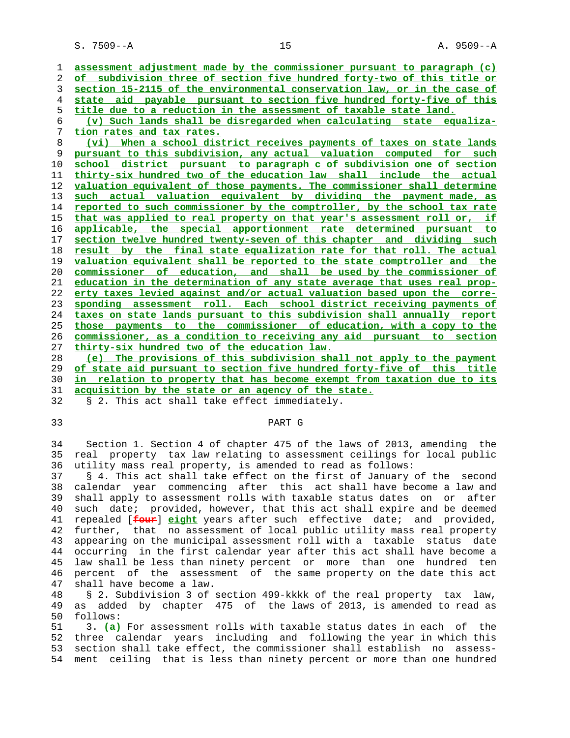assessment adjustment made by the commissioner pursuant to paragraph (c) of subdivision three of section five hundred forty-two of this title or section 15-2115 of the environmental conservation law, or in the case of state aid payable pursuant to section five hundred forty-five of this title due to a reduction in the assessment of taxable state land.

(v) Such lands shall be disregarded when calculating state equalization rates and tax rates.

(vi) When a school district receives payments of taxes on state lands pursuant to this subdivision, any actual valuation computed for such school district pursuant to paragraph c of subdivision one of section thirty-six hundred two of the education law shall include the actual valuation equivalent of those payments. The commissioner shall determine such actual valuation equivalent by dividing the payment made, as reported to such commissioner by the comptroller, by the school tax rate that was applied to real property on that year's assessment roll or, if applicable, the special apportionment rate determined pursuant to section twelve hundred twenty-seven of this chapter and dividing such result by the final state equalization rate for that roll. The actual valuation equivalent shall be reported to the state comptroller and the commissioner of education, and shall be used by the commissioner of education in the determination of any state average that uses real property taxes levied against and/or actual valuation based upon the corresponding assessment roll. Each school district receiving payments of taxes on state lands pursuant to this subdivision shall annually report those payments to the commissioner of education, with a copy to the commissioner, as a condition to receiving any aid pursuant to section thirty-six hundred two of the education law.

(e) The provisions of this subdivision shall not apply to the payment of state aid pursuant to section five hundred forty-five of this title in relation to property that has become exempt from taxation due to its acquisition by the state or an agency of the state.

§ 2. This act shall take effect immediately.

## PART G

Section 1. Section 4 of chapter 475 of the laws of 2013, amending the real property tax law relating to assessment ceilings for local public utility mass real property, is amended to read as follows:

§ 4. This act shall take effect on the first of January of the second calendar year commencing after this act shall have become a law and shall apply to assessment rolls with taxable status dates on or after such date; provided, however, that this act shall expire and be deemed repealed [four] eight years after such effective date; and provided, further, that no assessment of local public utility mass real property appearing on the municipal assessment roll with a taxable status date occurring in the first calendar year after this act shall have become a law shall be less than ninety percent or more than one hundred ten percent of the assessment of the same property on the date this act shall have become a law.

§ 2. Subdivision 3 of section 499-kkkk of the real property tax law, as added by chapter 475 of the laws of 2013, is amended to read as follows:

3. (a) For assessment rolls with taxable status dates in each of the three calendar years including and following the year in which this section shall take effect, the commissioner shall establish no assessment ceiling that is less than ninety percent or more than one hundred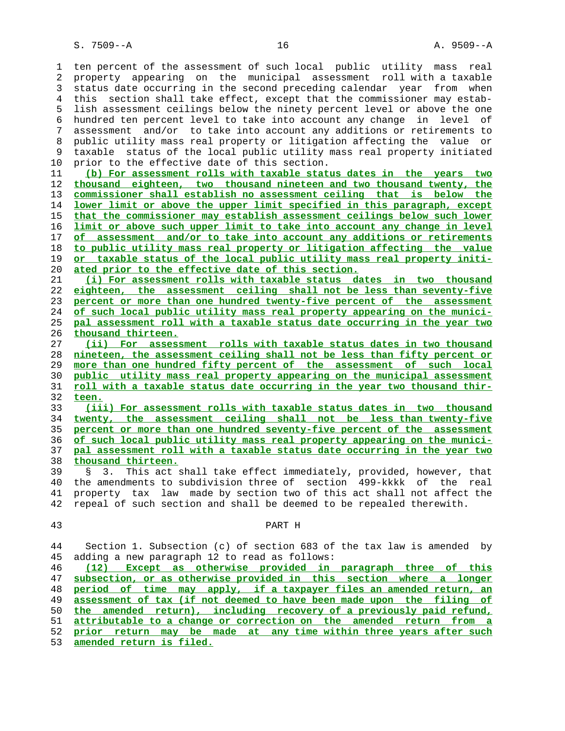ten percent of the assessment of such local public utility mass real property appearing on the municipal assessment roll with a taxable status date occurring in the second preceding calendar year from when this section shall take effect, except that the commissioner may establish assessment ceilings below the ninety percent level or above the one hundred ten percent level to take into account any change in level of assessment and/or to take into account any additions or retirements to public utility mass real property or litigation affecting the value or taxable status of the local public utility mass real property initiated prior to the effective date of this section.

(b) For assessment rolls with taxable status dates in the years two thousand eighteen, two thousand nineteen and two thousand twenty, the commissioner shall establish no assessment ceiling that is below the lower limit or above the upper limit specified in this paragraph, except that the commissioner may establish assessment ceilings below such lower limit or above such upper limit to take into account any change in level of assessment and/or to take into account any additions or retirements to public utility mass real property or litigation affecting the value or taxable status of the local public utility mass real property initiated prior to the effective date of this section.

(i) For assessment rolls with taxable status dates in two thousand eighteen, the assessment ceiling shall not be less than seventy-five percent or more than one hundred twenty-five percent of the assessment of such local public utility mass real property appearing on the municipal assessment roll with a taxable status date occurring in the year two thousand thirteen.

(ii) For assessment rolls with taxable status dates in two thousand nineteen, the assessment ceiling shall not be less than fifty percent or more than one hundred fifty percent of the assessment of such local public utility mass real property appearing on the municipal assessment roll with a taxable status date occurring in the year two thousand thirteen.

(iii) For assessment rolls with taxable status dates in two thousand twenty, the assessment ceiling shall not be less than twenty-five percent or more than one hundred seventy-five percent of the assessment of such local public utility mass real property appearing on the municipal assessment roll with a taxable status date occurring in the year two thousand thirteen.

§ 3. This act shall take effect immediately, provided, however, that the amendments to subdivision three of section 499-kkkk of the real property tax law made by section two of this act shall not affect the repeal of such section and shall be deemed to be repealed therewith.

## PART H

Section 1. Subsection (c) of section 683 of the tax law is amended by adding a new paragraph 12 to read as follows:

(12) Except as otherwise provided in paragraph three of this subsection, or as otherwise provided in this section where a longer period of time may apply, if a taxpayer files an amended return, an assessment of tax (if not deemed to have been made upon the filing of the amended return), including recovery of a previously paid refund, attributable to a change or correction on the amended return from a prior return may be made at any time within three years after such amended return is filed.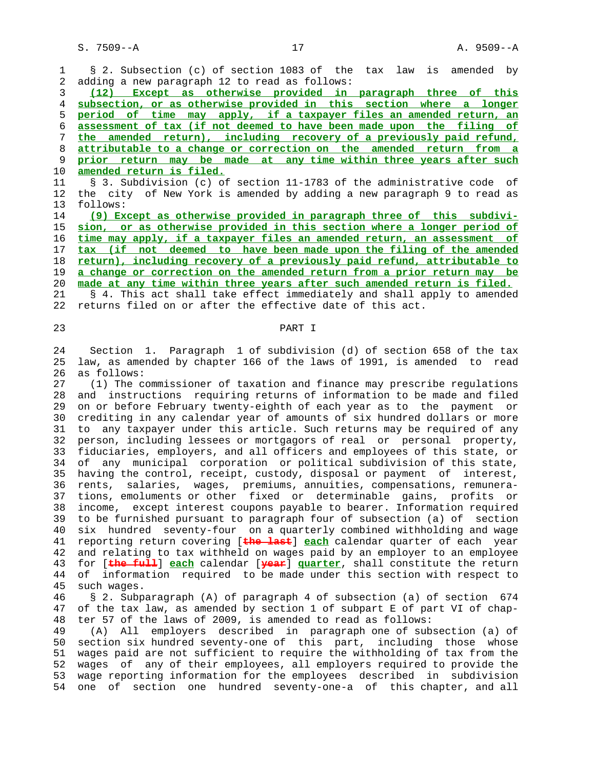§ 2. Subsection (c) of section 1083 of the tax law is amended by adding a new paragraph 12 to read as follows:

(12) Except as otherwise provided in paragraph three of this subsection, or as otherwise provided in this section where a longer period of time may apply, if a taxpayer files an amended return, an assessment of tax (if not deemed to have been made upon the filing of the amended return), including recovery of a previously paid refund, attributable to a change or correction on the amended return from a prior return may be made at any time within three years after such amended return is filed.

§ 3. Subdivision (c) of section 11-1783 of the administrative code of the city of New York is amended by adding a new paragraph 9 to read as follows:

(9) Except as otherwise provided in paragraph three of this subdivision, or as otherwise provided in this section where a longer period of time may apply, if a taxpayer files an amended return, an assessment of tax (if not deemed to have been made upon the filing of the amended return), including recovery of a previously paid refund, attributable to a change or correction on the amended return from a prior return may be made at any time within three years after such amended return is filed.

§ 4. This act shall take effect immediately and shall apply to amended returns filed on or after the effective date of this act.

## PART I

Section 1. Paragraph 1 of subdivision (d) of section 658 of the tax law, as amended by chapter 166 of the laws of 1991, is amended to read as follows:

(1) The commissioner of taxation and finance may prescribe regulations and instructions requiring returns of information to be made and filed on or before February twenty-eighth of each year as to the payment or crediting in any calendar year of amounts of six hundred dollars or more to any taxpayer under this article. Such returns may be required of any person, including lessees or mortgagors of real or personal property, fiduciaries, employers, and all officers and employees of this state, or of any municipal corporation or political subdivision of this state, having the control, receipt, custody, disposal or payment of interest, rents, salaries, wages, premiums, annuities, compensations, remunerations, emoluments or other fixed or determinable gains, profits or income, except interest coupons payable to bearer. Information required to be furnished pursuant to paragraph four of subsection (a) of section six hundred seventy-four on a quarterly combined withholding and wage reporting return covering [~~the last~~] each calendar quarter of each year and relating to tax withheld on wages paid by an employer to an employee for [~~the full~~] each calendar [~~year~~] quarter, shall constitute the return of information required to be made under this section with respect to such wages.

§ 2. Subparagraph (A) of paragraph 4 of subsection (a) of section 674 of the tax law, as amended by section 1 of subpart E of part VI of chapter 57 of the laws of 2009, is amended to read as follows:

(A) All employers described in paragraph one of subsection (a) of section six hundred seventy-one of this part, including those whose wages paid are not sufficient to require the withholding of tax from the wages of any of their employees, all employers required to provide the wage reporting information for the employees described in subdivision one of section one hundred seventy-one-a of this chapter, and all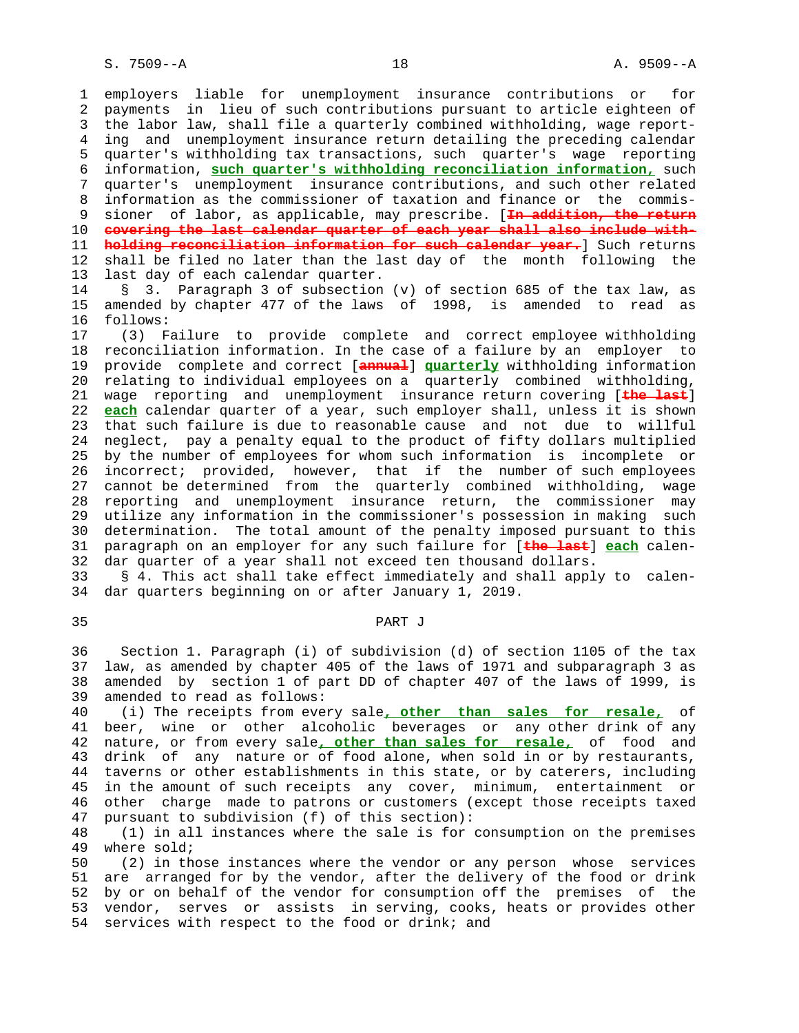employers liable for unemployment insurance contributions or for payments in lieu of such contributions pursuant to article eighteen of the labor law, shall file a quarterly combined withholding, wage reporting and unemployment insurance return detailing the preceding calendar quarter's withholding tax transactions, such quarter's wage reporting information, **such quarter's withholding reconciliation information,** such quarter's unemployment insurance contributions, and such other related information as the commissioner of taxation and finance or the commissioner of labor, as applicable, may prescribe. [~~In addition, the return covering the last calendar quarter of each year shall also include withholding reconciliation information for such calendar year.~~] Such returns shall be filed no later than the last day of the month following the last day of each calendar quarter.

§ 3. Paragraph 3 of subsection (v) of section 685 of the tax law, as amended by chapter 477 of the laws of 1998, is amended to read as follows:

(3) Failure to provide complete and correct employee withholding reconciliation information. In the case of a failure by an employer to provide complete and correct [~~annual~~] **quarterly** withholding information relating to individual employees on a quarterly combined withholding, wage reporting and unemployment insurance return covering [~~the last~~] **each** calendar quarter of a year, such employer shall, unless it is shown that such failure is due to reasonable cause and not due to willful neglect, pay a penalty equal to the product of fifty dollars multiplied by the number of employees for whom such information is incomplete or incorrect; provided, however, that if the number of such employees cannot be determined from the quarterly combined withholding, wage reporting and unemployment insurance return, the commissioner may utilize any information in the commissioner's possession in making such determination. The total amount of the penalty imposed pursuant to this paragraph on an employer for any such failure for [~~the last~~] **each** calendar quarter of a year shall not exceed ten thousand dollars.

§ 4. This act shall take effect immediately and shall apply to calendar quarters beginning on or after January 1, 2019.

## PART J

Section 1. Paragraph (i) of subdivision (d) of section 1105 of the tax law, as amended by chapter 405 of the laws of 1971 and subparagraph 3 as amended by section 1 of part DD of chapter 407 of the laws of 1999, is amended to read as follows:

(i) The receipts from every sale**, other than sales for resale,** of beer, wine or other alcoholic beverages or any other drink of any nature, or from every sale**, other than sales for resale,** of food and drink of any nature or of food alone, when sold in or by restaurants, taverns or other establishments in this state, or by caterers, including in the amount of such receipts any cover, minimum, entertainment or other charge made to patrons or customers (except those receipts taxed pursuant to subdivision (f) of this section):

(1) in all instances where the sale is for consumption on the premises where sold;

(2) in those instances where the vendor or any person whose services are arranged for by the vendor, after the delivery of the food or drink by or on behalf of the vendor for consumption off the premises of the vendor, serves or assists in serving, cooks, heats or provides other services with respect to the food or drink; and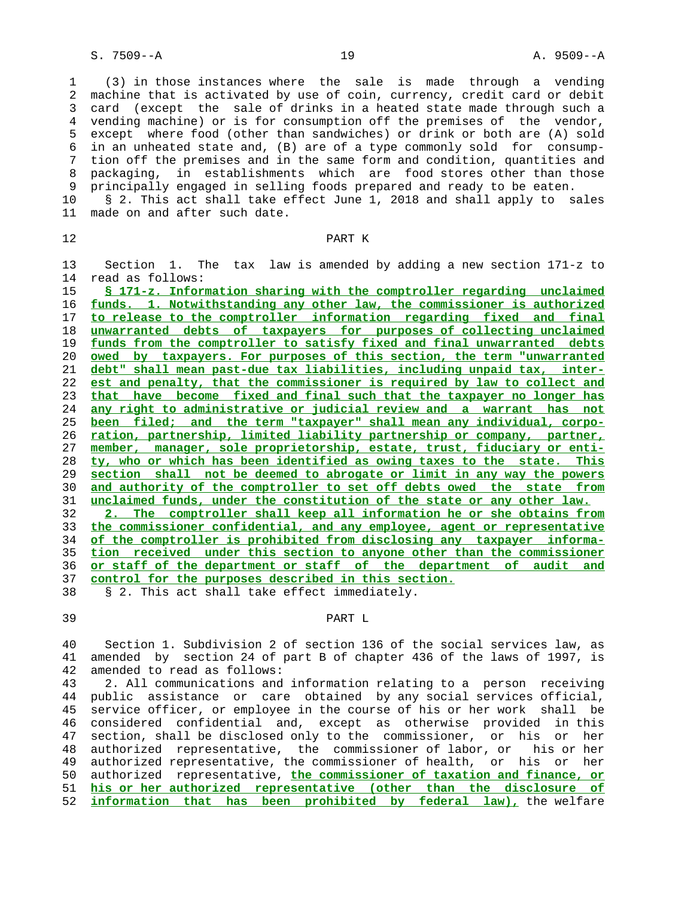(3) in those instances where the sale is made through a vending machine that is activated by use of coin, currency, credit card or debit card (except the sale of drinks in a heated state made through such a vending machine) or is for consumption off the premises of the vendor, except where food (other than sandwiches) or drink or both are (A) sold in an unheated state and, (B) are of a type commonly sold for consumption off the premises and in the same form and condition, quantities and packaging, in establishments which are food stores other than those principally engaged in selling foods prepared and ready to be eaten.

§ 2. This act shall take effect June 1, 2018 and shall apply to sales made on and after such date.

PART K

Section 1. The tax law is amended by adding a new section 171-z to read as follows:

**§ 171-z. Information sharing with the comptroller regarding unclaimed funds. 1. Notwithstanding any other law, the commissioner is authorized to release to the comptroller information regarding fixed and final unwarranted debts of taxpayers for purposes of collecting unclaimed funds from the comptroller to satisfy fixed and final unwarranted debts owed by taxpayers. For purposes of this section, the term "unwarranted debt" shall mean past-due tax liabilities, including unpaid tax, interest and penalty, that the commissioner is required by law to collect and that have become fixed and final such that the taxpayer no longer has any right to administrative or judicial review and a warrant has not been filed; and the term "taxpayer" shall mean any individual, corporation, partnership, limited liability partnership or company, partner, member, manager, sole proprietorship, estate, trust, fiduciary or entity, who or which has been identified as owing taxes to the state. This section shall not be deemed to abrogate or limit in any way the powers and authority of the comptroller to set off debts owed the state from unclaimed funds, under the constitution of the state or any other law.**

**2. The comptroller shall keep all information he or she obtains from the commissioner confidential, and any employee, agent or representative of the comptroller is prohibited from disclosing any taxpayer information received under this section to anyone other than the commissioner or staff of the department or staff of the department of audit and control for the purposes described in this section.**

§ 2. This act shall take effect immediately.

PART L

Section 1. Subdivision 2 of section 136 of the social services law, as amended by section 24 of part B of chapter 436 of the laws of 1997, is amended to read as follows:

2. All communications and information relating to a person receiving public assistance or care obtained by any social services official, service officer, or employee in the course of his or her work shall be considered confidential and, except as otherwise provided in this section, shall be disclosed only to the commissioner, or his or her authorized representative, the commissioner of labor, or his or her authorized representative, the commissioner of health, or his or her authorized representative, **the commissioner of taxation and finance, or his or her authorized representative (other than the disclosure of information that has been prohibited by federal law),** the welfare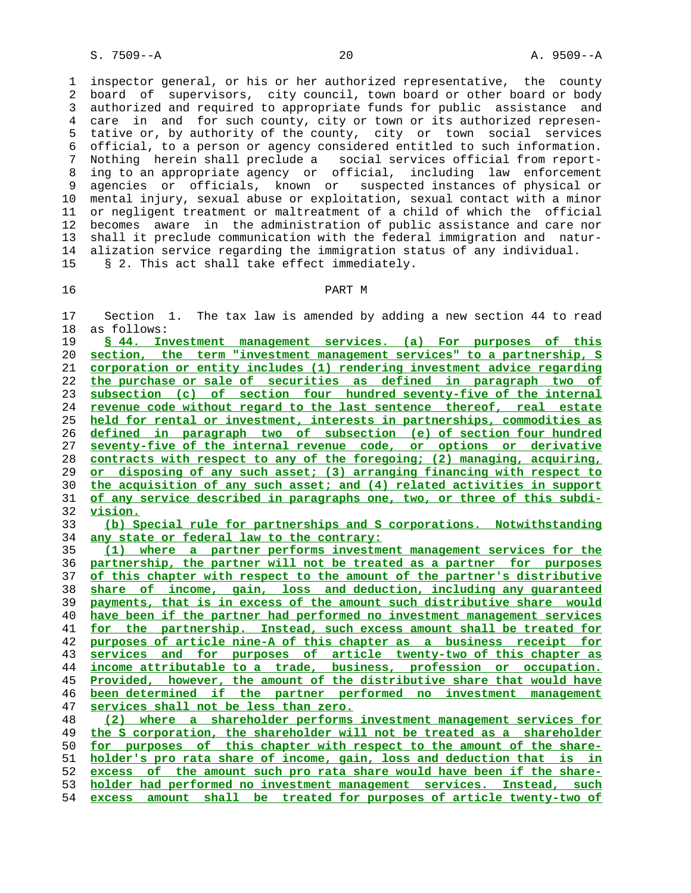inspector general, or his or her authorized representative, the county board of supervisors, city council, town board or other board or body authorized and required to appropriate funds for public assistance and care in and for such county, city or town or its authorized representative or, by authority of the county, city or town social services official, to a person or agency considered entitled to such information. Nothing herein shall preclude a social services official from reporting to an appropriate agency or official, including law enforcement agencies or officials, known or suspected instances of physical or mental injury, sexual abuse or exploitation, sexual contact with a minor or negligent treatment or maltreatment of a child of which the official becomes aware in the administration of public assistance and care nor shall it preclude communication with the federal immigration and naturalization service regarding the immigration status of any individual.

§ 2. This act shall take effect immediately.

PART M

Section 1. The tax law is amended by adding a new section 44 to read as follows:

§ 44. Investment management services. (a) For purposes of this section, the term "investment management services" to a partnership, S corporation or entity includes (1) rendering investment advice regarding the purchase or sale of securities as defined in paragraph two of subsection (c) of section four hundred seventy-five of the internal revenue code without regard to the last sentence thereof, real estate held for rental or investment, interests in partnerships, commodities as defined in paragraph two of subsection (e) of section four hundred seventy-five of the internal revenue code, or options or derivative contracts with respect to any of the foregoing; (2) managing, acquiring, or disposing of any such asset; (3) arranging financing with respect to the acquisition of any such asset; and (4) related activities in support of any service described in paragraphs one, two, or three of this subdivision.

(b) Special rule for partnerships and S corporations. Notwithstanding any state or federal law to the contrary:

(1) where a partner performs investment management services for the partnership, the partner will not be treated as a partner for purposes of this chapter with respect to the amount of the partner's distributive share of income, gain, loss and deduction, including any guaranteed payments, that is in excess of the amount such distributive share would have been if the partner had performed no investment management services for the partnership. Instead, such excess amount shall be treated for purposes of article nine-A of this chapter as a business receipt for services and for purposes of article twenty-two of this chapter as income attributable to a trade, business, profession or occupation. Provided, however, the amount of the distributive share that would have been determined if the partner performed no investment management services shall not be less than zero.

(2) where a shareholder performs investment management services for the S corporation, the shareholder will not be treated as a shareholder for purposes of this chapter with respect to the amount of the shareholder's pro rata share of income, gain, loss and deduction that is in excess of the amount such pro rata share would have been if the shareholder had performed no investment management services. Instead, such excess amount shall be treated for purposes of article twenty-two of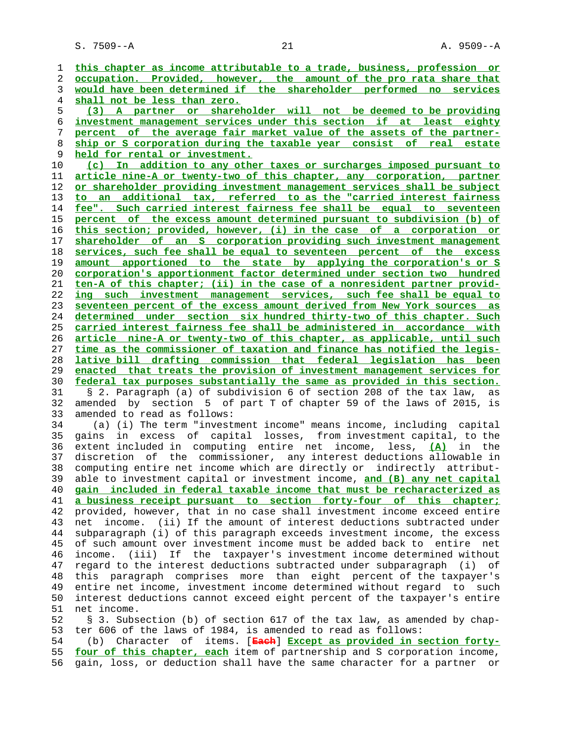this chapter as income attributable to a trade, business, profession or occupation. Provided, however, the amount of the pro rata share that would have been determined if the shareholder performed no services shall not be less than zero.

(3) A partner or shareholder will not be deemed to be providing investment management services under this section if at least eighty percent of the average fair market value of the assets of the partnership or S corporation during the taxable year consist of real estate held for rental or investment.

(c) In addition to any other taxes or surcharges imposed pursuant to article nine-A or twenty-two of this chapter, any corporation, partner or shareholder providing investment management services shall be subject to an additional tax, referred to as the "carried interest fairness fee". Such carried interest fairness fee shall be equal to seventeen percent of the excess amount determined pursuant to subdivision (b) of this section; provided, however, (i) in the case of a corporation or shareholder of an S corporation providing such investment management services, such fee shall be equal to seventeen percent of the excess amount apportioned to the state by applying the corporation's or S corporation's apportionment factor determined under section two hundred ten-A of this chapter; (ii) in the case of a nonresident partner providing such investment management services, such fee shall be equal to seventeen percent of the excess amount derived from New York sources as determined under section six hundred thirty-two of this chapter. Such carried interest fairness fee shall be administered in accordance with article nine-A or twenty-two of this chapter, as applicable, until such time as the commissioner of taxation and finance has notified the legislative bill drafting commission that federal legislation has been enacted that treats the provision of investment management services for federal tax purposes substantially the same as provided in this section.

§ 2. Paragraph (a) of subdivision 6 of section 208 of the tax law, as amended by section 5 of part T of chapter 59 of the laws of 2015, is amended to read as follows:

(a) (i) The term "investment income" means income, including capital gains in excess of capital losses, from investment capital, to the extent included in computing entire net income, less, (A) in the discretion of the commissioner, any interest deductions allowable in computing entire net income which are directly or indirectly attributable to investment capital or investment income, and (B) any net capital gain included in federal taxable income that must be recharacterized as a business receipt pursuant to section forty-four of this chapter; provided, however, that in no case shall investment income exceed entire net income. (ii) If the amount of interest deductions subtracted under subparagraph (i) of this paragraph exceeds investment income, the excess of such amount over investment income must be added back to entire net income. (iii) If the taxpayer's investment income determined without regard to the interest deductions subtracted under subparagraph (i) of this paragraph comprises more than eight percent of the taxpayer's entire net income, investment income determined without regard to such interest deductions cannot exceed eight percent of the taxpayer's entire net income.

§ 3. Subsection (b) of section 617 of the tax law, as amended by chapter 606 of the laws of 1984, is amended to read as follows:

(b) Character of items. [~~Each~~] Except as provided in section forty-four of this chapter, each item of partnership and S corporation income, gain, loss, or deduction shall have the same character for a partner or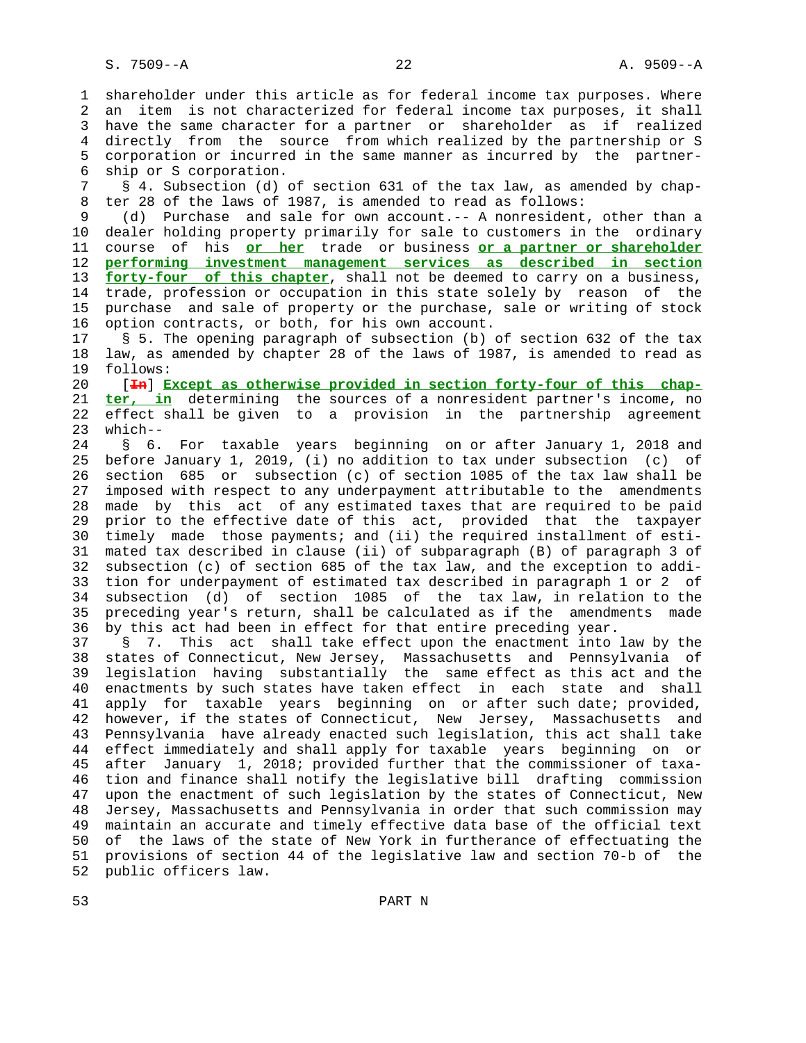shareholder under this article as for federal income tax purposes. Where an item is not characterized for federal income tax purposes, it shall have the same character for a partner or shareholder as if realized directly from the source from which realized by the partnership or S corporation or incurred in the same manner as incurred by the partnership or S corporation.

§ 4. Subsection (d) of section 631 of the tax law, as amended by chapter 28 of the laws of 1987, is amended to read as follows:

(d) Purchase and sale for own account.-- A nonresident, other than a dealer holding property primarily for sale to customers in the ordinary course of his **or her** trade or business **or a partner or shareholder performing investment management services as described in section forty-four of this chapter**, shall not be deemed to carry on a business, trade, profession or occupation in this state solely by reason of the purchase and sale of property or the purchase, sale or writing of stock option contracts, or both, for his own account.

§ 5. The opening paragraph of subsection (b) of section 632 of the tax law, as amended by chapter 28 of the laws of 1987, is amended to read as follows:

[~~In~~] **Except as otherwise provided in section forty-four of this chapter, in** determining the sources of a nonresident partner's income, no effect shall be given to a provision in the partnership agreement which--

§ 6. For taxable years beginning on or after January 1, 2018 and before January 1, 2019, (i) no addition to tax under subsection (c) of section 685 or subsection (c) of section 1085 of the tax law shall be imposed with respect to any underpayment attributable to the amendments made by this act of any estimated taxes that are required to be paid prior to the effective date of this act, provided that the taxpayer timely made those payments; and (ii) the required installment of estimated tax described in clause (ii) of subparagraph (B) of paragraph 3 of subsection (c) of section 685 of the tax law, and the exception to addition for underpayment of estimated tax described in paragraph 1 or 2 of subsection (d) of section 1085 of the tax law, in relation to the preceding year's return, shall be calculated as if the amendments made by this act had been in effect for that entire preceding year.

§ 7. This act shall take effect upon the enactment into law by the states of Connecticut, New Jersey, Massachusetts and Pennsylvania of legislation having substantially the same effect as this act and the enactments by such states have taken effect in each state and shall apply for taxable years beginning on or after such date; provided, however, if the states of Connecticut, New Jersey, Massachusetts and Pennsylvania have already enacted such legislation, this act shall take effect immediately and shall apply for taxable years beginning on or after January 1, 2018; provided further that the commissioner of taxation and finance shall notify the legislative bill drafting commission upon the enactment of such legislation by the states of Connecticut, New Jersey, Massachusetts and Pennsylvania in order that such commission may maintain an accurate and timely effective data base of the official text of the laws of the state of New York in furtherance of effectuating the provisions of section 44 of the legislative law and section 70-b of the public officers law.

PART N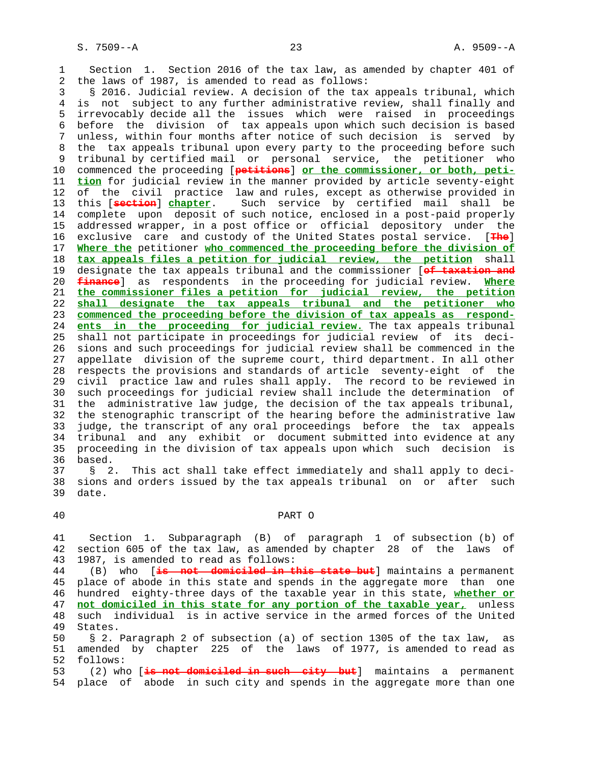Section 1. Section 2016 of the tax law, as amended by chapter 401 of the laws of 1987, is amended to read as follows:

§ 2016. Judicial review. A decision of the tax appeals tribunal, which is not subject to any further administrative review, shall finally and irrevocably decide all the issues which were raised in proceedings before the division of tax appeals upon which such decision is based unless, within four months after notice of such decision is served by the tax appeals tribunal upon every party to the proceeding before such tribunal by certified mail or personal service, the petitioner who commenced the proceeding [~~petitions~~] **or the commissioner, or both, petition** for judicial review in the manner provided by article seventy-eight of the civil practice law and rules, except as otherwise provided in this [~~section~~] **chapter**. Such service by certified mail shall be complete upon deposit of such notice, enclosed in a post-paid properly addressed wrapper, in a post office or official depository under the exclusive care and custody of the United States postal service. [~~The~~] **Where the** petitioner **who commenced the proceeding before the division of tax appeals files a petition for judicial review, the petition** shall designate the tax appeals tribunal and the commissioner [~~of taxation and finance~~] as respondents in the proceeding for judicial review. **Where the commissioner files a petition for judicial review, the petition shall designate the tax appeals tribunal and the petitioner who commenced the proceeding before the division of tax appeals as respondents in the proceeding for judicial review.** The tax appeals tribunal shall not participate in proceedings for judicial review of its decisions and such proceedings for judicial review shall be commenced in the appellate division of the supreme court, third department. In all other respects the provisions and standards of article seventy-eight of the civil practice law and rules shall apply. The record to be reviewed in such proceedings for judicial review shall include the determination of the administrative law judge, the decision of the tax appeals tribunal, the stenographic transcript of the hearing before the administrative law judge, the transcript of any oral proceedings before the tax appeals tribunal and any exhibit or document submitted into evidence at any proceeding in the division of tax appeals upon which such decision is based.

§ 2. This act shall take effect immediately and shall apply to decisions and orders issued by the tax appeals tribunal on or after such date.

## PART O

Section 1. Subparagraph (B) of paragraph 1 of subsection (b) of section 605 of the tax law, as amended by chapter 28 of the laws of 1987, is amended to read as follows:

(B) who [~~is not domiciled in this state but~~] maintains a permanent place of abode in this state and spends in the aggregate more than one hundred eighty-three days of the taxable year in this state, **whether or not domiciled in this state for any portion of the taxable year,** unless such individual is in active service in the armed forces of the United States.

§ 2. Paragraph 2 of subsection (a) of section 1305 of the tax law, as amended by chapter 225 of the laws of 1977, is amended to read as follows:

(2) who [~~is not domiciled in such city but~~] maintains a permanent place of abode in such city and spends in the aggregate more than one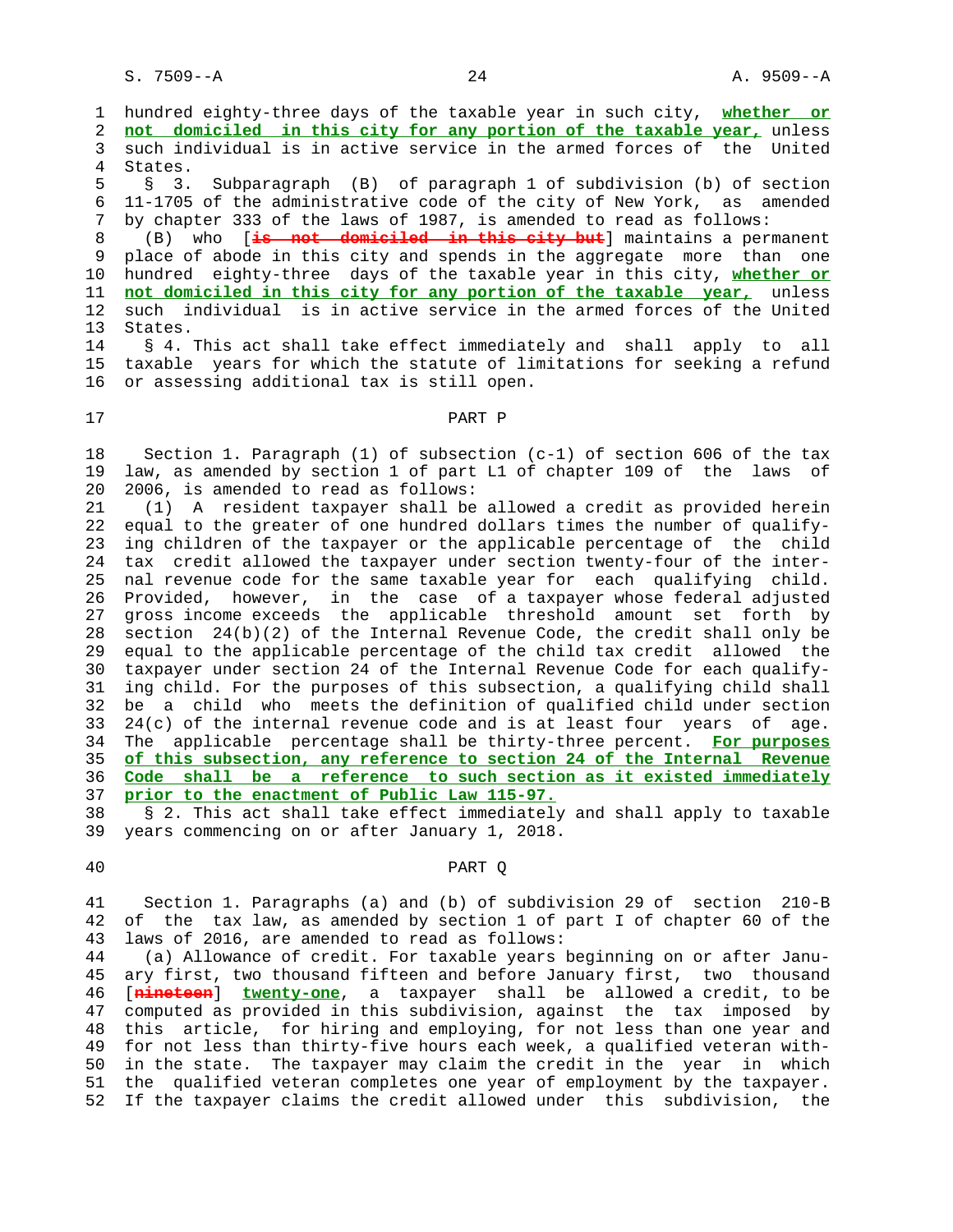hundred eighty-three days of the taxable year in such city, **whether or not domiciled in this city for any portion of the taxable year,** unless such individual is in active service in the armed forces of the United States.

§ 3. Subparagraph (B) of paragraph 1 of subdivision (b) of section 11-1705 of the administrative code of the city of New York, as amended by chapter 333 of the laws of 1987, is amended to read as follows:

(B) who [~~is not domiciled in this city but~~] maintains a permanent place of abode in this city and spends in the aggregate more than one hundred eighty-three days of the taxable year in this city, **whether or not domiciled in this city for any portion of the taxable year,** unless such individual is in active service in the armed forces of the United States.

§ 4. This act shall take effect immediately and shall apply to all taxable years for which the statute of limitations for seeking a refund or assessing additional tax is still open.

## PART P

Section 1. Paragraph (1) of subsection (c-1) of section 606 of the tax law, as amended by section 1 of part L1 of chapter 109 of the laws of 2006, is amended to read as follows:

(1) A resident taxpayer shall be allowed a credit as provided herein equal to the greater of one hundred dollars times the number of qualifying children of the taxpayer or the applicable percentage of the child tax credit allowed the taxpayer under section twenty-four of the internal revenue code for the same taxable year for each qualifying child. Provided, however, in the case of a taxpayer whose federal adjusted gross income exceeds the applicable threshold amount set forth by section 24(b)(2) of the Internal Revenue Code, the credit shall only be equal to the applicable percentage of the child tax credit allowed the taxpayer under section 24 of the Internal Revenue Code for each qualifying child. For the purposes of this subsection, a qualifying child shall be a child who meets the definition of qualified child under section 24(c) of the internal revenue code and is at least four years of age. The applicable percentage shall be thirty-three percent. **For purposes of this subsection, any reference to section 24 of the Internal Revenue Code shall be a reference to such section as it existed immediately prior to the enactment of Public Law 115-97.**

§ 2. This act shall take effect immediately and shall apply to taxable years commencing on or after January 1, 2018.

## PART Q

Section 1. Paragraphs (a) and (b) of subdivision 29 of section 210-B of the tax law, as amended by section 1 of part I of chapter 60 of the laws of 2016, are amended to read as follows:

(a) Allowance of credit. For taxable years beginning on or after January first, two thousand fifteen and before January first, two thousand [~~nineteen~~] **twenty-one**, a taxpayer shall be allowed a credit, to be computed as provided in this subdivision, against the tax imposed by this article, for hiring and employing, for not less than one year and for not less than thirty-five hours each week, a qualified veteran within the state. The taxpayer may claim the credit in the year in which the qualified veteran completes one year of employment by the taxpayer. If the taxpayer claims the credit allowed under this subdivision, the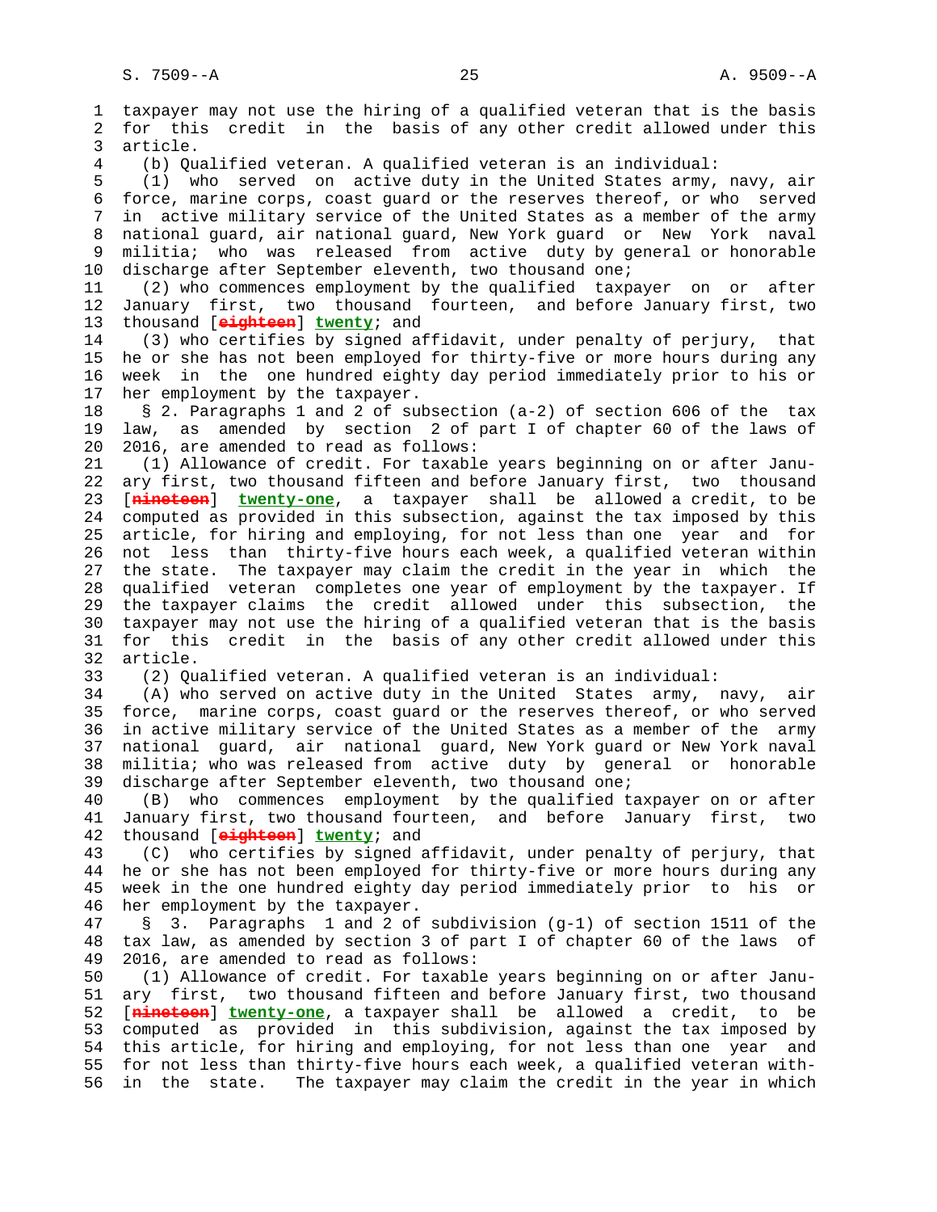taxpayer may not use the hiring of a qualified veteran that is the basis for this credit in the basis of any other credit allowed under this article.

(b) Qualified veteran. A qualified veteran is an individual:

(1) who served on active duty in the United States army, navy, air force, marine corps, coast guard or the reserves thereof, or who served in active military service of the United States as a member of the army national guard, air national guard, New York guard or New York naval militia; who was released from active duty by general or honorable discharge after September eleventh, two thousand one;

(2) who commences employment by the qualified taxpayer on or after January first, two thousand fourteen, and before January first, two thousand [~~eighteen~~] **twenty**; and

(3) who certifies by signed affidavit, under penalty of perjury, that he or she has not been employed for thirty-five or more hours during any week in the one hundred eighty day period immediately prior to his or her employment by the taxpayer.

§ 2. Paragraphs 1 and 2 of subsection (a-2) of section 606 of the tax law, as amended by section 2 of part I of chapter 60 of the laws of 2016, are amended to read as follows:

(1) Allowance of credit. For taxable years beginning on or after January first, two thousand fifteen and before January first, two thousand [~~nineteen~~] **twenty-one**, a taxpayer shall be allowed a credit, to be computed as provided in this subsection, against the tax imposed by this article, for hiring and employing, for not less than one year and for not less than thirty-five hours each week, a qualified veteran within the state. The taxpayer may claim the credit in the year in which the qualified veteran completes one year of employment by the taxpayer. If the taxpayer claims the credit allowed under this subsection, the taxpayer may not use the hiring of a qualified veteran that is the basis for this credit in the basis of any other credit allowed under this article.

(2) Qualified veteran. A qualified veteran is an individual:

(A) who served on active duty in the United States army, navy, air force, marine corps, coast guard or the reserves thereof, or who served in active military service of the United States as a member of the army national guard, air national guard, New York guard or New York naval militia; who was released from active duty by general or honorable discharge after September eleventh, two thousand one;

(B) who commences employment by the qualified taxpayer on or after January first, two thousand fourteen, and before January first, two thousand [~~eighteen~~] **twenty**; and

(C) who certifies by signed affidavit, under penalty of perjury, that he or she has not been employed for thirty-five or more hours during any week in the one hundred eighty day period immediately prior to his or her employment by the taxpayer.

§ 3. Paragraphs 1 and 2 of subdivision (g-1) of section 1511 of the tax law, as amended by section 3 of part I of chapter 60 of the laws of 2016, are amended to read as follows:

(1) Allowance of credit. For taxable years beginning on or after January first, two thousand fifteen and before January first, two thousand [~~nineteen~~] **twenty-one**, a taxpayer shall be allowed a credit, to be computed as provided in this subdivision, against the tax imposed by this article, for hiring and employing, for not less than one year and for not less than thirty-five hours each week, a qualified veteran within the state. The taxpayer may claim the credit in the year in which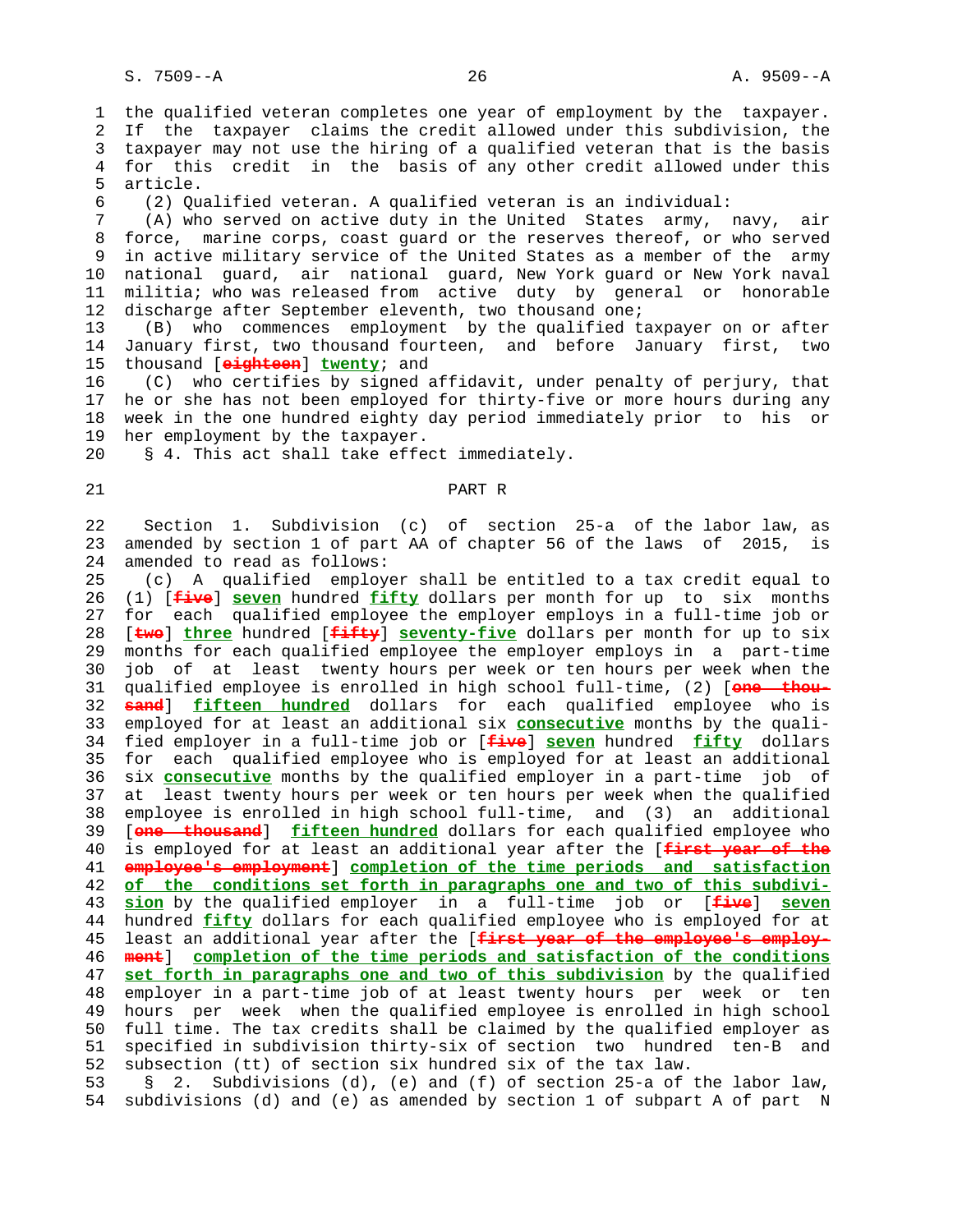the qualified veteran completes one year of employment by the taxpayer. If the taxpayer claims the credit allowed under this subdivision, the taxpayer may not use the hiring of a qualified veteran that is the basis for this credit in the basis of any other credit allowed under this article.

(2) Qualified veteran. A qualified veteran is an individual:

(A) who served on active duty in the United States army, navy, air force, marine corps, coast guard or the reserves thereof, or who served in active military service of the United States as a member of the army national guard, air national guard, New York guard or New York naval militia; who was released from active duty by general or honorable discharge after September eleventh, two thousand one;

(B) who commences employment by the qualified taxpayer on or after January first, two thousand fourteen, and before January first, two thousand [eighteen] twenty; and

(C) who certifies by signed affidavit, under penalty of perjury, that he or she has not been employed for thirty-five or more hours during any week in the one hundred eighty day period immediately prior to his or her employment by the taxpayer.

§ 4. This act shall take effect immediately.

## PART R

Section 1. Subdivision (c) of section 25-a of the labor law, as amended by section 1 of part AA of chapter 56 of the laws of 2015, is amended to read as follows:

(c) A qualified employer shall be entitled to a tax credit equal to (1) [five] seven hundred fifty dollars per month for up to six months for each qualified employee the employer employs in a full-time job or [two] three hundred [fifty] seventy-five dollars per month for up to six months for each qualified employee the employer employs in a part-time job of at least twenty hours per week or ten hours per week when the qualified employee is enrolled in high school full-time, (2) [one thousand] fifteen hundred dollars for each qualified employee who is employed for at least an additional six consecutive months by the qualified employer in a full-time job or [five] seven hundred fifty dollars for each qualified employee who is employed for at least an additional six consecutive months by the qualified employer in a part-time job of at least twenty hours per week or ten hours per week when the qualified employee is enrolled in high school full-time, and (3) an additional [one thousand] fifteen hundred dollars for each qualified employee who is employed for at least an additional year after the [first year of the employee's employment] completion of the time periods and satisfaction of the conditions set forth in paragraphs one and two of this subdivision by the qualified employer in a full-time job or [five] seven hundred fifty dollars for each qualified employee who is employed for at least an additional year after the [first year of the employee's employment] completion of the time periods and satisfaction of the conditions set forth in paragraphs one and two of this subdivision by the qualified employer in a part-time job of at least twenty hours per week or ten hours per week when the qualified employee is enrolled in high school full time. The tax credits shall be claimed by the qualified employer as specified in subdivision thirty-six of section two hundred ten-B and subsection (tt) of section six hundred six of the tax law.

§ 2. Subdivisions (d), (e) and (f) of section 25-a of the labor law, subdivisions (d) and (e) as amended by section 1 of subpart A of part N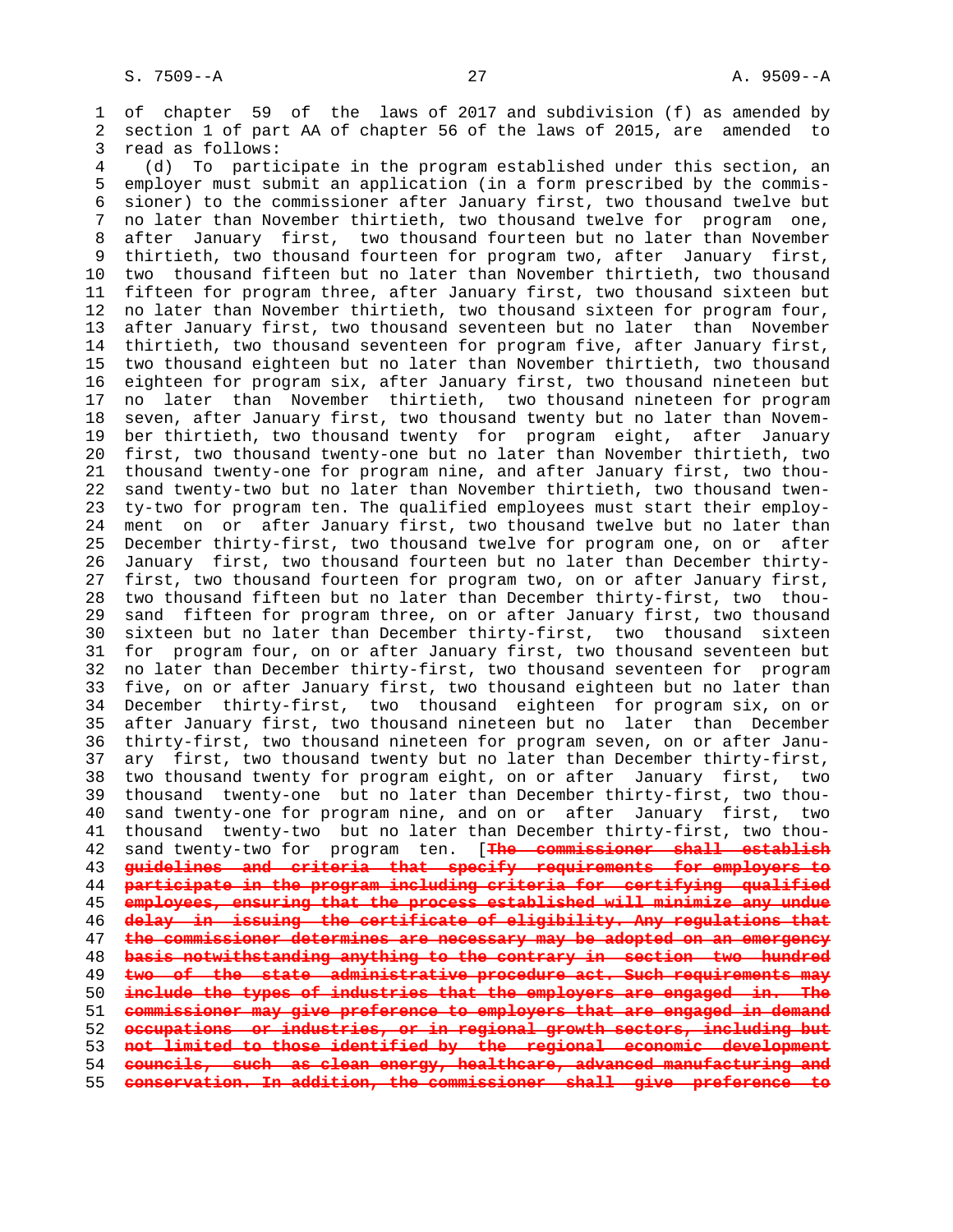of chapter 59 of the laws of 2017 and subdivision (f) as amended by section 1 of part AA of chapter 56 of the laws of 2015, are amended to read as follows:

(d) To participate in the program established under this section, an employer must submit an application (in a form prescribed by the commissioner) to the commissioner after January first, two thousand twelve but no later than November thirtieth, two thousand twelve for program one, after January first, two thousand fourteen but no later than November thirtieth, two thousand fourteen for program two, after January first, two thousand fifteen but no later than November thirtieth, two thousand fifteen for program three, after January first, two thousand sixteen but no later than November thirtieth, two thousand sixteen for program four, after January first, two thousand seventeen but no later than November thirtieth, two thousand seventeen for program five, after January first, two thousand eighteen but no later than November thirtieth, two thousand eighteen for program six, after January first, two thousand nineteen but no later than November thirtieth, two thousand nineteen for program seven, after January first, two thousand twenty but no later than November thirtieth, two thousand twenty for program eight, after January first, two thousand twenty-one but no later than November thirtieth, two thousand twenty-one for program nine, and after January first, two thousand twenty-two but no later than November thirtieth, two thousand twenty-two for program ten. The qualified employees must start their employment on or after January first, two thousand twelve but no later than December thirty-first, two thousand twelve for program one, on or after January first, two thousand fourteen but no later than December thirty-first, two thousand fourteen for program two, on or after January first, two thousand fifteen but no later than December thirty-first, two thousand fifteen for program three, on or after January first, two thousand sixteen but no later than December thirty-first, two thousand sixteen for program four, on or after January first, two thousand seventeen but no later than December thirty-first, two thousand seventeen for program five, on or after January first, two thousand eighteen but no later than December thirty-first, two thousand eighteen for program six, on or after January first, two thousand nineteen but no later than December thirty-first, two thousand nineteen for program seven, on or after January first, two thousand twenty but no later than December thirty-first, two thousand twenty for program eight, on or after January first, two thousand twenty-one but no later than December thirty-first, two thousand twenty-one for program nine, and on or after January first, two thousand twenty-two but no later than December thirty-first, two thousand twenty-two for program ten. [~~The commissioner shall establish guidelines and criteria that specify requirements for employers to participate in the program including criteria for certifying qualified employees, ensuring that the process established will minimize any undue delay in issuing the certificate of eligibility. Any regulations that the commissioner determines are necessary may be adopted on an emergency basis notwithstanding anything to the contrary in section two hundred two of the state administrative procedure act. Such requirements may include the types of industries that the employers are engaged in. The commissioner may give preference to employers that are engaged in demand occupations or industries, or in regional growth sectors, including but not limited to those identified by the regional economic development councils, such as clean energy, healthcare, advanced manufacturing and conservation. In addition, the commissioner shall give preference to~~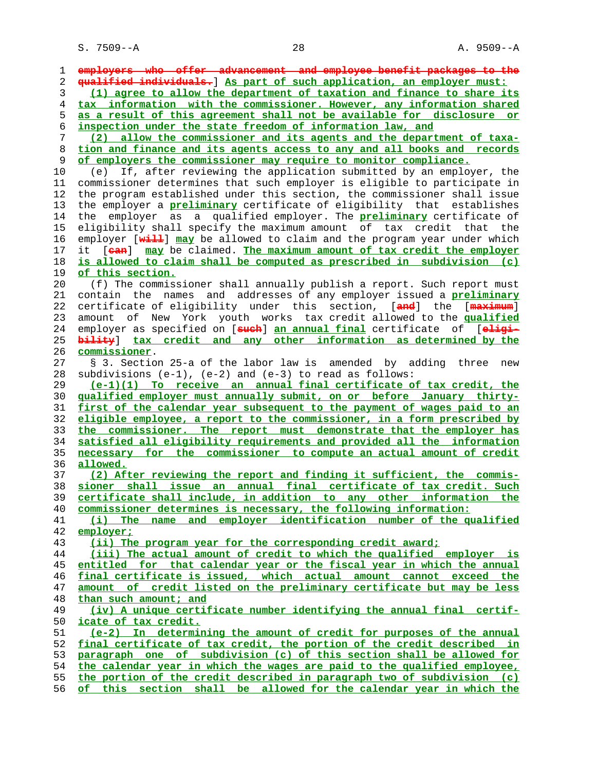employers who offer advancement and employee benefit packages to the qualified individuals.] As part of such application, an employer must:

(1) agree to allow the department of taxation and finance to share its tax information with the commissioner. However, any information shared as a result of this agreement shall not be available for disclosure or inspection under the state freedom of information law, and

(2) allow the commissioner and its agents and the department of taxation and finance and its agents access to any and all books and records of employers the commissioner may require to monitor compliance.

(e) If, after reviewing the application submitted by an employer, the commissioner determines that such employer is eligible to participate in the program established under this section, the commissioner shall issue the employer a preliminary certificate of eligibility that establishes the employer as a qualified employer. The preliminary certificate of eligibility shall specify the maximum amount of tax credit that the employer [will] may be allowed to claim and the program year under which it [can] may be claimed. The maximum amount of tax credit the employer is allowed to claim shall be computed as prescribed in subdivision (c) of this section.

(f) The commissioner shall annually publish a report. Such report must contain the names and addresses of any employer issued a preliminary certificate of eligibility under this section, [and] the [maximum] amount of New York youth works tax credit allowed to the qualified employer as specified on [such] an annual final certificate of [eligibility] tax credit and any other information as determined by the commissioner.

§ 3. Section 25-a of the labor law is amended by adding three new subdivisions (e-1), (e-2) and (e-3) to read as follows:

(e-1)(1) To receive an annual final certificate of tax credit, the qualified employer must annually submit, on or before January thirty-first of the calendar year subsequent to the payment of wages paid to an eligible employee, a report to the commissioner, in a form prescribed by the commissioner. The report must demonstrate that the employer has satisfied all eligibility requirements and provided all the information necessary for the commissioner to compute an actual amount of credit allowed.

(2) After reviewing the report and finding it sufficient, the commissioner shall issue an annual final certificate of tax credit. Such certificate shall include, in addition to any other information the commissioner determines is necessary, the following information:

(i) The name and employer identification number of the qualified employer;

(ii) The program year for the corresponding credit award;

(iii) The actual amount of credit to which the qualified employer is entitled for that calendar year or the fiscal year in which the annual final certificate is issued, which actual amount cannot exceed the amount of credit listed on the preliminary certificate but may be less than such amount; and

(iv) A unique certificate number identifying the annual final certificate of tax credit.

(e-2) In determining the amount of credit for purposes of the annual final certificate of tax credit, the portion of the credit described in paragraph one of subdivision (c) of this section shall be allowed for the calendar year in which the wages are paid to the qualified employee, the portion of the credit described in paragraph two of subdivision (c) of this section shall be allowed for the calendar year in which the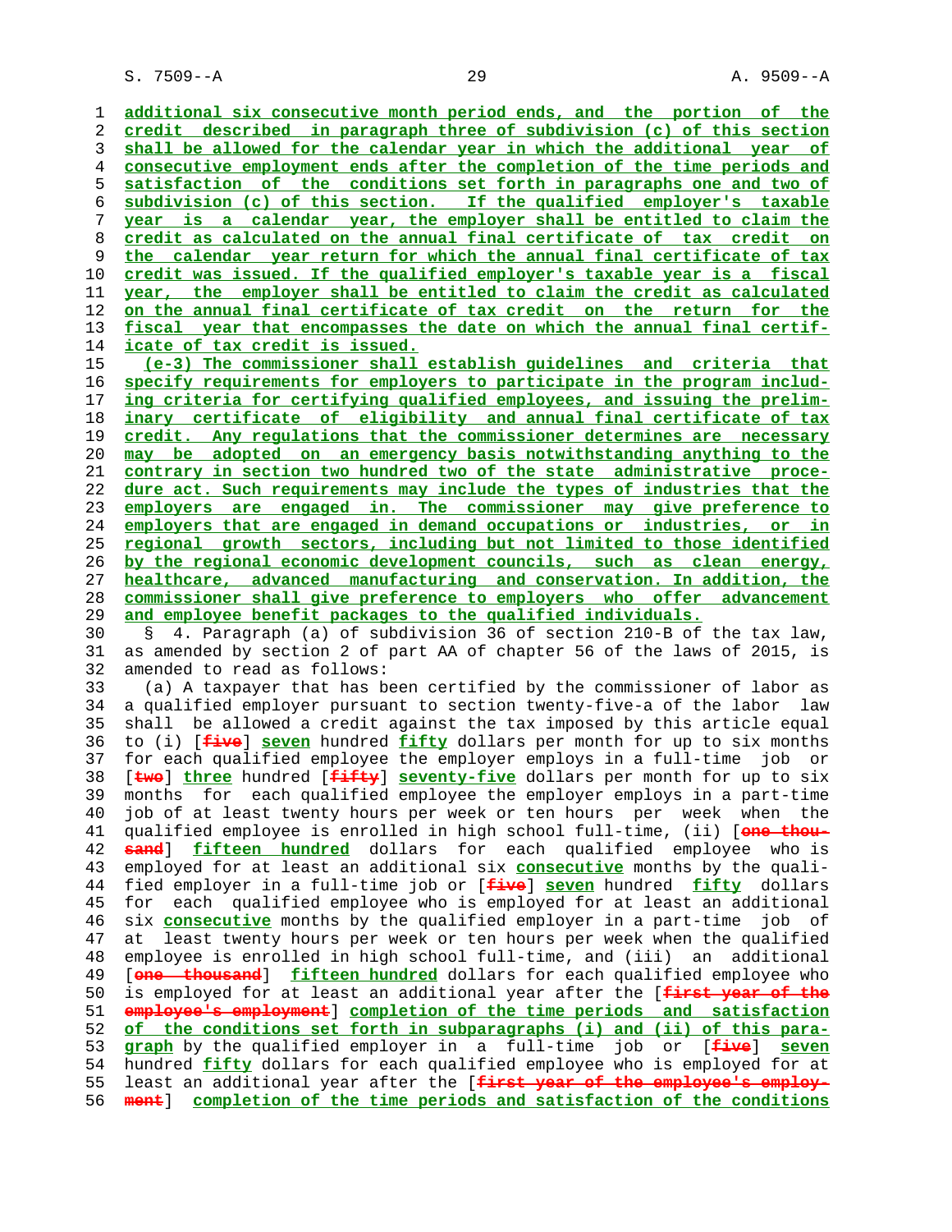additional six consecutive month period ends, and the portion of the credit described in paragraph three of subdivision (c) of this section shall be allowed for the calendar year in which the additional year of consecutive employment ends after the completion of the time periods and satisfaction of the conditions set forth in paragraphs one and two of subdivision (c) of this section. If the qualified employer's taxable year is a calendar year, the employer shall be entitled to claim the credit as calculated on the annual final certificate of tax credit on the calendar year return for which the annual final certificate of tax credit was issued. If the qualified employer's taxable year is a fiscal year, the employer shall be entitled to claim the credit as calculated on the annual final certificate of tax credit on the return for the fiscal year that encompasses the date on which the annual final certificate of tax credit is issued.

(e-3) The commissioner shall establish guidelines and criteria that specify requirements for employers to participate in the program including criteria for certifying qualified employees, and issuing the preliminary certificate of eligibility and annual final certificate of tax credit. Any regulations that the commissioner determines are necessary may be adopted on an emergency basis notwithstanding anything to the contrary in section two hundred two of the state administrative procedure act. Such requirements may include the types of industries that the employers are engaged in. The commissioner may give preference to employers that are engaged in demand occupations or industries, or in regional growth sectors, including but not limited to those identified by the regional economic development councils, such as clean energy, healthcare, advanced manufacturing and conservation. In addition, the commissioner shall give preference to employers who offer advancement and employee benefit packages to the qualified individuals.

§ 4. Paragraph (a) of subdivision 36 of section 210-B of the tax law, as amended by section 2 of part AA of chapter 56 of the laws of 2015, is amended to read as follows:

(a) A taxpayer that has been certified by the commissioner of labor as a qualified employer pursuant to section twenty-five-a of the labor law shall be allowed a credit against the tax imposed by this article equal to (i) [~~five~~] seven hundred fifty dollars per month for up to six months for each qualified employee the employer employs in a full-time job or [~~two~~] three hundred [~~fifty~~] seventy-five dollars per month for up to six months for each qualified employee the employer employs in a part-time job of at least twenty hours per week or ten hours per week when the qualified employee is enrolled in high school full-time, (ii) [~~one thousand~~] fifteen hundred dollars for each qualified employee who is employed for at least an additional six consecutive months by the qualified employer in a full-time job or [~~five~~] seven hundred fifty dollars for each qualified employee who is employed for at least an additional six consecutive months by the qualified employer in a part-time job of at least twenty hours per week or ten hours per week when the qualified employee is enrolled in high school full-time, and (iii) an additional [~~one thousand~~] fifteen hundred dollars for each qualified employee who is employed for at least an additional year after the [~~first year of the employee's employment~~] completion of the time periods and satisfaction of the conditions set forth in subparagraphs (i) and (ii) of this paragraph by the qualified employer in a full-time job or [~~five~~] seven hundred fifty dollars for each qualified employee who is employed for at least an additional year after the [~~first year of the employee's employment~~] completion of the time periods and satisfaction of the conditions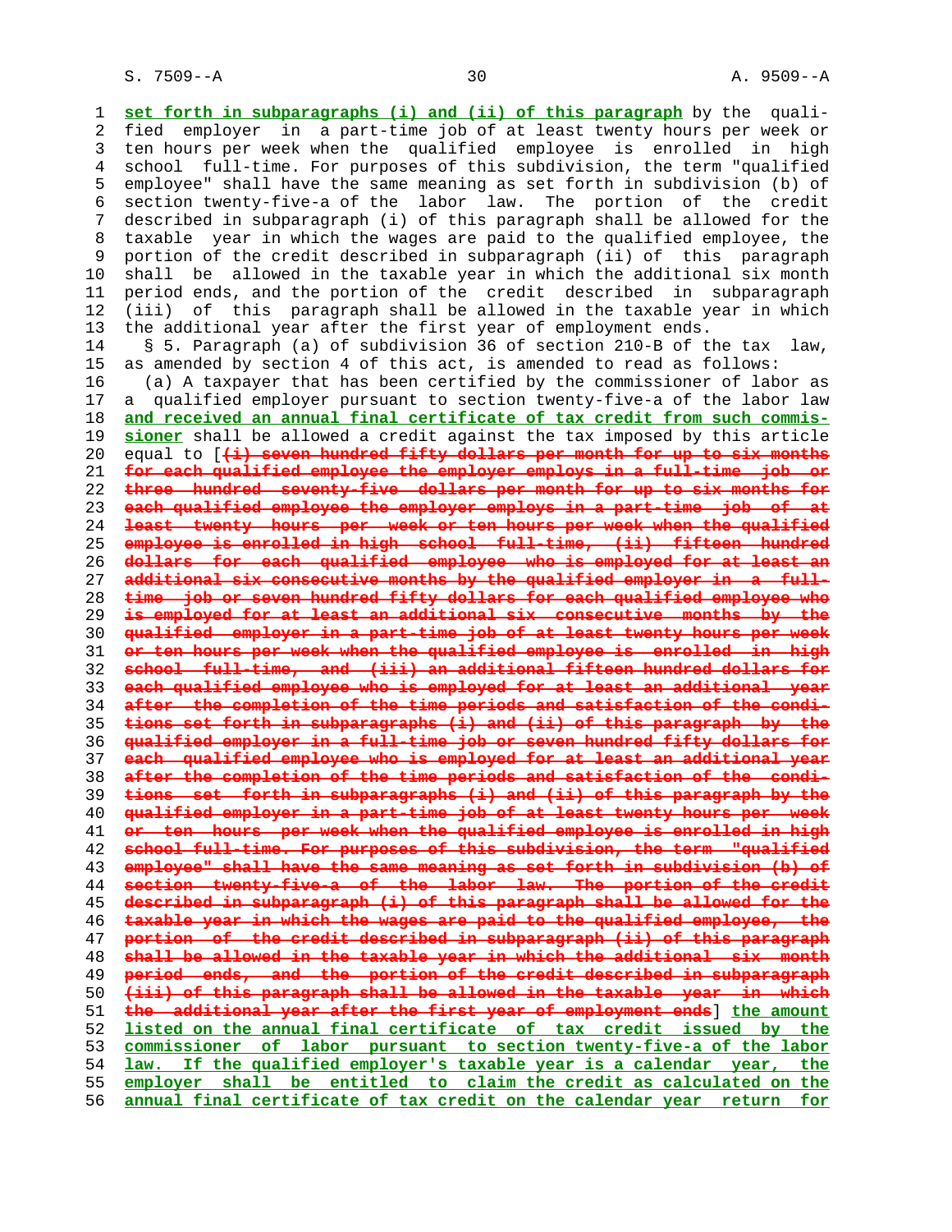set forth in subparagraphs (i) and (ii) of this paragraph by the qualified employer in a part-time job of at least twenty hours per week or ten hours per week when the qualified employee is enrolled in high school full-time. For purposes of this subdivision, the term "qualified employee" shall have the same meaning as set forth in subdivision (b) of section twenty-five-a of the labor law. The portion of the credit described in subparagraph (i) of this paragraph shall be allowed for the taxable year in which the wages are paid to the qualified employee, the portion of the credit described in subparagraph (ii) of this paragraph shall be allowed in the taxable year in which the additional six month period ends, and the portion of the credit described in subparagraph (iii) of this paragraph shall be allowed in the taxable year in which the additional year after the first year of employment ends.

§ 5. Paragraph (a) of subdivision 36 of section 210-B of the tax law, as amended by section 4 of this act, is amended to read as follows:

(a) A taxpayer that has been certified by the commissioner of labor as a qualified employer pursuant to section twenty-five-a of the labor law and received an annual final certificate of tax credit from such commissioner shall be allowed a credit against the tax imposed by this article equal to [~~(i) seven hundred fifty dollars per month for up to six months for each qualified employee the employer employs in a full-time job or three hundred seventy-five dollars per month for up to six months for each qualified employee the employer employs in a part-time job of at least twenty hours per week or ten hours per week when the qualified employee is enrolled in high school full-time, (ii) fifteen hundred dollars for each qualified employee who is employed for at least an additional six consecutive months by the qualified employer in a full-time job or seven hundred fifty dollars for each qualified employee who is employed for at least an additional six consecutive months by the qualified employer in a part-time job of at least twenty hours per week or ten hours per week when the qualified employee is enrolled in high school full-time, and (iii) an additional fifteen hundred dollars for each qualified employee who is employed for at least an additional year after the completion of the time periods and satisfaction of the conditions set forth in subparagraphs (i) and (ii) of this paragraph by the qualified employer in a full-time job or seven hundred fifty dollars for each qualified employee who is employed for at least an additional year after the completion of the time periods and satisfaction of the conditions set forth in subparagraphs (i) and (ii) of this paragraph by the qualified employer in a part-time job of at least twenty hours per week or ten hours per week when the qualified employee is enrolled in high school full-time. For purposes of this subdivision, the term "qualified employee" shall have the same meaning as set forth in subdivision (b) of section twenty-five-a of the labor law. The portion of the credit described in subparagraph (i) of this paragraph shall be allowed for the taxable year in which the wages are paid to the qualified employee, the portion of the credit described in subparagraph (ii) of this paragraph shall be allowed in the taxable year in which the additional six month period ends, and the portion of the credit described in subparagraph (iii) of this paragraph shall be allowed in the taxable year in which the additional year after the first year of employment ends~~] the amount listed on the annual final certificate of tax credit issued by the commissioner of labor pursuant to section twenty-five-a of the labor law. If the qualified employer's taxable year is a calendar year, the employer shall be entitled to claim the credit as calculated on the annual final certificate of tax credit on the calendar year return for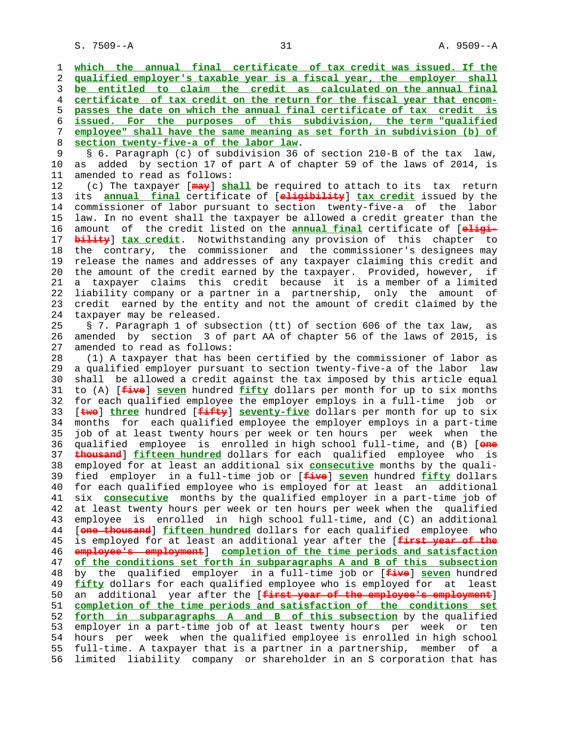which the annual final certificate of tax credit was issued. If the qualified employer's taxable year is a fiscal year, the employer shall be entitled to claim the credit as calculated on the annual final certificate of tax credit on the return for the fiscal year that encompasses the date on which the annual final certificate of tax credit is issued. For the purposes of this subdivision, the term "qualified employee" shall have the same meaning as set forth in subdivision (b) of section twenty-five-a of the labor law.

§ 6. Paragraph (c) of subdivision 36 of section 210-B of the tax law, as added by section 17 of part A of chapter 59 of the laws of 2014, is amended to read as follows:

(c) The taxpayer [may] shall be required to attach to its tax return its annual final certificate of [eligibility] tax credit issued by the commissioner of labor pursuant to section twenty-five-a of the labor law. In no event shall the taxpayer be allowed a credit greater than the amount of the credit listed on the annual final certificate of [eligibility] tax credit. Notwithstanding any provision of this chapter to the contrary, the commissioner and the commissioner's designees may release the names and addresses of any taxpayer claiming this credit and the amount of the credit earned by the taxpayer. Provided, however, if a taxpayer claims this credit because it is a member of a limited liability company or a partner in a partnership, only the amount of credit earned by the entity and not the amount of credit claimed by the taxpayer may be released.

§ 7. Paragraph 1 of subsection (tt) of section 606 of the tax law, as amended by section 3 of part AA of chapter 56 of the laws of 2015, is amended to read as follows:

(1) A taxpayer that has been certified by the commissioner of labor as a qualified employer pursuant to section twenty-five-a of the labor law shall be allowed a credit against the tax imposed by this article equal to (A) [five] seven hundred fifty dollars per month for up to six months for each qualified employee the employer employs in a full-time job or [two] three hundred [fifty] seventy-five dollars per month for up to six months for each qualified employee the employer employs in a part-time job of at least twenty hours per week or ten hours per week when the qualified employee is enrolled in high school full-time, and (B) [one thousand] fifteen hundred dollars for each qualified employee who is employed for at least an additional six consecutive months by the qualified employer in a full-time job or [five] seven hundred fifty dollars for each qualified employee who is employed for at least an additional six consecutive months by the qualified employer in a part-time job of at least twenty hours per week or ten hours per week when the qualified employee is enrolled in high school full-time, and (C) an additional [one thousand] fifteen hundred dollars for each qualified employee who is employed for at least an additional year after the [first year of the employee's employment] completion of the time periods and satisfaction of the conditions set forth in subparagraphs A and B of this subsection by the qualified employer in a full-time job or [five] seven hundred fifty dollars for each qualified employee who is employed for at least an additional year after the [first year of the employee's employment] completion of the time periods and satisfaction of the conditions set forth in subparagraphs A and B of this subsection by the qualified employer in a part-time job of at least twenty hours per week or ten hours per week when the qualified employee is enrolled in high school full-time. A taxpayer that is a partner in a partnership, member of a limited liability company or shareholder in an S corporation that has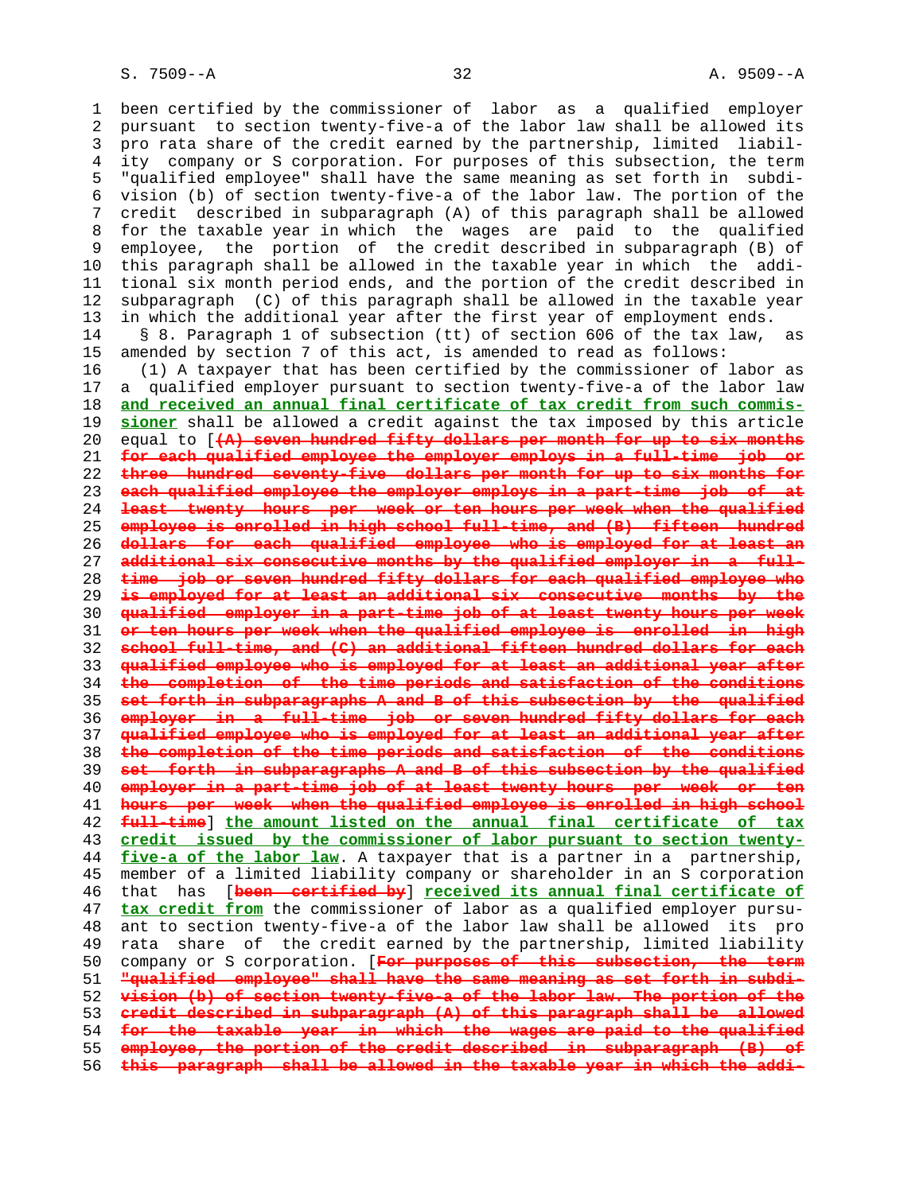been certified by the commissioner of labor as a qualified employer pursuant to section twenty-five-a of the labor law shall be allowed its pro rata share of the credit earned by the partnership, limited liability company or S corporation. For purposes of this subsection, the term "qualified employee" shall have the same meaning as set forth in subdivision (b) of section twenty-five-a of the labor law. The portion of the credit described in subparagraph (A) of this paragraph shall be allowed for the taxable year in which the wages are paid to the qualified employee, the portion of the credit described in subparagraph (B) of this paragraph shall be allowed in the taxable year in which the additional six month period ends, and the portion of the credit described in subparagraph (C) of this paragraph shall be allowed in the taxable year in which the additional year after the first year of employment ends.

§ 8. Paragraph 1 of subsection (tt) of section 606 of the tax law, as amended by section 7 of this act, is amended to read as follows:

(1) A taxpayer that has been certified by the commissioner of labor as a qualified employer pursuant to section twenty-five-a of the labor law **and received an annual final certificate of tax credit from such commissioner** shall be allowed a credit against the tax imposed by this article equal to [~~(A) seven hundred fifty dollars per month for up to six months for each qualified employee the employer employs in a full-time job or three hundred seventy-five dollars per month for up to six months for each qualified employee the employer employs in a part-time job of at least twenty hours per week or ten hours per week when the qualified employee is enrolled in high school full-time, and (B) fifteen hundred dollars for each qualified employee who is employed for at least an additional six consecutive months by the qualified employer in a full-time job or seven hundred fifty dollars for each qualified employee who is employed for at least an additional six consecutive months by the qualified employer in a part-time job of at least twenty hours per week or ten hours per week when the qualified employee is enrolled in high school full-time, and (C) an additional fifteen hundred dollars for each qualified employee who is employed for at least an additional year after the completion of the time periods and satisfaction of the conditions set forth in subparagraphs A and B of this subsection by the qualified employer in a full-time job or seven hundred fifty dollars for each qualified employee who is employed for at least an additional year after the completion of the time periods and satisfaction of the conditions set forth in subparagraphs A and B of this subsection by the qualified employer in a part-time job of at least twenty hours per week or ten hours per week when the qualified employee is enrolled in high school full-time~~] **the amount listed on the annual final certificate of tax credit issued by the commissioner of labor pursuant to section twenty-five-a of the labor law**. A taxpayer that is a partner in a partnership, member of a limited liability company or shareholder in an S corporation that has [~~been certified by~~] **received its annual final certificate of tax credit from** the commissioner of labor as a qualified employer pursuant to section twenty-five-a of the labor law shall be allowed its pro rata share of the credit earned by the partnership, limited liability company or S corporation. [~~For purposes of this subsection, the term "qualified employee" shall have the same meaning as set forth in subdivision (b) of section twenty-five-a of the labor law. The portion of the credit described in subparagraph (A) of this paragraph shall be allowed for the taxable year in which the wages are paid to the qualified employee, the portion of the credit described in subparagraph (B) of this paragraph shall be allowed in the taxable year in which the addi-~~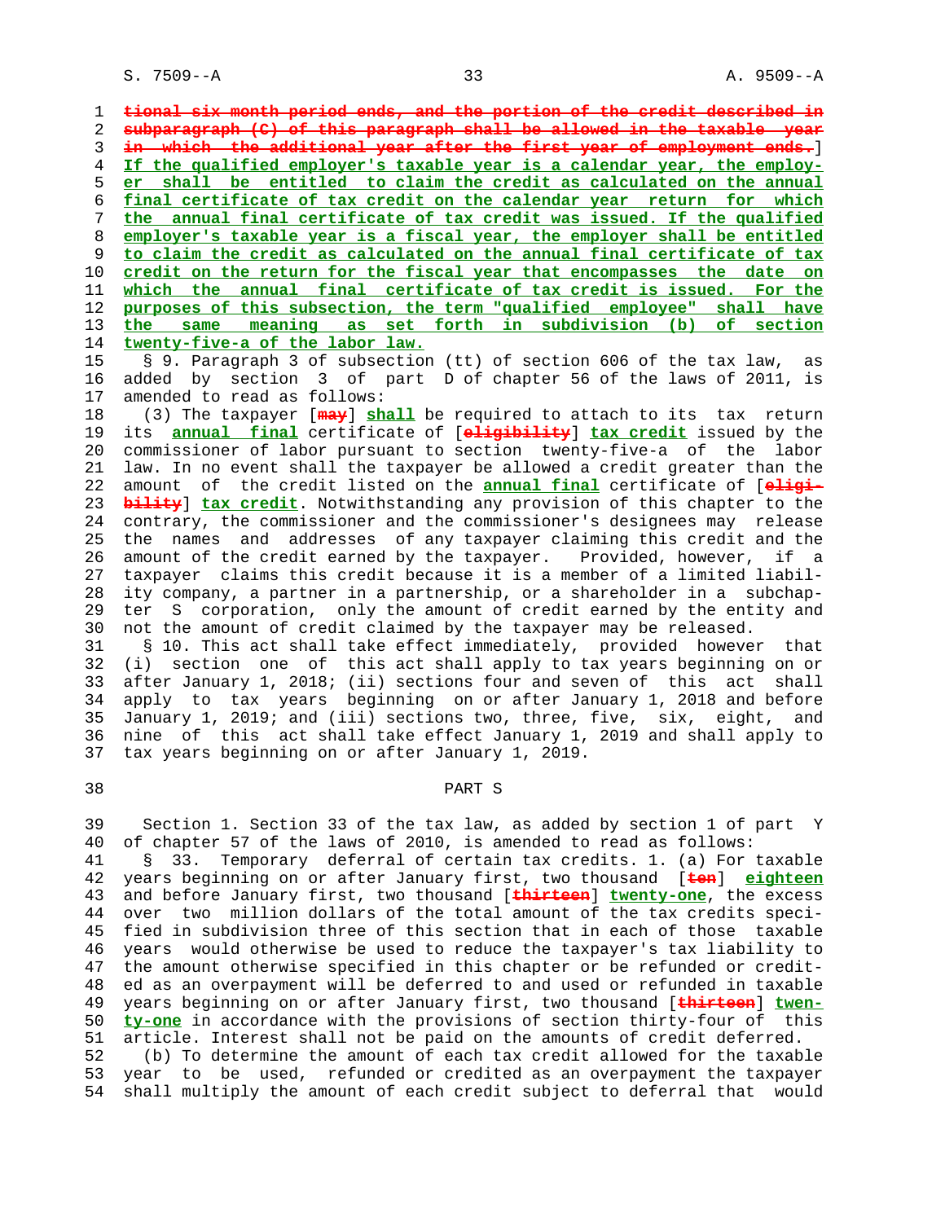~~tional six month period ends, and the portion of the credit described in subparagraph (C) of this paragraph shall be allowed in the taxable year in which the additional year after the first year of employment ends.~~] <u>If the qualified employer's taxable year is a calendar year, the employer shall be entitled to claim the credit as calculated on the annual final certificate of tax credit on the calendar year return for which the annual final certificate of tax credit was issued. If the qualified employer's taxable year is a fiscal year, the employer shall be entitled to claim the credit as calculated on the annual final certificate of tax credit on the return for the fiscal year that encompasses the date on which the annual final certificate of tax credit is issued. For the purposes of this subsection, the term "qualified employee" shall have the same meaning as set forth in subdivision (b) of section twenty-five-a of the labor law.</u>

§ 9. Paragraph 3 of subsection (tt) of section 606 of the tax law, as added by section 3 of part D of chapter 56 of the laws of 2011, is amended to read as follows:

(3) The taxpayer [~~may~~] <u>shall</u> be required to attach to its tax return its <u>annual final</u> certificate of [~~eligibility~~] <u>tax credit</u> issued by the commissioner of labor pursuant to section twenty-five-a of the labor law. In no event shall the taxpayer be allowed a credit greater than the amount of the credit listed on the <u>annual final</u> certificate of [~~eligibility~~] <u>tax credit</u>. Notwithstanding any provision of this chapter to the contrary, the commissioner and the commissioner's designees may release the names and addresses of any taxpayer claiming this credit and the amount of the credit earned by the taxpayer. Provided, however, if a taxpayer claims this credit because it is a member of a limited liability company, a partner in a partnership, or a shareholder in a subchapter S corporation, only the amount of credit earned by the entity and not the amount of credit claimed by the taxpayer may be released.

§ 10. This act shall take effect immediately, provided however that (i) section one of this act shall apply to tax years beginning on or after January 1, 2018; (ii) sections four and seven of this act shall apply to tax years beginning on or after January 1, 2018 and before January 1, 2019; and (iii) sections two, three, five, six, eight, and nine of this act shall take effect January 1, 2019 and shall apply to tax years beginning on or after January 1, 2019.

PART S

Section 1. Section 33 of the tax law, as added by section 1 of part Y of chapter 57 of the laws of 2010, is amended to read as follows:

§ 33. Temporary deferral of certain tax credits. 1. (a) For taxable years beginning on or after January first, two thousand [~~ten~~] <u>eighteen</u> and before January first, two thousand [~~thirteen~~] <u>twenty-one</u>, the excess over two million dollars of the total amount of the tax credits specified in subdivision three of this section that in each of those taxable years would otherwise be used to reduce the taxpayer's tax liability to the amount otherwise specified in this chapter or be refunded or credited as an overpayment will be deferred to and used or refunded in taxable years beginning on or after January first, two thousand [~~thirteen~~] <u>twenty-one</u> in accordance with the provisions of section thirty-four of this article. Interest shall not be paid on the amounts of credit deferred.

(b) To determine the amount of each tax credit allowed for the taxable year to be used, refunded or credited as an overpayment the taxpayer shall multiply the amount of each credit subject to deferral that would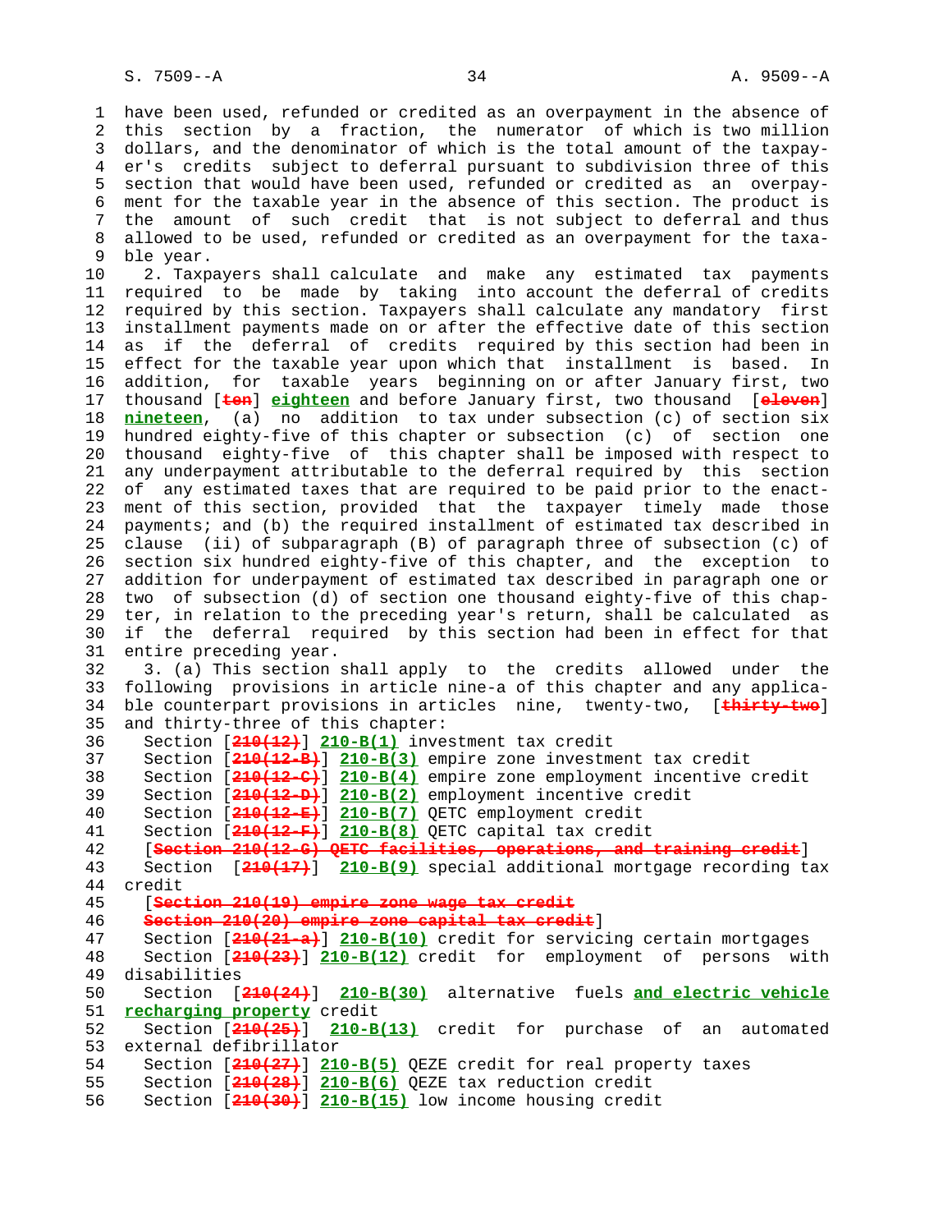have been used, refunded or credited as an overpayment in the absence of this section by a fraction, the numerator of which is two million dollars, and the denominator of which is the total amount of the taxpayer's credits subject to deferral pursuant to subdivision three of this section that would have been used, refunded or credited as an overpayment for the taxable year in the absence of this section. The product is the amount of such credit that is not subject to deferral and thus allowed to be used, refunded or credited as an overpayment for the taxable year.

2. Taxpayers shall calculate and make any estimated tax payments required to be made by taking into account the deferral of credits required by this section. Taxpayers shall calculate any mandatory first installment payments made on or after the effective date of this section as if the deferral of credits required by this section had been in effect for the taxable year upon which that installment is based. In addition, for taxable years beginning on or after January first, two thousand [~~ten~~] **eighteen** and before January first, two thousand [~~eleven~~] **nineteen**, (a) no addition to tax under subsection (c) of section six hundred eighty-five of this chapter or subsection (c) of section one thousand eighty-five of this chapter shall be imposed with respect to any underpayment attributable to the deferral required by this section of any estimated taxes that are required to be paid prior to the enactment of this section, provided that the taxpayer timely made those payments; and (b) the required installment of estimated tax described in clause (ii) of subparagraph (B) of paragraph three of subsection (c) of section six hundred eighty-five of this chapter, and the exception to addition for underpayment of estimated tax described in paragraph one or two of subsection (d) of section one thousand eighty-five of this chapter, in relation to the preceding year's return, shall be calculated as if the deferral required by this section had been in effect for that entire preceding year.

3. (a) This section shall apply to the credits allowed under the following provisions in article nine-a of this chapter and any applicable counterpart provisions in articles nine, twenty-two, [~~thirty-two~~] and thirty-three of this chapter:

Section [~~210(12)~~] **210-B(1)** investment tax credit
Section [~~210(12-B)~~] **210-B(3)** empire zone investment tax credit
Section [~~210(12-C)~~] **210-B(4)** empire zone employment incentive credit
Section [~~210(12-D)~~] **210-B(2)** employment incentive credit
Section [~~210(12-E)~~] **210-B(7)** QETC employment credit
Section [~~210(12-F)~~] **210-B(8)** QETC capital tax credit
[~~Section 210(12-G) QETC facilities, operations, and training credit~~]
Section [~~210(17)~~] **210-B(9)** special additional mortgage recording tax credit
[~~Section 210(19) empire zone wage tax credit~~
~~Section 210(20) empire zone capital tax credit~~]
Section [~~210(21-a)~~] **210-B(10)** credit for servicing certain mortgages
Section [~~210(23)~~] **210-B(12)** credit for employment of persons with disabilities
Section [~~210(24)~~] **210-B(30)** alternative fuels **and electric vehicle recharging property** credit
Section [~~210(25)~~] **210-B(13)** credit for purchase of an automated external defibrillator
Section [~~210(27)~~] **210-B(5)** QEZE credit for real property taxes
Section [~~210(28)~~] **210-B(6)** QEZE tax reduction credit
Section [~~210(30)~~] **210-B(15)** low income housing credit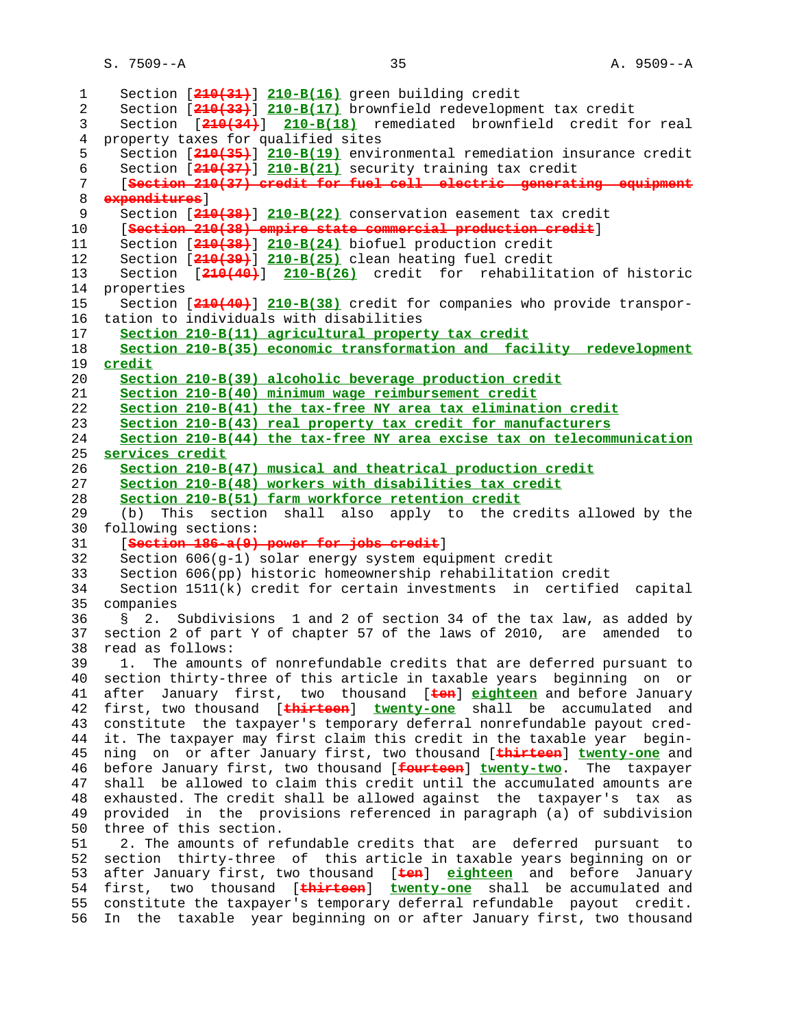Section [~~210(31)~~] **210-B(16)** green building credit
Section [~~210(33)~~] **210-B(17)** brownfield redevelopment tax credit
Section [~~210(34)~~] **210-B(18)** remediated brownfield credit for real property taxes for qualified sites
Section [~~210(35)~~] **210-B(19)** environmental remediation insurance credit
Section [~~210(37)~~] **210-B(21)** security training tax credit
[~~Section 210(37) credit for fuel cell electric generating equipment expenditures~~]
Section [~~210(38)~~] **210-B(22)** conservation easement tax credit
[~~Section 210(38) empire state commercial production credit~~]
Section [~~210(38)~~] **210-B(24)** biofuel production credit
Section [~~210(39)~~] **210-B(25)** clean heating fuel credit
Section [~~210(40)~~] **210-B(26)** credit for rehabilitation of historic properties
Section [~~210(40)~~] **210-B(38)** credit for companies who provide transportation to individuals with disabilities
**Section 210-B(11) agricultural property tax credit**
**Section 210-B(35) economic transformation and facility redevelopment credit**
**Section 210-B(39) alcoholic beverage production credit**
**Section 210-B(40) minimum wage reimbursement credit**
**Section 210-B(41) the tax-free NY area tax elimination credit**
**Section 210-B(43) real property tax credit for manufacturers**
**Section 210-B(44) the tax-free NY area excise tax on telecommunication services credit**
**Section 210-B(47) musical and theatrical production credit**
**Section 210-B(48) workers with disabilities tax credit**
**Section 210-B(51) farm workforce retention credit**

(b) This section shall also apply to the credits allowed by the following sections:
[~~Section 186-a(9) power for jobs credit~~]
Section 606(g-1) solar energy system equipment credit
Section 606(pp) historic homeownership rehabilitation credit
Section 1511(k) credit for certain investments in certified capital companies

§ 2. Subdivisions 1 and 2 of section 34 of the tax law, as added by section 2 of part Y of chapter 57 of the laws of 2010, are amended to read as follows:

1. The amounts of nonrefundable credits that are deferred pursuant to section thirty-three of this article in taxable years beginning on or after January first, two thousand [~~ten~~] **eighteen** and before January first, two thousand [~~thirteen~~] **twenty-one** shall be accumulated and constitute the taxpayer's temporary deferral nonrefundable payout credit. The taxpayer may first claim this credit in the taxable year beginning on or after January first, two thousand [~~thirteen~~] **twenty-one** and before January first, two thousand [~~fourteen~~] **twenty-two**. The taxpayer shall be allowed to claim this credit until the accumulated amounts are exhausted. The credit shall be allowed against the taxpayer's tax as provided in the provisions referenced in paragraph (a) of subdivision three of this section.

2. The amounts of refundable credits that are deferred pursuant to section thirty-three of this article in taxable years beginning on or after January first, two thousand [~~ten~~] **eighteen** and before January first, two thousand [~~thirteen~~] **twenty-one** shall be accumulated and constitute the taxpayer's temporary deferral refundable payout credit. In the taxable year beginning on or after January first, two thousand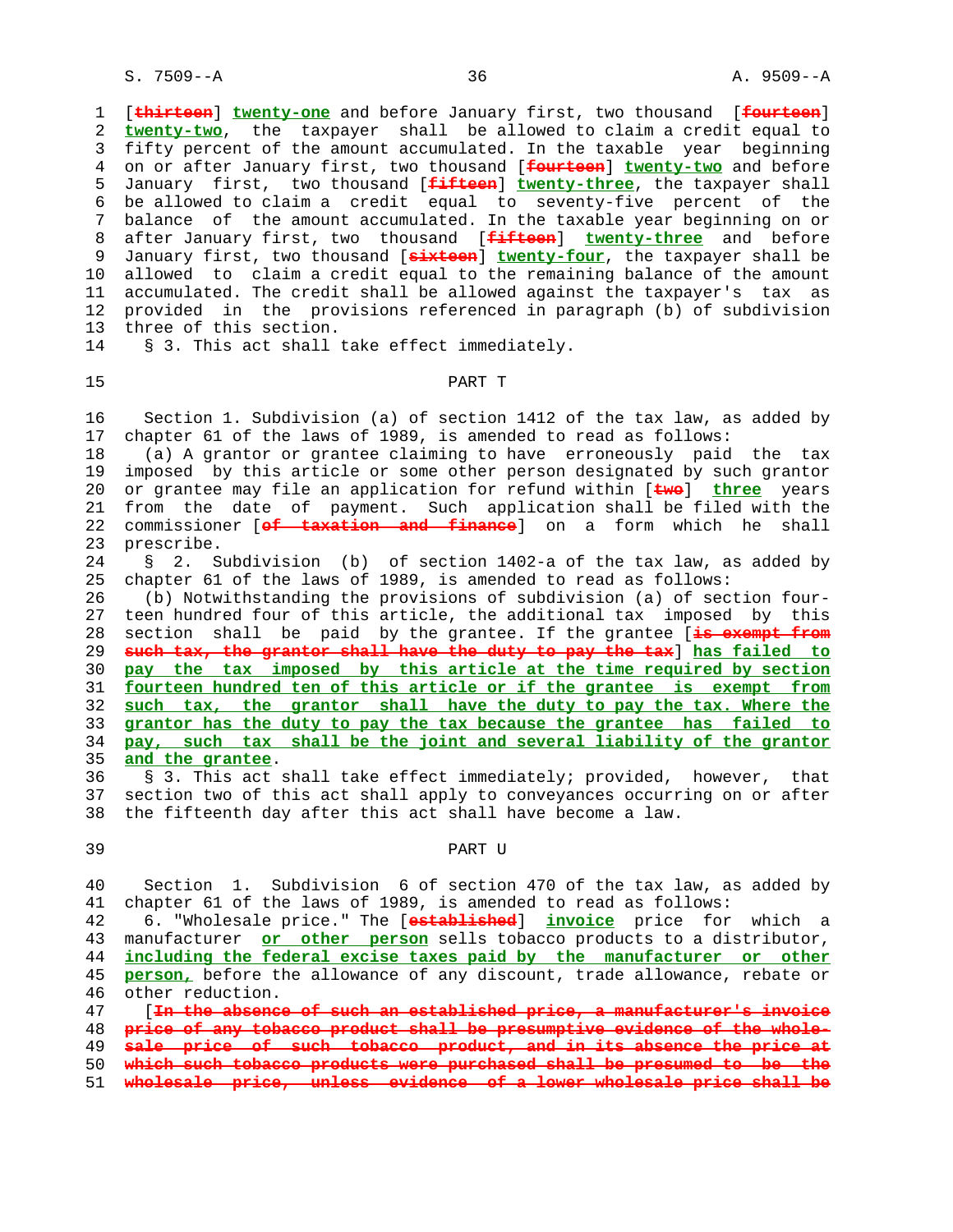[~~thirteen~~] **twenty-one** and before January first, two thousand [~~fourteen~~] **twenty-two**, the taxpayer shall be allowed to claim a credit equal to fifty percent of the amount accumulated. In the taxable year beginning on or after January first, two thousand [~~fourteen~~] **twenty-two** and before January first, two thousand [~~fifteen~~] **twenty-three**, the taxpayer shall be allowed to claim a credit equal to seventy-five percent of the balance of the amount accumulated. In the taxable year beginning on or after January first, two thousand [~~fifteen~~] **twenty-three** and before January first, two thousand [~~sixteen~~] **twenty-four**, the taxpayer shall be allowed to claim a credit equal to the remaining balance of the amount accumulated. The credit shall be allowed against the taxpayer's tax as provided in the provisions referenced in paragraph (b) of subdivision three of this section.

§ 3. This act shall take effect immediately.

## PART T

Section 1. Subdivision (a) of section 1412 of the tax law, as added by chapter 61 of the laws of 1989, is amended to read as follows:

(a) A grantor or grantee claiming to have erroneously paid the tax imposed by this article or some other person designated by such grantor or grantee may file an application for refund within [~~two~~] **three** years from the date of payment. Such application shall be filed with the commissioner [~~of taxation and finance~~] on a form which he shall prescribe.

§ 2. Subdivision (b) of section 1402-a of the tax law, as added by chapter 61 of the laws of 1989, is amended to read as follows:

(b) Notwithstanding the provisions of subdivision (a) of section fourteen hundred four of this article, the additional tax imposed by this section shall be paid by the grantee. If the grantee [~~is exempt from such tax, the grantor shall have the duty to pay the tax~~] **has failed to pay the tax imposed by this article at the time required by section fourteen hundred ten of this article or if the grantee is exempt from such tax, the grantor shall have the duty to pay the tax. Where the grantor has the duty to pay the tax because the grantee has failed to pay, such tax shall be the joint and several liability of the grantor and the grantee**.

§ 3. This act shall take effect immediately; provided, however, that section two of this act shall apply to conveyances occurring on or after the fifteenth day after this act shall have become a law.

## PART U

Section 1. Subdivision 6 of section 470 of the tax law, as added by chapter 61 of the laws of 1989, is amended to read as follows:

6. "Wholesale price." The [~~established~~] **invoice** price for which a manufacturer **or other person** sells tobacco products to a distributor, **including the federal excise taxes paid by the manufacturer or other person,** before the allowance of any discount, trade allowance, rebate or other reduction.

[~~In the absence of such an established price, a manufacturer's invoice price of any tobacco product shall be presumptive evidence of the wholesale price of such tobacco product, and in its absence the price at which such tobacco products were purchased shall be presumed to be the wholesale price, unless evidence of a lower wholesale price shall be~~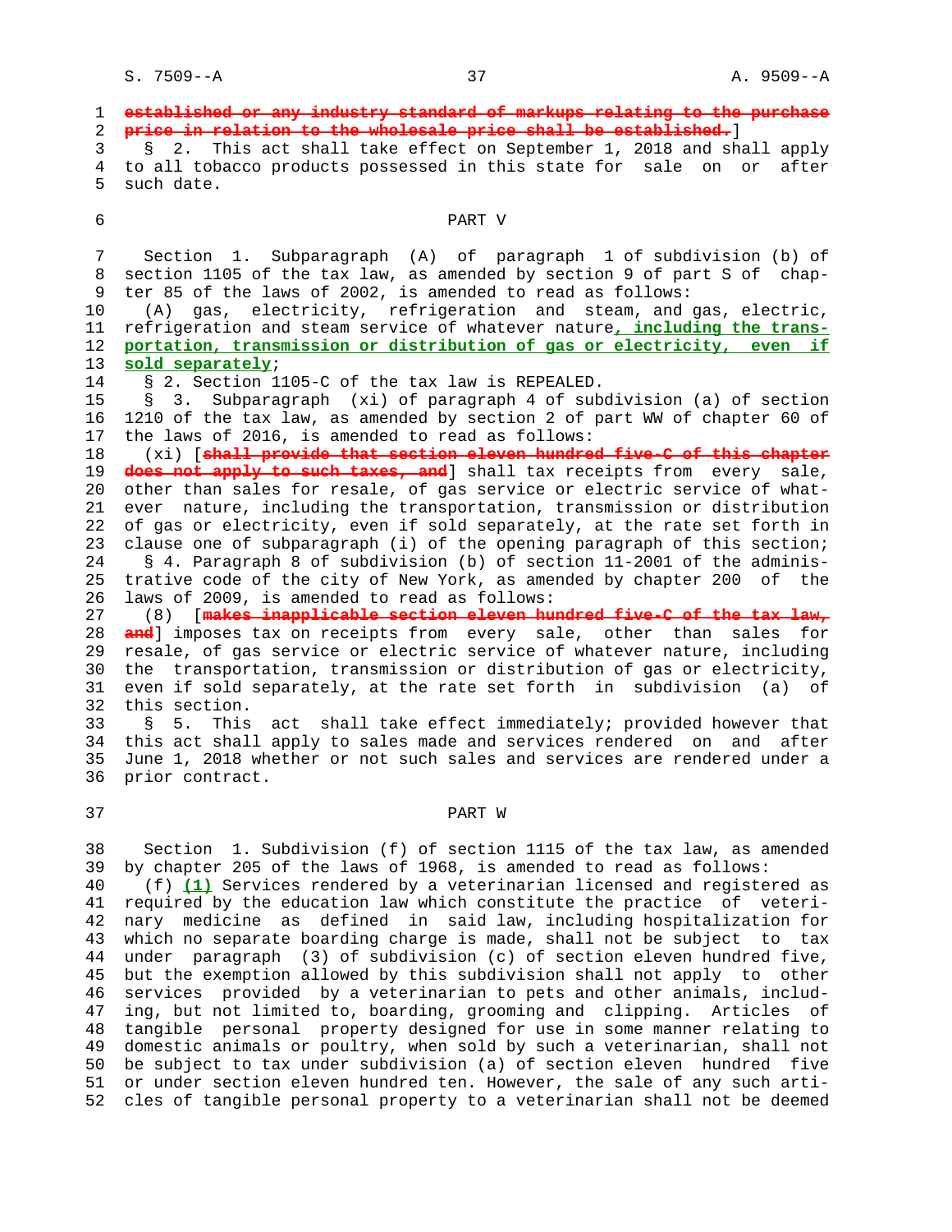established or any industry standard of markups relating to the purchase price in relation to the wholesale price shall be established.]

§ 2. This act shall take effect on September 1, 2018 and shall apply to all tobacco products possessed in this state for sale on or after such date.

PART V

Section 1. Subparagraph (A) of paragraph 1 of subdivision (b) of section 1105 of the tax law, as amended by section 9 of part S of chapter 85 of the laws of 2002, is amended to read as follows:

(A) gas, electricity, refrigeration and steam, and gas, electric, refrigeration and steam service of whatever nature, including the transportation, transmission or distribution of gas or electricity, even if sold separately;

§ 2. Section 1105-C of the tax law is REPEALED.

§ 3. Subparagraph (xi) of paragraph 4 of subdivision (a) of section 1210 of the tax law, as amended by section 2 of part WW of chapter 60 of the laws of 2016, is amended to read as follows:

(xi) [shall provide that section eleven hundred five-C of this chapter does not apply to such taxes, and] shall tax receipts from every sale, other than sales for resale, of gas service or electric service of whatever nature, including the transportation, transmission or distribution of gas or electricity, even if sold separately, at the rate set forth in clause one of subparagraph (i) of the opening paragraph of this section;

§ 4. Paragraph 8 of subdivision (b) of section 11-2001 of the administrative code of the city of New York, as amended by chapter 200 of the laws of 2009, is amended to read as follows:

(8) [makes inapplicable section eleven hundred five-C of the tax law, and] imposes tax on receipts from every sale, other than sales for resale, of gas service or electric service of whatever nature, including the transportation, transmission or distribution of gas or electricity, even if sold separately, at the rate set forth in subdivision (a) of this section.

§ 5. This act shall take effect immediately; provided however that this act shall apply to sales made and services rendered on and after June 1, 2018 whether or not such sales and services are rendered under a prior contract.

PART W

Section 1. Subdivision (f) of section 1115 of the tax law, as amended by chapter 205 of the laws of 1968, is amended to read as follows:

(f) (1) Services rendered by a veterinarian licensed and registered as required by the education law which constitute the practice of veterinary medicine as defined in said law, including hospitalization for which no separate boarding charge is made, shall not be subject to tax under paragraph (3) of subdivision (c) of section eleven hundred five, but the exemption allowed by this subdivision shall not apply to other services provided by a veterinarian to pets and other animals, including, but not limited to, boarding, grooming and clipping. Articles of tangible personal property designed for use in some manner relating to domestic animals or poultry, when sold by such a veterinarian, shall not be subject to tax under subdivision (a) of section eleven hundred five or under section eleven hundred ten. However, the sale of any such articles of tangible personal property to a veterinarian shall not be deemed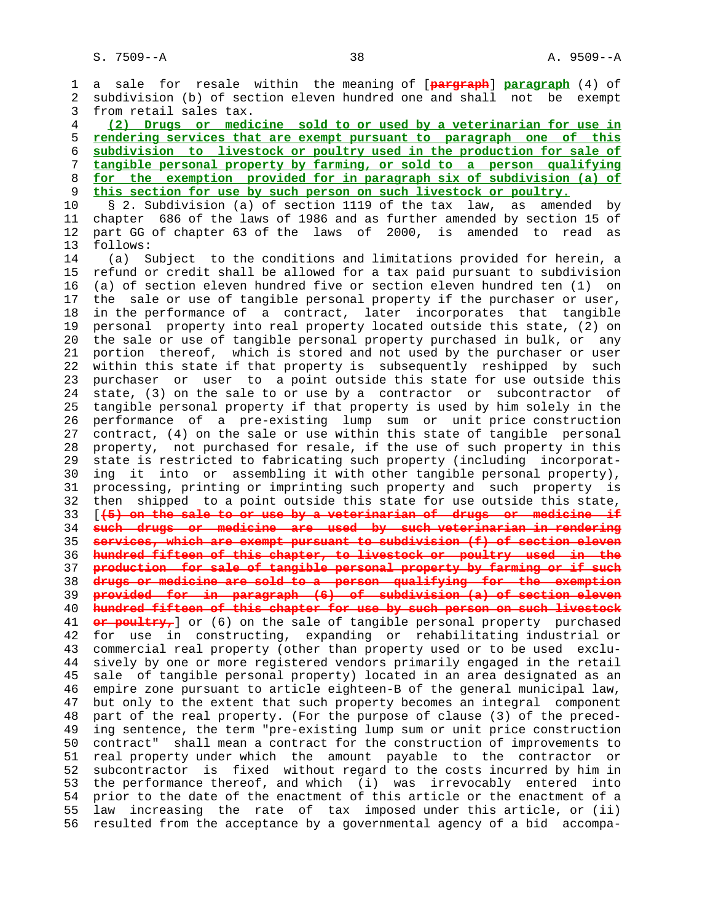a sale for resale within the meaning of [~~pargraph~~] **paragraph** (4) of subdivision (b) of section eleven hundred one and shall not be exempt from retail sales tax.

**(2) Drugs or medicine sold to or used by a veterinarian for use in rendering services that are exempt pursuant to paragraph one of this subdivision to livestock or poultry used in the production for sale of tangible personal property by farming, or sold to a person qualifying for the exemption provided for in paragraph six of subdivision (a) of this section for use by such person on such livestock or poultry.**

§ 2. Subdivision (a) of section 1119 of the tax law, as amended by chapter 686 of the laws of 1986 and as further amended by section 15 of part GG of chapter 63 of the laws of 2000, is amended to read as follows:

(a) Subject to the conditions and limitations provided for herein, a refund or credit shall be allowed for a tax paid pursuant to subdivision (a) of section eleven hundred five or section eleven hundred ten (1) on the sale or use of tangible personal property if the purchaser or user, in the performance of a contract, later incorporates that tangible personal property into real property located outside this state, (2) on the sale or use of tangible personal property purchased in bulk, or any portion thereof, which is stored and not used by the purchaser or user within this state if that property is subsequently reshipped by such purchaser or user to a point outside this state for use outside this state, (3) on the sale to or use by a contractor or subcontractor of tangible personal property if that property is used by him solely in the performance of a pre-existing lump sum or unit price construction contract, (4) on the sale or use within this state of tangible personal property, not purchased for resale, if the use of such property in this state is restricted to fabricating such property (including incorporating it into or assembling it with other tangible personal property), processing, printing or imprinting such property and such property is then shipped to a point outside this state for use outside this state, [~~(5) on the sale to or use by a veterinarian of drugs or medicine if such drugs or medicine are used by such veterinarian in rendering services, which are exempt pursuant to subdivision (f) of section eleven hundred fifteen of this chapter, to livestock or poultry used in the production for sale of tangible personal property by farming or if such drugs or medicine are sold to a person qualifying for the exemption provided for in paragraph (6) of subdivision (a) of section eleven hundred fifteen of this chapter for use by such person on such livestock or poultry,~~] or (6) on the sale of tangible personal property purchased for use in constructing, expanding or rehabilitating industrial or commercial real property (other than property used or to be used exclusively by one or more registered vendors primarily engaged in the retail sale of tangible personal property) located in an area designated as an empire zone pursuant to article eighteen-B of the general municipal law, but only to the extent that such property becomes an integral component part of the real property. (For the purpose of clause (3) of the preceding sentence, the term "pre-existing lump sum or unit price construction contract" shall mean a contract for the construction of improvements to real property under which the amount payable to the contractor or subcontractor is fixed without regard to the costs incurred by him in the performance thereof, and which (i) was irrevocably entered into prior to the date of the enactment of this article or the enactment of a law increasing the rate of tax imposed under this article, or (ii) resulted from the acceptance by a governmental agency of a bid accompa-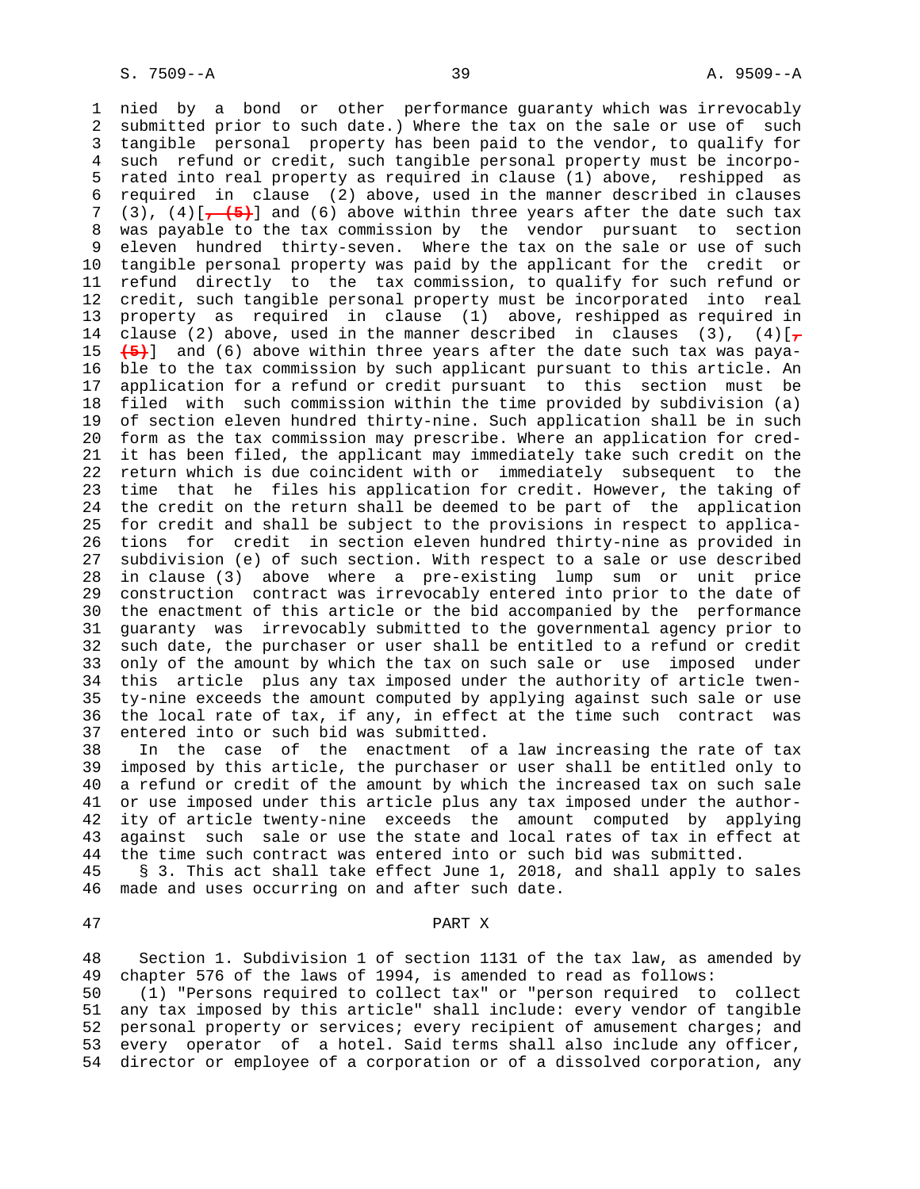nied by a bond or other performance guaranty which was irrevocably submitted prior to such date.) Where the tax on the sale or use of such tangible personal property has been paid to the vendor, to qualify for such refund or credit, such tangible personal property must be incorporated into real property as required in clause (1) above, reshipped as required in clause (2) above, used in the manner described in clauses (3), (4)[~~, (5)~~] and (6) above within three years after the date such tax was payable to the tax commission by the vendor pursuant to section eleven hundred thirty-seven. Where the tax on the sale or use of such tangible personal property was paid by the applicant for the credit or refund directly to the tax commission, to qualify for such refund or credit, such tangible personal property must be incorporated into real property as required in clause (1) above, reshipped as required in clause (2) above, used in the manner described in clauses (3), (4)[~~, (5)~~] and (6) above within three years after the date such tax was payable to the tax commission by such applicant pursuant to this article. An application for a refund or credit pursuant to this section must be filed with such commission within the time provided by subdivision (a) of section eleven hundred thirty-nine. Such application shall be in such form as the tax commission may prescribe. Where an application for credit has been filed, the applicant may immediately take such credit on the return which is due coincident with or immediately subsequent to the time that he files his application for credit. However, the taking of the credit on the return shall be deemed to be part of the application for credit and shall be subject to the provisions in respect to applications for credit in section eleven hundred thirty-nine as provided in subdivision (e) of such section. With respect to a sale or use described in clause (3) above where a pre-existing lump sum or unit price construction contract was irrevocably entered into prior to the date of the enactment of this article or the bid accompanied by the performance guaranty was irrevocably submitted to the governmental agency prior to such date, the purchaser or user shall be entitled to a refund or credit only of the amount by which the tax on such sale or use imposed under this article plus any tax imposed under the authority of article twenty-nine exceeds the amount computed by applying against such sale or use the local rate of tax, if any, in effect at the time such contract was entered into or such bid was submitted.

In the case of the enactment of a law increasing the rate of tax imposed by this article, the purchaser or user shall be entitled only to a refund or credit of the amount by which the increased tax on such sale or use imposed under this article plus any tax imposed under the authority of article twenty-nine exceeds the amount computed by applying against such sale or use the state and local rates of tax in effect at the time such contract was entered into or such bid was submitted.

§ 3. This act shall take effect June 1, 2018, and shall apply to sales made and uses occurring on and after such date.

## PART X

Section 1. Subdivision 1 of section 1131 of the tax law, as amended by chapter 576 of the laws of 1994, is amended to read as follows:

(1) "Persons required to collect tax" or "person required to collect any tax imposed by this article" shall include: every vendor of tangible personal property or services; every recipient of amusement charges; and every operator of a hotel. Said terms shall also include any officer, director or employee of a corporation or of a dissolved corporation, any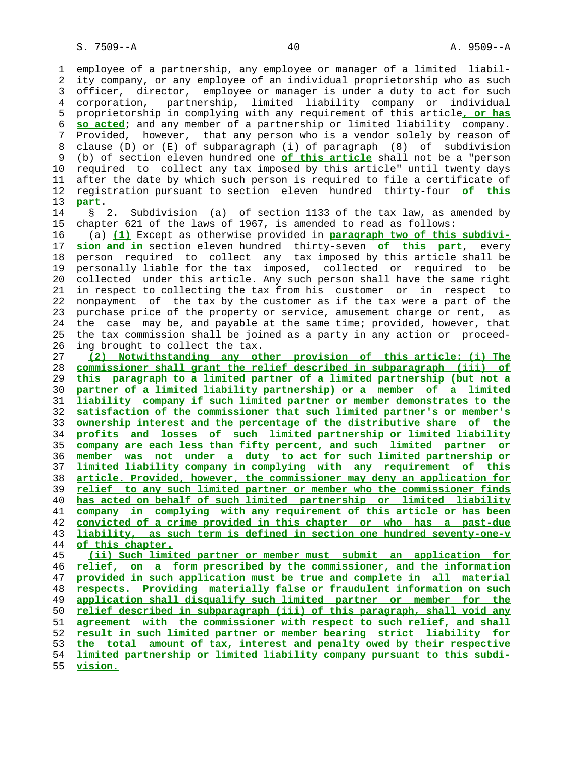employee of a partnership, any employee or manager of a limited liability company, or any employee of an individual proprietorship who as such officer, director, employee or manager is under a duty to act for such corporation, partnership, limited liability company or individual proprietorship in complying with any requirement of this article**, or has so acted**; and any member of a partnership or limited liability company. Provided, however, that any person who is a vendor solely by reason of clause (D) or (E) of subparagraph (i) of paragraph (8) of subdivision (b) of section eleven hundred one **of this article** shall not be a "person required to collect any tax imposed by this article" until twenty days after the date by which such person is required to file a certificate of registration pursuant to section eleven hundred thirty-four **of this part**.

§ 2. Subdivision (a) of section 1133 of the tax law, as amended by chapter 621 of the laws of 1967, is amended to read as follows:

(a) **(1)** Except as otherwise provided in **paragraph two of this subdivision and in** section eleven hundred thirty-seven **of this part**, every person required to collect any tax imposed by this article shall be personally liable for the tax imposed, collected or required to be collected under this article. Any such person shall have the same right in respect to collecting the tax from his customer or in respect to nonpayment of the tax by the customer as if the tax were a part of the purchase price of the property or service, amusement charge or rent, as the case may be, and payable at the same time; provided, however, that the tax commission shall be joined as a party in any action or proceeding brought to collect the tax.

**(2) Notwithstanding any other provision of this article: (i) The commissioner shall grant the relief described in subparagraph (iii) of this paragraph to a limited partner of a limited partnership (but not a partner of a limited liability partnership) or a member of a limited liability company if such limited partner or member demonstrates to the satisfaction of the commissioner that such limited partner's or member's ownership interest and the percentage of the distributive share of the profits and losses of such limited partnership or limited liability company are each less than fifty percent, and such limited partner or member was not under a duty to act for such limited partnership or limited liability company in complying with any requirement of this article. Provided, however, the commissioner may deny an application for relief to any such limited partner or member who the commissioner finds has acted on behalf of such limited partnership or limited liability company in complying with any requirement of this article or has been convicted of a crime provided in this chapter or who has a past-due liability, as such term is defined in section one hundred seventy-one-v of this chapter.**

**(ii) Such limited partner or member must submit an application for relief, on a form prescribed by the commissioner, and the information provided in such application must be true and complete in all material respects. Providing materially false or fraudulent information on such application shall disqualify such limited partner or member for the relief described in subparagraph (iii) of this paragraph, shall void any agreement with the commissioner with respect to such relief, and shall result in such limited partner or member bearing strict liability for the total amount of tax, interest and penalty owed by their respective limited partnership or limited liability company pursuant to this subdivision.**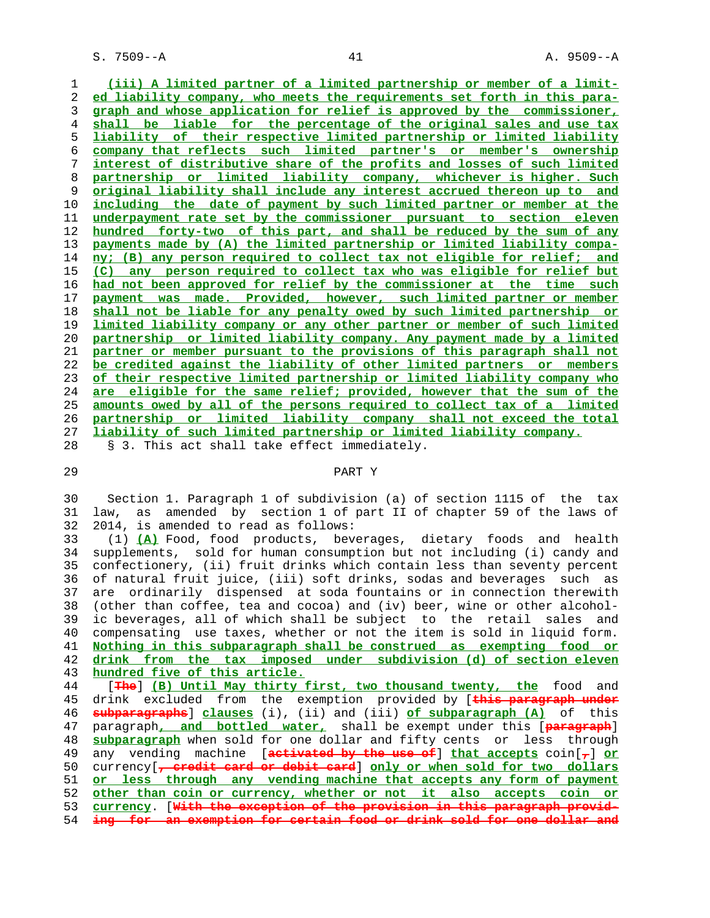(iii) A limited partner of a limited partnership or member of a limited liability company, who meets the requirements set forth in this paragraph and whose application for relief is approved by the commissioner, shall be liable for the percentage of the original sales and use tax liability of their respective limited partnership or limited liability company that reflects such limited partner's or member's ownership interest of distributive share of the profits and losses of such limited partnership or limited liability company, whichever is higher. Such original liability shall include any interest accrued thereon up to and including the date of payment by such limited partner or member at the underpayment rate set by the commissioner pursuant to section eleven hundred forty-two of this part, and shall be reduced by the sum of any payments made by (A) the limited partnership or limited liability company; (B) any person required to collect tax not eligible for relief; and (C) any person required to collect tax who was eligible for relief but had not been approved for relief by the commissioner at the time such payment was made. Provided, however, such limited partner or member shall not be liable for any penalty owed by such limited partnership or limited liability company or any other partner or member of such limited partnership or limited liability company. Any payment made by a limited partner or member pursuant to the provisions of this paragraph shall not be credited against the liability of other limited partners or members of their respective limited partnership or limited liability company who are eligible for the same relief; provided, however that the sum of the amounts owed by all of the persons required to collect tax of a limited partnership or limited liability company shall not exceed the total liability of such limited partnership or limited liability company.

§ 3. This act shall take effect immediately.

PART Y

Section 1. Paragraph 1 of subdivision (a) of section 1115 of the tax law, as amended by section 1 of part II of chapter 59 of the laws of 2014, is amended to read as follows:

(1) (A) Food, food products, beverages, dietary foods and health supplements, sold for human consumption but not including (i) candy and confectionery, (ii) fruit drinks which contain less than seventy percent of natural fruit juice, (iii) soft drinks, sodas and beverages such as are ordinarily dispensed at soda fountains or in connection therewith (other than coffee, tea and cocoa) and (iv) beer, wine or other alcoholic beverages, all of which shall be subject to the retail sales and compensating use taxes, whether or not the item is sold in liquid form. Nothing in this subparagraph shall be construed as exempting food or drink from the tax imposed under subdivision (d) of section eleven hundred five of this article.

[The] (B) Until May thirty first, two thousand twenty, the food and drink excluded from the exemption provided by [this paragraph under subparagraphs] clauses (i), (ii) and (iii) of subparagraph (A) of this paragraph, and bottled water, shall be exempt under this [paragraph] subparagraph when sold for one dollar and fifty cents or less through any vending machine [activated by the use of] that accepts coin[,] or currency[, credit card or debit card] only or when sold for two dollars or less through any vending machine that accepts any form of payment other than coin or currency, whether or not it also accepts coin or currency. [With the exception of the provision in this paragraph providing for an exemption for certain food or drink sold for one dollar and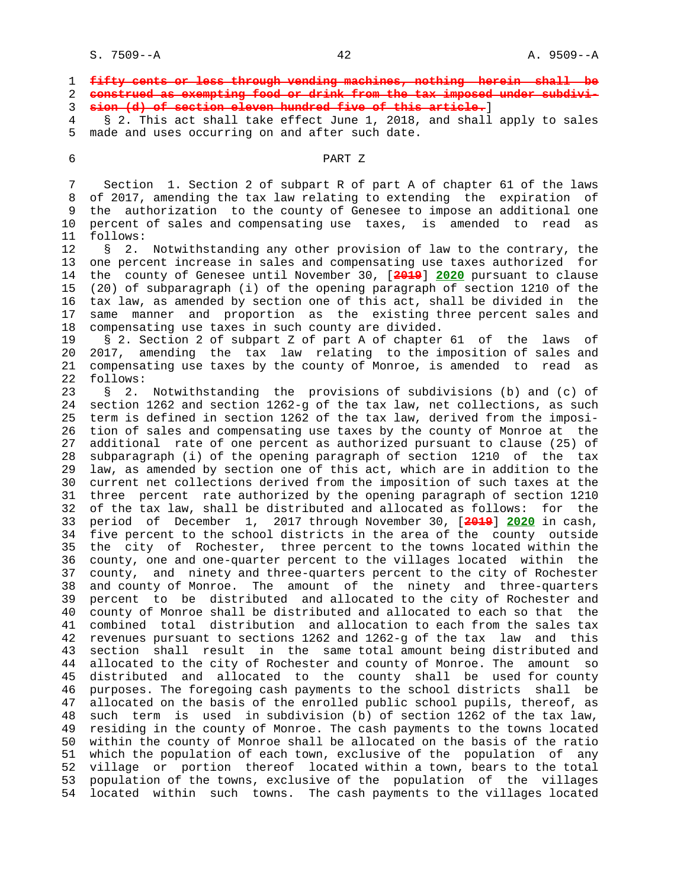~~fifty cents or less through vending machines, nothing herein shall be construed as exempting food or drink from the tax imposed under subdivision (d) of section eleven hundred five of this article.~~]

§ 2. This act shall take effect June 1, 2018, and shall apply to sales made and uses occurring on and after such date.

PART Z

Section 1. Section 2 of subpart R of part A of chapter 61 of the laws of 2017, amending the tax law relating to extending the expiration of the authorization to the county of Genesee to impose an additional one percent of sales and compensating use taxes, is amended to read as follows:

§ 2. Notwithstanding any other provision of law to the contrary, the one percent increase in sales and compensating use taxes authorized for the county of Genesee until November 30, [~~2019~~] **2020** pursuant to clause (20) of subparagraph (i) of the opening paragraph of section 1210 of the tax law, as amended by section one of this act, shall be divided in the same manner and proportion as the existing three percent sales and compensating use taxes in such county are divided.

§ 2. Section 2 of subpart Z of part A of chapter 61 of the laws of 2017, amending the tax law relating to the imposition of sales and compensating use taxes by the county of Monroe, is amended to read as follows:

§ 2. Notwithstanding the provisions of subdivisions (b) and (c) of section 1262 and section 1262-g of the tax law, net collections, as such term is defined in section 1262 of the tax law, derived from the imposition of sales and compensating use taxes by the county of Monroe at the additional rate of one percent as authorized pursuant to clause (25) of subparagraph (i) of the opening paragraph of section 1210 of the tax law, as amended by section one of this act, which are in addition to the current net collections derived from the imposition of such taxes at the three percent rate authorized by the opening paragraph of section 1210 of the tax law, shall be distributed and allocated as follows: for the period of December 1, 2017 through November 30, [~~2019~~] **2020** in cash, five percent to the school districts in the area of the county outside the city of Rochester, three percent to the towns located within the county, one and one-quarter percent to the villages located within the county, and ninety and three-quarters percent to the city of Rochester and county of Monroe. The amount of the ninety and three-quarters percent to be distributed and allocated to the city of Rochester and county of Monroe shall be distributed and allocated to each so that the combined total distribution and allocation to each from the sales tax revenues pursuant to sections 1262 and 1262-g of the tax law and this section shall result in the same total amount being distributed and allocated to the city of Rochester and county of Monroe. The amount so distributed and allocated to the county shall be used for county purposes. The foregoing cash payments to the school districts shall be allocated on the basis of the enrolled public school pupils, thereof, as such term is used in subdivision (b) of section 1262 of the tax law, residing in the county of Monroe. The cash payments to the towns located within the county of Monroe shall be allocated on the basis of the ratio which the population of each town, exclusive of the population of any village or portion thereof located within a town, bears to the total population of the towns, exclusive of the population of the villages located within such towns. The cash payments to the villages located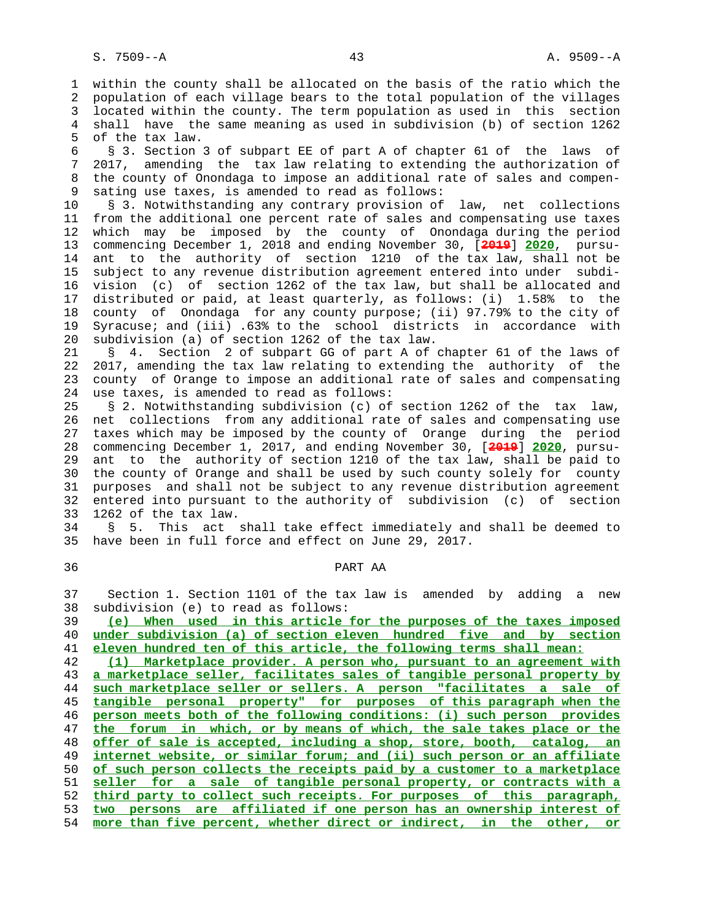within the county shall be allocated on the basis of the ratio which the population of each village bears to the total population of the villages located within the county. The term population as used in this section shall have the same meaning as used in subdivision (b) of section 1262 of the tax law.

§ 3. Section 3 of subpart EE of part A of chapter 61 of the laws of 2017, amending the tax law relating to extending the authorization of the county of Onondaga to impose an additional rate of sales and compensating use taxes, is amended to read as follows:

§ 3. Notwithstanding any contrary provision of law, net collections from the additional one percent rate of sales and compensating use taxes which may be imposed by the county of Onondaga during the period commencing December 1, 2018 and ending November 30, [~~2019~~] **2020**, pursuant to the authority of section 1210 of the tax law, shall not be subject to any revenue distribution agreement entered into under subdivision (c) of section 1262 of the tax law, but shall be allocated and distributed or paid, at least quarterly, as follows: (i) 1.58% to the county of Onondaga for any county purpose; (ii) 97.79% to the city of Syracuse; and (iii) .63% to the school districts in accordance with subdivision (a) of section 1262 of the tax law.

§ 4. Section 2 of subpart GG of part A of chapter 61 of the laws of 2017, amending the tax law relating to extending the authority of the county of Orange to impose an additional rate of sales and compensating use taxes, is amended to read as follows:

§ 2. Notwithstanding subdivision (c) of section 1262 of the tax law, net collections from any additional rate of sales and compensating use taxes which may be imposed by the county of Orange during the period commencing December 1, 2017, and ending November 30, [~~2019~~] **2020**, pursuant to the authority of section 1210 of the tax law, shall be paid to the county of Orange and shall be used by such county solely for county purposes and shall not be subject to any revenue distribution agreement entered into pursuant to the authority of subdivision (c) of section 1262 of the tax law.

§ 5. This act shall take effect immediately and shall be deemed to have been in full force and effect on June 29, 2017.

PART AA

Section 1. Section 1101 of the tax law is amended by adding a new subdivision (e) to read as follows:

**(e) When used in this article for the purposes of the taxes imposed under subdivision (a) of section eleven hundred five and by section eleven hundred ten of this article, the following terms shall mean:**

**(1) Marketplace provider. A person who, pursuant to an agreement with a marketplace seller, facilitates sales of tangible personal property by such marketplace seller or sellers. A person "facilitates a sale of tangible personal property" for purposes of this paragraph when the person meets both of the following conditions: (i) such person provides the forum in which, or by means of which, the sale takes place or the offer of sale is accepted, including a shop, store, booth, catalog, an internet website, or similar forum; and (ii) such person or an affiliate of such person collects the receipts paid by a customer to a marketplace seller for a sale of tangible personal property, or contracts with a third party to collect such receipts. For purposes of this paragraph, two persons are affiliated if one person has an ownership interest of more than five percent, whether direct or indirect, in the other, or**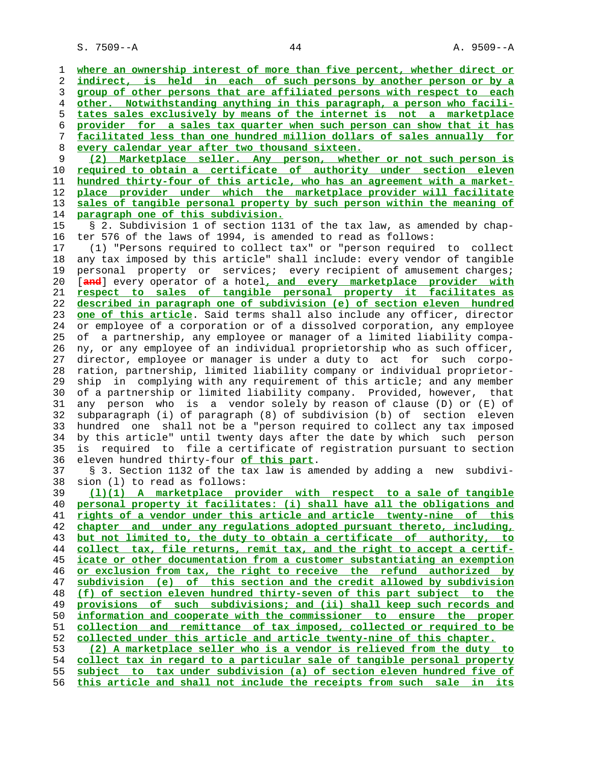where an ownership interest of more than five percent, whether direct or indirect, is held in each of such persons by another person or by a group of other persons that are affiliated persons with respect to each other. Notwithstanding anything in this paragraph, a person who facilitates sales exclusively by means of the internet is not a marketplace provider for a sales tax quarter when such person can show that it has facilitated less than one hundred million dollars of sales annually for every calendar year after two thousand sixteen.

(2) Marketplace seller. Any person, whether or not such person is required to obtain a certificate of authority under section eleven hundred thirty-four of this article, who has an agreement with a marketplace provider under which the marketplace provider will facilitate sales of tangible personal property by such person within the meaning of paragraph one of this subdivision.

§ 2. Subdivision 1 of section 1131 of the tax law, as amended by chapter 576 of the laws of 1994, is amended to read as follows:

(1) "Persons required to collect tax" or "person required to collect any tax imposed by this article" shall include: every vendor of tangible personal property or services; every recipient of amusement charges; [and] every operator of a hotel, and every marketplace provider with respect to sales of tangible personal property it facilitates as described in paragraph one of subdivision (e) of section eleven hundred one of this article. Said terms shall also include any officer, director or employee of a corporation or of a dissolved corporation, any employee of a partnership, any employee or manager of a limited liability company, or any employee of an individual proprietorship who as such officer, director, employee or manager is under a duty to act for such corporation, partnership, limited liability company or individual proprietorship in complying with any requirement of this article; and any member of a partnership or limited liability company. Provided, however, that any person who is a vendor solely by reason of clause (D) or (E) of subparagraph (i) of paragraph (8) of subdivision (b) of section eleven hundred one shall not be a "person required to collect any tax imposed by this article" until twenty days after the date by which such person is required to file a certificate of registration pursuant to section eleven hundred thirty-four of this part.

§ 3. Section 1132 of the tax law is amended by adding a new subdivision (l) to read as follows:

(l)(1) A marketplace provider with respect to a sale of tangible personal property it facilitates: (i) shall have all the obligations and rights of a vendor under this article and article twenty-nine of this chapter and under any regulations adopted pursuant thereto, including, but not limited to, the duty to obtain a certificate of authority, to collect tax, file returns, remit tax, and the right to accept a certificate or other documentation from a customer substantiating an exemption or exclusion from tax, the right to receive the refund authorized by subdivision (e) of this section and the credit allowed by subdivision (f) of section eleven hundred thirty-seven of this part subject to the provisions of such subdivisions; and (ii) shall keep such records and information and cooperate with the commissioner to ensure the proper collection and remittance of tax imposed, collected or required to be collected under this article and article twenty-nine of this chapter.

(2) A marketplace seller who is a vendor is relieved from the duty to collect tax in regard to a particular sale of tangible personal property subject to tax under subdivision (a) of section eleven hundred five of this article and shall not include the receipts from such sale in its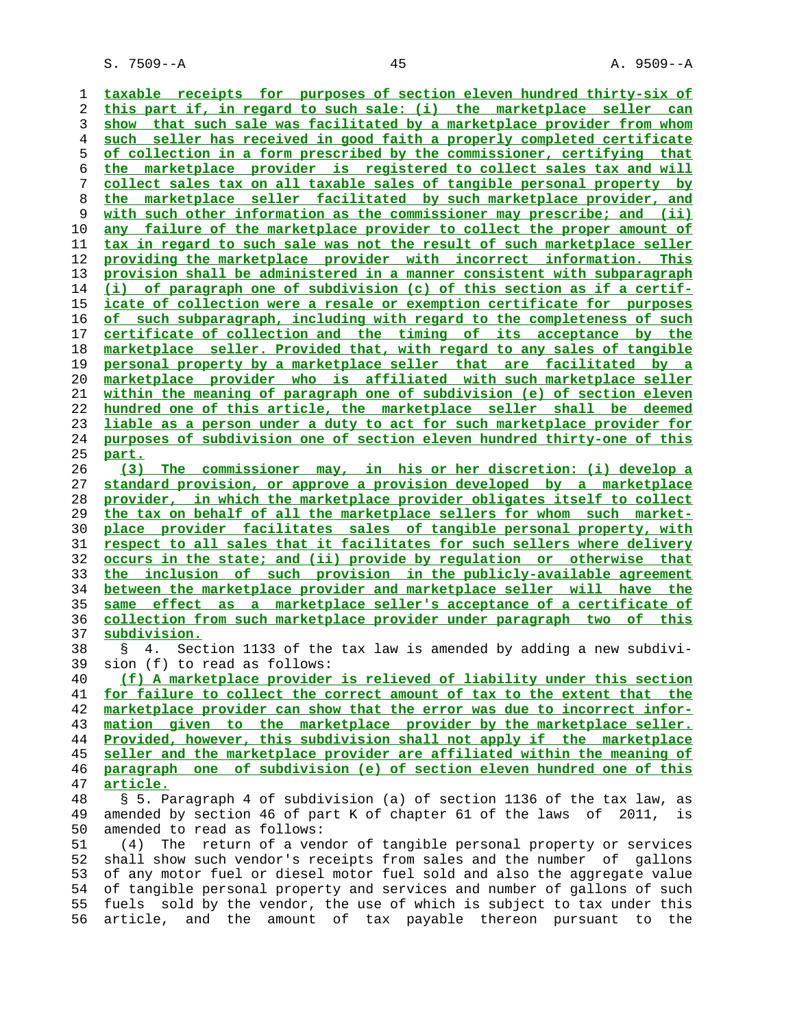taxable receipts for purposes of section eleven hundred thirty-six of this part if, in regard to such sale: (i) the marketplace seller can show that such sale was facilitated by a marketplace provider from whom such seller has received in good faith a properly completed certificate of collection in a form prescribed by the commissioner, certifying that the marketplace provider is registered to collect sales tax and will collect sales tax on all taxable sales of tangible personal property by the marketplace seller facilitated by such marketplace provider, and with such other information as the commissioner may prescribe; and (ii) any failure of the marketplace provider to collect the proper amount of tax in regard to such sale was not the result of such marketplace seller providing the marketplace provider with incorrect information. This provision shall be administered in a manner consistent with subparagraph (i) of paragraph one of subdivision (c) of this section as if a certificate of collection were a resale or exemption certificate for purposes of such subparagraph, including with regard to the completeness of such certificate of collection and the timing of its acceptance by the marketplace seller. Provided that, with regard to any sales of tangible personal property by a marketplace seller that are facilitated by a marketplace provider who is affiliated with such marketplace seller within the meaning of paragraph one of subdivision (e) of section eleven hundred one of this article, the marketplace seller shall be deemed liable as a person under a duty to act for such marketplace provider for purposes of subdivision one of section eleven hundred thirty-one of this part.

(3) The commissioner may, in his or her discretion: (i) develop a standard provision, or approve a provision developed by a marketplace provider, in which the marketplace provider obligates itself to collect the tax on behalf of all the marketplace sellers for whom such marketplace provider facilitates sales of tangible personal property, with respect to all sales that it facilitates for such sellers where delivery occurs in the state; and (ii) provide by regulation or otherwise that the inclusion of such provision in the publicly-available agreement between the marketplace provider and marketplace seller will have the same effect as a marketplace seller's acceptance of a certificate of collection from such marketplace provider under paragraph two of this subdivision.

§ 4. Section 1133 of the tax law is amended by adding a new subdivision (f) to read as follows:

(f) A marketplace provider is relieved of liability under this section for failure to collect the correct amount of tax to the extent that the marketplace provider can show that the error was due to incorrect information given to the marketplace provider by the marketplace seller. Provided, however, this subdivision shall not apply if the marketplace seller and the marketplace provider are affiliated within the meaning of paragraph one of subdivision (e) of section eleven hundred one of this article.

§ 5. Paragraph 4 of subdivision (a) of section 1136 of the tax law, as amended by section 46 of part K of chapter 61 of the laws of 2011, is amended to read as follows:

(4) The return of a vendor of tangible personal property or services shall show such vendor's receipts from sales and the number of gallons of any motor fuel or diesel motor fuel sold and also the aggregate value of tangible personal property and services and number of gallons of such fuels sold by the vendor, the use of which is subject to tax under this article, and the amount of tax payable thereon pursuant to the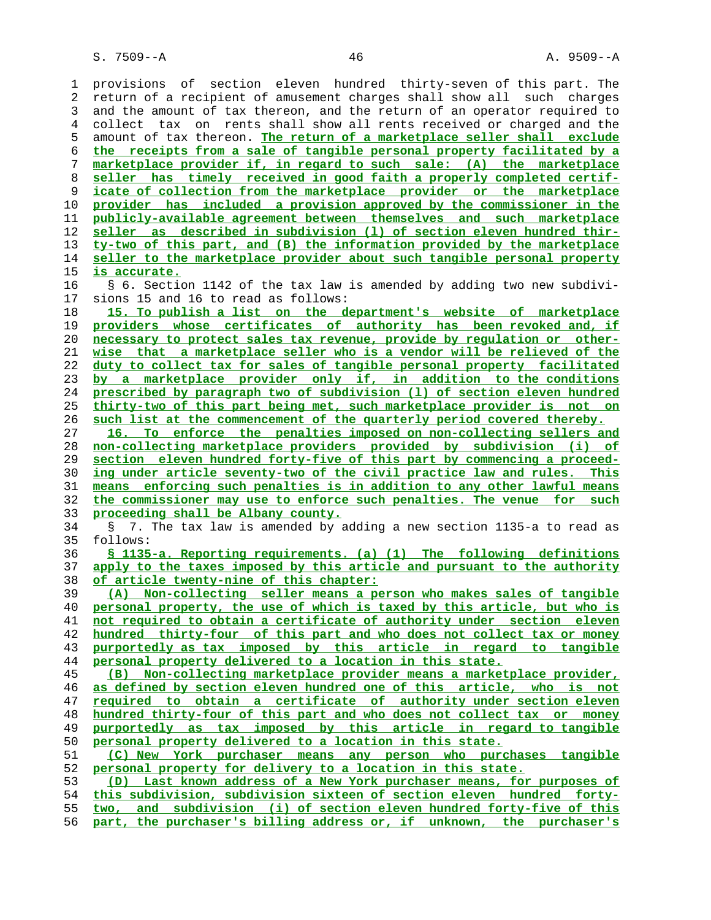provisions of section eleven hundred thirty-seven of this part. The return of a recipient of amusement charges shall show all such charges and the amount of tax thereon, and the return of an operator required to collect tax on rents shall show all rents received or charged and the amount of tax thereon. The return of a marketplace seller shall exclude the receipts from a sale of tangible personal property facilitated by a marketplace provider if, in regard to such sale: (A) the marketplace seller has timely received in good faith a properly completed certificate of collection from the marketplace provider or the marketplace provider has included a provision approved by the commissioner in the publicly-available agreement between themselves and such marketplace seller as described in subdivision (l) of section eleven hundred thirty-two of this part, and (B) the information provided by the marketplace seller to the marketplace provider about such tangible personal property is accurate.

§ 6. Section 1142 of the tax law is amended by adding two new subdivisions 15 and 16 to read as follows:

15. To publish a list on the department's website of marketplace providers whose certificates of authority has been revoked and, if necessary to protect sales tax revenue, provide by regulation or otherwise that a marketplace seller who is a vendor will be relieved of the duty to collect tax for sales of tangible personal property facilitated by a marketplace provider only if, in addition to the conditions prescribed by paragraph two of subdivision (l) of section eleven hundred thirty-two of this part being met, such marketplace provider is not on such list at the commencement of the quarterly period covered thereby.

16. To enforce the penalties imposed on non-collecting sellers and non-collecting marketplace providers provided by subdivision (i) of section eleven hundred forty-five of this part by commencing a proceeding under article seventy-two of the civil practice law and rules. This means enforcing such penalties is in addition to any other lawful means the commissioner may use to enforce such penalties. The venue for such proceeding shall be Albany county.

§ 7. The tax law is amended by adding a new section 1135-a to read as follows:

§ 1135-a. Reporting requirements. (a) (1) The following definitions apply to the taxes imposed by this article and pursuant to the authority of article twenty-nine of this chapter:

(A) Non-collecting seller means a person who makes sales of tangible personal property, the use of which is taxed by this article, but who is not required to obtain a certificate of authority under section eleven hundred thirty-four of this part and who does not collect tax or money purportedly as tax imposed by this article in regard to tangible personal property delivered to a location in this state.

(B) Non-collecting marketplace provider means a marketplace provider, as defined by section eleven hundred one of this article, who is not required to obtain a certificate of authority under section eleven hundred thirty-four of this part and who does not collect tax or money purportedly as tax imposed by this article in regard to tangible personal property delivered to a location in this state.

(C) New York purchaser means any person who purchases tangible personal property for delivery to a location in this state.

(D) Last known address of a New York purchaser means, for purposes of this subdivision, subdivision sixteen of section eleven hundred forty-two, and subdivision (i) of section eleven hundred forty-five of this part, the purchaser's billing address or, if unknown, the purchaser's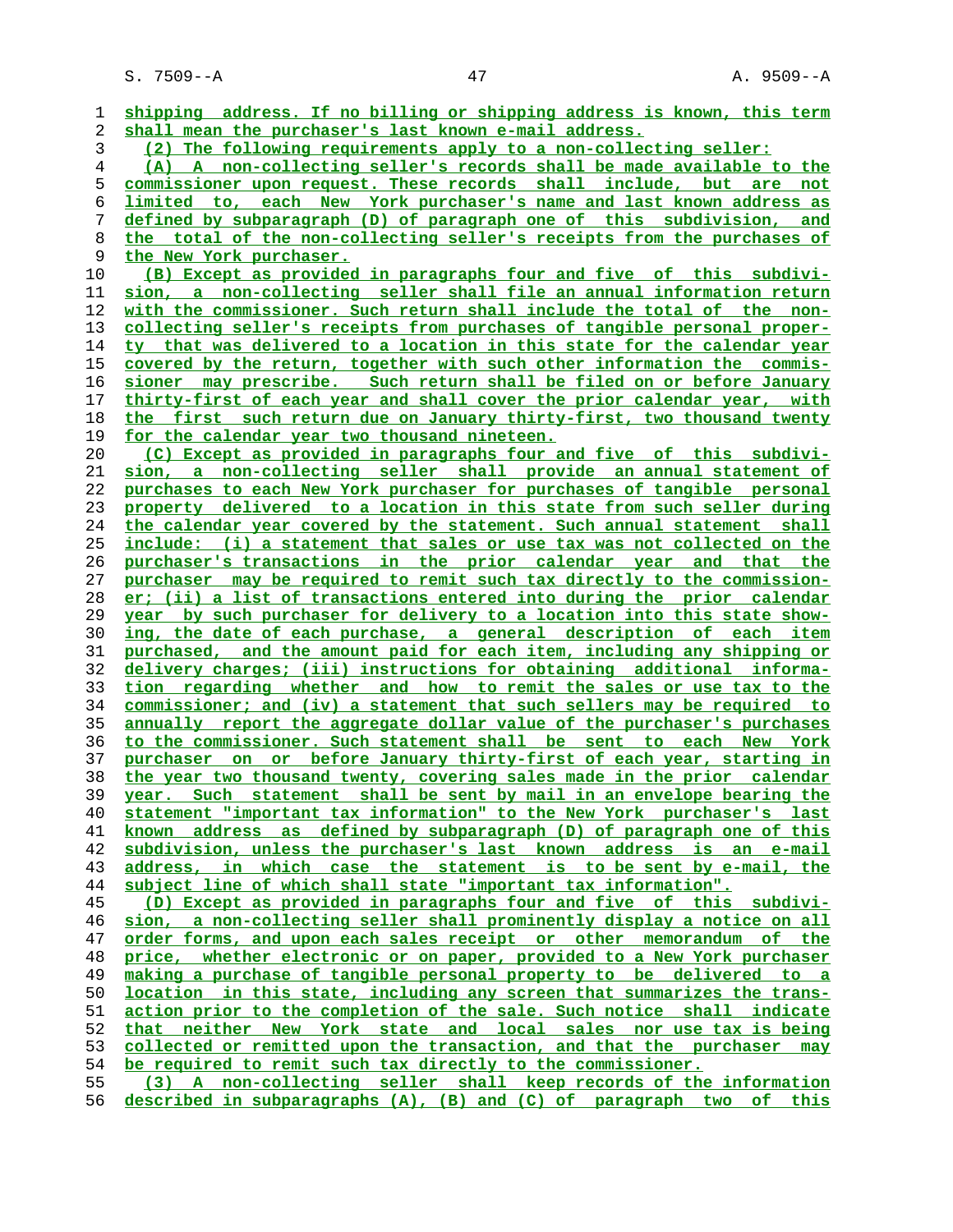shipping address. If no billing or shipping address is known, this term shall mean the purchaser's last known e-mail address.

(2) The following requirements apply to a non-collecting seller:

(A) A non-collecting seller's records shall be made available to the commissioner upon request. These records shall include, but are not limited to, each New York purchaser's name and last known address as defined by subparagraph (D) of paragraph one of this subdivision, and the total of the non-collecting seller's receipts from the purchases of the New York purchaser.

(B) Except as provided in paragraphs four and five of this subdivision, a non-collecting seller shall file an annual information return with the commissioner. Such return shall include the total of the non-collecting seller's receipts from purchases of tangible personal property that was delivered to a location in this state for the calendar year covered by the return, together with such other information the commissioner may prescribe. Such return shall be filed on or before January thirty-first of each year and shall cover the prior calendar year, with the first such return due on January thirty-first, two thousand twenty for the calendar year two thousand nineteen.

(C) Except as provided in paragraphs four and five of this subdivision, a non-collecting seller shall provide an annual statement of purchases to each New York purchaser for purchases of tangible personal property delivered to a location in this state from such seller during the calendar year covered by the statement. Such annual statement shall include: (i) a statement that sales or use tax was not collected on the purchaser's transactions in the prior calendar year and that the purchaser may be required to remit such tax directly to the commissioner; (ii) a list of transactions entered into during the prior calendar year by such purchaser for delivery to a location into this state showing, the date of each purchase, a general description of each item purchased, and the amount paid for each item, including any shipping or delivery charges; (iii) instructions for obtaining additional information regarding whether and how to remit the sales or use tax to the commissioner; and (iv) a statement that such sellers may be required to annually report the aggregate dollar value of the purchaser's purchases to the commissioner. Such statement shall be sent to each New York purchaser on or before January thirty-first of each year, starting in the year two thousand twenty, covering sales made in the prior calendar year. Such statement shall be sent by mail in an envelope bearing the statement "important tax information" to the New York purchaser's last known address as defined by subparagraph (D) of paragraph one of this subdivision, unless the purchaser's last known address is an e-mail address, in which case the statement is to be sent by e-mail, the subject line of which shall state "important tax information".

(D) Except as provided in paragraphs four and five of this subdivision, a non-collecting seller shall prominently display a notice on all order forms, and upon each sales receipt or other memorandum of the price, whether electronic or on paper, provided to a New York purchaser making a purchase of tangible personal property to be delivered to a location in this state, including any screen that summarizes the transaction prior to the completion of the sale. Such notice shall indicate that neither New York state and local sales nor use tax is being collected or remitted upon the transaction, and that the purchaser may be required to remit such tax directly to the commissioner.

(3) A non-collecting seller shall keep records of the information described in subparagraphs (A), (B) and (C) of paragraph two of this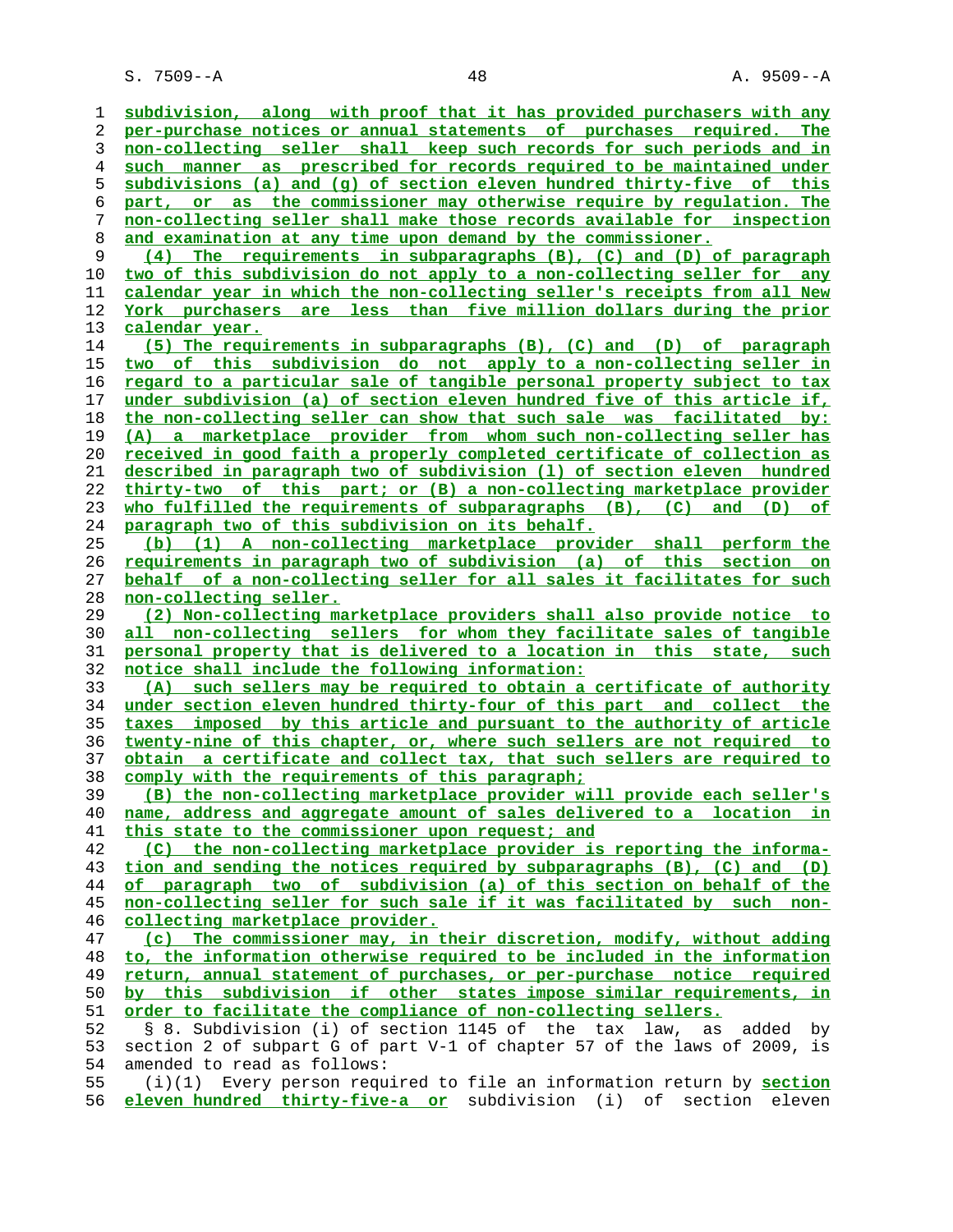subdivision, along with proof that it has provided purchasers with any per-purchase notices or annual statements of purchases required. The non-collecting seller shall keep such records for such periods and in such manner as prescribed for records required to be maintained under subdivisions (a) and (g) of section eleven hundred thirty-five of this part, or as the commissioner may otherwise require by regulation. The non-collecting seller shall make those records available for inspection and examination at any time upon demand by the commissioner.

(4) The requirements in subparagraphs (B), (C) and (D) of paragraph two of this subdivision do not apply to a non-collecting seller for any calendar year in which the non-collecting seller's receipts from all New York purchasers are less than five million dollars during the prior calendar year.

(5) The requirements in subparagraphs (B), (C) and (D) of paragraph two of this subdivision do not apply to a non-collecting seller in regard to a particular sale of tangible personal property subject to tax under subdivision (a) of section eleven hundred five of this article if, the non-collecting seller can show that such sale was facilitated by: (A) a marketplace provider from whom such non-collecting seller has received in good faith a properly completed certificate of collection as described in paragraph two of subdivision (l) of section eleven hundred thirty-two of this part; or (B) a non-collecting marketplace provider who fulfilled the requirements of subparagraphs (B), (C) and (D) of paragraph two of this subdivision on its behalf.

(b) (1) A non-collecting marketplace provider shall perform the requirements in paragraph two of subdivision (a) of this section on behalf of a non-collecting seller for all sales it facilitates for such non-collecting seller.

(2) Non-collecting marketplace providers shall also provide notice to all non-collecting sellers for whom they facilitate sales of tangible personal property that is delivered to a location in this state, such notice shall include the following information:

(A) such sellers may be required to obtain a certificate of authority under section eleven hundred thirty-four of this part and collect the taxes imposed by this article and pursuant to the authority of article twenty-nine of this chapter, or, where such sellers are not required to obtain a certificate and collect tax, that such sellers are required to comply with the requirements of this paragraph;

(B) the non-collecting marketplace provider will provide each seller's name, address and aggregate amount of sales delivered to a location in this state to the commissioner upon request; and

(C) the non-collecting marketplace provider is reporting the information and sending the notices required by subparagraphs (B), (C) and (D) of paragraph two of subdivision (a) of this section on behalf of the non-collecting seller for such sale if it was facilitated by such non-collecting marketplace provider.

(c) The commissioner may, in their discretion, modify, without adding to, the information otherwise required to be included in the information return, annual statement of purchases, or per-purchase notice required by this subdivision if other states impose similar requirements, in order to facilitate the compliance of non-collecting sellers.

§ 8. Subdivision (i) of section 1145 of the tax law, as added by section 2 of subpart G of part V-1 of chapter 57 of the laws of 2009, is amended to read as follows:

(i)(1) Every person required to file an information return by section eleven hundred thirty-five-a or subdivision (i) of section eleven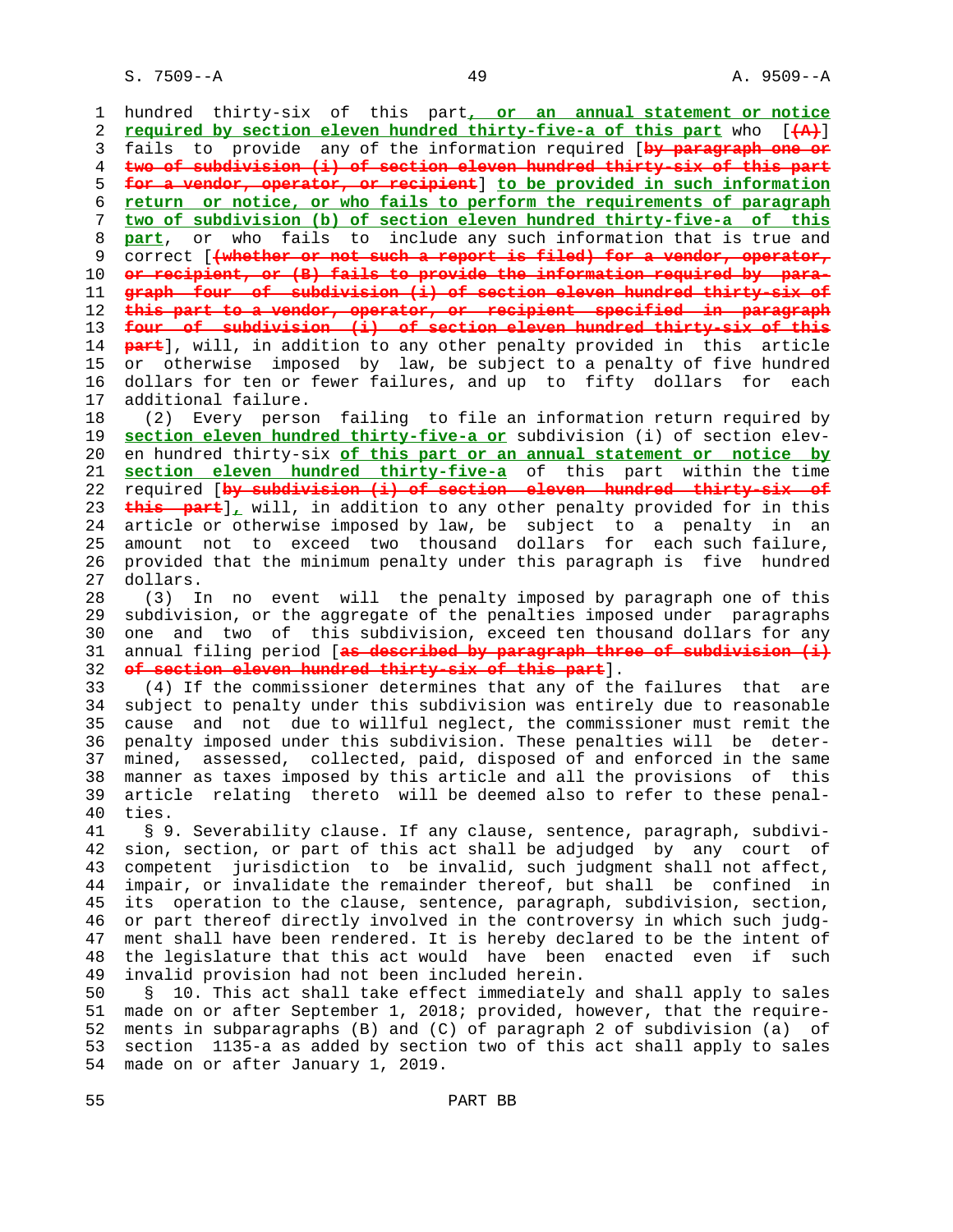hundred thirty-six of this part, or an annual statement or notice required by section eleven hundred thirty-five-a of this part who [(A)] fails to provide any of the information required [by paragraph one or two of subdivision (i) of section eleven hundred thirty-six of this part for a vendor, operator, or recipient] to be provided in such information return or notice, or who fails to perform the requirements of paragraph two of subdivision (b) of section eleven hundred thirty-five-a of this part, or who fails to include any such information that is true and correct [(whether or not such a report is filed) for a vendor, operator, or recipient, or (B) fails to provide the information required by paragraph four of subdivision (i) of section eleven hundred thirty-six of this part to a vendor, operator, or recipient specified in paragraph four of subdivision (i) of section eleven hundred thirty-six of this part], will, in addition to any other penalty provided in this article or otherwise imposed by law, be subject to a penalty of five hundred dollars for ten or fewer failures, and up to fifty dollars for each additional failure.

(2) Every person failing to file an information return required by section eleven hundred thirty-five-a or subdivision (i) of section eleven hundred thirty-six of this part or an annual statement or notice by section eleven hundred thirty-five-a of this part within the time required [by subdivision (i) of section eleven hundred thirty-six of this part], will, in addition to any other penalty provided for in this article or otherwise imposed by law, be subject to a penalty in an amount not to exceed two thousand dollars for each such failure, provided that the minimum penalty under this paragraph is five hundred dollars.

(3) In no event will the penalty imposed by paragraph one of this subdivision, or the aggregate of the penalties imposed under paragraphs one and two of this subdivision, exceed ten thousand dollars for any annual filing period [as described by paragraph three of subdivision (i) of section eleven hundred thirty-six of this part].

(4) If the commissioner determines that any of the failures that are subject to penalty under this subdivision was entirely due to reasonable cause and not due to willful neglect, the commissioner must remit the penalty imposed under this subdivision. These penalties will be determined, assessed, collected, paid, disposed of and enforced in the same manner as taxes imposed by this article and all the provisions of this article relating thereto will be deemed also to refer to these penalties.

§ 9. Severability clause. If any clause, sentence, paragraph, subdivision, section, or part of this act shall be adjudged by any court of competent jurisdiction to be invalid, such judgment shall not affect, impair, or invalidate the remainder thereof, but shall be confined in its operation to the clause, sentence, paragraph, subdivision, section, or part thereof directly involved in the controversy in which such judgment shall have been rendered. It is hereby declared to be the intent of the legislature that this act would have been enacted even if such invalid provision had not been included herein.

§ 10. This act shall take effect immediately and shall apply to sales made on or after September 1, 2018; provided, however, that the requirements in subparagraphs (B) and (C) of paragraph 2 of subdivision (a) of section 1135-a as added by section two of this act shall apply to sales made on or after January 1, 2019.

PART BB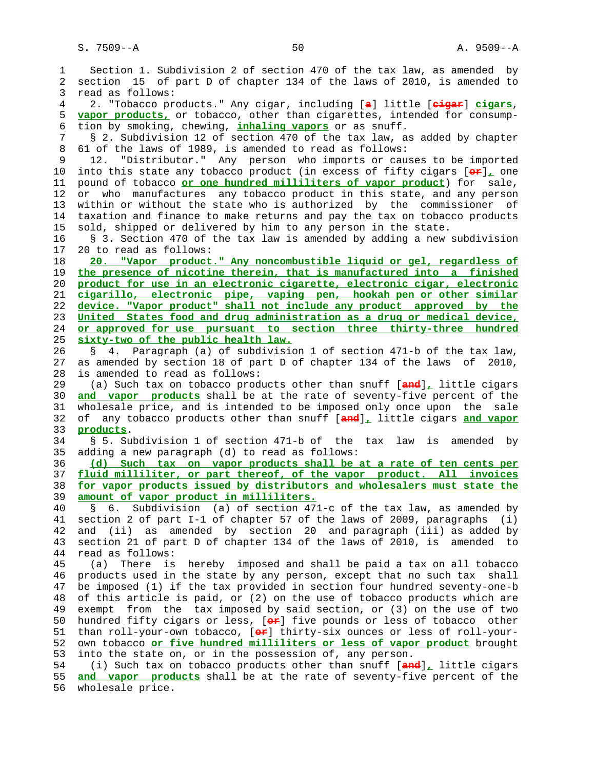Section 1. Subdivision 2 of section 470 of the tax law, as amended by section 15 of part D of chapter 134 of the laws of 2010, is amended to read as follows:

2. "Tobacco products." Any cigar, including [a] little [cigar] **cigars**, **vapor products,** or tobacco, other than cigarettes, intended for consumption by smoking, chewing, **inhaling vapors** or as snuff.

§ 2. Subdivision 12 of section 470 of the tax law, as added by chapter 61 of the laws of 1989, is amended to read as follows:

12. "Distributor." Any person who imports or causes to be imported into this state any tobacco product (in excess of fifty cigars [or]**,** one pound of tobacco **or one hundred milliliters of vapor product**) for sale, or who manufactures any tobacco product in this state, and any person within or without the state who is authorized by the commissioner of taxation and finance to make returns and pay the tax on tobacco products sold, shipped or delivered by him to any person in the state.

§ 3. Section 470 of the tax law is amended by adding a new subdivision 20 to read as follows:

**20. "Vapor product." Any noncombustible liquid or gel, regardless of the presence of nicotine therein, that is manufactured into a finished product for use in an electronic cigarette, electronic cigar, electronic cigarillo, electronic pipe, vaping pen, hookah pen or other similar device. "Vapor product" shall not include any product approved by the United States food and drug administration as a drug or medical device, or approved for use pursuant to section three thirty-three hundred sixty-two of the public health law.**

§ 4. Paragraph (a) of subdivision 1 of section 471-b of the tax law, as amended by section 18 of part D of chapter 134 of the laws of 2010, is amended to read as follows:

(a) Such tax on tobacco products other than snuff [and]**,** little cigars **and vapor products** shall be at the rate of seventy-five percent of the wholesale price, and is intended to be imposed only once upon the sale of any tobacco products other than snuff [and]**,** little cigars **and vapor products**.

§ 5. Subdivision 1 of section 471-b of the tax law is amended by adding a new paragraph (d) to read as follows:

**(d) Such tax on vapor products shall be at a rate of ten cents per fluid milliliter, or part thereof, of the vapor product. All invoices for vapor products issued by distributors and wholesalers must state the amount of vapor product in milliliters.**

§ 6. Subdivision (a) of section 471-c of the tax law, as amended by section 2 of part I-1 of chapter 57 of the laws of 2009, paragraphs (i) and (ii) as amended by section 20 and paragraph (iii) as added by section 21 of part D of chapter 134 of the laws of 2010, is amended to read as follows:

(a) There is hereby imposed and shall be paid a tax on all tobacco products used in the state by any person, except that no such tax shall be imposed (1) if the tax provided in section four hundred seventy-one-b of this article is paid, or (2) on the use of tobacco products which are exempt from the tax imposed by said section, or (3) on the use of two hundred fifty cigars or less, [or] five pounds or less of tobacco other than roll-your-own tobacco, [or] thirty-six ounces or less of roll-your-own tobacco **or five hundred milliliters or less of vapor product** brought into the state on, or in the possession of, any person.

(i) Such tax on tobacco products other than snuff [and]**,** little cigars **and vapor products** shall be at the rate of seventy-five percent of the wholesale price.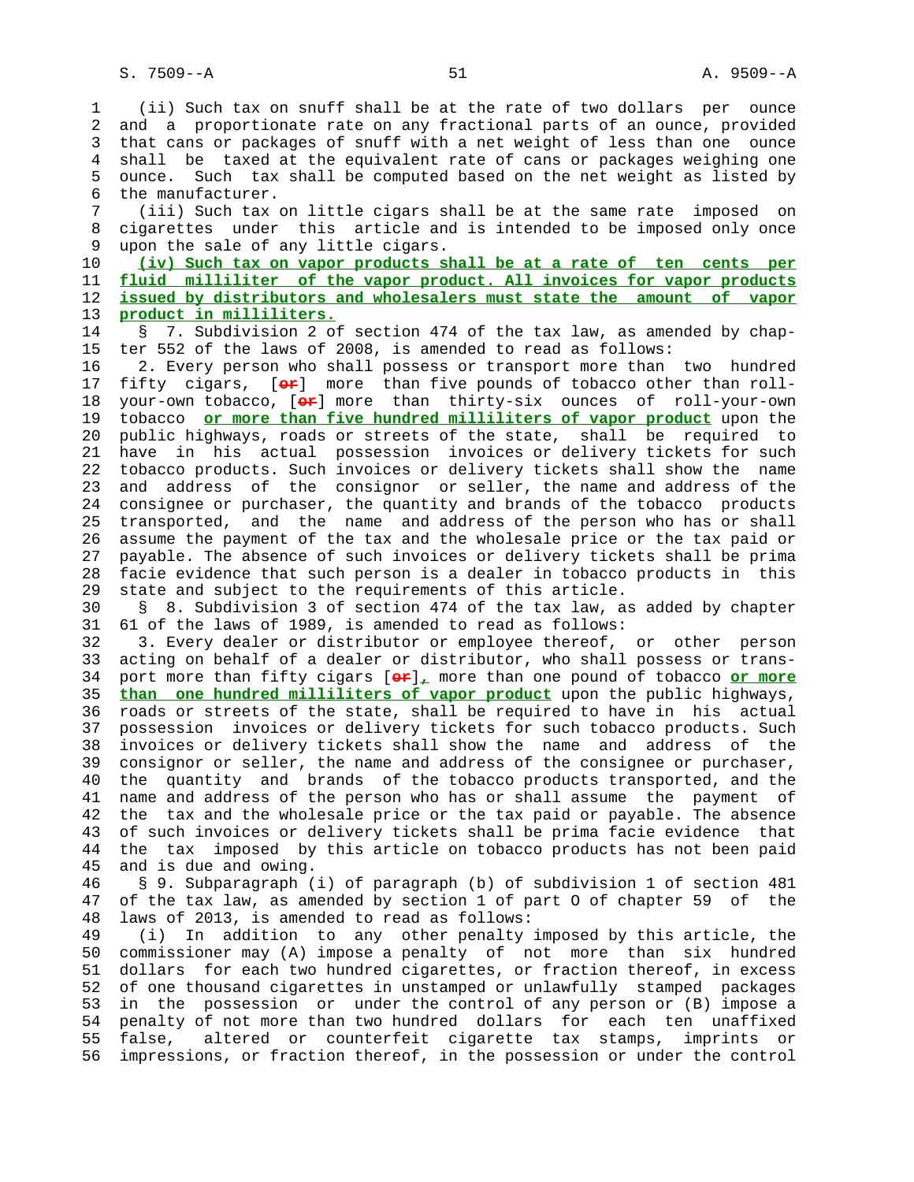(ii) Such tax on snuff shall be at the rate of two dollars per ounce and a proportionate rate on any fractional parts of an ounce, provided that cans or packages of snuff with a net weight of less than one ounce shall be taxed at the equivalent rate of cans or packages weighing one ounce. Such tax shall be computed based on the net weight as listed by the manufacturer.

(iii) Such tax on little cigars shall be at the same rate imposed on cigarettes under this article and is intended to be imposed only once upon the sale of any little cigars.

**(iv) Such tax on vapor products shall be at a rate of ten cents per fluid milliliter of the vapor product. All invoices for vapor products issued by distributors and wholesalers must state the amount of vapor product in milliliters.**

§ 7. Subdivision 2 of section 474 of the tax law, as amended by chapter 552 of the laws of 2008, is amended to read as follows:

2. Every person who shall possess or transport more than two hundred fifty cigars, [or] more than five pounds of tobacco other than roll-your-own tobacco, [or] more than thirty-six ounces of roll-your-own tobacco **or more than five hundred milliliters of vapor product** upon the public highways, roads or streets of the state, shall be required to have in his actual possession invoices or delivery tickets for such tobacco products. Such invoices or delivery tickets shall show the name and address of the consignor or seller, the name and address of the consignee or purchaser, the quantity and brands of the tobacco products transported, and the name and address of the person who has or shall assume the payment of the tax and the wholesale price or the tax paid or payable. The absence of such invoices or delivery tickets shall be prima facie evidence that such person is a dealer in tobacco products in this state and subject to the requirements of this article.

§ 8. Subdivision 3 of section 474 of the tax law, as added by chapter 61 of the laws of 1989, is amended to read as follows:

3. Every dealer or distributor or employee thereof, or other person acting on behalf of a dealer or distributor, who shall possess or transport more than fifty cigars [or]**,** more than one pound of tobacco **or more than one hundred milliliters of vapor product** upon the public highways, roads or streets of the state, shall be required to have in his actual possession invoices or delivery tickets for such tobacco products. Such invoices or delivery tickets shall show the name and address of the consignor or seller, the name and address of the consignee or purchaser, the quantity and brands of the tobacco products transported, and the name and address of the person who has or shall assume the payment of the tax and the wholesale price or the tax paid or payable. The absence of such invoices or delivery tickets shall be prima facie evidence that the tax imposed by this article on tobacco products has not been paid and is due and owing.

§ 9. Subparagraph (i) of paragraph (b) of subdivision 1 of section 481 of the tax law, as amended by section 1 of part O of chapter 59 of the laws of 2013, is amended to read as follows:

(i) In addition to any other penalty imposed by this article, the commissioner may (A) impose a penalty of not more than six hundred dollars for each two hundred cigarettes, or fraction thereof, in excess of one thousand cigarettes in unstamped or unlawfully stamped packages in the possession or under the control of any person or (B) impose a penalty of not more than two hundred dollars for each ten unaffixed false, altered or counterfeit cigarette tax stamps, imprints or impressions, or fraction thereof, in the possession or under the control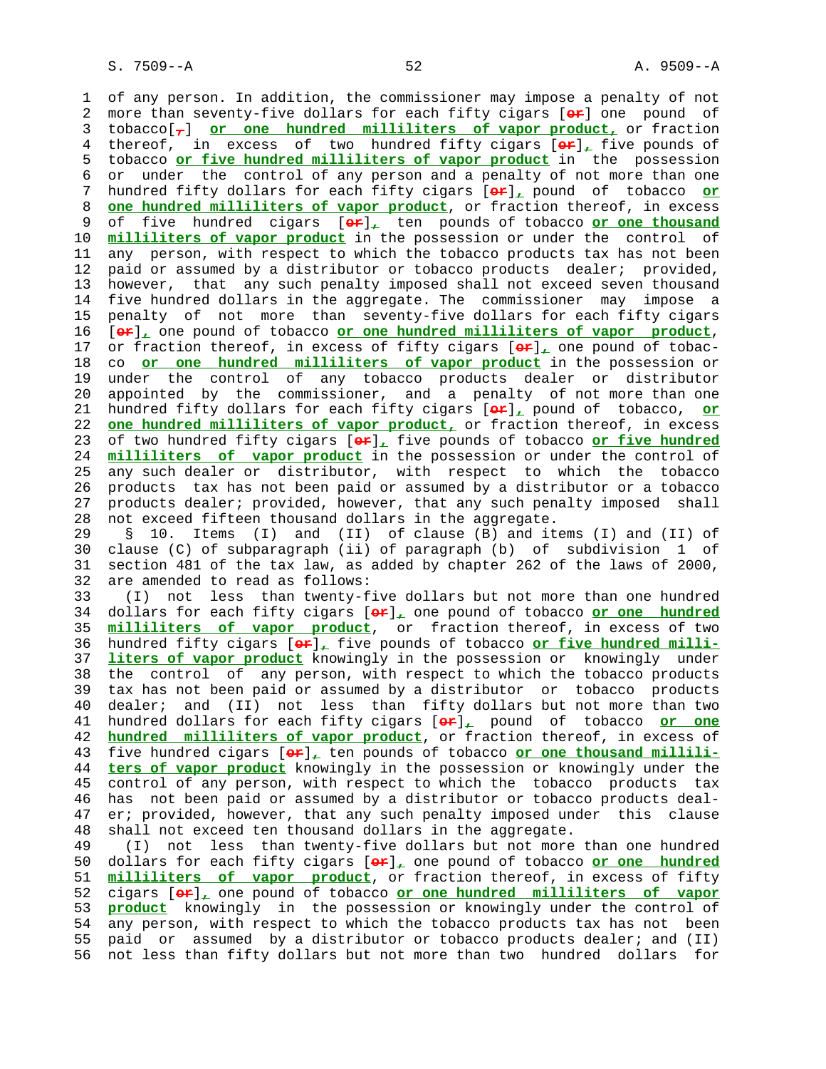of any person. In addition, the commissioner may impose a penalty of not more than seventy-five dollars for each fifty cigars [~~or~~] one pound of tobacco[~~,~~] **or one hundred milliliters of vapor product,** or fraction thereof, in excess of two hundred fifty cigars [~~or~~]**,** five pounds of tobacco **or five hundred milliliters of vapor product** in the possession or under the control of any person and a penalty of not more than one hundred fifty dollars for each fifty cigars [~~or~~]**,** pound of tobacco **or one hundred milliliters of vapor product**, or fraction thereof, in excess of five hundred cigars [~~or~~]**,** ten pounds of tobacco **or one thousand milliliters of vapor product** in the possession or under the control of any person, with respect to which the tobacco products tax has not been paid or assumed by a distributor or tobacco products dealer; provided, however, that any such penalty imposed shall not exceed seven thousand five hundred dollars in the aggregate. The commissioner may impose a penalty of not more than seventy-five dollars for each fifty cigars [~~or~~]**,** one pound of tobacco **or one hundred milliliters of vapor product**, or fraction thereof, in excess of fifty cigars [~~or~~]**,** one pound of tobacco **or one hundred milliliters of vapor product** in the possession or under the control of any tobacco products dealer or distributor appointed by the commissioner, and a penalty of not more than one hundred fifty dollars for each fifty cigars [~~or~~]**,** pound of tobacco, **or one hundred milliliters of vapor product,** or fraction thereof, in excess of two hundred fifty cigars [~~or~~]**,** five pounds of tobacco **or five hundred milliliters of vapor product** in the possession or under the control of any such dealer or distributor, with respect to which the tobacco products tax has not been paid or assumed by a distributor or a tobacco products dealer; provided, however, that any such penalty imposed shall not exceed fifteen thousand dollars in the aggregate.

§ 10. Items (I) and (II) of clause (B) and items (I) and (II) of clause (C) of subparagraph (ii) of paragraph (b) of subdivision 1 of section 481 of the tax law, as added by chapter 262 of the laws of 2000, are amended to read as follows:

(I) not less than twenty-five dollars but not more than one hundred dollars for each fifty cigars [~~or~~]**,** one pound of tobacco **or one hundred milliliters of vapor product**, or fraction thereof, in excess of two hundred fifty cigars [~~or~~]**,** five pounds of tobacco **or five hundred milliliters of vapor product** knowingly in the possession or knowingly under the control of any person, with respect to which the tobacco products tax has not been paid or assumed by a distributor or tobacco products dealer; and (II) not less than fifty dollars but not more than two hundred dollars for each fifty cigars [~~or~~]**,** pound of tobacco **or one hundred milliliters of vapor product**, or fraction thereof, in excess of five hundred cigars [~~or~~]**,** ten pounds of tobacco **or one thousand milliliters of vapor product** knowingly in the possession or knowingly under the control of any person, with respect to which the tobacco products tax has not been paid or assumed by a distributor or tobacco products dealer; provided, however, that any such penalty imposed under this clause shall not exceed ten thousand dollars in the aggregate.

(I) not less than twenty-five dollars but not more than one hundred dollars for each fifty cigars [~~or~~]**,** one pound of tobacco **or one hundred milliliters of vapor product**, or fraction thereof, in excess of fifty cigars [~~or~~]**,** one pound of tobacco **or one hundred milliliters of vapor product** knowingly in the possession or knowingly under the control of any person, with respect to which the tobacco products tax has not been paid or assumed by a distributor or tobacco products dealer; and (II) not less than fifty dollars but not more than two hundred dollars for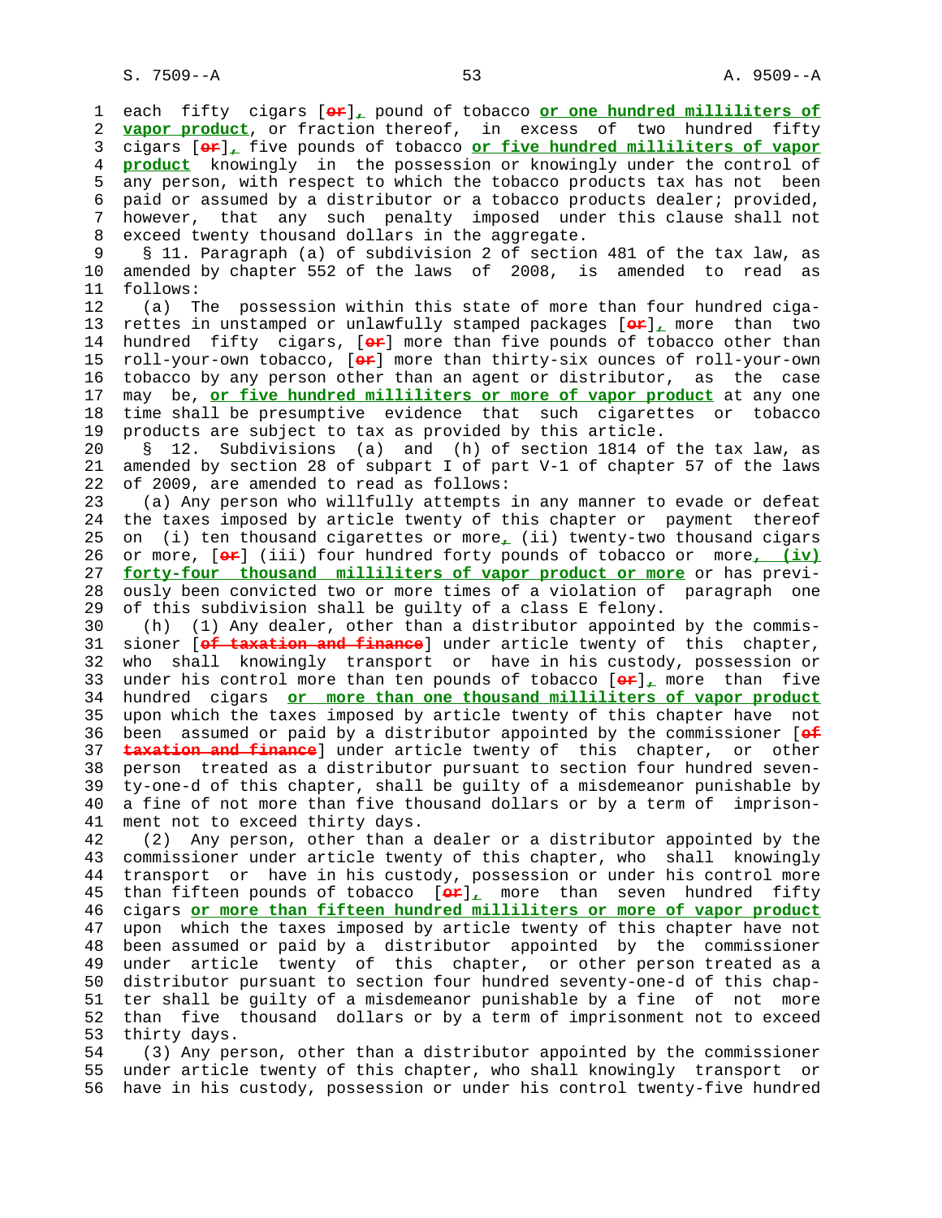each fifty cigars [~~or~~], pound of tobacco **or one hundred milliliters of vapor product**, or fraction thereof, in excess of two hundred fifty cigars [~~or~~], five pounds of tobacco **or five hundred milliliters of vapor product** knowingly in the possession or knowingly under the control of any person, with respect to which the tobacco products tax has not been paid or assumed by a distributor or a tobacco products dealer; provided, however, that any such penalty imposed under this clause shall not exceed twenty thousand dollars in the aggregate.

§ 11. Paragraph (a) of subdivision 2 of section 481 of the tax law, as amended by chapter 552 of the laws of 2008, is amended to read as follows:

(a) The possession within this state of more than four hundred cigarettes in unstamped or unlawfully stamped packages [~~or~~], more than two hundred fifty cigars, [~~or~~] more than five pounds of tobacco other than roll-your-own tobacco, [~~or~~] more than thirty-six ounces of roll-your-own tobacco by any person other than an agent or distributor, as the case may be, **or five hundred milliliters or more of vapor product** at any one time shall be presumptive evidence that such cigarettes or tobacco products are subject to tax as provided by this article.

§ 12. Subdivisions (a) and (h) of section 1814 of the tax law, as amended by section 28 of subpart I of part V-1 of chapter 57 of the laws of 2009, are amended to read as follows:

(a) Any person who willfully attempts in any manner to evade or defeat the taxes imposed by article twenty of this chapter or payment thereof on (i) ten thousand cigarettes or more, (ii) twenty-two thousand cigars or more, [~~or~~] (iii) four hundred forty pounds of tobacco or more**, (iv) forty-four thousand milliliters of vapor product or more** or has previously been convicted two or more times of a violation of paragraph one of this subdivision shall be guilty of a class E felony.

(h) (1) Any dealer, other than a distributor appointed by the commissioner [~~of taxation and finance~~] under article twenty of this chapter, who shall knowingly transport or have in his custody, possession or under his control more than ten pounds of tobacco [~~or~~], more than five hundred cigars **or more than one thousand milliliters of vapor product** upon which the taxes imposed by article twenty of this chapter have not been assumed or paid by a distributor appointed by the commissioner [~~of taxation and finance~~] under article twenty of this chapter, or other person treated as a distributor pursuant to section four hundred seventy-one-d of this chapter, shall be guilty of a misdemeanor punishable by a fine of not more than five thousand dollars or by a term of imprisonment not to exceed thirty days.

(2) Any person, other than a dealer or a distributor appointed by the commissioner under article twenty of this chapter, who shall knowingly transport or have in his custody, possession or under his control more than fifteen pounds of tobacco [~~or~~], more than seven hundred fifty cigars **or more than fifteen hundred milliliters or more of vapor product** upon which the taxes imposed by article twenty of this chapter have not been assumed or paid by a distributor appointed by the commissioner under article twenty of this chapter, or other person treated as a distributor pursuant to section four hundred seventy-one-d of this chapter shall be guilty of a misdemeanor punishable by a fine of not more than five thousand dollars or by a term of imprisonment not to exceed thirty days.

(3) Any person, other than a distributor appointed by the commissioner under article twenty of this chapter, who shall knowingly transport or have in his custody, possession or under his control twenty-five hundred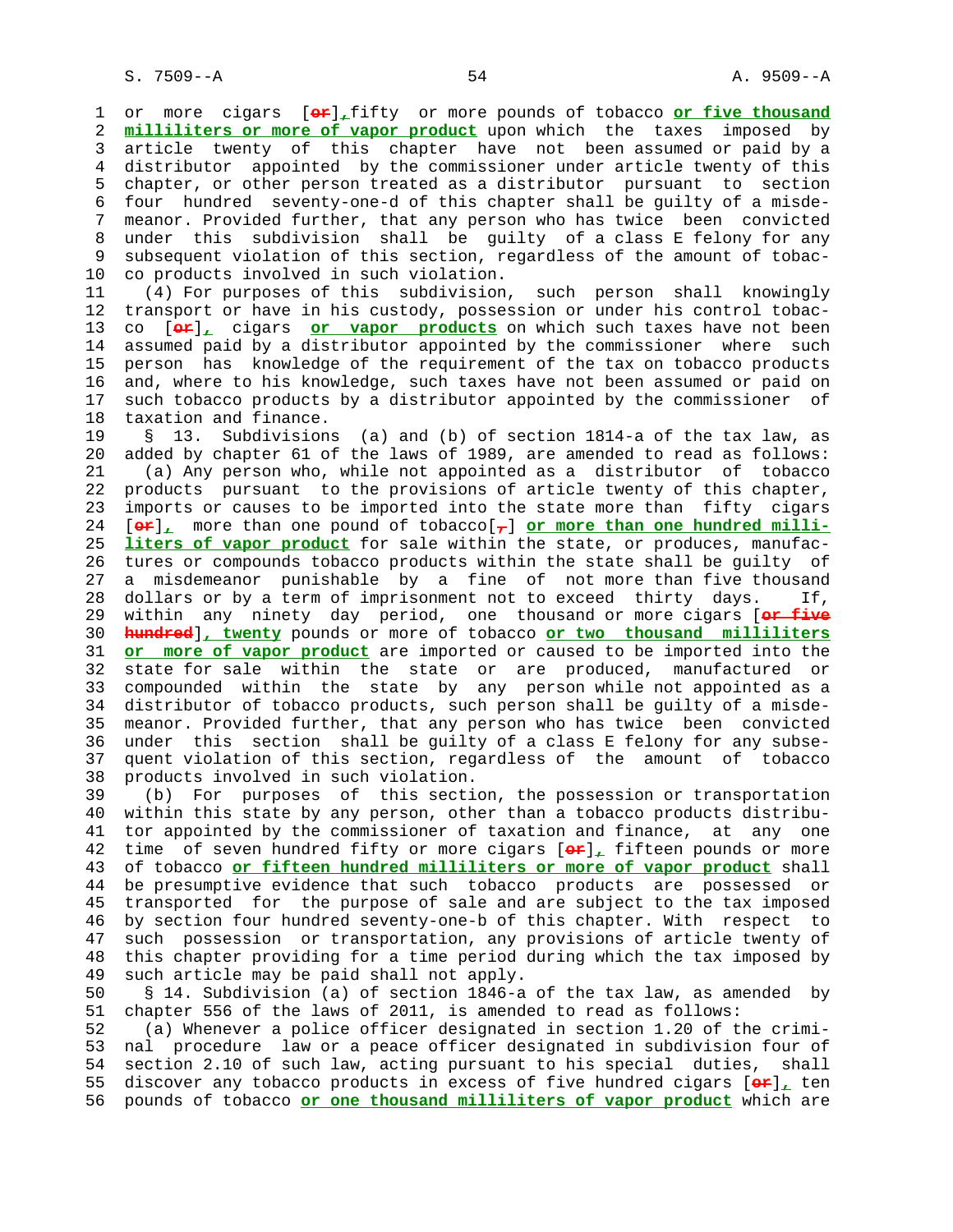or more cigars [~~or~~]**,** fifty or more pounds of tobacco **or five thousand milliliters or more of vapor product** upon which the taxes imposed by article twenty of this chapter have not been assumed or paid by a distributor appointed by the commissioner under article twenty of this chapter, or other person treated as a distributor pursuant to section four hundred seventy-one-d of this chapter shall be guilty of a misdemeanor. Provided further, that any person who has twice been convicted under this subdivision shall be guilty of a class E felony for any subsequent violation of this section, regardless of the amount of tobacco products involved in such violation.

(4) For purposes of this subdivision, such person shall knowingly transport or have in his custody, possession or under his control tobacco [~~or~~]**,** cigars **or vapor products** on which such taxes have not been assumed paid by a distributor appointed by the commissioner where such person has knowledge of the requirement of the tax on tobacco products and, where to his knowledge, such taxes have not been assumed or paid on such tobacco products by a distributor appointed by the commissioner of taxation and finance.

§ 13. Subdivisions (a) and (b) of section 1814-a of the tax law, as added by chapter 61 of the laws of 1989, are amended to read as follows:

(a) Any person who, while not appointed as a distributor of tobacco products pursuant to the provisions of article twenty of this chapter, imports or causes to be imported into the state more than fifty cigars [~~or~~]**,** more than one pound of tobacco[~~,~~] **or more than one hundred milliliters of vapor product** for sale within the state, or produces, manufactures or compounds tobacco products within the state shall be guilty of a misdemeanor punishable by a fine of not more than five thousand dollars or by a term of imprisonment not to exceed thirty days. If, within any ninety day period, one thousand or more cigars [~~or five hundred~~]**, twenty** pounds or more of tobacco **or two thousand milliliters or more of vapor product** are imported or caused to be imported into the state for sale within the state or are produced, manufactured or compounded within the state by any person while not appointed as a distributor of tobacco products, such person shall be guilty of a misdemeanor. Provided further, that any person who has twice been convicted under this section shall be guilty of a class E felony for any subsequent violation of this section, regardless of the amount of tobacco products involved in such violation.

(b) For purposes of this section, the possession or transportation within this state by any person, other than a tobacco products distributor appointed by the commissioner of taxation and finance, at any one time of seven hundred fifty or more cigars [~~or~~]**,** fifteen pounds or more of tobacco **or fifteen hundred milliliters or more of vapor product** shall be presumptive evidence that such tobacco products are possessed or transported for the purpose of sale and are subject to the tax imposed by section four hundred seventy-one-b of this chapter. With respect to such possession or transportation, any provisions of article twenty of this chapter providing for a time period during which the tax imposed by such article may be paid shall not apply.

§ 14. Subdivision (a) of section 1846-a of the tax law, as amended by chapter 556 of the laws of 2011, is amended to read as follows:

(a) Whenever a police officer designated in section 1.20 of the criminal procedure law or a peace officer designated in subdivision four of section 2.10 of such law, acting pursuant to his special duties, shall discover any tobacco products in excess of five hundred cigars [~~or~~]**,** ten pounds of tobacco **or one thousand milliliters of vapor product** which are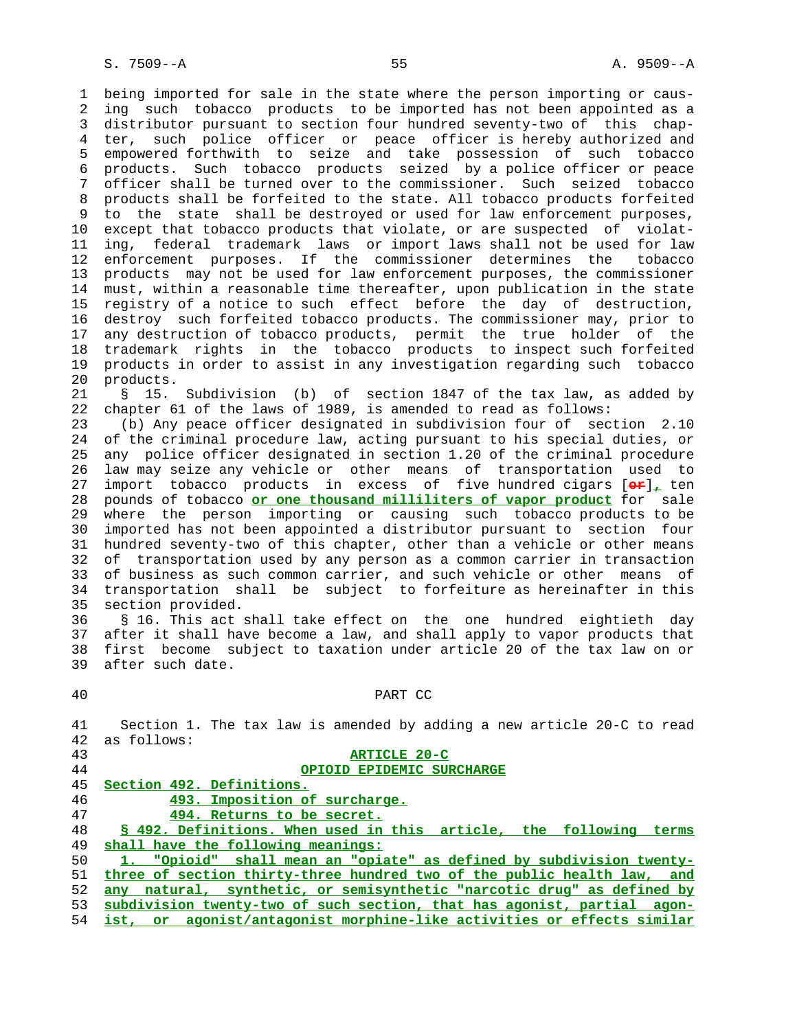being imported for sale in the state where the person importing or causing such tobacco products to be imported has not been appointed as a distributor pursuant to section four hundred seventy-two of this chapter, such police officer or peace officer is hereby authorized and empowered forthwith to seize and take possession of such tobacco products. Such tobacco products seized by a police officer or peace officer shall be turned over to the commissioner. Such seized tobacco products shall be forfeited to the state. All tobacco products forfeited to the state shall be destroyed or used for law enforcement purposes, except that tobacco products that violate, or are suspected of violating, federal trademark laws or import laws shall not be used for law enforcement purposes. If the commissioner determines the tobacco products may not be used for law enforcement purposes, the commissioner must, within a reasonable time thereafter, upon publication in the state registry of a notice to such effect before the day of destruction, destroy such forfeited tobacco products. The commissioner may, prior to any destruction of tobacco products, permit the true holder of the trademark rights in the tobacco products to inspect such forfeited products in order to assist in any investigation regarding such tobacco products.

§ 15. Subdivision (b) of section 1847 of the tax law, as added by chapter 61 of the laws of 1989, is amended to read as follows:

(b) Any peace officer designated in subdivision four of section 2.10 of the criminal procedure law, acting pursuant to his special duties, or any police officer designated in section 1.20 of the criminal procedure law may seize any vehicle or other means of transportation used to import tobacco products in excess of five hundred cigars [~~or~~]**,** ten pounds of tobacco **or one thousand milliliters of vapor product** for sale where the person importing or causing such tobacco products to be imported has not been appointed a distributor pursuant to section four hundred seventy-two of this chapter, other than a vehicle or other means of transportation used by any person as a common carrier in transaction of business as such common carrier, and such vehicle or other means of transportation shall be subject to forfeiture as hereinafter in this section provided.

§ 16. This act shall take effect on the one hundred eightieth day after it shall have become a law, and shall apply to vapor products that first become subject to taxation under article 20 of the tax law on or after such date.

PART CC

Section 1. The tax law is amended by adding a new article 20-C to read as follows:

**ARTICLE 20-C**

**OPIOID EPIDEMIC SURCHARGE**

**Section 492. Definitions.**

**493. Imposition of surcharge.**

**494. Returns to be secret.**

**§ 492. Definitions. When used in this article, the following terms shall have the following meanings:**

**1. "Opioid" shall mean an "opiate" as defined by subdivision twenty-three of section thirty-three hundred two of the public health law, and any natural, synthetic, or semisynthetic "narcotic drug" as defined by subdivision twenty-two of such section, that has agonist, partial agonist, or agonist/antagonist morphine-like activities or effects similar**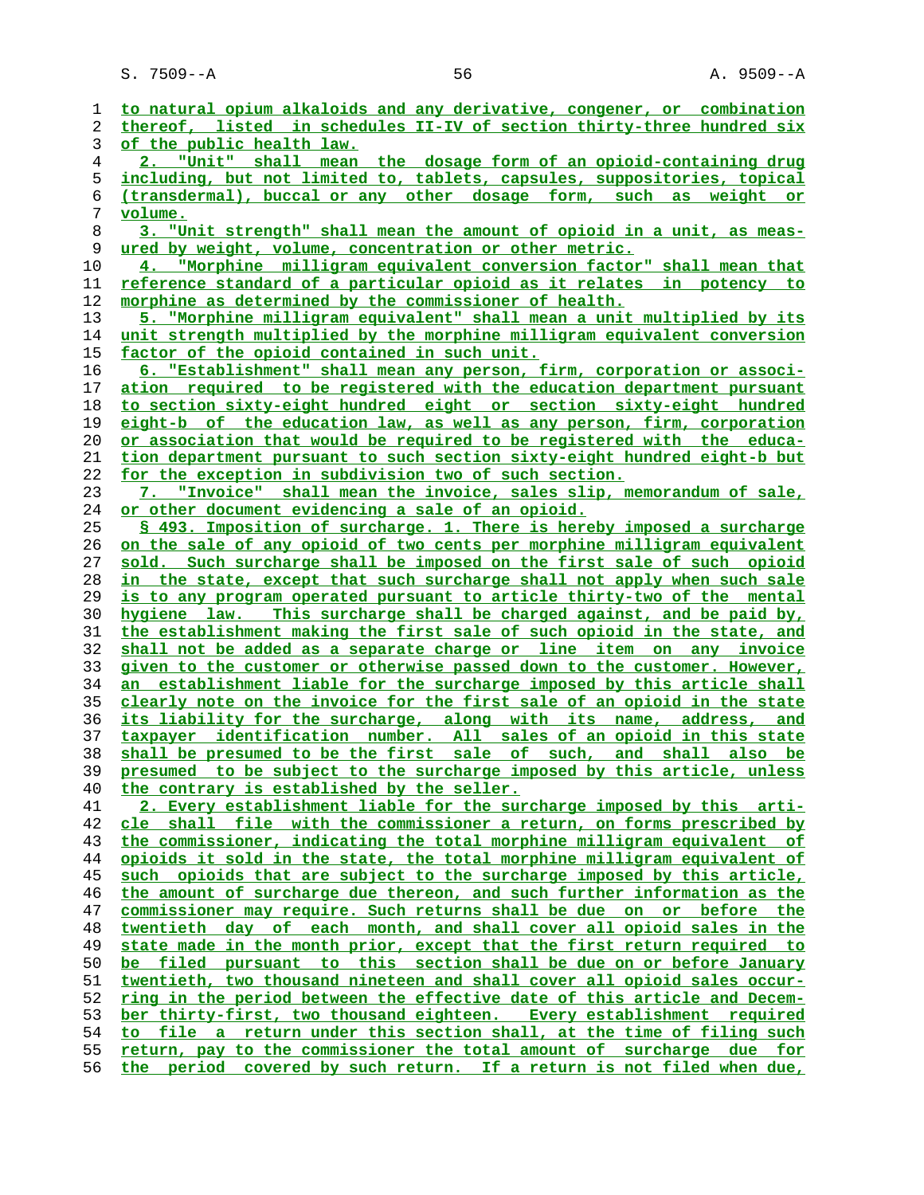to natural opium alkaloids and any derivative, congener, or combination thereof, listed in schedules II-IV of section thirty-three hundred six of the public health law.

2. "Unit" shall mean the dosage form of an opioid-containing drug including, but not limited to, tablets, capsules, suppositories, topical (transdermal), buccal or any other dosage form, such as weight or volume.

3. "Unit strength" shall mean the amount of opioid in a unit, as measured by weight, volume, concentration or other metric.

4. "Morphine milligram equivalent conversion factor" shall mean that reference standard of a particular opioid as it relates in potency to morphine as determined by the commissioner of health.

5. "Morphine milligram equivalent" shall mean a unit multiplied by its unit strength multiplied by the morphine milligram equivalent conversion factor of the opioid contained in such unit.

6. "Establishment" shall mean any person, firm, corporation or association required to be registered with the education department pursuant to section sixty-eight hundred eight or section sixty-eight hundred eight-b of the education law, as well as any person, firm, corporation or association that would be required to be registered with the education department pursuant to such section sixty-eight hundred eight-b but for the exception in subdivision two of such section.

7. "Invoice" shall mean the invoice, sales slip, memorandum of sale, or other document evidencing a sale of an opioid.

§ 493. Imposition of surcharge. 1. There is hereby imposed a surcharge on the sale of any opioid of two cents per morphine milligram equivalent sold. Such surcharge shall be imposed on the first sale of such opioid in the state, except that such surcharge shall not apply when such sale is to any program operated pursuant to article thirty-two of the mental hygiene law. This surcharge shall be charged against, and be paid by, the establishment making the first sale of such opioid in the state, and shall not be added as a separate charge or line item on any invoice given to the customer or otherwise passed down to the customer. However, an establishment liable for the surcharge imposed by this article shall clearly note on the invoice for the first sale of an opioid in the state its liability for the surcharge, along with its name, address, and taxpayer identification number. All sales of an opioid in this state shall be presumed to be the first sale of such, and shall also be presumed to be subject to the surcharge imposed by this article, unless the contrary is established by the seller.

2. Every establishment liable for the surcharge imposed by this article shall file with the commissioner a return, on forms prescribed by the commissioner, indicating the total morphine milligram equivalent of opioids it sold in the state, the total morphine milligram equivalent of such opioids that are subject to the surcharge imposed by this article, the amount of surcharge due thereon, and such further information as the commissioner may require. Such returns shall be due on or before the twentieth day of each month, and shall cover all opioid sales in the state made in the month prior, except that the first return required to be filed pursuant to this section shall be due on or before January twentieth, two thousand nineteen and shall cover all opioid sales occurring in the period between the effective date of this article and December thirty-first, two thousand eighteen. Every establishment required to file a return under this section shall, at the time of filing such return, pay to the commissioner the total amount of surcharge due for the period covered by such return. If a return is not filed when due,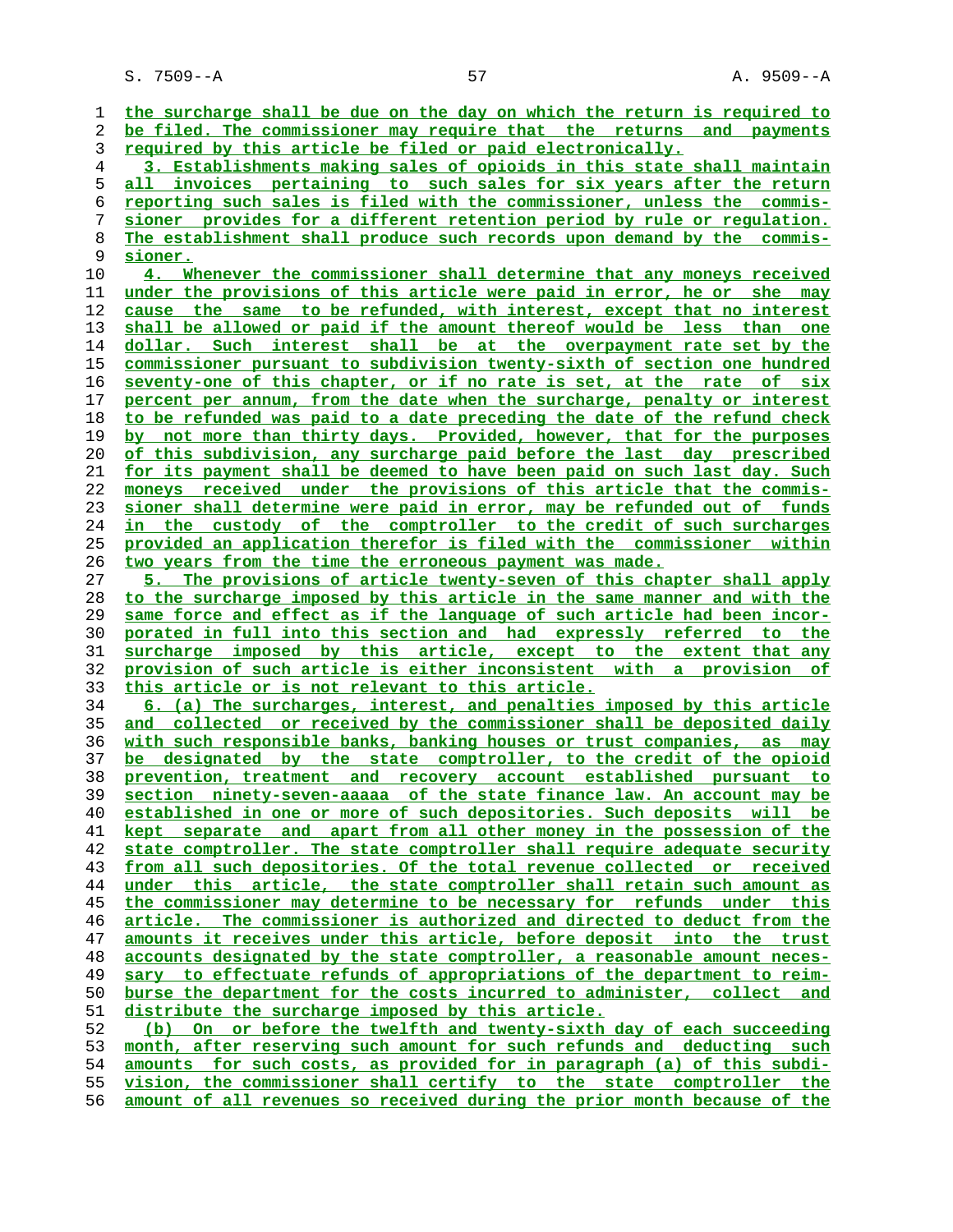the surcharge shall be due on the day on which the return is required to be filed. The commissioner may require that the returns and payments required by this article be filed or paid electronically.

3. Establishments making sales of opioids in this state shall maintain all invoices pertaining to such sales for six years after the return reporting such sales is filed with the commissioner, unless the commissioner provides for a different retention period by rule or regulation. The establishment shall produce such records upon demand by the commissioner.

4. Whenever the commissioner shall determine that any moneys received under the provisions of this article were paid in error, he or she may cause the same to be refunded, with interest, except that no interest shall be allowed or paid if the amount thereof would be less than one dollar. Such interest shall be at the overpayment rate set by the commissioner pursuant to subdivision twenty-sixth of section one hundred seventy-one of this chapter, or if no rate is set, at the rate of six percent per annum, from the date when the surcharge, penalty or interest to be refunded was paid to a date preceding the date of the refund check by not more than thirty days. Provided, however, that for the purposes of this subdivision, any surcharge paid before the last day prescribed for its payment shall be deemed to have been paid on such last day. Such moneys received under the provisions of this article that the commissioner shall determine were paid in error, may be refunded out of funds in the custody of the comptroller to the credit of such surcharges provided an application therefor is filed with the commissioner within two years from the time the erroneous payment was made.

5. The provisions of article twenty-seven of this chapter shall apply to the surcharge imposed by this article in the same manner and with the same force and effect as if the language of such article had been incorporated in full into this section and had expressly referred to the surcharge imposed by this article, except to the extent that any provision of such article is either inconsistent with a provision of this article or is not relevant to this article.

6. (a) The surcharges, interest, and penalties imposed by this article and collected or received by the commissioner shall be deposited daily with such responsible banks, banking houses or trust companies, as may be designated by the state comptroller, to the credit of the opioid prevention, treatment and recovery account established pursuant to section ninety-seven-aaaaa of the state finance law. An account may be established in one or more of such depositories. Such deposits will be kept separate and apart from all other money in the possession of the state comptroller. The state comptroller shall require adequate security from all such depositories. Of the total revenue collected or received under this article, the state comptroller shall retain such amount as the commissioner may determine to be necessary for refunds under this article. The commissioner is authorized and directed to deduct from the amounts it receives under this article, before deposit into the trust accounts designated by the state comptroller, a reasonable amount necessary to effectuate refunds of appropriations of the department to reimburse the department for the costs incurred to administer, collect and distribute the surcharge imposed by this article.

(b) On or before the twelfth and twenty-sixth day of each succeeding month, after reserving such amount for such refunds and deducting such amounts for such costs, as provided for in paragraph (a) of this subdivision, the commissioner shall certify to the state comptroller the amount of all revenues so received during the prior month because of the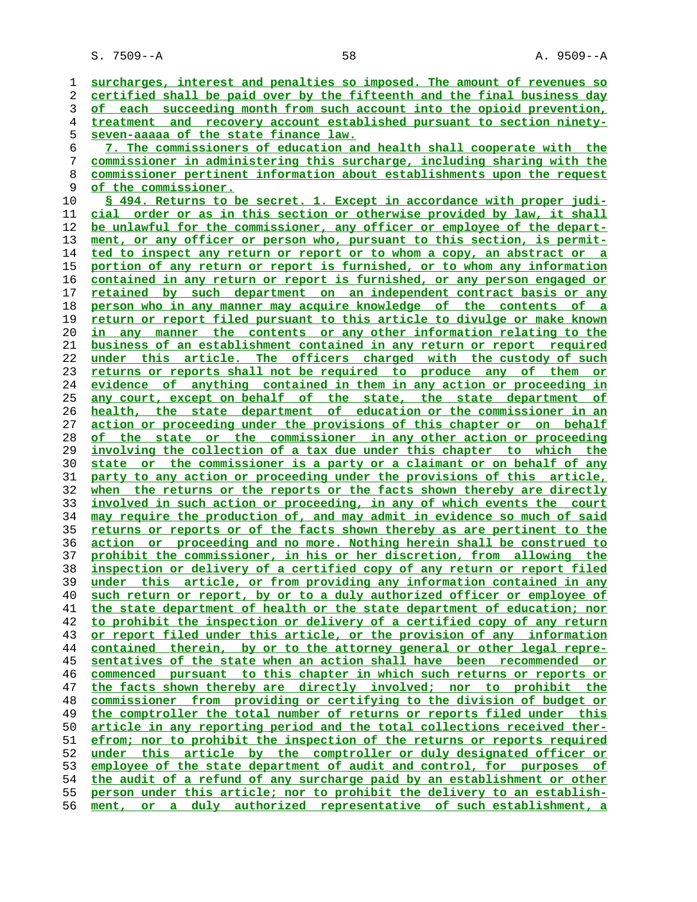surcharges, interest and penalties so imposed. The amount of revenues so certified shall be paid over by the fifteenth and the final business day of each succeeding month from such account into the opioid prevention, treatment and recovery account established pursuant to section ninety-seven-aaaaa of the state finance law.

7. The commissioners of education and health shall cooperate with the commissioner in administering this surcharge, including sharing with the commissioner pertinent information about establishments upon the request of the commissioner.

§ 494. Returns to be secret. 1. Except in accordance with proper judicial order or as in this section or otherwise provided by law, it shall be unlawful for the commissioner, any officer or employee of the department, or any officer or person who, pursuant to this section, is permitted to inspect any return or report or to whom a copy, an abstract or a portion of any return or report is furnished, or to whom any information contained in any return or report is furnished, or any person engaged or retained by such department on an independent contract basis or any person who in any manner may acquire knowledge of the contents of a return or report filed pursuant to this article to divulge or make known in any manner the contents or any other information relating to the business of an establishment contained in any return or report required under this article. The officers charged with the custody of such returns or reports shall not be required to produce any of them or evidence of anything contained in them in any action or proceeding in any court, except on behalf of the state, the state department of health, the state department of education or the commissioner in an action or proceeding under the provisions of this chapter or on behalf of the state or the commissioner in any other action or proceeding involving the collection of a tax due under this chapter to which the state or the commissioner is a party or a claimant or on behalf of any party to any action or proceeding under the provisions of this article, when the returns or the reports or the facts shown thereby are directly involved in such action or proceeding, in any of which events the court may require the production of, and may admit in evidence so much of said returns or reports or of the facts shown thereby as are pertinent to the action or proceeding and no more. Nothing herein shall be construed to prohibit the commissioner, in his or her discretion, from allowing the inspection or delivery of a certified copy of any return or report filed under this article, or from providing any information contained in any such return or report, by or to a duly authorized officer or employee of the state department of health or the state department of education; nor to prohibit the inspection or delivery of a certified copy of any return or report filed under this article, or the provision of any information contained therein, by or to the attorney general or other legal representatives of the state when an action shall have been recommended or commenced pursuant to this chapter in which such returns or reports or the facts shown thereby are directly involved; nor to prohibit the commissioner from providing or certifying to the division of budget or the comptroller the total number of returns or reports filed under this article in any reporting period and the total collections received therefrom; nor to prohibit the inspection of the returns or reports required under this article by the comptroller or duly designated officer or employee of the state department of audit and control, for purposes of the audit of a refund of any surcharge paid by an establishment or other person under this article; nor to prohibit the delivery to an establishment, or a duly authorized representative of such establishment, a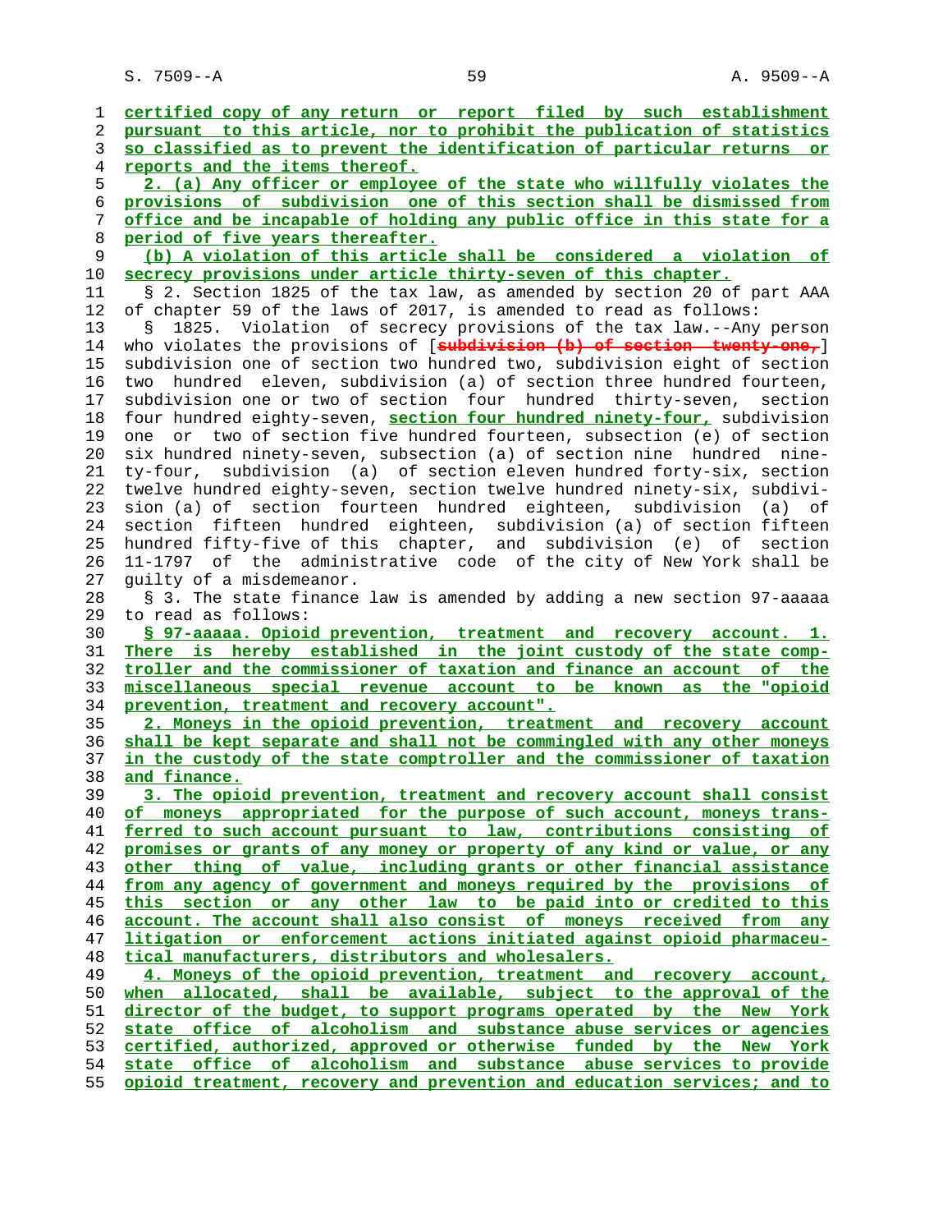certified copy of any return or report filed by such establishment pursuant to this article, nor to prohibit the publication of statistics so classified as to prevent the identification of particular returns or reports and the items thereof.

2. (a) Any officer or employee of the state who willfully violates the provisions of subdivision one of this section shall be dismissed from office and be incapable of holding any public office in this state for a period of five years thereafter.

(b) A violation of this article shall be considered a violation of secrecy provisions under article thirty-seven of this chapter.

§ 2. Section 1825 of the tax law, as amended by section 20 of part AAA of chapter 59 of the laws of 2017, is amended to read as follows:

§ 1825. Violation of secrecy provisions of the tax law.--Any person who violates the provisions of [~~subdivision (b) of section twenty-one,~~] subdivision one of section two hundred two, subdivision eight of section two hundred eleven, subdivision (a) of section three hundred fourteen, subdivision one or two of section four hundred thirty-seven, section four hundred eighty-seven, section four hundred ninety-four, subdivision one or two of section five hundred fourteen, subsection (e) of section six hundred ninety-seven, subsection (a) of section nine hundred ninety-four, subdivision (a) of section eleven hundred forty-six, section twelve hundred eighty-seven, section twelve hundred ninety-six, subdivision (a) of section fourteen hundred eighteen, subdivision (a) of section fifteen hundred eighteen, subdivision (a) of section fifteen hundred fifty-five of this chapter, and subdivision (e) of section 11-1797 of the administrative code of the city of New York shall be guilty of a misdemeanor.

§ 3. The state finance law is amended by adding a new section 97-aaaaa to read as follows:

§ 97-aaaaa. Opioid prevention, treatment and recovery account. 1. There is hereby established in the joint custody of the state comptroller and the commissioner of taxation and finance an account of the miscellaneous special revenue account to be known as the "opioid prevention, treatment and recovery account".

2. Moneys in the opioid prevention, treatment and recovery account shall be kept separate and shall not be commingled with any other moneys in the custody of the state comptroller and the commissioner of taxation and finance.

3. The opioid prevention, treatment and recovery account shall consist of moneys appropriated for the purpose of such account, moneys transferred to such account pursuant to law, contributions consisting of promises or grants of any money or property of any kind or value, or any other thing of value, including grants or other financial assistance from any agency of government and moneys required by the provisions of this section or any other law to be paid into or credited to this account. The account shall also consist of moneys received from any litigation or enforcement actions initiated against opioid pharmaceutical manufacturers, distributors and wholesalers.

4. Moneys of the opioid prevention, treatment and recovery account, when allocated, shall be available, subject to the approval of the director of the budget, to support programs operated by the New York state office of alcoholism and substance abuse services or agencies certified, authorized, approved or otherwise funded by the New York state office of alcoholism and substance abuse services to provide opioid treatment, recovery and prevention and education services; and to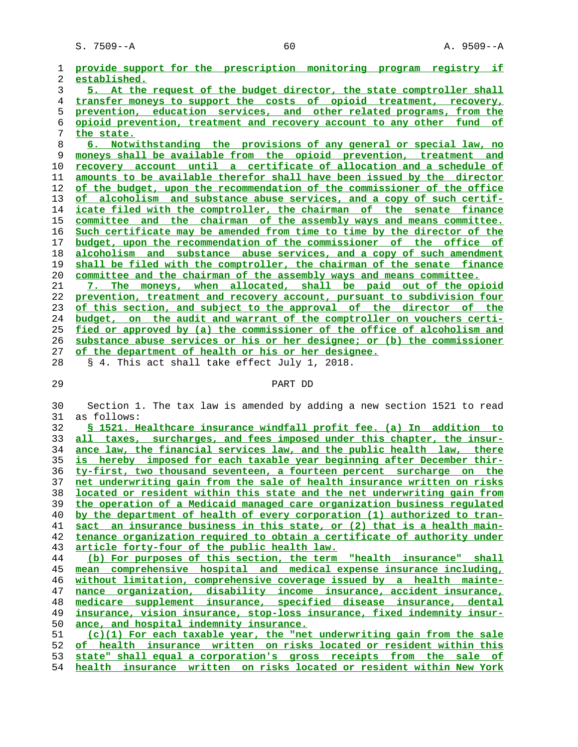provide support for the prescription monitoring program registry if established.

5. At the request of the budget director, the state comptroller shall transfer moneys to support the costs of opioid treatment, recovery, prevention, education services, and other related programs, from the opioid prevention, treatment and recovery account to any other fund of the state.

6. Notwithstanding the provisions of any general or special law, no moneys shall be available from the opioid prevention, treatment and recovery account until a certificate of allocation and a schedule of amounts to be available therefor shall have been issued by the director of the budget, upon the recommendation of the commissioner of the office of alcoholism and substance abuse services, and a copy of such certificate filed with the comptroller, the chairman of the senate finance committee and the chairman of the assembly ways and means committee. Such certificate may be amended from time to time by the director of the budget, upon the recommendation of the commissioner of the office of alcoholism and substance abuse services, and a copy of such amendment shall be filed with the comptroller, the chairman of the senate finance committee and the chairman of the assembly ways and means committee.

7. The moneys, when allocated, shall be paid out of the opioid prevention, treatment and recovery account, pursuant to subdivision four of this section, and subject to the approval of the director of the budget, on the audit and warrant of the comptroller on vouchers certified or approved by (a) the commissioner of the office of alcoholism and substance abuse services or his or her designee; or (b) the commissioner of the department of health or his or her designee.

§ 4. This act shall take effect July 1, 2018.

## PART DD

Section 1. The tax law is amended by adding a new section 1521 to read as follows:

§ 1521. Healthcare insurance windfall profit fee. (a) In addition to all taxes, surcharges, and fees imposed under this chapter, the insurance law, the financial services law, and the public health law, there is hereby imposed for each taxable year beginning after December thirty-first, two thousand seventeen, a fourteen percent surcharge on the net underwriting gain from the sale of health insurance written on risks located or resident within this state and the net underwriting gain from the operation of a Medicaid managed care organization business regulated by the department of health of every corporation (1) authorized to transact an insurance business in this state, or (2) that is a health maintenance organization required to obtain a certificate of authority under article forty-four of the public health law.

(b) For purposes of this section, the term "health insurance" shall mean comprehensive hospital and medical expense insurance including, without limitation, comprehensive coverage issued by a health maintenance organization, disability income insurance, accident insurance, medicare supplement insurance, specified disease insurance, dental insurance, vision insurance, stop-loss insurance, fixed indemnity insurance, and hospital indemnity insurance.

(c)(1) For each taxable year, the "net underwriting gain from the sale of health insurance written on risks located or resident within this state" shall equal a corporation's gross receipts from the sale of health insurance written on risks located or resident within New York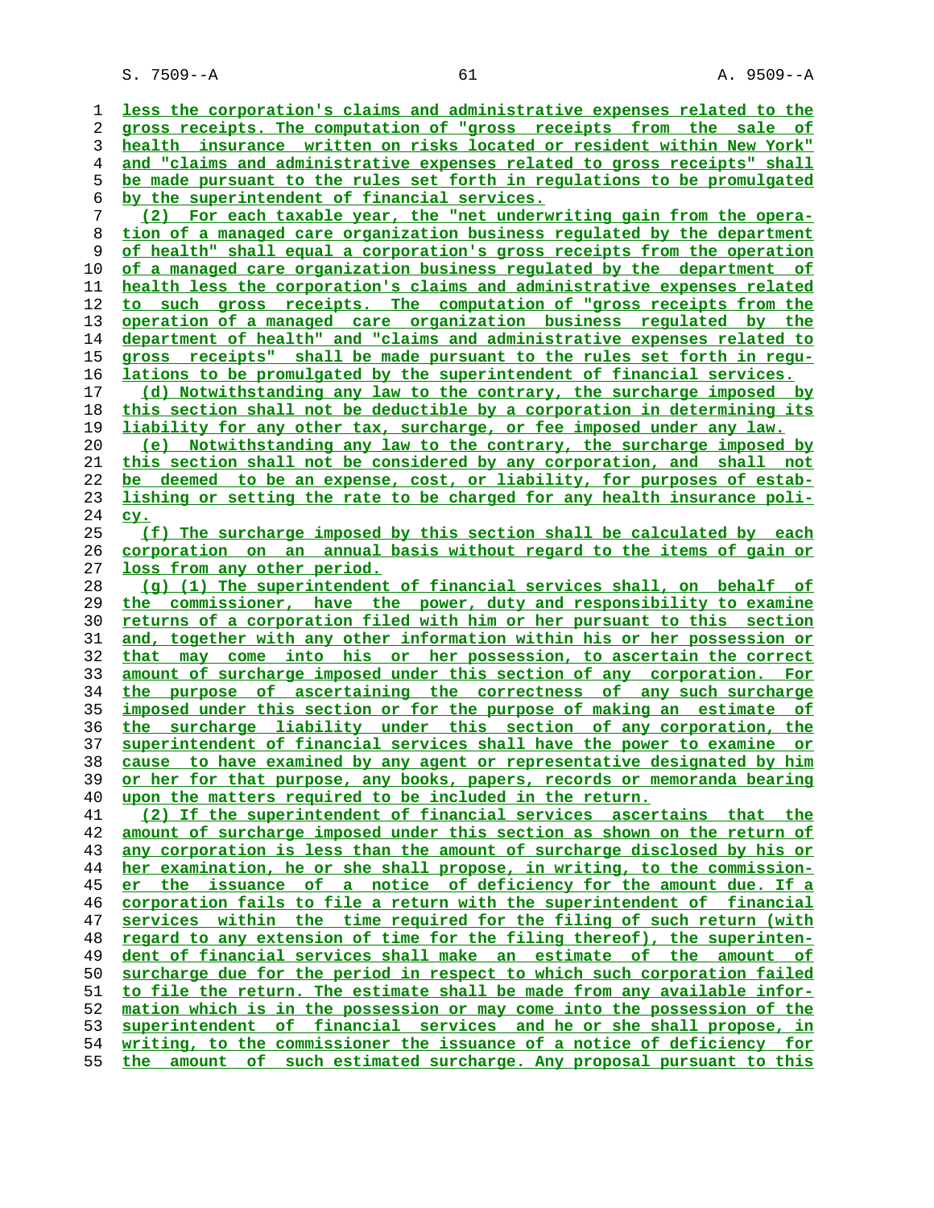less the corporation's claims and administrative expenses related to the gross receipts. The computation of "gross receipts from the sale of health insurance written on risks located or resident within New York" and "claims and administrative expenses related to gross receipts" shall be made pursuant to the rules set forth in regulations to be promulgated by the superintendent of financial services.

(2) For each taxable year, the "net underwriting gain from the operation of a managed care organization business regulated by the department of health" shall equal a corporation's gross receipts from the operation of a managed care organization business regulated by the department of health less the corporation's claims and administrative expenses related to such gross receipts. The computation of "gross receipts from the operation of a managed care organization business regulated by the department of health" and "claims and administrative expenses related to gross receipts" shall be made pursuant to the rules set forth in regulations to be promulgated by the superintendent of financial services.

(d) Notwithstanding any law to the contrary, the surcharge imposed by this section shall not be deductible by a corporation in determining its liability for any other tax, surcharge, or fee imposed under any law.

(e) Notwithstanding any law to the contrary, the surcharge imposed by this section shall not be considered by any corporation, and shall not be deemed to be an expense, cost, or liability, for purposes of establishing or setting the rate to be charged for any health insurance policy.

(f) The surcharge imposed by this section shall be calculated by each corporation on an annual basis without regard to the items of gain or loss from any other period.

(g) (1) The superintendent of financial services shall, on behalf of the commissioner, have the power, duty and responsibility to examine returns of a corporation filed with him or her pursuant to this section and, together with any other information within his or her possession or that may come into his or her possession, to ascertain the correct amount of surcharge imposed under this section of any corporation. For the purpose of ascertaining the correctness of any such surcharge imposed under this section or for the purpose of making an estimate of the surcharge liability under this section of any corporation, the superintendent of financial services shall have the power to examine or cause to have examined by any agent or representative designated by him or her for that purpose, any books, papers, records or memoranda bearing upon the matters required to be included in the return.

(2) If the superintendent of financial services ascertains that the amount of surcharge imposed under this section as shown on the return of any corporation is less than the amount of surcharge disclosed by his or her examination, he or she shall propose, in writing, to the commissioner the issuance of a notice of deficiency for the amount due. If a corporation fails to file a return with the superintendent of financial services within the time required for the filing of such return (with regard to any extension of time for the filing thereof), the superintendent of financial services shall make an estimate of the amount of surcharge due for the period in respect to which such corporation failed to file the return. The estimate shall be made from any available information which is in the possession or may come into the possession of the superintendent of financial services and he or she shall propose, in writing, to the commissioner the issuance of a notice of deficiency for the amount of such estimated surcharge. Any proposal pursuant to this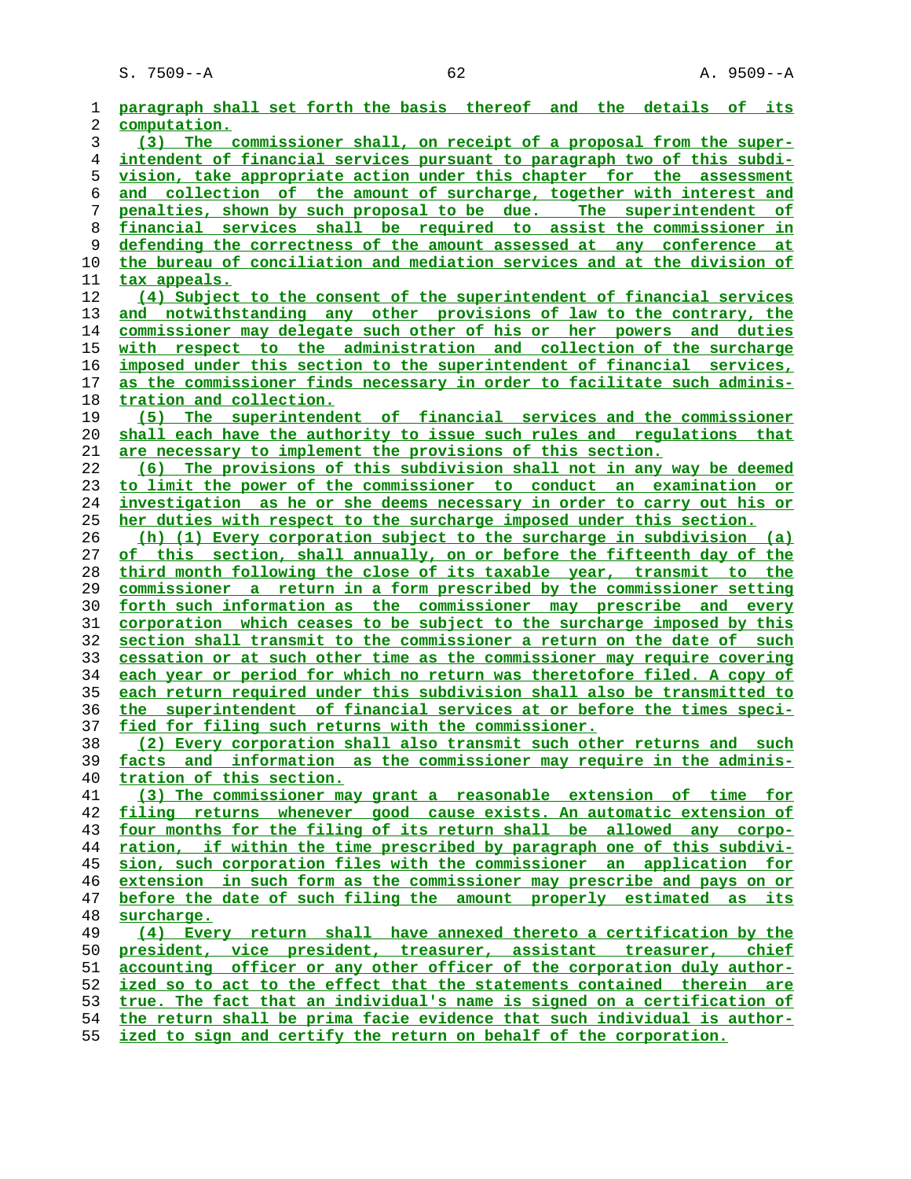paragraph shall set forth the basis thereof and the details of its computation.

(3) The commissioner shall, on receipt of a proposal from the superintendent of financial services pursuant to paragraph two of this subdivision, take appropriate action under this chapter for the assessment and collection of the amount of surcharge, together with interest and penalties, shown by such proposal to be due. The superintendent of financial services shall be required to assist the commissioner in defending the correctness of the amount assessed at any conference at the bureau of conciliation and mediation services and at the division of tax appeals.

(4) Subject to the consent of the superintendent of financial services and notwithstanding any other provisions of law to the contrary, the commissioner may delegate such other of his or her powers and duties with respect to the administration and collection of the surcharge imposed under this section to the superintendent of financial services, as the commissioner finds necessary in order to facilitate such administration and collection.

(5) The superintendent of financial services and the commissioner shall each have the authority to issue such rules and regulations that are necessary to implement the provisions of this section.

(6) The provisions of this subdivision shall not in any way be deemed to limit the power of the commissioner to conduct an examination or investigation as he or she deems necessary in order to carry out his or her duties with respect to the surcharge imposed under this section.

(h) (1) Every corporation subject to the surcharge in subdivision (a) of this section, shall annually, on or before the fifteenth day of the third month following the close of its taxable year, transmit to the commissioner a return in a form prescribed by the commissioner setting forth such information as the commissioner may prescribe and every corporation which ceases to be subject to the surcharge imposed by this section shall transmit to the commissioner a return on the date of such cessation or at such other time as the commissioner may require covering each year or period for which no return was theretofore filed. A copy of each return required under this subdivision shall also be transmitted to the superintendent of financial services at or before the times specified for filing such returns with the commissioner.

(2) Every corporation shall also transmit such other returns and such facts and information as the commissioner may require in the administration of this section.

(3) The commissioner may grant a reasonable extension of time for filing returns whenever good cause exists. An automatic extension of four months for the filing of its return shall be allowed any corporation, if within the time prescribed by paragraph one of this subdivision, such corporation files with the commissioner an application for extension in such form as the commissioner may prescribe and pays on or before the date of such filing the amount properly estimated as its surcharge.

(4) Every return shall have annexed thereto a certification by the president, vice president, treasurer, assistant treasurer, chief accounting officer or any other officer of the corporation duly authorized so to act to the effect that the statements contained therein are true. The fact that an individual's name is signed on a certification of the return shall be prima facie evidence that such individual is authorized to sign and certify the return on behalf of the corporation.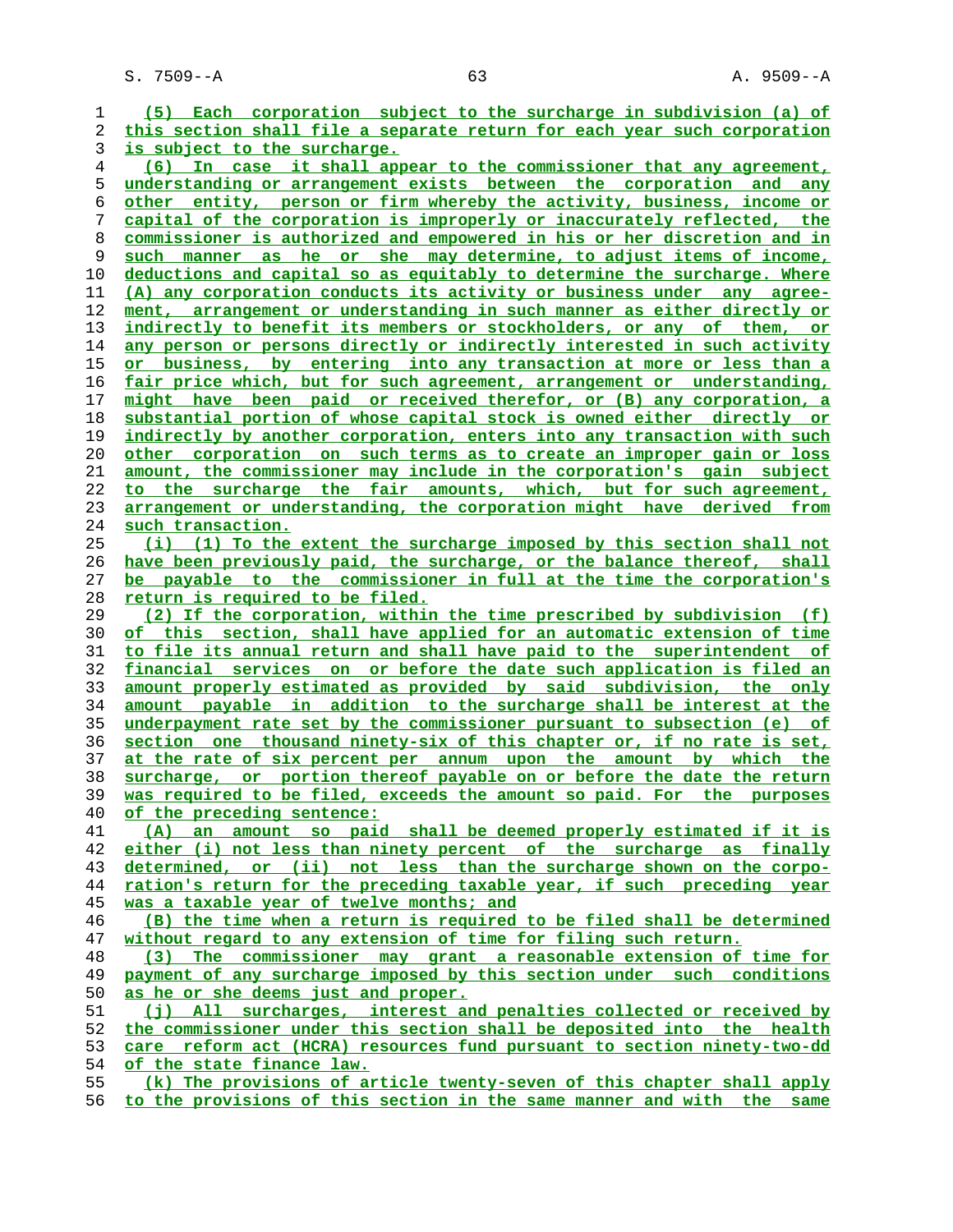(5) Each corporation subject to the surcharge in subdivision (a) of this section shall file a separate return for each year such corporation is subject to the surcharge.

(6) In case it shall appear to the commissioner that any agreement, understanding or arrangement exists between the corporation and any other entity, person or firm whereby the activity, business, income or capital of the corporation is improperly or inaccurately reflected, the commissioner is authorized and empowered in his or her discretion and in such manner as he or she may determine, to adjust items of income, deductions and capital so as equitably to determine the surcharge. Where (A) any corporation conducts its activity or business under any agreement, arrangement or understanding in such manner as either directly or indirectly to benefit its members or stockholders, or any of them, or any person or persons directly or indirectly interested in such activity or business, by entering into any transaction at more or less than a fair price which, but for such agreement, arrangement or understanding, might have been paid or received therefor, or (B) any corporation, a substantial portion of whose capital stock is owned either directly or indirectly by another corporation, enters into any transaction with such other corporation on such terms as to create an improper gain or loss amount, the commissioner may include in the corporation's gain subject to the surcharge the fair amounts, which, but for such agreement, arrangement or understanding, the corporation might have derived from such transaction.

(i) (1) To the extent the surcharge imposed by this section shall not have been previously paid, the surcharge, or the balance thereof, shall be payable to the commissioner in full at the time the corporation's return is required to be filed.

(2) If the corporation, within the time prescribed by subdivision (f) of this section, shall have applied for an automatic extension of time to file its annual return and shall have paid to the superintendent of financial services on or before the date such application is filed an amount properly estimated as provided by said subdivision, the only amount payable in addition to the surcharge shall be interest at the underpayment rate set by the commissioner pursuant to subsection (e) of section one thousand ninety-six of this chapter or, if no rate is set, at the rate of six percent per annum upon the amount by which the surcharge, or portion thereof payable on or before the date the return was required to be filed, exceeds the amount so paid. For the purposes of the preceding sentence:

(A) an amount so paid shall be deemed properly estimated if it is either (i) not less than ninety percent of the surcharge as finally determined, or (ii) not less than the surcharge shown on the corporation's return for the preceding taxable year, if such preceding year was a taxable year of twelve months; and

(B) the time when a return is required to be filed shall be determined without regard to any extension of time for filing such return.

(3) The commissioner may grant a reasonable extension of time for payment of any surcharge imposed by this section under such conditions as he or she deems just and proper.

(j) All surcharges, interest and penalties collected or received by the commissioner under this section shall be deposited into the health care reform act (HCRA) resources fund pursuant to section ninety-two-dd of the state finance law.

(k) The provisions of article twenty-seven of this chapter shall apply to the provisions of this section in the same manner and with the same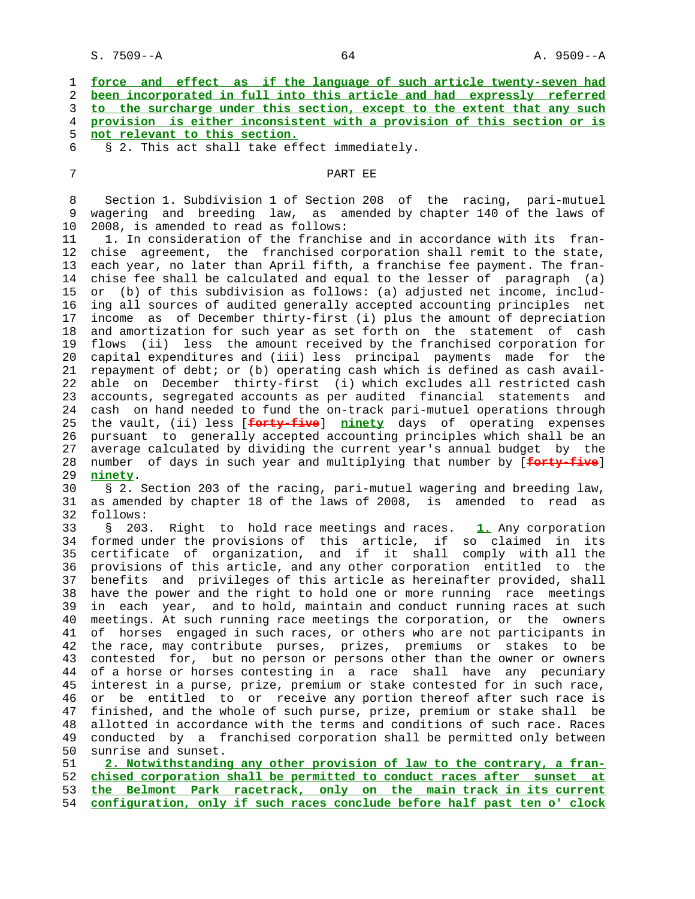force and effect as if the language of such article twenty-seven had been incorporated in full into this article and had expressly referred to the surcharge under this section, except to the extent that any such provision is either inconsistent with a provision of this section or is not relevant to this section.

§ 2. This act shall take effect immediately.

## PART EE

Section 1. Subdivision 1 of Section 208 of the racing, pari-mutuel wagering and breeding law, as amended by chapter 140 of the laws of 2008, is amended to read as follows:

1. In consideration of the franchise and in accordance with its franchise agreement, the franchised corporation shall remit to the state, each year, no later than April fifth, a franchise fee payment. The franchise fee shall be calculated and equal to the lesser of paragraph (a) or (b) of this subdivision as follows: (a) adjusted net income, including all sources of audited generally accepted accounting principles net income as of December thirty-first (i) plus the amount of depreciation and amortization for such year as set forth on the statement of cash flows (ii) less the amount received by the franchised corporation for capital expenditures and (iii) less principal payments made for the repayment of debt; or (b) operating cash which is defined as cash available on December thirty-first (i) which excludes all restricted cash accounts, segregated accounts as per audited financial statements and cash on hand needed to fund the on-track pari-mutuel operations through the vault, (ii) less [~~forty-five~~] **ninety** days of operating expenses pursuant to generally accepted accounting principles which shall be an average calculated by dividing the current year's annual budget by the number of days in such year and multiplying that number by [~~forty-five~~] **ninety**.

§ 2. Section 203 of the racing, pari-mutuel wagering and breeding law, as amended by chapter 18 of the laws of 2008, is amended to read as follows:

§ 203. Right to hold race meetings and races. **1.** Any corporation formed under the provisions of this article, if so claimed in its certificate of organization, and if it shall comply with all the provisions of this article, and any other corporation entitled to the benefits and privileges of this article as hereinafter provided, shall have the power and the right to hold one or more running race meetings in each year, and to hold, maintain and conduct running races at such meetings. At such running race meetings the corporation, or the owners of horses engaged in such races, or others who are not participants in the race, may contribute purses, prizes, premiums or stakes to be contested for, but no person or persons other than the owner or owners of a horse or horses contesting in a race shall have any pecuniary interest in a purse, prize, premium or stake contested for in such race, or be entitled to or receive any portion thereof after such race is finished, and the whole of such purse, prize, premium or stake shall be allotted in accordance with the terms and conditions of such race. Races conducted by a franchised corporation shall be permitted only between sunrise and sunset.

**2. Notwithstanding any other provision of law to the contrary, a franchised corporation shall be permitted to conduct races after sunset at the Belmont Park racetrack, only on the main track in its current configuration, only if such races conclude before half past ten o' clock**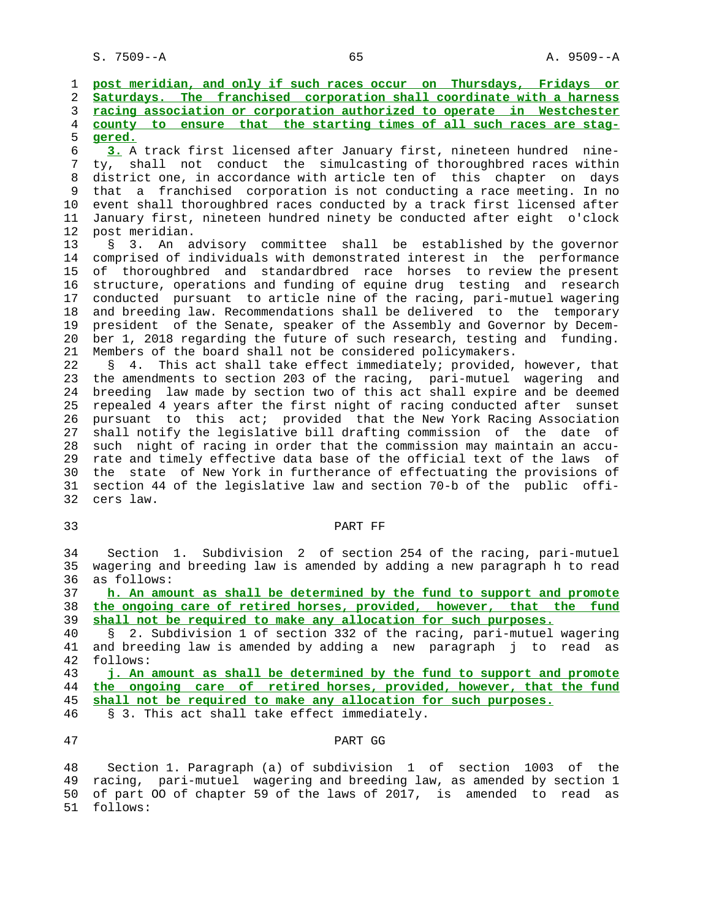**post meridian, and only if such races occur on Thursdays, Fridays or Saturdays. The franchised corporation shall coordinate with a harness racing association or corporation authorized to operate in Westchester county to ensure that the starting times of all such races are staggered.**

**3.** A track first licensed after January first, nineteen hundred ninety, shall not conduct the simulcasting of thoroughbred races within district one, in accordance with article ten of this chapter on days that a franchised corporation is not conducting a race meeting. In no event shall thoroughbred races conducted by a track first licensed after January first, nineteen hundred ninety be conducted after eight o'clock post meridian.

§ 3. An advisory committee shall be established by the governor comprised of individuals with demonstrated interest in the performance of thoroughbred and standardbred race horses to review the present structure, operations and funding of equine drug testing and research conducted pursuant to article nine of the racing, pari-mutuel wagering and breeding law. Recommendations shall be delivered to the temporary president of the Senate, speaker of the Assembly and Governor by December 1, 2018 regarding the future of such research, testing and funding. Members of the board shall not be considered policymakers.

§ 4. This act shall take effect immediately; provided, however, that the amendments to section 203 of the racing, pari-mutuel wagering and breeding law made by section two of this act shall expire and be deemed repealed 4 years after the first night of racing conducted after sunset pursuant to this act; provided that the New York Racing Association shall notify the legislative bill drafting commission of the date of such night of racing in order that the commission may maintain an accurate and timely effective data base of the official text of the laws of the state of New York in furtherance of effectuating the provisions of section 44 of the legislative law and section 70-b of the public officers law.

## PART FF

Section 1. Subdivision 2 of section 254 of the racing, pari-mutuel wagering and breeding law is amended by adding a new paragraph h to read as follows:

**h. An amount as shall be determined by the fund to support and promote the ongoing care of retired horses, provided, however, that the fund shall not be required to make any allocation for such purposes.**

§ 2. Subdivision 1 of section 332 of the racing, pari-mutuel wagering and breeding law is amended by adding a new paragraph j to read as follows:

**j. An amount as shall be determined by the fund to support and promote the ongoing care of retired horses, provided, however, that the fund shall not be required to make any allocation for such purposes.**

§ 3. This act shall take effect immediately.

## PART GG

Section 1. Paragraph (a) of subdivision 1 of section 1003 of the racing, pari-mutuel wagering and breeding law, as amended by section 1 of part OO of chapter 59 of the laws of 2017, is amended to read as follows: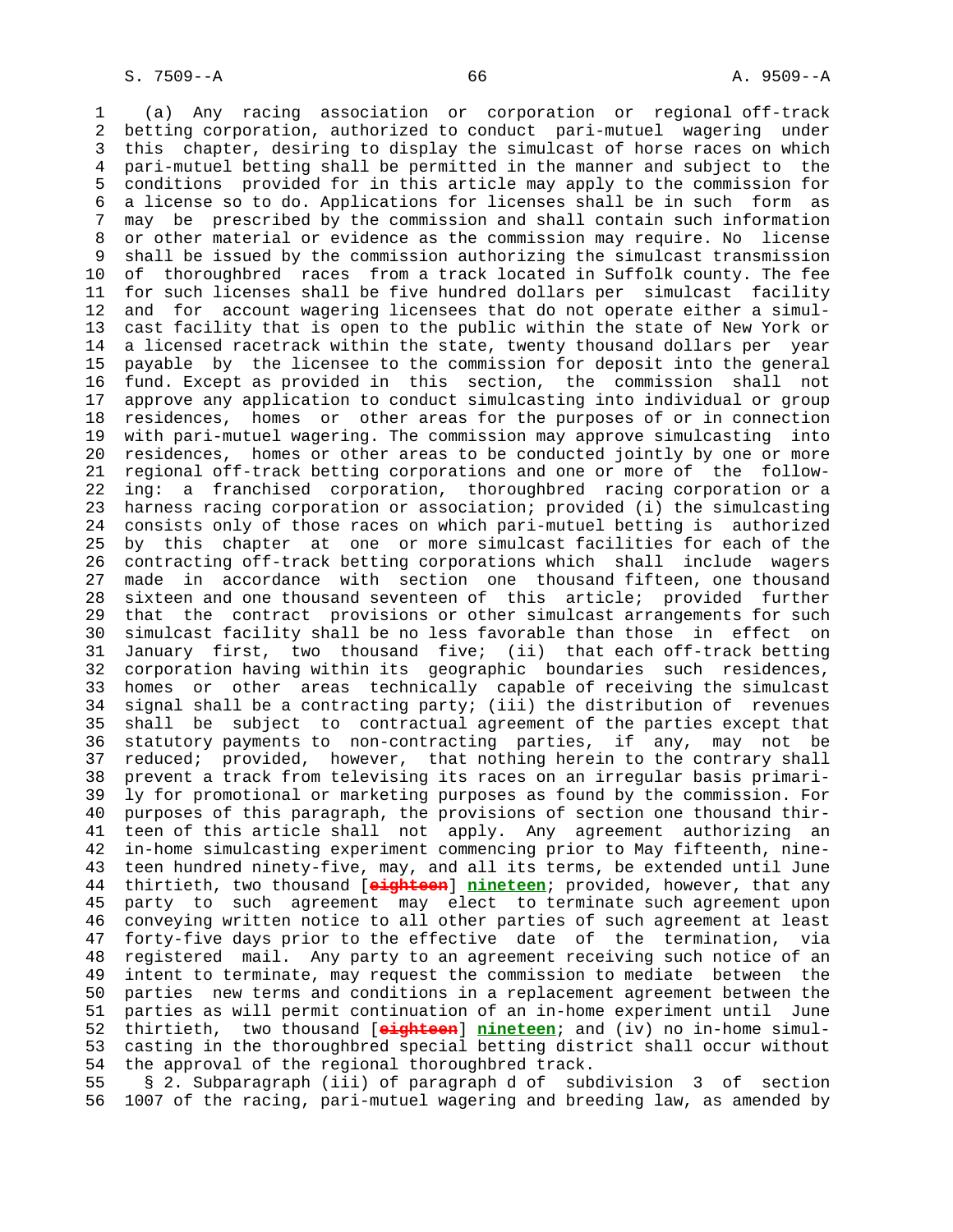(a) Any racing association or corporation or regional off-track betting corporation, authorized to conduct pari-mutuel wagering under this chapter, desiring to display the simulcast of horse races on which pari-mutuel betting shall be permitted in the manner and subject to the conditions provided for in this article may apply to the commission for a license so to do. Applications for licenses shall be in such form as may be prescribed by the commission and shall contain such information or other material or evidence as the commission may require. No license shall be issued by the commission authorizing the simulcast transmission of thoroughbred races from a track located in Suffolk county. The fee for such licenses shall be five hundred dollars per simulcast facility and for account wagering licensees that do not operate either a simulcast facility that is open to the public within the state of New York or a licensed racetrack within the state, twenty thousand dollars per year payable by the licensee to the commission for deposit into the general fund. Except as provided in this section, the commission shall not approve any application to conduct simulcasting into individual or group residences, homes or other areas for the purposes of or in connection with pari-mutuel wagering. The commission may approve simulcasting into residences, homes or other areas to be conducted jointly by one or more regional off-track betting corporations and one or more of the following: a franchised corporation, thoroughbred racing corporation or a harness racing corporation or association; provided (i) the simulcasting consists only of those races on which pari-mutuel betting is authorized by this chapter at one or more simulcast facilities for each of the contracting off-track betting corporations which shall include wagers made in accordance with section one thousand fifteen, one thousand sixteen and one thousand seventeen of this article; provided further that the contract provisions or other simulcast arrangements for such simulcast facility shall be no less favorable than those in effect on January first, two thousand five; (ii) that each off-track betting corporation having within its geographic boundaries such residences, homes or other areas technically capable of receiving the simulcast signal shall be a contracting party; (iii) the distribution of revenues shall be subject to contractual agreement of the parties except that statutory payments to non-contracting parties, if any, may not be reduced; provided, however, that nothing herein to the contrary shall prevent a track from televising its races on an irregular basis primarily for promotional or marketing purposes as found by the commission. For purposes of this paragraph, the provisions of section one thousand thirteen of this article shall not apply. Any agreement authorizing an in-home simulcasting experiment commencing prior to May fifteenth, nineteen hundred ninety-five, may, and all its terms, be extended until June thirtieth, two thousand [~~eighteen~~] **nineteen**; provided, however, that any party to such agreement may elect to terminate such agreement upon conveying written notice to all other parties of such agreement at least forty-five days prior to the effective date of the termination, via registered mail. Any party to an agreement receiving such notice of an intent to terminate, may request the commission to mediate between the parties new terms and conditions in a replacement agreement between the parties as will permit continuation of an in-home experiment until June thirtieth, two thousand [~~eighteen~~] **nineteen**; and (iv) no in-home simulcasting in the thoroughbred special betting district shall occur without the approval of the regional thoroughbred track.

§ 2. Subparagraph (iii) of paragraph d of subdivision 3 of section 1007 of the racing, pari-mutuel wagering and breeding law, as amended by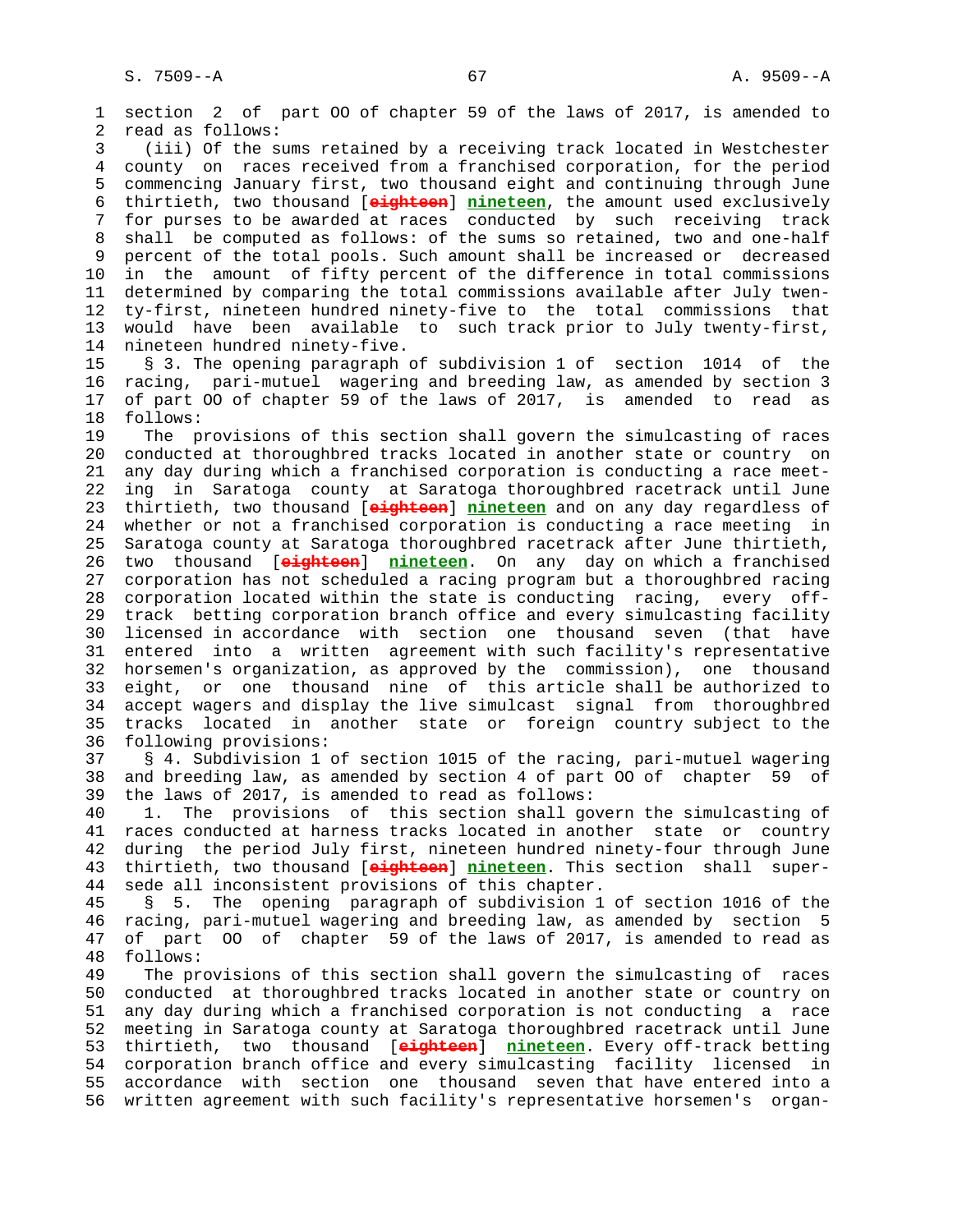section 2 of part OO of chapter 59 of the laws of 2017, is amended to read as follows:

(iii) Of the sums retained by a receiving track located in Westchester county on races received from a franchised corporation, for the period commencing January first, two thousand eight and continuing through June thirtieth, two thousand [~~eighteen~~] **nineteen**, the amount used exclusively for purses to be awarded at races conducted by such receiving track shall be computed as follows: of the sums so retained, two and one-half percent of the total pools. Such amount shall be increased or decreased in the amount of fifty percent of the difference in total commissions determined by comparing the total commissions available after July twenty-first, nineteen hundred ninety-five to the total commissions that would have been available to such track prior to July twenty-first, nineteen hundred ninety-five.

§ 3. The opening paragraph of subdivision 1 of section 1014 of the racing, pari-mutuel wagering and breeding law, as amended by section 3 of part OO of chapter 59 of the laws of 2017, is amended to read as follows:

The provisions of this section shall govern the simulcasting of races conducted at thoroughbred tracks located in another state or country on any day during which a franchised corporation is conducting a race meeting in Saratoga county at Saratoga thoroughbred racetrack until June thirtieth, two thousand [~~eighteen~~] **nineteen** and on any day regardless of whether or not a franchised corporation is conducting a race meeting in Saratoga county at Saratoga thoroughbred racetrack after June thirtieth, two thousand [~~eighteen~~] **nineteen**. On any day on which a franchised corporation has not scheduled a racing program but a thoroughbred racing corporation located within the state is conducting racing, every off-track betting corporation branch office and every simulcasting facility licensed in accordance with section one thousand seven (that have entered into a written agreement with such facility's representative horsemen's organization, as approved by the commission), one thousand eight, or one thousand nine of this article shall be authorized to accept wagers and display the live simulcast signal from thoroughbred tracks located in another state or foreign country subject to the following provisions:

§ 4. Subdivision 1 of section 1015 of the racing, pari-mutuel wagering and breeding law, as amended by section 4 of part OO of chapter 59 of the laws of 2017, is amended to read as follows:

1. The provisions of this section shall govern the simulcasting of races conducted at harness tracks located in another state or country during the period July first, nineteen hundred ninety-four through June thirtieth, two thousand [~~eighteen~~] **nineteen**. This section shall supersede all inconsistent provisions of this chapter.

§ 5. The opening paragraph of subdivision 1 of section 1016 of the racing, pari-mutuel wagering and breeding law, as amended by section 5 of part OO of chapter 59 of the laws of 2017, is amended to read as follows:

The provisions of this section shall govern the simulcasting of races conducted at thoroughbred tracks located in another state or country on any day during which a franchised corporation is not conducting a race meeting in Saratoga county at Saratoga thoroughbred racetrack until June thirtieth, two thousand [~~eighteen~~] **nineteen**. Every off-track betting corporation branch office and every simulcasting facility licensed in accordance with section one thousand seven that have entered into a written agreement with such facility's representative horsemen's organ-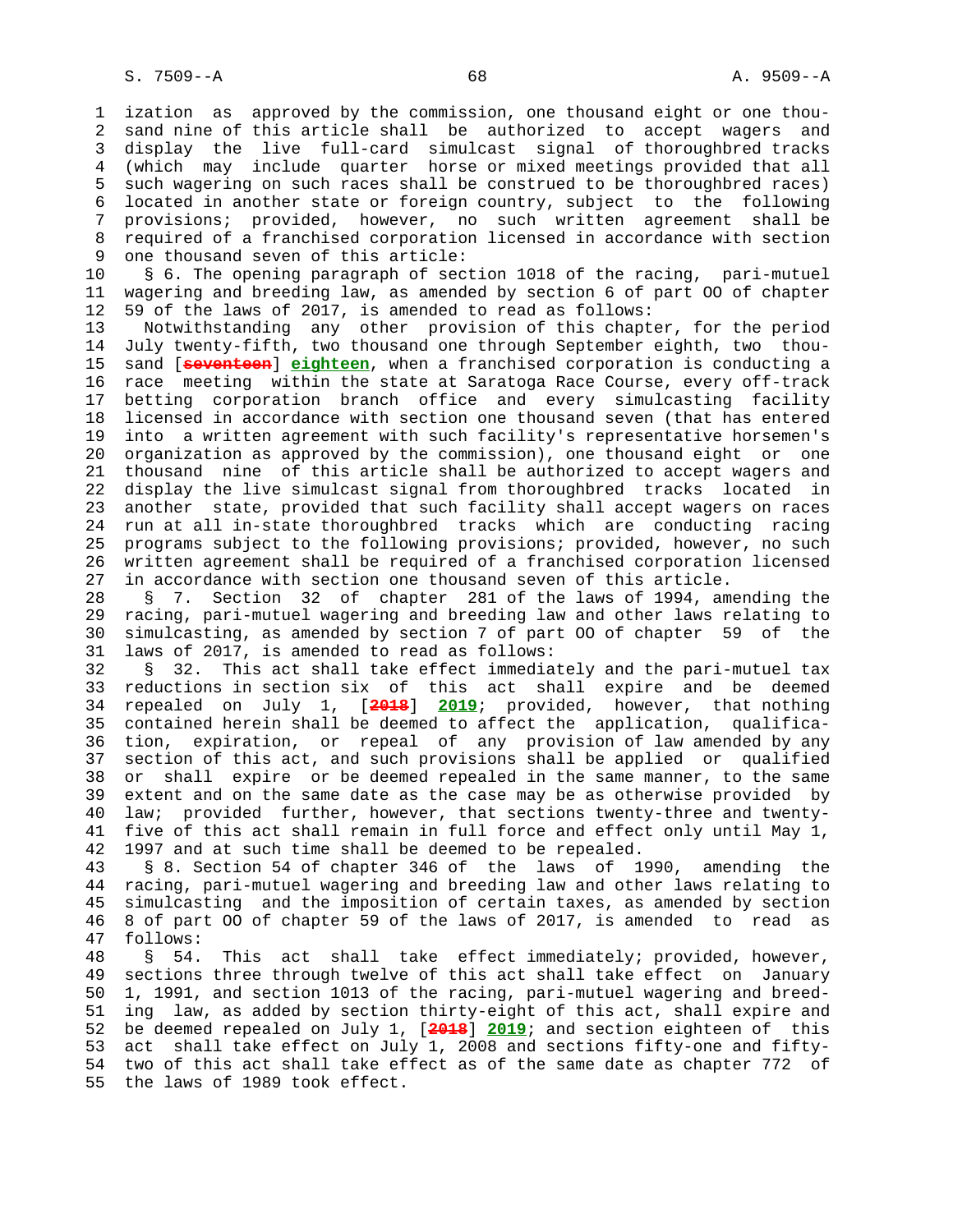ization as approved by the commission, one thousand eight or one thousand nine of this article shall be authorized to accept wagers and display the live full-card simulcast signal of thoroughbred tracks (which may include quarter horse or mixed meetings provided that all such wagering on such races shall be construed to be thoroughbred races) located in another state or foreign country, subject to the following provisions; provided, however, no such written agreement shall be required of a franchised corporation licensed in accordance with section one thousand seven of this article:

§ 6. The opening paragraph of section 1018 of the racing, pari-mutuel wagering and breeding law, as amended by section 6 of part OO of chapter 59 of the laws of 2017, is amended to read as follows:

Notwithstanding any other provision of this chapter, for the period July twenty-fifth, two thousand one through September eighth, two thousand [~~seventeen~~] **eighteen**, when a franchised corporation is conducting a race meeting within the state at Saratoga Race Course, every off-track betting corporation branch office and every simulcasting facility licensed in accordance with section one thousand seven (that has entered into a written agreement with such facility's representative horsemen's organization as approved by the commission), one thousand eight or one thousand nine of this article shall be authorized to accept wagers and display the live simulcast signal from thoroughbred tracks located in another state, provided that such facility shall accept wagers on races run at all in-state thoroughbred tracks which are conducting racing programs subject to the following provisions; provided, however, no such written agreement shall be required of a franchised corporation licensed in accordance with section one thousand seven of this article.

§ 7. Section 32 of chapter 281 of the laws of 1994, amending the racing, pari-mutuel wagering and breeding law and other laws relating to simulcasting, as amended by section 7 of part OO of chapter 59 of the laws of 2017, is amended to read as follows:

§ 32. This act shall take effect immediately and the pari-mutuel tax reductions in section six of this act shall expire and be deemed repealed on July 1, [~~2018~~] **2019**; provided, however, that nothing contained herein shall be deemed to affect the application, qualification, expiration, or repeal of any provision of law amended by any section of this act, and such provisions shall be applied or qualified or shall expire or be deemed repealed in the same manner, to the same extent and on the same date as the case may be as otherwise provided by law; provided further, however, that sections twenty-three and twenty-five of this act shall remain in full force and effect only until May 1, 1997 and at such time shall be deemed to be repealed.

§ 8. Section 54 of chapter 346 of the laws of 1990, amending the racing, pari-mutuel wagering and breeding law and other laws relating to simulcasting and the imposition of certain taxes, as amended by section 8 of part OO of chapter 59 of the laws of 2017, is amended to read as follows:

§ 54. This act shall take effect immediately; provided, however, sections three through twelve of this act shall take effect on January 1, 1991, and section 1013 of the racing, pari-mutuel wagering and breeding law, as added by section thirty-eight of this act, shall expire and be deemed repealed on July 1, [~~2018~~] **2019**; and section eighteen of this act shall take effect on July 1, 2008 and sections fifty-one and fifty-two of this act shall take effect as of the same date as chapter 772 of the laws of 1989 took effect.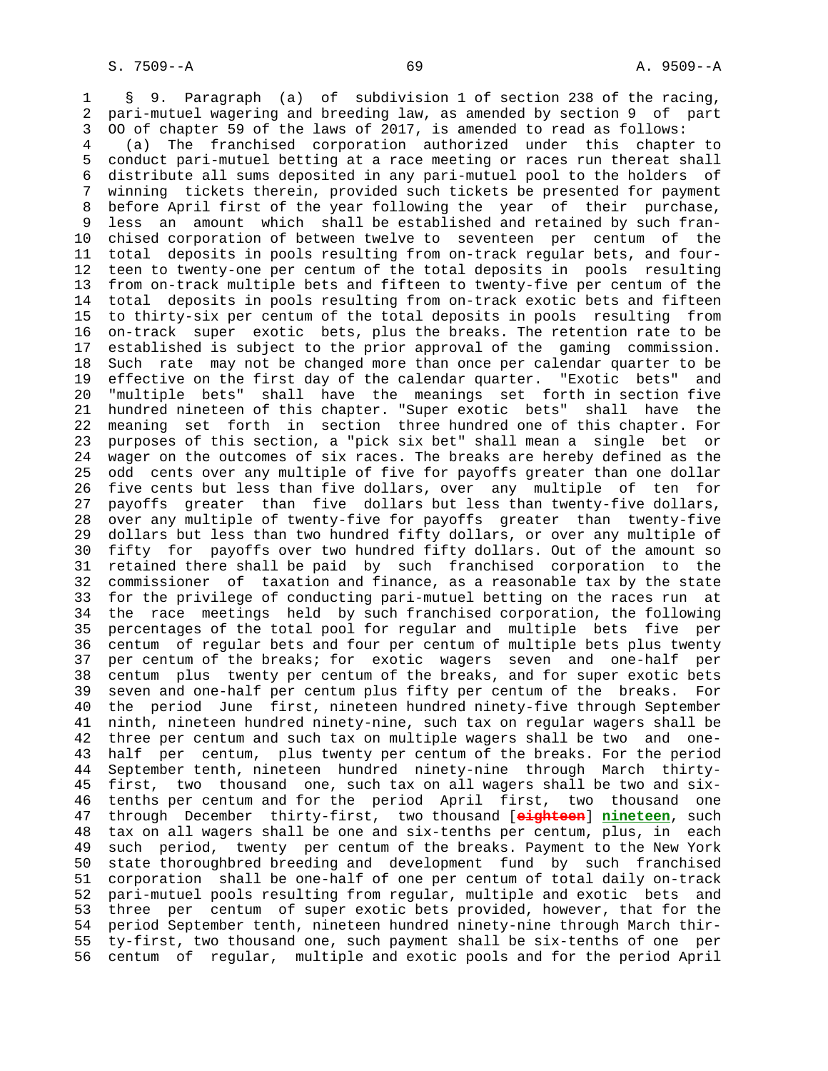§ 9. Paragraph (a) of subdivision 1 of section 238 of the racing, pari-mutuel wagering and breeding law, as amended by section 9 of part OO of chapter 59 of the laws of 2017, is amended to read as follows:

(a) The franchised corporation authorized under this chapter to conduct pari-mutuel betting at a race meeting or races run thereat shall distribute all sums deposited in any pari-mutuel pool to the holders of winning tickets therein, provided such tickets be presented for payment before April first of the year following the year of their purchase, less an amount which shall be established and retained by such franchised corporation of between twelve to seventeen per centum of the total deposits in pools resulting from on-track regular bets, and fourteen to twenty-one per centum of the total deposits in pools resulting from on-track multiple bets and fifteen to twenty-five per centum of the total deposits in pools resulting from on-track exotic bets and fifteen to thirty-six per centum of the total deposits in pools resulting from on-track super exotic bets, plus the breaks. The retention rate to be established is subject to the prior approval of the gaming commission. Such rate may not be changed more than once per calendar quarter to be effective on the first day of the calendar quarter. "Exotic bets" and "multiple bets" shall have the meanings set forth in section five hundred nineteen of this chapter. "Super exotic bets" shall have the meaning set forth in section three hundred one of this chapter. For purposes of this section, a "pick six bet" shall mean a single bet or wager on the outcomes of six races. The breaks are hereby defined as the odd cents over any multiple of five for payoffs greater than one dollar five cents but less than five dollars, over any multiple of ten for payoffs greater than five dollars but less than twenty-five dollars, over any multiple of twenty-five for payoffs greater than twenty-five dollars but less than two hundred fifty dollars, or over any multiple of fifty for payoffs over two hundred fifty dollars. Out of the amount so retained there shall be paid by such franchised corporation to the commissioner of taxation and finance, as a reasonable tax by the state for the privilege of conducting pari-mutuel betting on the races run at the race meetings held by such franchised corporation, the following percentages of the total pool for regular and multiple bets five per centum of regular bets and four per centum of multiple bets plus twenty per centum of the breaks; for exotic wagers seven and one-half per centum plus twenty per centum of the breaks, and for super exotic bets seven and one-half per centum plus fifty per centum of the breaks. For the period June first, nineteen hundred ninety-five through September ninth, nineteen hundred ninety-nine, such tax on regular wagers shall be three per centum and such tax on multiple wagers shall be two and one-half per centum, plus twenty per centum of the breaks. For the period September tenth, nineteen hundred ninety-nine through March thirty-first, two thousand one, such tax on all wagers shall be two and six-tenths per centum and for the period April first, two thousand one through December thirty-first, two thousand [~~eighteen~~] **nineteen**, such tax on all wagers shall be one and six-tenths per centum, plus, in each such period, twenty per centum of the breaks. Payment to the New York state thoroughbred breeding and development fund by such franchised corporation shall be one-half of one per centum of total daily on-track pari-mutuel pools resulting from regular, multiple and exotic bets and three per centum of super exotic bets provided, however, that for the period September tenth, nineteen hundred ninety-nine through March thirty-first, two thousand one, such payment shall be six-tenths of one per centum of regular, multiple and exotic pools and for the period April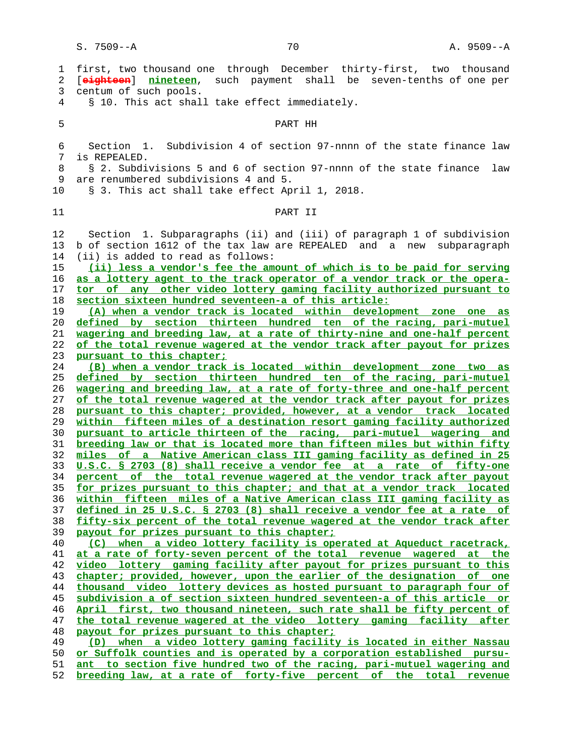first, two thousand one through December thirty-first, two thousand [~~eighteen~~] <u>nineteen</u>, such payment shall be seven-tenths of one per centum of such pools.

§ 10. This act shall take effect immediately.

## PART HH

Section 1. Subdivision 4 of section 97-nnnn of the state finance law is REPEALED.

§ 2. Subdivisions 5 and 6 of section 97-nnnn of the state finance law are renumbered subdivisions 4 and 5.

§ 3. This act shall take effect April 1, 2018.

## PART II

Section 1. Subparagraphs (ii) and (iii) of paragraph 1 of subdivision b of section 1612 of the tax law are REPEALED and a new subparagraph (ii) is added to read as follows:

<u>(ii) less a vendor's fee the amount of which is to be paid for serving as a lottery agent to the track operator of a vendor track or the operator of any other video lottery gaming facility authorized pursuant to section sixteen hundred seventeen-a of this article:</u>

<u>(A) when a vendor track is located within development zone one as defined by section thirteen hundred ten of the racing, pari-mutuel wagering and breeding law, at a rate of thirty-nine and one-half percent of the total revenue wagered at the vendor track after payout for prizes pursuant to this chapter;</u>

<u>(B) when a vendor track is located within development zone two as defined by section thirteen hundred ten of the racing, pari-mutuel wagering and breeding law, at a rate of forty-three and one-half percent of the total revenue wagered at the vendor track after payout for prizes pursuant to this chapter; provided, however, at a vendor track located within fifteen miles of a destination resort gaming facility authorized pursuant to article thirteen of the racing, pari-mutuel wagering and breeding law or that is located more than fifteen miles but within fifty miles of a Native American class III gaming facility as defined in 25 U.S.C. § 2703 (8) shall receive a vendor fee at a rate of fifty-one percent of the total revenue wagered at the vendor track after payout for prizes pursuant to this chapter; and that at a vendor track located within fifteen miles of a Native American class III gaming facility as defined in 25 U.S.C. § 2703 (8) shall receive a vendor fee at a rate of fifty-six percent of the total revenue wagered at the vendor track after payout for prizes pursuant to this chapter;</u>

<u>(C) when a video lottery facility is operated at Aqueduct racetrack, at a rate of forty-seven percent of the total revenue wagered at the video lottery gaming facility after payout for prizes pursuant to this chapter; provided, however, upon the earlier of the designation of one thousand video lottery devices as hosted pursuant to paragraph four of subdivision a of section sixteen hundred seventeen-a of this article or April first, two thousand nineteen, such rate shall be fifty percent of the total revenue wagered at the video lottery gaming facility after payout for prizes pursuant to this chapter;</u>

<u>(D) when a video lottery gaming facility is located in either Nassau or Suffolk counties and is operated by a corporation established pursuant to section five hundred two of the racing, pari-mutuel wagering and breeding law, at a rate of forty-five percent of the total revenue</u>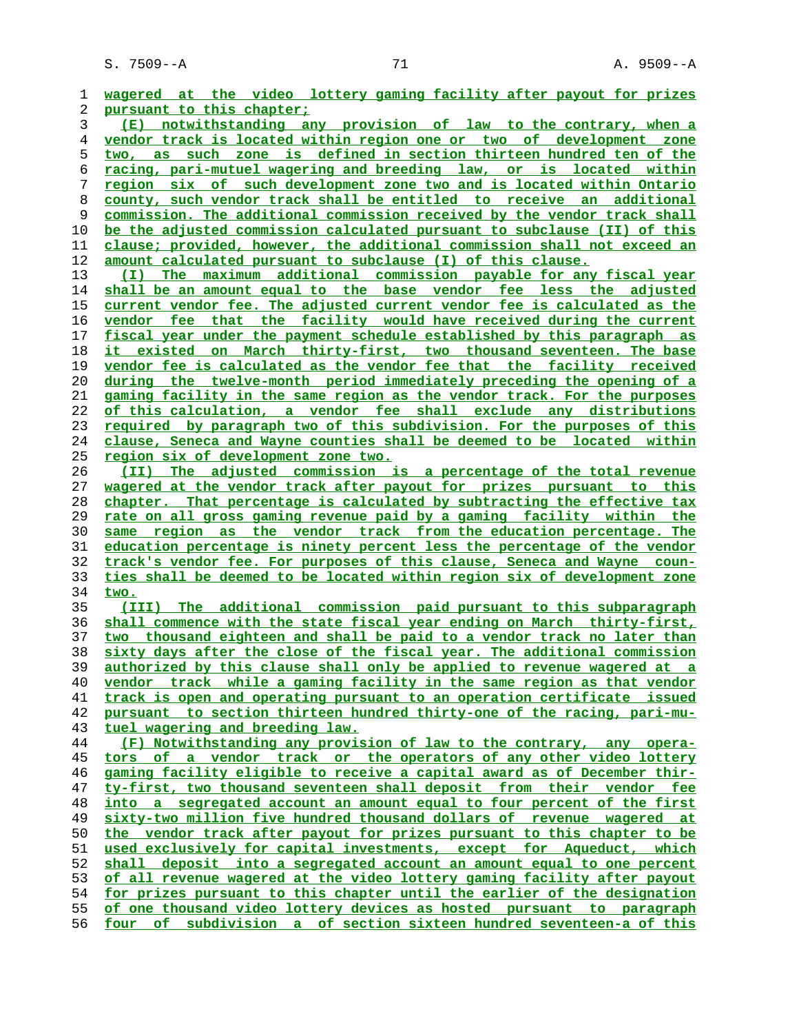wagered at the video lottery gaming facility after payout for prizes pursuant to this chapter;

(E) notwithstanding any provision of law to the contrary, when a vendor track is located within region one or two of development zone two, as such zone is defined in section thirteen hundred ten of the racing, pari-mutuel wagering and breeding law, or is located within region six of such development zone two and is located within Ontario county, such vendor track shall be entitled to receive an additional commission. The additional commission received by the vendor track shall be the adjusted commission calculated pursuant to subclause (II) of this clause; provided, however, the additional commission shall not exceed an amount calculated pursuant to subclause (I) of this clause.

(I) The maximum additional commission payable for any fiscal year shall be an amount equal to the base vendor fee less the adjusted current vendor fee. The adjusted current vendor fee is calculated as the vendor fee that the facility would have received during the current fiscal year under the payment schedule established by this paragraph as it existed on March thirty-first, two thousand seventeen. The base vendor fee is calculated as the vendor fee that the facility received during the twelve-month period immediately preceding the opening of a gaming facility in the same region as the vendor track. For the purposes of this calculation, a vendor fee shall exclude any distributions required by paragraph two of this subdivision. For the purposes of this clause, Seneca and Wayne counties shall be deemed to be located within region six of development zone two.

(II) The adjusted commission is a percentage of the total revenue wagered at the vendor track after payout for prizes pursuant to this chapter. That percentage is calculated by subtracting the effective tax rate on all gross gaming revenue paid by a gaming facility within the same region as the vendor track from the education percentage. The education percentage is ninety percent less the percentage of the vendor track's vendor fee. For purposes of this clause, Seneca and Wayne counties shall be deemed to be located within region six of development zone two.

(III) The additional commission paid pursuant to this subparagraph shall commence with the state fiscal year ending on March thirty-first, two thousand eighteen and shall be paid to a vendor track no later than sixty days after the close of the fiscal year. The additional commission authorized by this clause shall only be applied to revenue wagered at a vendor track while a gaming facility in the same region as that vendor track is open and operating pursuant to an operation certificate issued pursuant to section thirteen hundred thirty-one of the racing, pari-mutuel wagering and breeding law.

(F) Notwithstanding any provision of law to the contrary, any operators of a vendor track or the operators of any other video lottery gaming facility eligible to receive a capital award as of December thirty-first, two thousand seventeen shall deposit from their vendor fee into a segregated account an amount equal to four percent of the first sixty-two million five hundred thousand dollars of revenue wagered at the vendor track after payout for prizes pursuant to this chapter to be used exclusively for capital investments, except for Aqueduct, which shall deposit into a segregated account an amount equal to one percent of all revenue wagered at the video lottery gaming facility after payout for prizes pursuant to this chapter until the earlier of the designation of one thousand video lottery devices as hosted pursuant to paragraph four of subdivision a of section sixteen hundred seventeen-a of this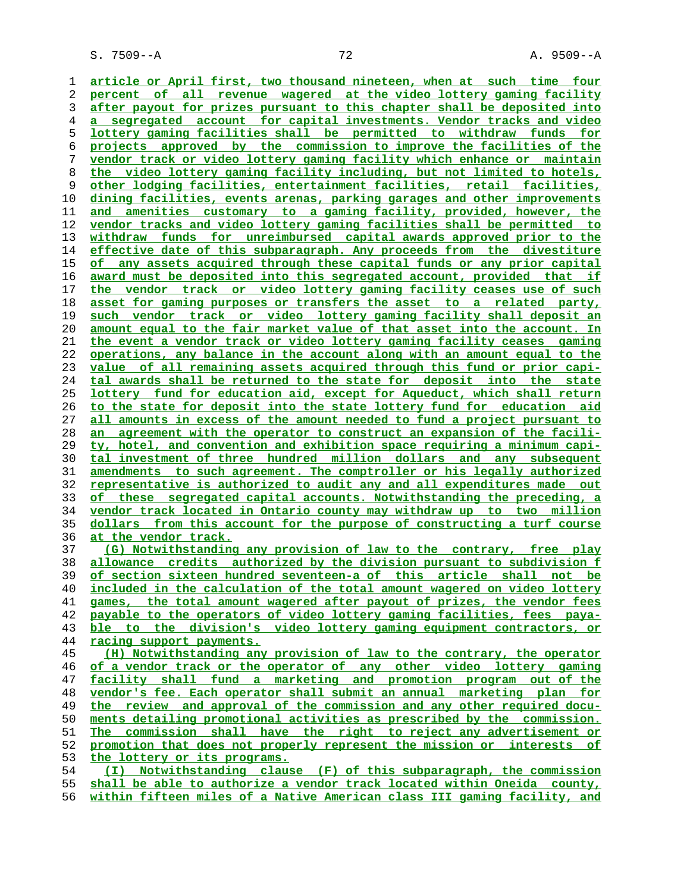article or April first, two thousand nineteen, when at such time four percent of all revenue wagered at the video lottery gaming facility after payout for prizes pursuant to this chapter shall be deposited into a segregated account for capital investments. Vendor tracks and video lottery gaming facilities shall be permitted to withdraw funds for projects approved by the commission to improve the facilities of the vendor track or video lottery gaming facility which enhance or maintain the video lottery gaming facility including, but not limited to hotels, other lodging facilities, entertainment facilities, retail facilities, dining facilities, events arenas, parking garages and other improvements and amenities customary to a gaming facility, provided, however, the vendor tracks and video lottery gaming facilities shall be permitted to withdraw funds for unreimbursed capital awards approved prior to the effective date of this subparagraph. Any proceeds from the divestiture of any assets acquired through these capital funds or any prior capital award must be deposited into this segregated account, provided that if the vendor track or video lottery gaming facility ceases use of such asset for gaming purposes or transfers the asset to a related party, such vendor track or video lottery gaming facility shall deposit an amount equal to the fair market value of that asset into the account. In the event a vendor track or video lottery gaming facility ceases gaming operations, any balance in the account along with an amount equal to the value of all remaining assets acquired through this fund or prior capital awards shall be returned to the state for deposit into the state lottery fund for education aid, except for Aqueduct, which shall return to the state for deposit into the state lottery fund for education aid all amounts in excess of the amount needed to fund a project pursuant to an agreement with the operator to construct an expansion of the facility, hotel, and convention and exhibition space requiring a minimum capital investment of three hundred million dollars and any subsequent amendments to such agreement. The comptroller or his legally authorized representative is authorized to audit any and all expenditures made out of these segregated capital accounts. Notwithstanding the preceding, a vendor track located in Ontario county may withdraw up to two million dollars from this account for the purpose of constructing a turf course at the vendor track.

(G) Notwithstanding any provision of law to the contrary, free play allowance credits authorized by the division pursuant to subdivision f of section sixteen hundred seventeen-a of this article shall not be included in the calculation of the total amount wagered on video lottery games, the total amount wagered after payout of prizes, the vendor fees payable to the operators of video lottery gaming facilities, fees payable to the division's video lottery gaming equipment contractors, or racing support payments.

(H) Notwithstanding any provision of law to the contrary, the operator of a vendor track or the operator of any other video lottery gaming facility shall fund a marketing and promotion program out of the vendor's fee. Each operator shall submit an annual marketing plan for the review and approval of the commission and any other required documents detailing promotional activities as prescribed by the commission. The commission shall have the right to reject any advertisement or promotion that does not properly represent the mission or interests of the lottery or its programs.

(I) Notwithstanding clause (F) of this subparagraph, the commission shall be able to authorize a vendor track located within Oneida county, within fifteen miles of a Native American class III gaming facility, and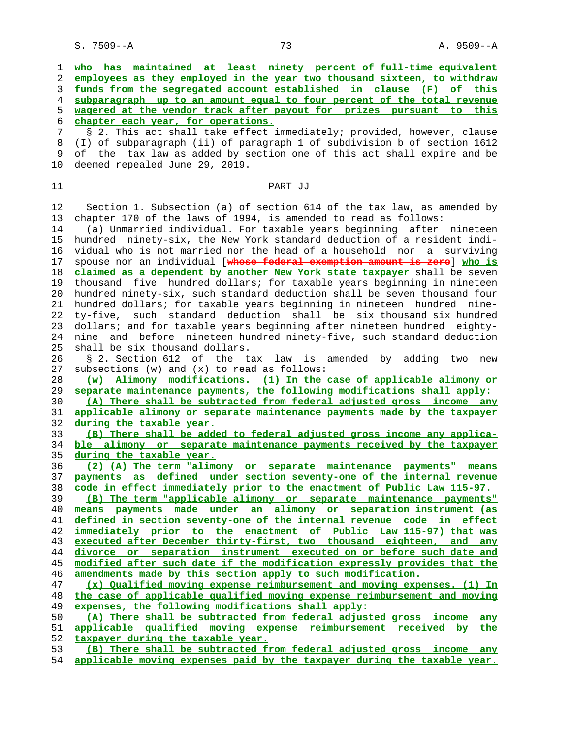**who has maintained at least ninety percent of full-time equivalent employees as they employed in the year two thousand sixteen, to withdraw funds from the segregated account established in clause (F) of this subparagraph up to an amount equal to four percent of the total revenue wagered at the vendor track after payout for prizes pursuant to this chapter each year, for operations.**

§ 2. This act shall take effect immediately; provided, however, clause (I) of subparagraph (ii) of paragraph 1 of subdivision b of section 1612 of the tax law as added by section one of this act shall expire and be deemed repealed June 29, 2019.

## PART JJ

Section 1. Subsection (a) of section 614 of the tax law, as amended by chapter 170 of the laws of 1994, is amended to read as follows:

(a) Unmarried individual. For taxable years beginning after nineteen hundred ninety-six, the New York standard deduction of a resident individual who is not married nor the head of a household nor a surviving spouse nor an individual [~~whose federal exemption amount is zero~~] **who is claimed as a dependent by another New York state taxpayer** shall be seven thousand five hundred dollars; for taxable years beginning in nineteen hundred ninety-six, such standard deduction shall be seven thousand four hundred dollars; for taxable years beginning in nineteen hundred ninety-five, such standard deduction shall be six thousand six hundred dollars; and for taxable years beginning after nineteen hundred eighty-nine and before nineteen hundred ninety-five, such standard deduction shall be six thousand dollars.

§ 2. Section 612 of the tax law is amended by adding two new subsections (w) and (x) to read as follows:

**(w) Alimony modifications. (1) In the case of applicable alimony or separate maintenance payments, the following modifications shall apply:**

**(A) There shall be subtracted from federal adjusted gross income any applicable alimony or separate maintenance payments made by the taxpayer during the taxable year.**

**(B) There shall be added to federal adjusted gross income any applicable alimony or separate maintenance payments received by the taxpayer during the taxable year.**

**(2) (A) The term "alimony or separate maintenance payments" means payments as defined under section seventy-one of the internal revenue code in effect immediately prior to the enactment of Public Law 115-97.**

**(B) The term "applicable alimony or separate maintenance payments" means payments made under an alimony or separation instrument (as defined in section seventy-one of the internal revenue code in effect immediately prior to the enactment of Public Law 115-97) that was executed after December thirty-first, two thousand eighteen, and any divorce or separation instrument executed on or before such date and modified after such date if the modification expressly provides that the amendments made by this section apply to such modification.**

**(x) Qualified moving expense reimbursement and moving expenses. (1) In the case of applicable qualified moving expense reimbursement and moving expenses, the following modifications shall apply:**

**(A) There shall be subtracted from federal adjusted gross income any applicable qualified moving expense reimbursement received by the taxpayer during the taxable year.**

**(B) There shall be subtracted from federal adjusted gross income any applicable moving expenses paid by the taxpayer during the taxable year.**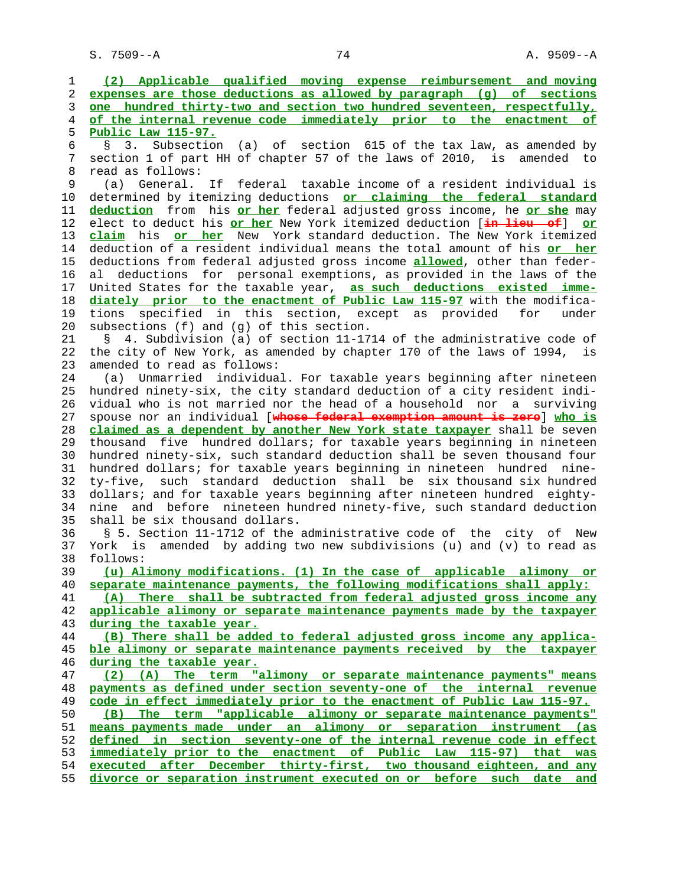(2) Applicable qualified moving expense reimbursement and moving expenses are those deductions as allowed by paragraph (g) of sections one hundred thirty-two and section two hundred seventeen, respectfully, of the internal revenue code immediately prior to the enactment of Public Law 115-97.

§ 3. Subsection (a) of section 615 of the tax law, as amended by section 1 of part HH of chapter 57 of the laws of 2010, is amended to read as follows:

(a) General. If federal taxable income of a resident individual is determined by itemizing deductions or claiming the federal standard deduction from his or her federal adjusted gross income, he or she may elect to deduct his or her New York itemized deduction [in lieu of] or claim his or her New York standard deduction. The New York itemized deduction of a resident individual means the total amount of his or her deductions from federal adjusted gross income allowed, other than federal deductions for personal exemptions, as provided in the laws of the United States for the taxable year, as such deductions existed immediately prior to the enactment of Public Law 115-97 with the modifications specified in this section, except as provided for under subsections (f) and (g) of this section.

§ 4. Subdivision (a) of section 11-1714 of the administrative code of the city of New York, as amended by chapter 170 of the laws of 1994, is amended to read as follows:

(a) Unmarried individual. For taxable years beginning after nineteen hundred ninety-six, the city standard deduction of a city resident individual who is not married nor the head of a household nor a surviving spouse nor an individual [whose federal exemption amount is zero] who is claimed as a dependent by another New York state taxpayer shall be seven thousand five hundred dollars; for taxable years beginning in nineteen hundred ninety-six, such standard deduction shall be seven thousand four hundred dollars; for taxable years beginning in nineteen hundred ninety-five, such standard deduction shall be six thousand six hundred dollars; and for taxable years beginning after nineteen hundred eighty-nine and before nineteen hundred ninety-five, such standard deduction shall be six thousand dollars.

§ 5. Section 11-1712 of the administrative code of the city of New York is amended by adding two new subdivisions (u) and (v) to read as follows:

(u) Alimony modifications. (1) In the case of applicable alimony or separate maintenance payments, the following modifications shall apply:

(A) There shall be subtracted from federal adjusted gross income any applicable alimony or separate maintenance payments made by the taxpayer during the taxable year.

(B) There shall be added to federal adjusted gross income any applicable alimony or separate maintenance payments received by the taxpayer during the taxable year.

(2) (A) The term "alimony or separate maintenance payments" means payments as defined under section seventy-one of the internal revenue code in effect immediately prior to the enactment of Public Law 115-97.

(B) The term "applicable alimony or separate maintenance payments" means payments made under an alimony or separation instrument (as defined in section seventy-one of the internal revenue code in effect immediately prior to the enactment of Public Law 115-97) that was executed after December thirty-first, two thousand eighteen, and any divorce or separation instrument executed on or before such date and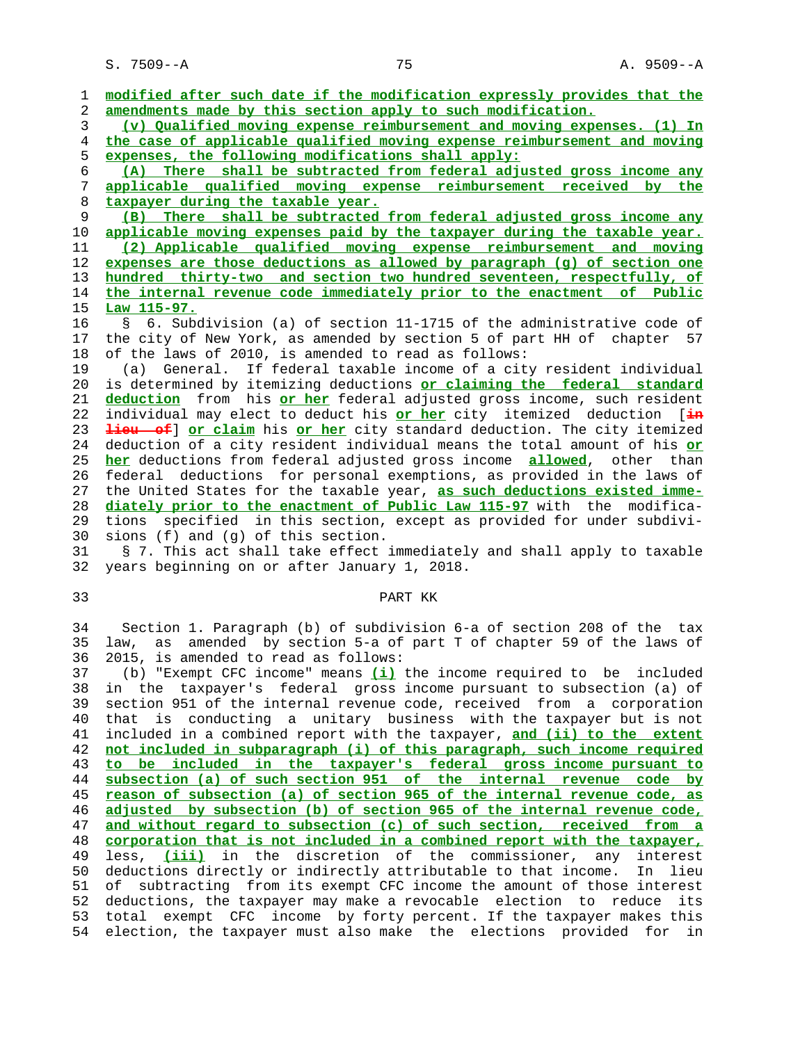modified after such date if the modification expressly provides that the amendments made by this section apply to such modification.

(v) Qualified moving expense reimbursement and moving expenses. (1) In the case of applicable qualified moving expense reimbursement and moving expenses, the following modifications shall apply:

(A) There shall be subtracted from federal adjusted gross income any applicable qualified moving expense reimbursement received by the taxpayer during the taxable year.

(B) There shall be subtracted from federal adjusted gross income any applicable moving expenses paid by the taxpayer during the taxable year.

(2) Applicable qualified moving expense reimbursement and moving expenses are those deductions as allowed by paragraph (g) of section one hundred thirty-two and section two hundred seventeen, respectfully, of the internal revenue code immediately prior to the enactment of Public Law 115-97.

§ 6. Subdivision (a) of section 11-1715 of the administrative code of the city of New York, as amended by section 5 of part HH of chapter 57 of the laws of 2010, is amended to read as follows:

(a) General. If federal taxable income of a city resident individual is determined by itemizing deductions or claiming the federal standard deduction from his or her federal adjusted gross income, such resident individual may elect to deduct his or her city itemized deduction [~~in lieu of~~] or claim his or her city standard deduction. The city itemized deduction of a city resident individual means the total amount of his or her deductions from federal adjusted gross income allowed, other than federal deductions for personal exemptions, as provided in the laws of the United States for the taxable year, as such deductions existed immediately prior to the enactment of Public Law 115-97 with the modifications specified in this section, except as provided for under subdivisions (f) and (g) of this section.

§ 7. This act shall take effect immediately and shall apply to taxable years beginning on or after January 1, 2018.

## PART KK

Section 1. Paragraph (b) of subdivision 6-a of section 208 of the tax law, as amended by section 5-a of part T of chapter 59 of the laws of 2015, is amended to read as follows:

(b) "Exempt CFC income" means (i) the income required to be included in the taxpayer's federal gross income pursuant to subsection (a) of section 951 of the internal revenue code, received from a corporation that is conducting a unitary business with the taxpayer but is not included in a combined report with the taxpayer, and (ii) to the extent not included in subparagraph (i) of this paragraph, such income required to be included in the taxpayer's federal gross income pursuant to subsection (a) of such section 951 of the internal revenue code by reason of subsection (a) of section 965 of the internal revenue code, as adjusted by subsection (b) of section 965 of the internal revenue code, and without regard to subsection (c) of such section, received from a corporation that is not included in a combined report with the taxpayer, less, (iii) in the discretion of the commissioner, any interest deductions directly or indirectly attributable to that income. In lieu of subtracting from its exempt CFC income the amount of those interest deductions, the taxpayer may make a revocable election to reduce its total exempt CFC income by forty percent. If the taxpayer makes this election, the taxpayer must also make the elections provided for in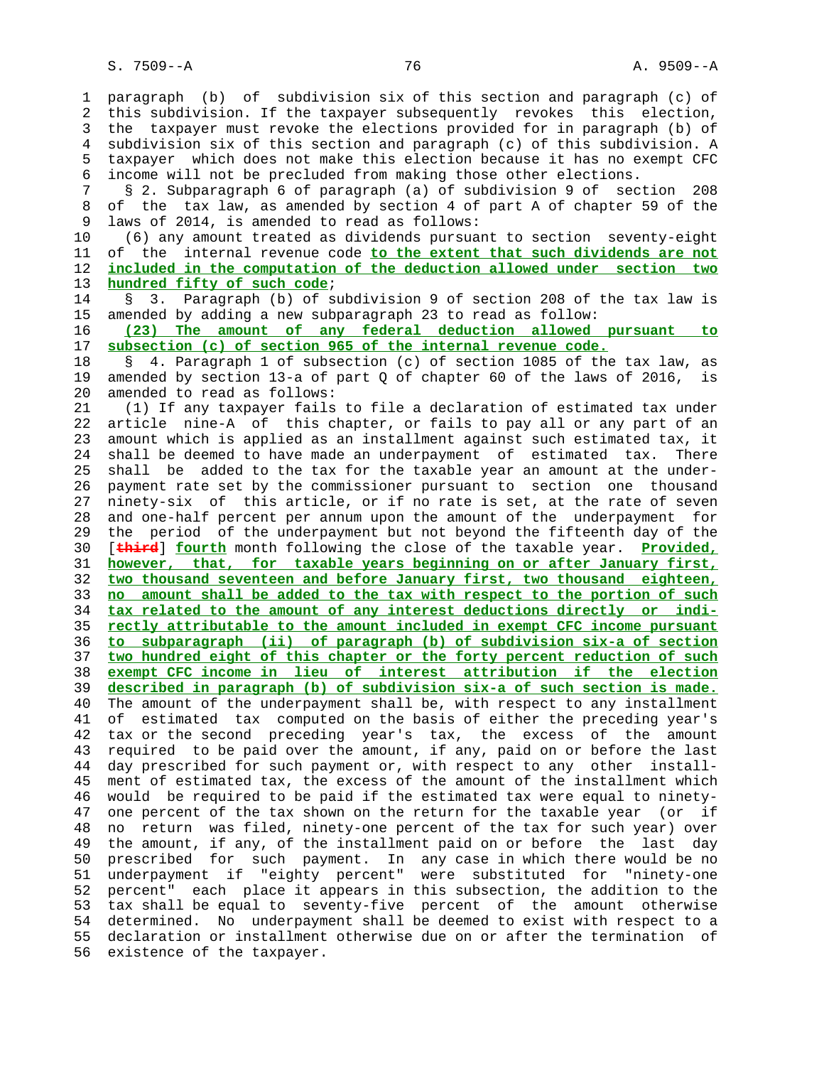paragraph (b) of subdivision six of this section and paragraph (c) of this subdivision. If the taxpayer subsequently revokes this election, the taxpayer must revoke the elections provided for in paragraph (b) of subdivision six of this section and paragraph (c) of this subdivision. A taxpayer which does not make this election because it has no exempt CFC income will not be precluded from making those other elections.

§ 2. Subparagraph 6 of paragraph (a) of subdivision 9 of section 208 of the tax law, as amended by section 4 of part A of chapter 59 of the laws of 2014, is amended to read as follows:

(6) any amount treated as dividends pursuant to section seventy-eight of the internal revenue code **to the extent that such dividends are not included in the computation of the deduction allowed under section two hundred fifty of such code**;

§ 3. Paragraph (b) of subdivision 9 of section 208 of the tax law is amended by adding a new subparagraph 23 to read as follow:

**(23) The amount of any federal deduction allowed pursuant to subsection (c) of section 965 of the internal revenue code.**

§ 4. Paragraph 1 of subsection (c) of section 1085 of the tax law, as amended by section 13-a of part Q of chapter 60 of the laws of 2016, is amended to read as follows:

(1) If any taxpayer fails to file a declaration of estimated tax under article nine-A of this chapter, or fails to pay all or any part of an amount which is applied as an installment against such estimated tax, it shall be deemed to have made an underpayment of estimated tax. There shall be added to the tax for the taxable year an amount at the underpayment rate set by the commissioner pursuant to section one thousand ninety-six of this article, or if no rate is set, at the rate of seven and one-half percent per annum upon the amount of the underpayment for the period of the underpayment but not beyond the fifteenth day of the [~~third~~] **fourth** month following the close of the taxable year. **Provided, however, that, for taxable years beginning on or after January first, two thousand seventeen and before January first, two thousand eighteen, no amount shall be added to the tax with respect to the portion of such tax related to the amount of any interest deductions directly or indirectly attributable to the amount included in exempt CFC income pursuant to subparagraph (ii) of paragraph (b) of subdivision six-a of section two hundred eight of this chapter or the forty percent reduction of such exempt CFC income in lieu of interest attribution if the election described in paragraph (b) of subdivision six-a of such section is made.** The amount of the underpayment shall be, with respect to any installment of estimated tax computed on the basis of either the preceding year's tax or the second preceding year's tax, the excess of the amount required to be paid over the amount, if any, paid on or before the last day prescribed for such payment or, with respect to any other installment of estimated tax, the excess of the amount of the installment which would be required to be paid if the estimated tax were equal to ninety-one percent of the tax shown on the return for the taxable year (or if no return was filed, ninety-one percent of the tax for such year) over the amount, if any, of the installment paid on or before the last day prescribed for such payment. In any case in which there would be no underpayment if "eighty percent" were substituted for "ninety-one percent" each place it appears in this subsection, the addition to the tax shall be equal to seventy-five percent of the amount otherwise determined. No underpayment shall be deemed to exist with respect to a declaration or installment otherwise due on or after the termination of existence of the taxpayer.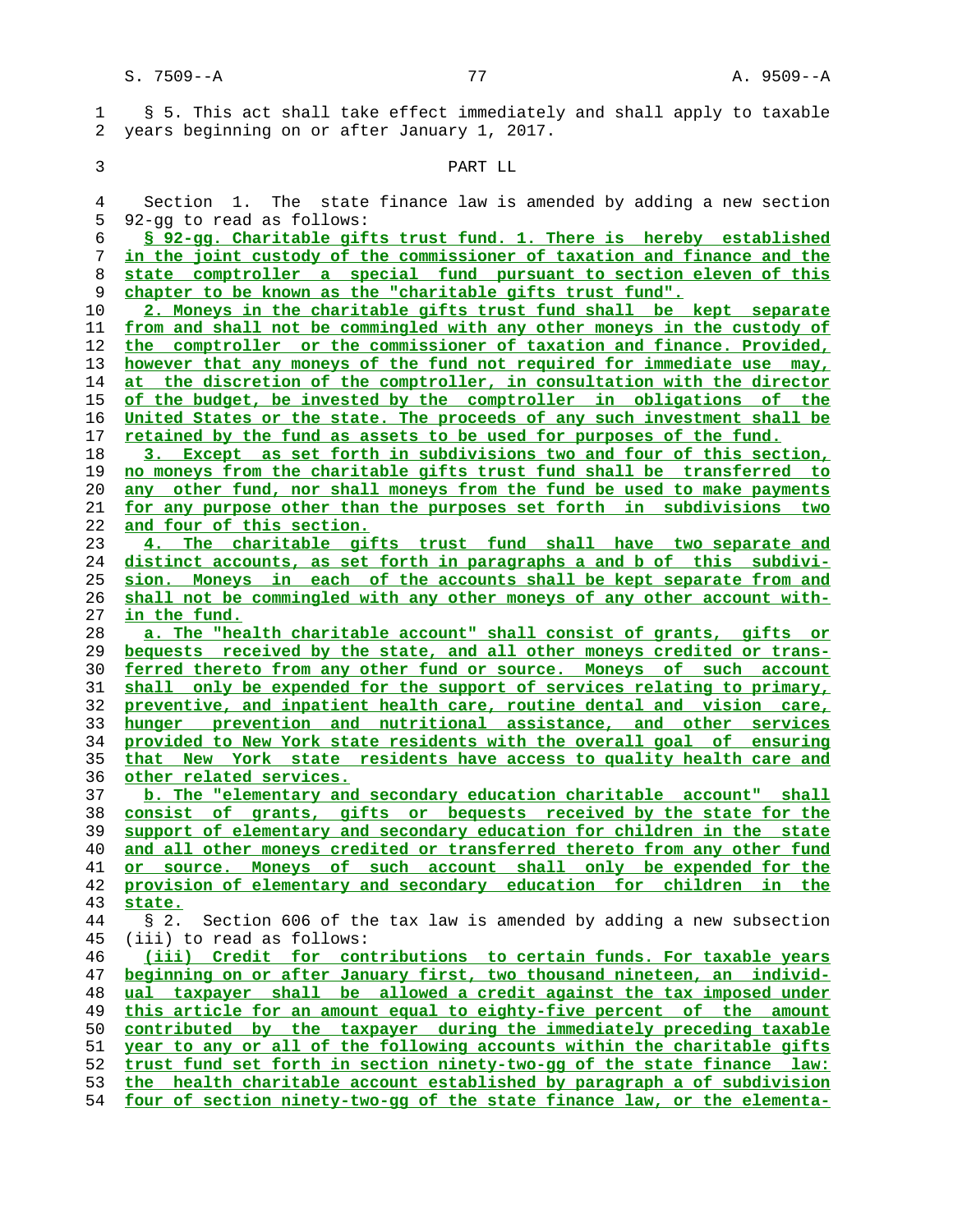§ 5. This act shall take effect immediately and shall apply to taxable years beginning on or after January 1, 2017.

PART LL

Section 1. The state finance law is amended by adding a new section 92-gg to read as follows:

§ 92-gg. Charitable gifts trust fund. 1. There is hereby established in the joint custody of the commissioner of taxation and finance and the state comptroller a special fund pursuant to section eleven of this chapter to be known as the "charitable gifts trust fund".

2. Moneys in the charitable gifts trust fund shall be kept separate from and shall not be commingled with any other moneys in the custody of the comptroller or the commissioner of taxation and finance. Provided, however that any moneys of the fund not required for immediate use may, at the discretion of the comptroller, in consultation with the director of the budget, be invested by the comptroller in obligations of the United States or the state. The proceeds of any such investment shall be retained by the fund as assets to be used for purposes of the fund.

3. Except as set forth in subdivisions two and four of this section, no moneys from the charitable gifts trust fund shall be transferred to any other fund, nor shall moneys from the fund be used to make payments for any purpose other than the purposes set forth in subdivisions two and four of this section.

4. The charitable gifts trust fund shall have two separate and distinct accounts, as set forth in paragraphs a and b of this subdivision. Moneys in each of the accounts shall be kept separate from and shall not be commingled with any other moneys of any other account within the fund.

a. The "health charitable account" shall consist of grants, gifts or bequests received by the state, and all other moneys credited or transferred thereto from any other fund or source. Moneys of such account shall only be expended for the support of services relating to primary, preventive, and inpatient health care, routine dental and vision care, hunger prevention and nutritional assistance, and other services provided to New York state residents with the overall goal of ensuring that New York state residents have access to quality health care and other related services.

b. The "elementary and secondary education charitable account" shall consist of grants, gifts or bequests received by the state for the support of elementary and secondary education for children in the state and all other moneys credited or transferred thereto from any other fund or source. Moneys of such account shall only be expended for the provision of elementary and secondary education for children in the state.

§ 2. Section 606 of the tax law is amended by adding a new subsection (iii) to read as follows:

(iii) Credit for contributions to certain funds. For taxable years beginning on or after January first, two thousand nineteen, an individual taxpayer shall be allowed a credit against the tax imposed under this article for an amount equal to eighty-five percent of the amount contributed by the taxpayer during the immediately preceding taxable year to any or all of the following accounts within the charitable gifts trust fund set forth in section ninety-two-gg of the state finance law: the health charitable account established by paragraph a of subdivision four of section ninety-two-gg of the state finance law, or the elementa-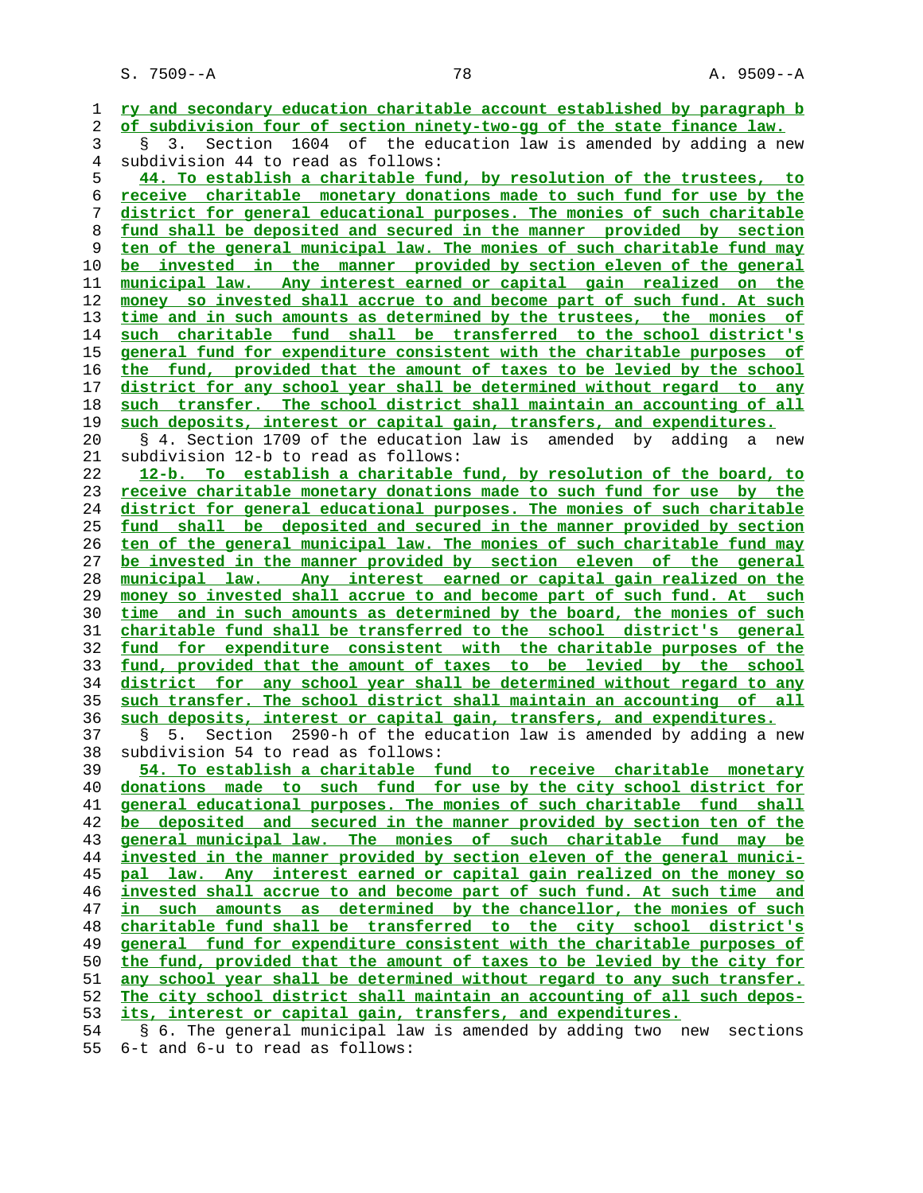ry and secondary education charitable account established by paragraph b of subdivision four of section ninety-two-gg of the state finance law.

§ 3. Section 1604 of the education law is amended by adding a new subdivision 44 to read as follows:

44. To establish a charitable fund, by resolution of the trustees, to receive charitable monetary donations made to such fund for use by the district for general educational purposes. The monies of such charitable fund shall be deposited and secured in the manner provided by section ten of the general municipal law. The monies of such charitable fund may be invested in the manner provided by section eleven of the general municipal law. Any interest earned or capital gain realized on the money so invested shall accrue to and become part of such fund. At such time and in such amounts as determined by the trustees, the monies of such charitable fund shall be transferred to the school district's general fund for expenditure consistent with the charitable purposes of the fund, provided that the amount of taxes to be levied by the school district for any school year shall be determined without regard to any such transfer. The school district shall maintain an accounting of all such deposits, interest or capital gain, transfers, and expenditures.

§ 4. Section 1709 of the education law is amended by adding a new subdivision 12-b to read as follows:

12-b. To establish a charitable fund, by resolution of the board, to receive charitable monetary donations made to such fund for use by the district for general educational purposes. The monies of such charitable fund shall be deposited and secured in the manner provided by section ten of the general municipal law. The monies of such charitable fund may be invested in the manner provided by section eleven of the general municipal law. Any interest earned or capital gain realized on the money so invested shall accrue to and become part of such fund. At such time and in such amounts as determined by the board, the monies of such charitable fund shall be transferred to the school district's general fund for expenditure consistent with the charitable purposes of the fund, provided that the amount of taxes to be levied by the school district for any school year shall be determined without regard to any such transfer. The school district shall maintain an accounting of all such deposits, interest or capital gain, transfers, and expenditures.

§ 5. Section 2590-h of the education law is amended by adding a new subdivision 54 to read as follows:

54. To establish a charitable fund to receive charitable monetary donations made to such fund for use by the city school district for general educational purposes. The monies of such charitable fund shall be deposited and secured in the manner provided by section ten of the general municipal law. The monies of such charitable fund may be invested in the manner provided by section eleven of the general municipal law. Any interest earned or capital gain realized on the money so invested shall accrue to and become part of such fund. At such time and in such amounts as determined by the chancellor, the monies of such charitable fund shall be transferred to the city school district's general fund for expenditure consistent with the charitable purposes of the fund, provided that the amount of taxes to be levied by the city for any school year shall be determined without regard to any such transfer. The city school district shall maintain an accounting of all such deposits, interest or capital gain, transfers, and expenditures.

§ 6. The general municipal law is amended by adding two new sections 6-t and 6-u to read as follows: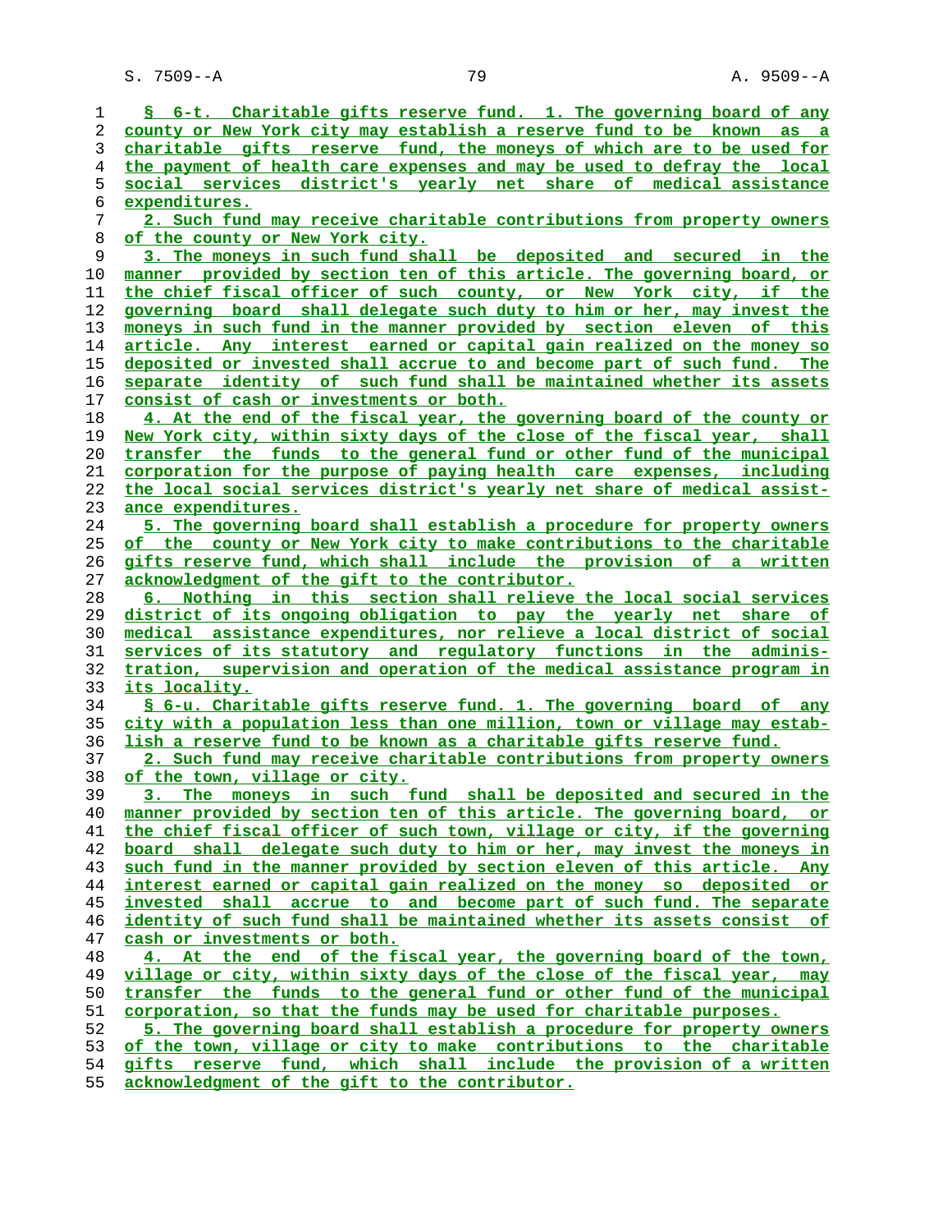§ 6-t. Charitable gifts reserve fund. 1. The governing board of any county or New York city may establish a reserve fund to be known as a charitable gifts reserve fund, the moneys of which are to be used for the payment of health care expenses and may be used to defray the local social services district's yearly net share of medical assistance expenditures.

2. Such fund may receive charitable contributions from property owners of the county or New York city.

3. The moneys in such fund shall be deposited and secured in the manner provided by section ten of this article. The governing board, or the chief fiscal officer of such county, or New York city, if the governing board shall delegate such duty to him or her, may invest the moneys in such fund in the manner provided by section eleven of this article. Any interest earned or capital gain realized on the money so deposited or invested shall accrue to and become part of such fund. The separate identity of such fund shall be maintained whether its assets consist of cash or investments or both.

4. At the end of the fiscal year, the governing board of the county or New York city, within sixty days of the close of the fiscal year, shall transfer the funds to the general fund or other fund of the municipal corporation for the purpose of paying health care expenses, including the local social services district's yearly net share of medical assistance expenditures.

5. The governing board shall establish a procedure for property owners of the county or New York city to make contributions to the charitable gifts reserve fund, which shall include the provision of a written acknowledgment of the gift to the contributor.

6. Nothing in this section shall relieve the local social services district of its ongoing obligation to pay the yearly net share of medical assistance expenditures, nor relieve a local district of social services of its statutory and regulatory functions in the administration, supervision and operation of the medical assistance program in its locality.

§ 6-u. Charitable gifts reserve fund. 1. The governing board of any city with a population less than one million, town or village may establish a reserve fund to be known as a charitable gifts reserve fund.

2. Such fund may receive charitable contributions from property owners of the town, village or city.

3. The moneys in such fund shall be deposited and secured in the manner provided by section ten of this article. The governing board, or the chief fiscal officer of such town, village or city, if the governing board shall delegate such duty to him or her, may invest the moneys in such fund in the manner provided by section eleven of this article. Any interest earned or capital gain realized on the money so deposited or invested shall accrue to and become part of such fund. The separate identity of such fund shall be maintained whether its assets consist of cash or investments or both.

4. At the end of the fiscal year, the governing board of the town, village or city, within sixty days of the close of the fiscal year, may transfer the funds to the general fund or other fund of the municipal corporation, so that the funds may be used for charitable purposes.

5. The governing board shall establish a procedure for property owners of the town, village or city to make contributions to the charitable gifts reserve fund, which shall include the provision of a written acknowledgment of the gift to the contributor.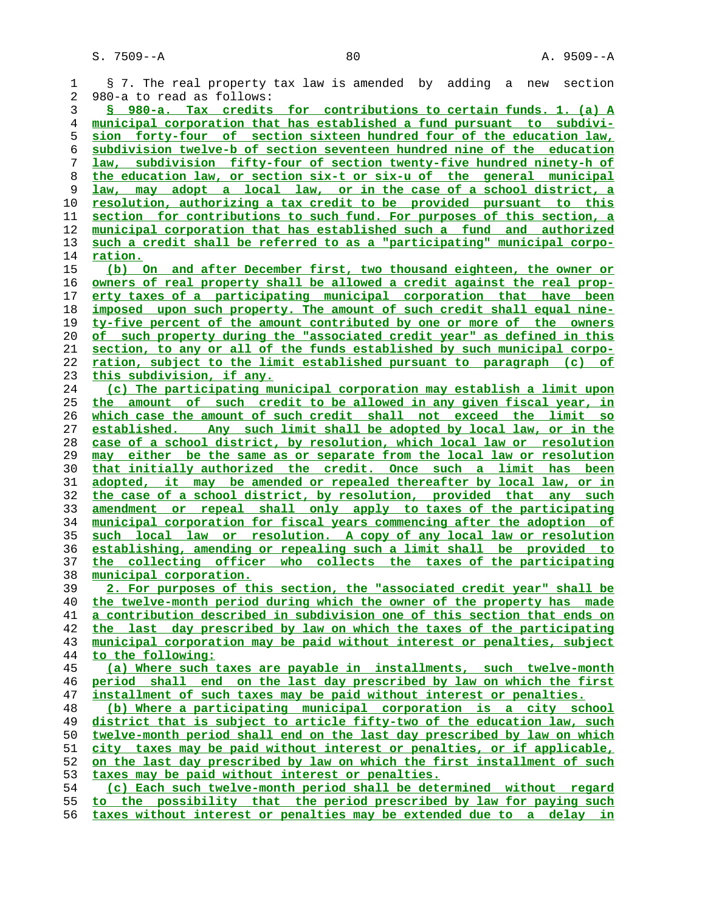§ 7. The real property tax law is amended by adding a new section 980-a to read as follows:

§ 980-a. Tax credits for contributions to certain funds. 1. (a) A municipal corporation that has established a fund pursuant to subdivision forty-four of section sixteen hundred four of the education law, subdivision twelve-b of section seventeen hundred nine of the education law, subdivision fifty-four of section twenty-five hundred ninety-h of the education law, or section six-t or six-u of the general municipal law, may adopt a local law, or in the case of a school district, a resolution, authorizing a tax credit to be provided pursuant to this section for contributions to such fund. For purposes of this section, a municipal corporation that has established such a fund and authorized such a credit shall be referred to as a "participating" municipal corporation.

(b) On and after December first, two thousand eighteen, the owner or owners of real property shall be allowed a credit against the real property taxes of a participating municipal corporation that have been imposed upon such property. The amount of such credit shall equal ninety-five percent of the amount contributed by one or more of the owners of such property during the "associated credit year" as defined in this section, to any or all of the funds established by such municipal corporation, subject to the limit established pursuant to paragraph (c) of this subdivision, if any.

(c) The participating municipal corporation may establish a limit upon the amount of such credit to be allowed in any given fiscal year, in which case the amount of such credit shall not exceed the limit so established. Any such limit shall be adopted by local law, or in the case of a school district, by resolution, which local law or resolution may either be the same as or separate from the local law or resolution that initially authorized the credit. Once such a limit has been adopted, it may be amended or repealed thereafter by local law, or in the case of a school district, by resolution, provided that any such amendment or repeal shall only apply to taxes of the participating municipal corporation for fiscal years commencing after the adoption of such local law or resolution. A copy of any local law or resolution establishing, amending or repealing such a limit shall be provided to the collecting officer who collects the taxes of the participating municipal corporation.

2. For purposes of this section, the "associated credit year" shall be the twelve-month period during which the owner of the property has made a contribution described in subdivision one of this section that ends on the last day prescribed by law on which the taxes of the participating municipal corporation may be paid without interest or penalties, subject to the following:

(a) Where such taxes are payable in installments, such twelve-month period shall end on the last day prescribed by law on which the first installment of such taxes may be paid without interest or penalties.

(b) Where a participating municipal corporation is a city school district that is subject to article fifty-two of the education law, such twelve-month period shall end on the last day prescribed by law on which city taxes may be paid without interest or penalties, or if applicable, on the last day prescribed by law on which the first installment of such taxes may be paid without interest or penalties.

(c) Each such twelve-month period shall be determined without regard to the possibility that the period prescribed by law for paying such taxes without interest or penalties may be extended due to a delay in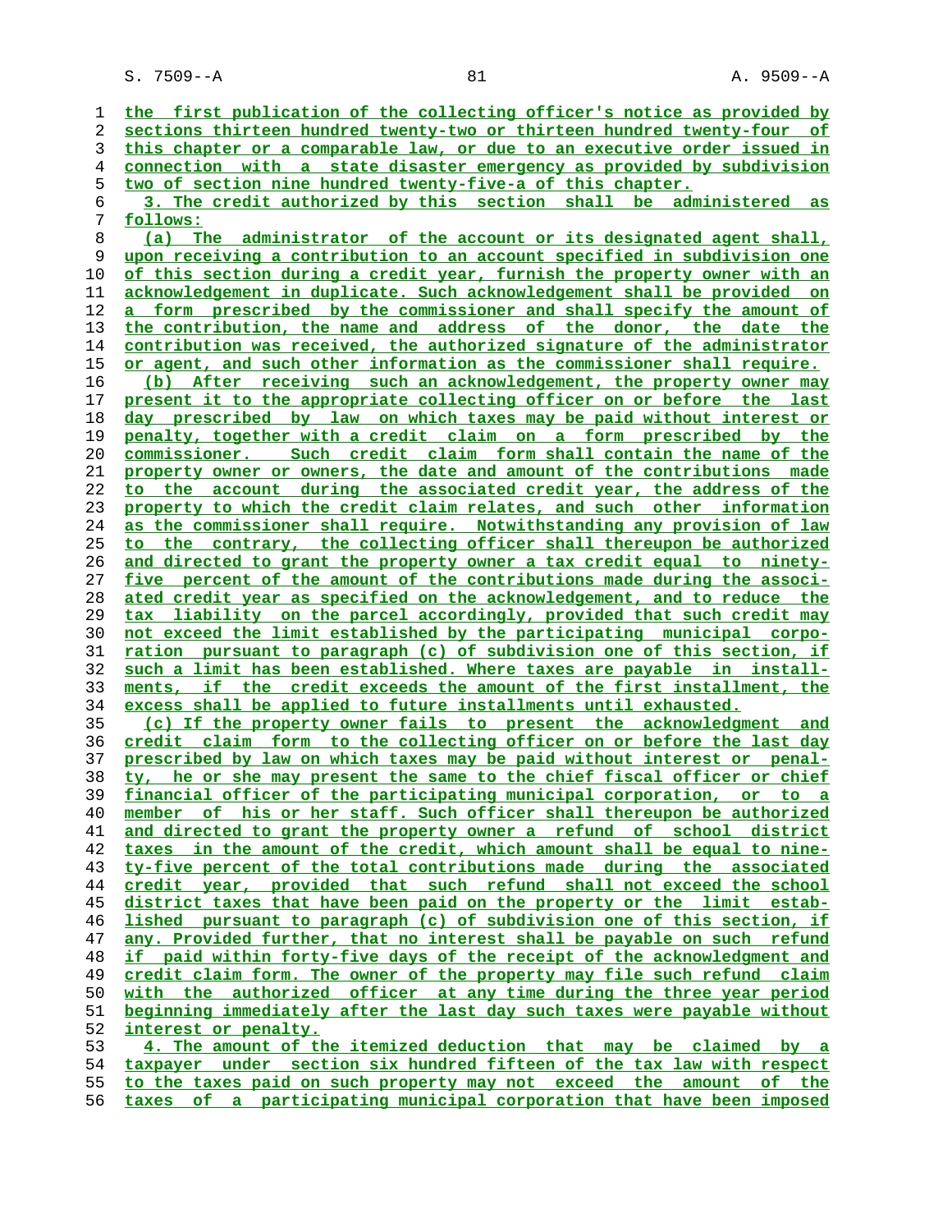the first publication of the collecting officer's notice as provided by sections thirteen hundred twenty-two or thirteen hundred twenty-four of this chapter or a comparable law, or due to an executive order issued in connection with a state disaster emergency as provided by subdivision two of section nine hundred twenty-five-a of this chapter.

3. The credit authorized by this section shall be administered as follows:

(a) The administrator of the account or its designated agent shall, upon receiving a contribution to an account specified in subdivision one of this section during a credit year, furnish the property owner with an acknowledgement in duplicate. Such acknowledgement shall be provided on a form prescribed by the commissioner and shall specify the amount of the contribution, the name and address of the donor, the date the contribution was received, the authorized signature of the administrator or agent, and such other information as the commissioner shall require.

(b) After receiving such an acknowledgement, the property owner may present it to the appropriate collecting officer on or before the last day prescribed by law on which taxes may be paid without interest or penalty, together with a credit claim on a form prescribed by the commissioner. Such credit claim form shall contain the name of the property owner or owners, the date and amount of the contributions made to the account during the associated credit year, the address of the property to which the credit claim relates, and such other information as the commissioner shall require. Notwithstanding any provision of law to the contrary, the collecting officer shall thereupon be authorized and directed to grant the property owner a tax credit equal to ninety-five percent of the amount of the contributions made during the associated credit year as specified on the acknowledgement, and to reduce the tax liability on the parcel accordingly, provided that such credit may not exceed the limit established by the participating municipal corporation pursuant to paragraph (c) of subdivision one of this section, if such a limit has been established. Where taxes are payable in installments, if the credit exceeds the amount of the first installment, the excess shall be applied to future installments until exhausted.

(c) If the property owner fails to present the acknowledgment and credit claim form to the collecting officer on or before the last day prescribed by law on which taxes may be paid without interest or penalty, he or she may present the same to the chief fiscal officer or chief financial officer of the participating municipal corporation, or to a member of his or her staff. Such officer shall thereupon be authorized and directed to grant the property owner a refund of school district taxes in the amount of the credit, which amount shall be equal to ninety-five percent of the total contributions made during the associated credit year, provided that such refund shall not exceed the school district taxes that have been paid on the property or the limit established pursuant to paragraph (c) of subdivision one of this section, if any. Provided further, that no interest shall be payable on such refund if paid within forty-five days of the receipt of the acknowledgment and credit claim form. The owner of the property may file such refund claim with the authorized officer at any time during the three year period beginning immediately after the last day such taxes were payable without interest or penalty.

4. The amount of the itemized deduction that may be claimed by a taxpayer under section six hundred fifteen of the tax law with respect to the taxes paid on such property may not exceed the amount of the taxes of a participating municipal corporation that have been imposed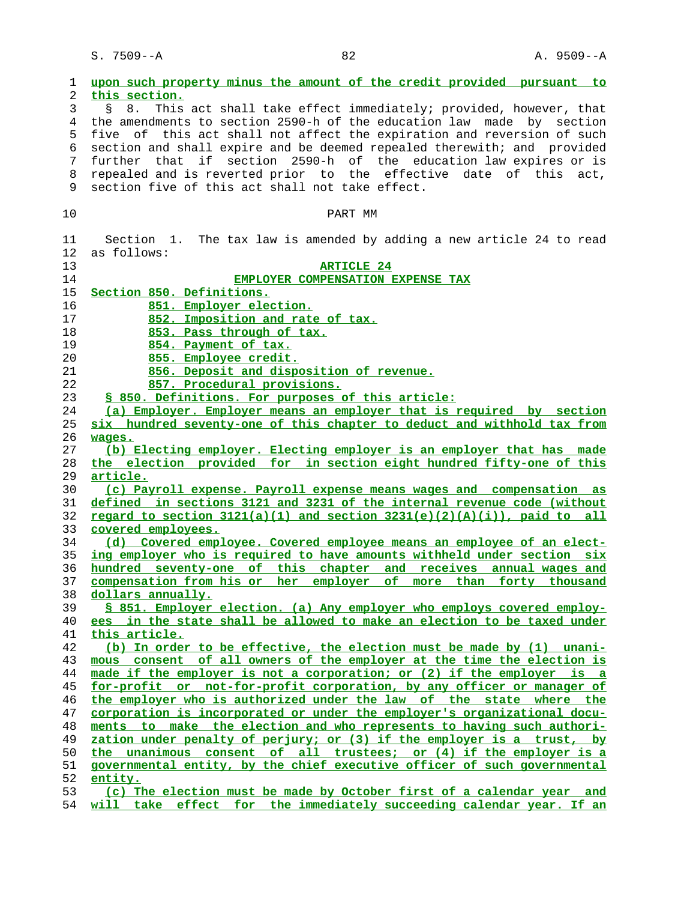upon such property minus the amount of the credit provided pursuant to this section.

§ 8. This act shall take effect immediately; provided, however, that the amendments to section 2590-h of the education law made by section five of this act shall not affect the expiration and reversion of such section and shall expire and be deemed repealed therewith; and provided further that if section 2590-h of the education law expires or is repealed and is reverted prior to the effective date of this act, section five of this act shall not take effect.

## PART MM

Section 1. The tax law is amended by adding a new article 24 to read as follows:

### ARTICLE 24
### EMPLOYER COMPENSATION EXPENSE TAX

Section 850. Definitions.
851. Employer election.
852. Imposition and rate of tax.
853. Pass through of tax.
854. Payment of tax.
855. Employee credit.
856. Deposit and disposition of revenue.
857. Procedural provisions.

§ 850. Definitions. For purposes of this article:

(a) Employer. Employer means an employer that is required by section six hundred seventy-one of this chapter to deduct and withhold tax from wages.

(b) Electing employer. Electing employer is an employer that has made the election provided for in section eight hundred fifty-one of this article.

(c) Payroll expense. Payroll expense means wages and compensation as defined in sections 3121 and 3231 of the internal revenue code (without regard to section 3121(a)(1) and section 3231(e)(2)(A)(i)), paid to all covered employees.

(d) Covered employee. Covered employee means an employee of an electing employer who is required to have amounts withheld under section six hundred seventy-one of this chapter and receives annual wages and compensation from his or her employer of more than forty thousand dollars annually.

§ 851. Employer election. (a) Any employer who employs covered employees in the state shall be allowed to make an election to be taxed under this article.

(b) In order to be effective, the election must be made by (1) unanimous consent of all owners of the employer at the time the election is made if the employer is not a corporation; or (2) if the employer is a for-profit or not-for-profit corporation, by any officer or manager of the employer who is authorized under the law of the state where the corporation is incorporated or under the employer's organizational documents to make the election and who represents to having such authorization under penalty of perjury; or (3) if the employer is a trust, by the unanimous consent of all trustees; or (4) if the employer is a governmental entity, by the chief executive officer of such governmental entity.

(c) The election must be made by October first of a calendar year and will take effect for the immediately succeeding calendar year. If an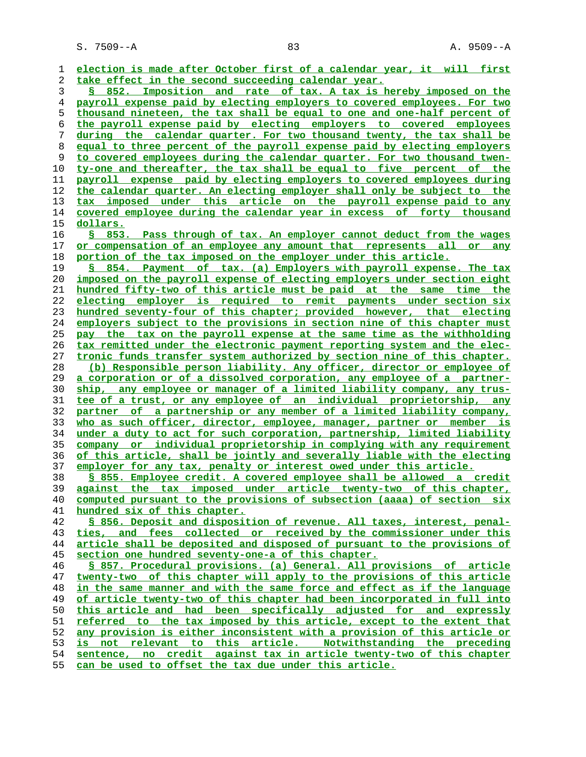election is made after October first of a calendar year, it will first take effect in the second succeeding calendar year.

§ 852. Imposition and rate of tax. A tax is hereby imposed on the payroll expense paid by electing employers to covered employees. For two thousand nineteen, the tax shall be equal to one and one-half percent of the payroll expense paid by electing employers to covered employees during the calendar quarter. For two thousand twenty, the tax shall be equal to three percent of the payroll expense paid by electing employers to covered employees during the calendar quarter. For two thousand twenty-one and thereafter, the tax shall be equal to five percent of the payroll expense paid by electing employers to covered employees during the calendar quarter. An electing employer shall only be subject to the tax imposed under this article on the payroll expense paid to any covered employee during the calendar year in excess of forty thousand dollars.

§ 853. Pass through of tax. An employer cannot deduct from the wages or compensation of an employee any amount that represents all or any portion of the tax imposed on the employer under this article.

§ 854. Payment of tax. (a) Employers with payroll expense. The tax imposed on the payroll expense of electing employers under section eight hundred fifty-two of this article must be paid at the same time the electing employer is required to remit payments under section six hundred seventy-four of this chapter; provided however, that electing employers subject to the provisions in section nine of this chapter must pay the tax on the payroll expense at the same time as the withholding tax remitted under the electronic payment reporting system and the electronic funds transfer system authorized by section nine of this chapter.

(b) Responsible person liability. Any officer, director or employee of a corporation or of a dissolved corporation, any employee of a partnership, any employee or manager of a limited liability company, any trustee of a trust, or any employee of an individual proprietorship, any partner of a partnership or any member of a limited liability company, who as such officer, director, employee, manager, partner or member is under a duty to act for such corporation, partnership, limited liability company or individual proprietorship in complying with any requirement of this article, shall be jointly and severally liable with the electing employer for any tax, penalty or interest owed under this article.

§ 855. Employee credit. A covered employee shall be allowed a credit against the tax imposed under article twenty-two of this chapter, computed pursuant to the provisions of subsection (aaaa) of section six hundred six of this chapter.

§ 856. Deposit and disposition of revenue. All taxes, interest, penalties, and fees collected or received by the commissioner under this article shall be deposited and disposed of pursuant to the provisions of section one hundred seventy-one-a of this chapter.

§ 857. Procedural provisions. (a) General. All provisions of article twenty-two of this chapter will apply to the provisions of this article in the same manner and with the same force and effect as if the language of article twenty-two of this chapter had been incorporated in full into this article and had been specifically adjusted for and expressly referred to the tax imposed by this article, except to the extent that any provision is either inconsistent with a provision of this article or is not relevant to this article. Notwithstanding the preceding sentence, no credit against tax in article twenty-two of this chapter can be used to offset the tax due under this article.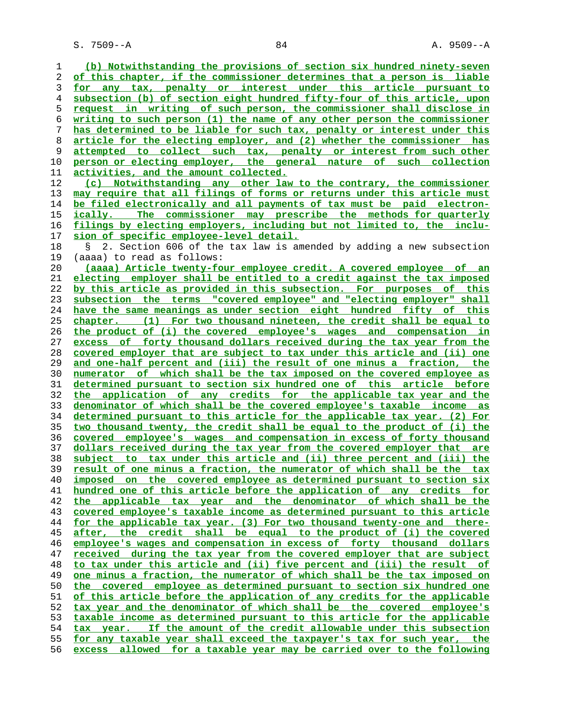(b) Notwithstanding the provisions of section six hundred ninety-seven of this chapter, if the commissioner determines that a person is liable for any tax, penalty or interest under this article pursuant to subsection (b) of section eight hundred fifty-four of this article, upon request in writing of such person, the commissioner shall disclose in writing to such person (1) the name of any other person the commissioner has determined to be liable for such tax, penalty or interest under this article for the electing employer, and (2) whether the commissioner has attempted to collect such tax, penalty or interest from such other person or electing employer, the general nature of such collection activities, and the amount collected.

(c) Notwithstanding any other law to the contrary, the commissioner may require that all filings of forms or returns under this article must be filed electronically and all payments of tax must be paid electronically. The commissioner may prescribe the methods for quarterly filings by electing employers, including but not limited to, the inclusion of specific employee-level detail.

§ 2. Section 606 of the tax law is amended by adding a new subsection (aaaa) to read as follows:

(aaaa) Article twenty-four employee credit. A covered employee of an electing employer shall be entitled to a credit against the tax imposed by this article as provided in this subsection. For purposes of this subsection the terms "covered employee" and "electing employer" shall have the same meanings as under section eight hundred fifty of this chapter. (1) For two thousand nineteen, the credit shall be equal to the product of (i) the covered employee's wages and compensation in excess of forty thousand dollars received during the tax year from the covered employer that are subject to tax under this article and (ii) one and one-half percent and (iii) the result of one minus a fraction, the numerator of which shall be the tax imposed on the covered employee as determined pursuant to section six hundred one of this article before the application of any credits for the applicable tax year and the denominator of which shall be the covered employee's taxable income as determined pursuant to this article for the applicable tax year. (2) For two thousand twenty, the credit shall be equal to the product of (i) the covered employee's wages and compensation in excess of forty thousand dollars received during the tax year from the covered employer that are subject to tax under this article and (ii) three percent and (iii) the result of one minus a fraction, the numerator of which shall be the tax imposed on the covered employee as determined pursuant to section six hundred one of this article before the application of any credits for the applicable tax year and the denominator of which shall be the covered employee's taxable income as determined pursuant to this article for the applicable tax year. (3) For two thousand twenty-one and thereafter, the credit shall be equal to the product of (i) the covered employee's wages and compensation in excess of forty thousand dollars received during the tax year from the covered employer that are subject to tax under this article and (ii) five percent and (iii) the result of one minus a fraction, the numerator of which shall be the tax imposed on the covered employee as determined pursuant to section six hundred one of this article before the application of any credits for the applicable tax year and the denominator of which shall be the covered employee's taxable income as determined pursuant to this article for the applicable tax year. If the amount of the credit allowable under this subsection for any taxable year shall exceed the taxpayer's tax for such year, the excess allowed for a taxable year may be carried over to the following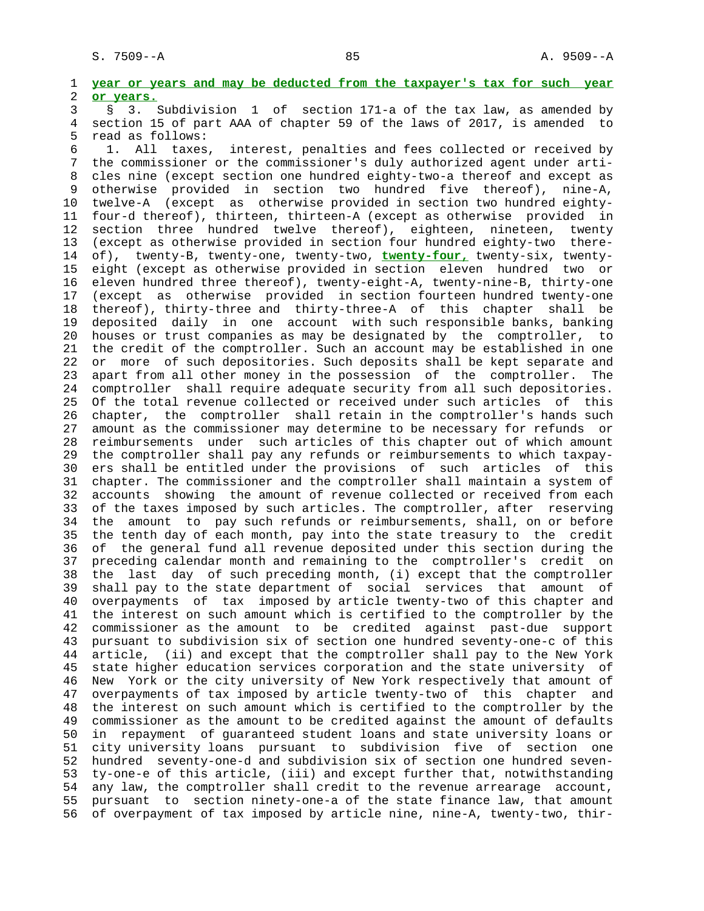**year or years and may be deducted from the taxpayer's tax for such year or years.**

§ 3. Subdivision 1 of section 171-a of the tax law, as amended by section 15 of part AAA of chapter 59 of the laws of 2017, is amended to read as follows:

1. All taxes, interest, penalties and fees collected or received by the commissioner or the commissioner's duly authorized agent under articles nine (except section one hundred eighty-two-a thereof and except as otherwise provided in section two hundred five thereof), nine-A, twelve-A (except as otherwise provided in section two hundred eighty-four-d thereof), thirteen, thirteen-A (except as otherwise provided in section three hundred twelve thereof), eighteen, nineteen, twenty (except as otherwise provided in section four hundred eighty-two thereof), twenty-B, twenty-one, twenty-two, **twenty-four,** twenty-six, twenty-eight (except as otherwise provided in section eleven hundred two or eleven hundred three thereof), twenty-eight-A, twenty-nine-B, thirty-one (except as otherwise provided in section fourteen hundred twenty-one thereof), thirty-three and thirty-three-A of this chapter shall be deposited daily in one account with such responsible banks, banking houses or trust companies as may be designated by the comptroller, to the credit of the comptroller. Such an account may be established in one or more of such depositories. Such deposits shall be kept separate and apart from all other money in the possession of the comptroller. The comptroller shall require adequate security from all such depositories. Of the total revenue collected or received under such articles of this chapter, the comptroller shall retain in the comptroller's hands such amount as the commissioner may determine to be necessary for refunds or reimbursements under such articles of this chapter out of which amount the comptroller shall pay any refunds or reimbursements to which taxpayers shall be entitled under the provisions of such articles of this chapter. The commissioner and the comptroller shall maintain a system of accounts showing the amount of revenue collected or received from each of the taxes imposed by such articles. The comptroller, after reserving the amount to pay such refunds or reimbursements, shall, on or before the tenth day of each month, pay into the state treasury to the credit of the general fund all revenue deposited under this section during the preceding calendar month and remaining to the comptroller's credit on the last day of such preceding month, (i) except that the comptroller shall pay to the state department of social services that amount of overpayments of tax imposed by article twenty-two of this chapter and the interest on such amount which is certified to the comptroller by the commissioner as the amount to be credited against past-due support pursuant to subdivision six of section one hundred seventy-one-c of this article, (ii) and except that the comptroller shall pay to the New York state higher education services corporation and the state university of New York or the city university of New York respectively that amount of overpayments of tax imposed by article twenty-two of this chapter and the interest on such amount which is certified to the comptroller by the commissioner as the amount to be credited against the amount of defaults in repayment of guaranteed student loans and state university loans or city university loans pursuant to subdivision five of section one hundred seventy-one-d and subdivision six of section one hundred seventy-one-e of this article, (iii) and except further that, notwithstanding any law, the comptroller shall credit to the revenue arrearage account, pursuant to section ninety-one-a of the state finance law, that amount of overpayment of tax imposed by article nine, nine-A, twenty-two, thir-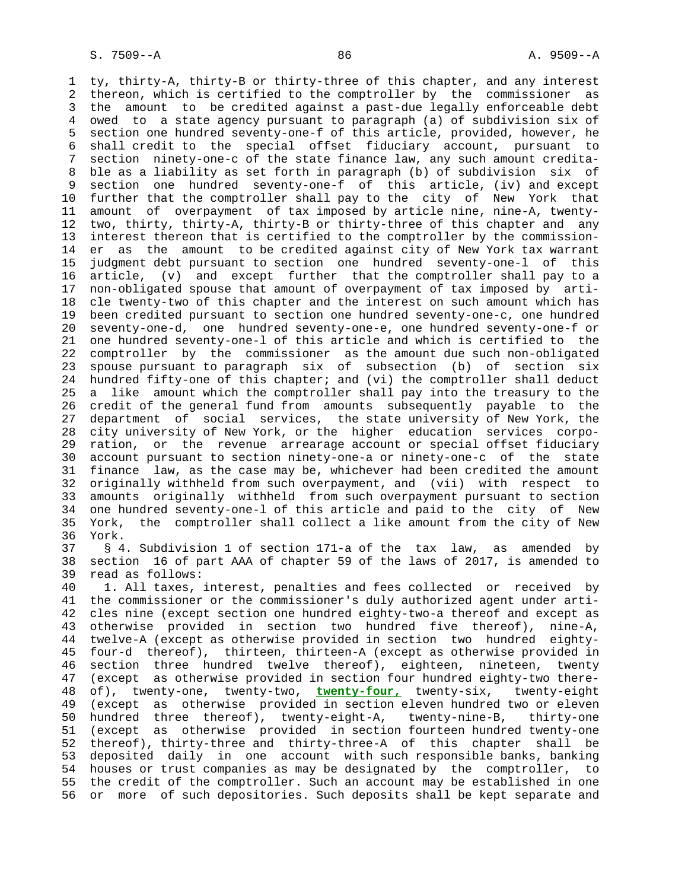ty, thirty-A, thirty-B or thirty-three of this chapter, and any interest thereon, which is certified to the comptroller by the commissioner as the amount to be credited against a past-due legally enforceable debt owed to a state agency pursuant to paragraph (a) of subdivision six of section one hundred seventy-one-f of this article, provided, however, he shall credit to the special offset fiduciary account, pursuant to section ninety-one-c of the state finance law, any such amount creditable as a liability as set forth in paragraph (b) of subdivision six of section one hundred seventy-one-f of this article, (iv) and except further that the comptroller shall pay to the city of New York that amount of overpayment of tax imposed by article nine, nine-A, twenty-two, thirty, thirty-A, thirty-B or thirty-three of this chapter and any interest thereon that is certified to the comptroller by the commissioner as the amount to be credited against city of New York tax warrant judgment debt pursuant to section one hundred seventy-one-l of this article, (v) and except further that the comptroller shall pay to a non-obligated spouse that amount of overpayment of tax imposed by article twenty-two of this chapter and the interest on such amount which has been credited pursuant to section one hundred seventy-one-c, one hundred seventy-one-d, one hundred seventy-one-e, one hundred seventy-one-f or one hundred seventy-one-l of this article and which is certified to the comptroller by the commissioner as the amount due such non-obligated spouse pursuant to paragraph six of subsection (b) of section six hundred fifty-one of this chapter; and (vi) the comptroller shall deduct a like amount which the comptroller shall pay into the treasury to the credit of the general fund from amounts subsequently payable to the department of social services, the state university of New York, the city university of New York, or the higher education services corporation, or the revenue arrearage account or special offset fiduciary account pursuant to section ninety-one-a or ninety-one-c of the state finance law, as the case may be, whichever had been credited the amount originally withheld from such overpayment, and (vii) with respect to amounts originally withheld from such overpayment pursuant to section one hundred seventy-one-l of this article and paid to the city of New York, the comptroller shall collect a like amount from the city of New York.

§ 4. Subdivision 1 of section 171-a of the tax law, as amended by section 16 of part AAA of chapter 59 of the laws of 2017, is amended to read as follows:

1. All taxes, interest, penalties and fees collected or received by the commissioner or the commissioner's duly authorized agent under articles nine (except section one hundred eighty-two-a thereof and except as otherwise provided in section two hundred five thereof), nine-A, twelve-A (except as otherwise provided in section two hundred eighty-four-d thereof), thirteen, thirteen-A (except as otherwise provided in section three hundred twelve thereof), eighteen, nineteen, twenty (except as otherwise provided in section four hundred eighty-two thereof), twenty-one, twenty-two, **twenty-four,** twenty-six, twenty-eight (except as otherwise provided in section eleven hundred two or eleven hundred three thereof), twenty-eight-A, twenty-nine-B, thirty-one (except as otherwise provided in section fourteen hundred twenty-one thereof), thirty-three and thirty-three-A of this chapter shall be deposited daily in one account with such responsible banks, banking houses or trust companies as may be designated by the comptroller, to the credit of the comptroller. Such an account may be established in one or more of such depositories. Such deposits shall be kept separate and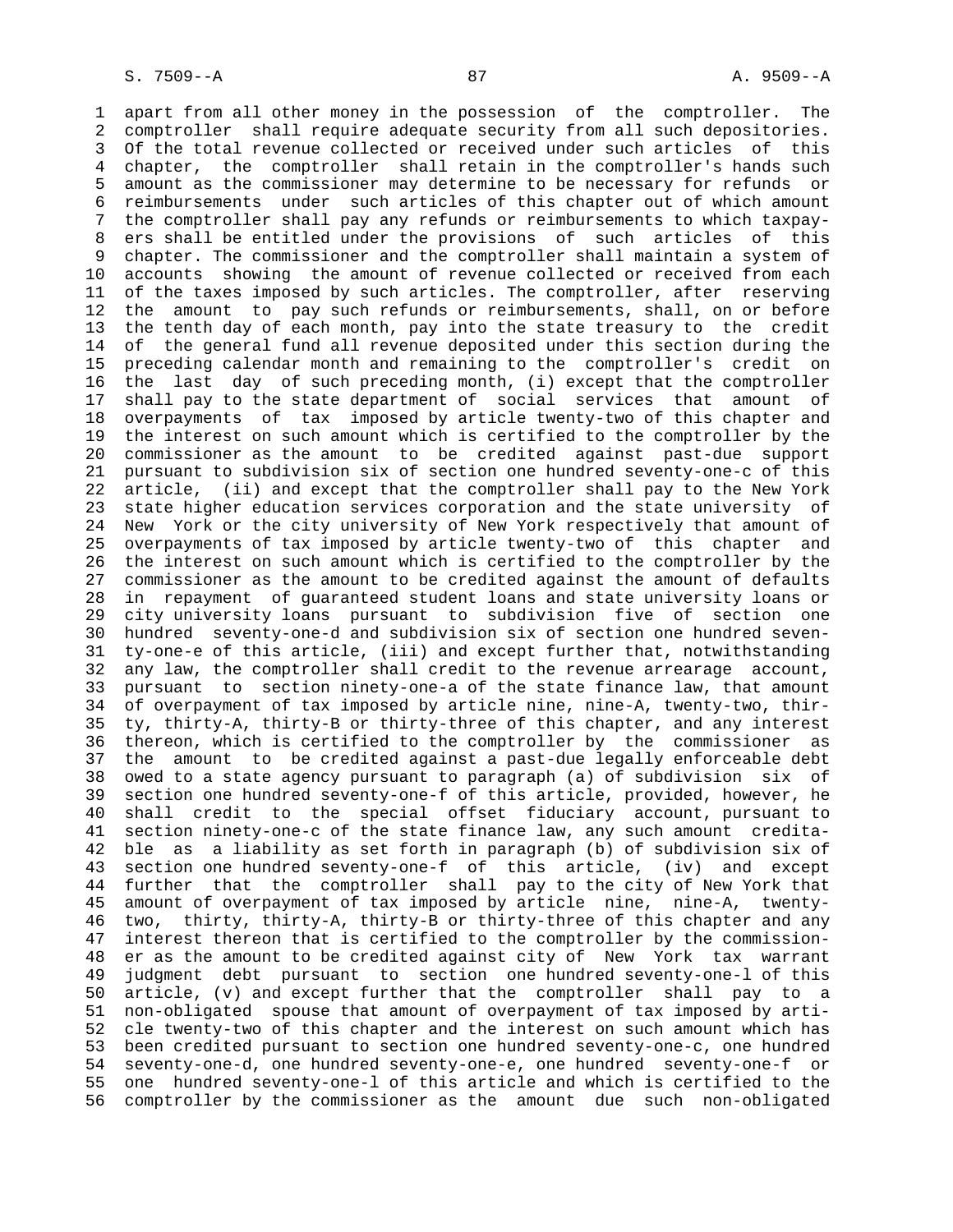apart from all other money in the possession of the comptroller. The comptroller shall require adequate security from all such depositories. Of the total revenue collected or received under such articles of this chapter, the comptroller shall retain in the comptroller's hands such amount as the commissioner may determine to be necessary for refunds or reimbursements under such articles of this chapter out of which amount the comptroller shall pay any refunds or reimbursements to which taxpayers shall be entitled under the provisions of such articles of this chapter. The commissioner and the comptroller shall maintain a system of accounts showing the amount of revenue collected or received from each of the taxes imposed by such articles. The comptroller, after reserving the amount to pay such refunds or reimbursements, shall, on or before the tenth day of each month, pay into the state treasury to the credit of the general fund all revenue deposited under this section during the preceding calendar month and remaining to the comptroller's credit on the last day of such preceding month, (i) except that the comptroller shall pay to the state department of social services that amount of overpayments of tax imposed by article twenty-two of this chapter and the interest on such amount which is certified to the comptroller by the commissioner as the amount to be credited against past-due support pursuant to subdivision six of section one hundred seventy-one-c of this article, (ii) and except that the comptroller shall pay to the New York state higher education services corporation and the state university of New York or the city university of New York respectively that amount of overpayments of tax imposed by article twenty-two of this chapter and the interest on such amount which is certified to the comptroller by the commissioner as the amount to be credited against the amount of defaults in repayment of guaranteed student loans and state university loans or city university loans pursuant to subdivision five of section one hundred seventy-one-d and subdivision six of section one hundred seventy-one-e of this article, (iii) and except further that, notwithstanding any law, the comptroller shall credit to the revenue arrearage account, pursuant to section ninety-one-a of the state finance law, that amount of overpayment of tax imposed by article nine, nine-A, twenty-two, thirty, thirty-A, thirty-B or thirty-three of this chapter, and any interest thereon, which is certified to the comptroller by the commissioner as the amount to be credited against a past-due legally enforceable debt owed to a state agency pursuant to paragraph (a) of subdivision six of section one hundred seventy-one-f of this article, provided, however, he shall credit to the special offset fiduciary account, pursuant to section ninety-one-c of the state finance law, any such amount creditable as a liability as set forth in paragraph (b) of subdivision six of section one hundred seventy-one-f of this article, (iv) and except further that the comptroller shall pay to the city of New York that amount of overpayment of tax imposed by article nine, nine-A, twenty-two, thirty, thirty-A, thirty-B or thirty-three of this chapter and any interest thereon that is certified to the comptroller by the commissioner as the amount to be credited against city of New York tax warrant judgment debt pursuant to section one hundred seventy-one-l of this article, (v) and except further that the comptroller shall pay to a non-obligated spouse that amount of overpayment of tax imposed by article twenty-two of this chapter and the interest on such amount which has been credited pursuant to section one hundred seventy-one-c, one hundred seventy-one-d, one hundred seventy-one-e, one hundred seventy-one-f or one hundred seventy-one-l of this article and which is certified to the comptroller by the commissioner as the amount due such non-obligated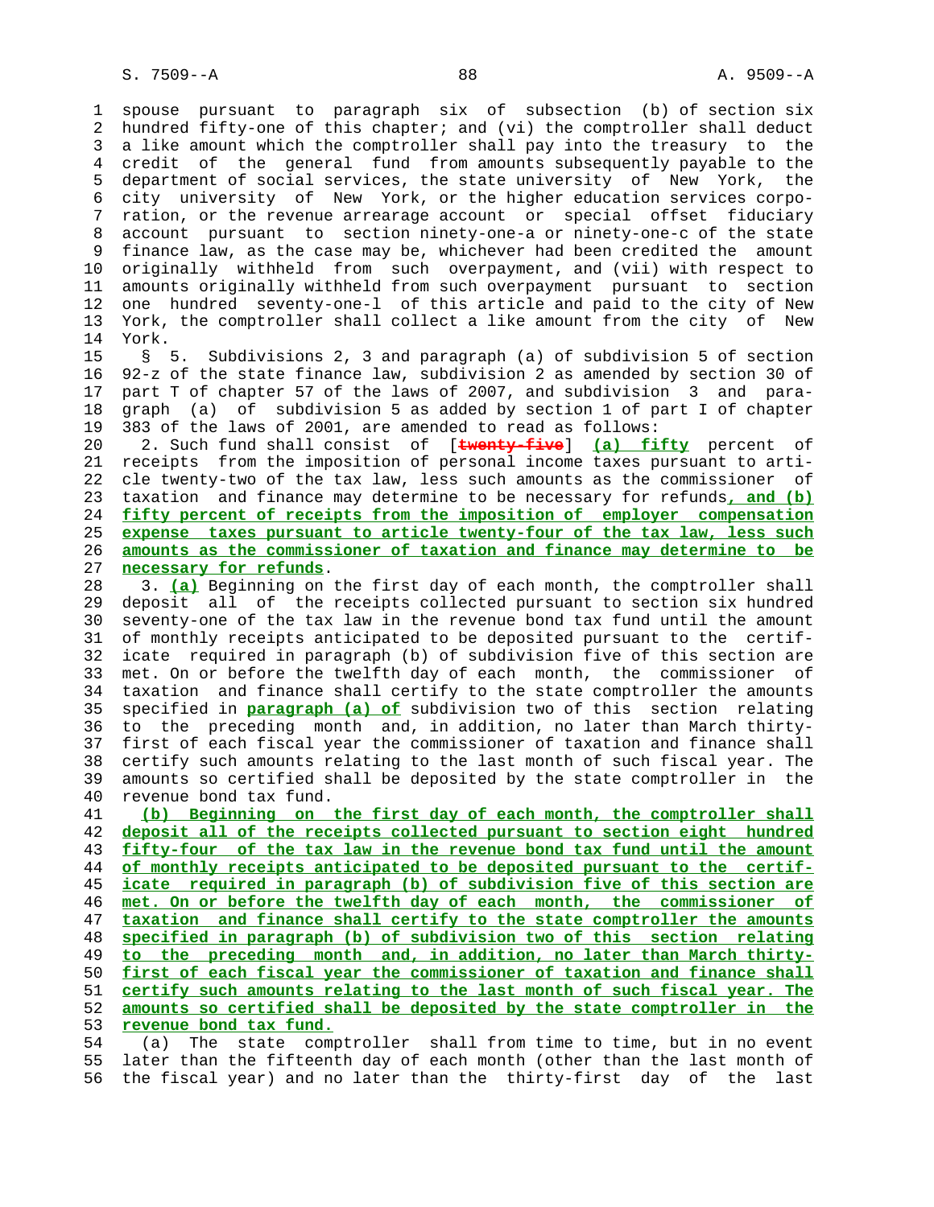spouse pursuant to paragraph six of subsection (b) of section six hundred fifty-one of this chapter; and (vi) the comptroller shall deduct a like amount which the comptroller shall pay into the treasury to the credit of the general fund from amounts subsequently payable to the department of social services, the state university of New York, the city university of New York, or the higher education services corporation, or the revenue arrearage account or special offset fiduciary account pursuant to section ninety-one-a or ninety-one-c of the state finance law, as the case may be, whichever had been credited the amount originally withheld from such overpayment, and (vii) with respect to amounts originally withheld from such overpayment pursuant to section one hundred seventy-one-l of this article and paid to the city of New York, the comptroller shall collect a like amount from the city of New York.

§ 5. Subdivisions 2, 3 and paragraph (a) of subdivision 5 of section 92-z of the state finance law, subdivision 2 as amended by section 30 of part T of chapter 57 of the laws of 2007, and subdivision 3 and paragraph (a) of subdivision 5 as added by section 1 of part I of chapter 383 of the laws of 2001, are amended to read as follows:

2. Such fund shall consist of [~~twenty-five~~] **(a) fifty** percent of receipts from the imposition of personal income taxes pursuant to article twenty-two of the tax law, less such amounts as the commissioner of taxation and finance may determine to be necessary for refunds**, and (b) fifty percent of receipts from the imposition of employer compensation expense taxes pursuant to article twenty-four of the tax law, less such amounts as the commissioner of taxation and finance may determine to be necessary for refunds**.

3. **(a)** Beginning on the first day of each month, the comptroller shall deposit all of the receipts collected pursuant to section six hundred seventy-one of the tax law in the revenue bond tax fund until the amount of monthly receipts anticipated to be deposited pursuant to the certificate required in paragraph (b) of subdivision five of this section are met. On or before the twelfth day of each month, the commissioner of taxation and finance shall certify to the state comptroller the amounts specified in **paragraph (a) of** subdivision two of this section relating to the preceding month and, in addition, no later than March thirty-first of each fiscal year the commissioner of taxation and finance shall certify such amounts relating to the last month of such fiscal year. The amounts so certified shall be deposited by the state comptroller in the revenue bond tax fund.

**(b) Beginning on the first day of each month, the comptroller shall deposit all of the receipts collected pursuant to section eight hundred fifty-four of the tax law in the revenue bond tax fund until the amount of monthly receipts anticipated to be deposited pursuant to the certificate required in paragraph (b) of subdivision five of this section are met. On or before the twelfth day of each month, the commissioner of taxation and finance shall certify to the state comptroller the amounts specified in paragraph (b) of subdivision two of this section relating to the preceding month and, in addition, no later than March thirty-first of each fiscal year the commissioner of taxation and finance shall certify such amounts relating to the last month of such fiscal year. The amounts so certified shall be deposited by the state comptroller in the revenue bond tax fund.**

(a) The state comptroller shall from time to time, but in no event later than the fifteenth day of each month (other than the last month of the fiscal year) and no later than the thirty-first day of the last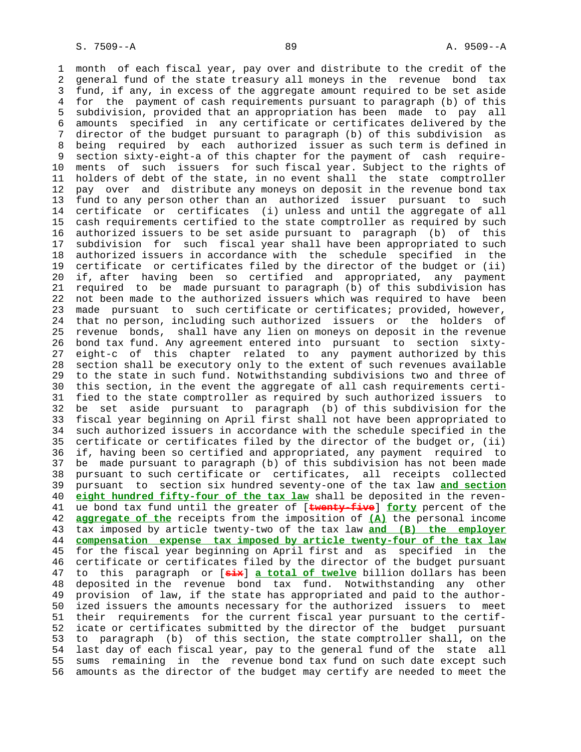month of each fiscal year, pay over and distribute to the credit of the general fund of the state treasury all moneys in the revenue bond tax fund, if any, in excess of the aggregate amount required to be set aside for the payment of cash requirements pursuant to paragraph (b) of this subdivision, provided that an appropriation has been made to pay all amounts specified in any certificate or certificates delivered by the director of the budget pursuant to paragraph (b) of this subdivision as being required by each authorized issuer as such term is defined in section sixty-eight-a of this chapter for the payment of cash requirements of such issuers for such fiscal year. Subject to the rights of holders of debt of the state, in no event shall the state comptroller pay over and distribute any moneys on deposit in the revenue bond tax fund to any person other than an authorized issuer pursuant to such certificate or certificates (i) unless and until the aggregate of all cash requirements certified to the state comptroller as required by such authorized issuers to be set aside pursuant to paragraph (b) of this subdivision for such fiscal year shall have been appropriated to such authorized issuers in accordance with the schedule specified in the certificate or certificates filed by the director of the budget or (ii) if, after having been so certified and appropriated, any payment required to be made pursuant to paragraph (b) of this subdivision has not been made to the authorized issuers which was required to have been made pursuant to such certificate or certificates; provided, however, that no person, including such authorized issuers or the holders of revenue bonds, shall have any lien on moneys on deposit in the revenue bond tax fund. Any agreement entered into pursuant to section sixty-eight-c of this chapter related to any payment authorized by this section shall be executory only to the extent of such revenues available to the state in such fund. Notwithstanding subdivisions two and three of this section, in the event the aggregate of all cash requirements certified to the state comptroller as required by such authorized issuers to be set aside pursuant to paragraph (b) of this subdivision for the fiscal year beginning on April first shall not have been appropriated to such authorized issuers in accordance with the schedule specified in the certificate or certificates filed by the director of the budget or, (ii) if, having been so certified and appropriated, any payment required to be made pursuant to paragraph (b) of this subdivision has not been made pursuant to such certificate or certificates, all receipts collected pursuant to section six hundred seventy-one of the tax law **and section eight hundred fifty-four of the tax law** shall be deposited in the revenue bond tax fund until the greater of [~~twenty-five~~] **forty** percent of the **aggregate of the** receipts from the imposition of **(A)** the personal income tax imposed by article twenty-two of the tax law **and (B) the employer compensation expense tax imposed by article twenty-four of the tax law** for the fiscal year beginning on April first and as specified in the certificate or certificates filed by the director of the budget pursuant to this paragraph or [~~six~~] **a total of twelve** billion dollars has been deposited in the revenue bond tax fund. Notwithstanding any other provision of law, if the state has appropriated and paid to the authorized issuers the amounts necessary for the authorized issuers to meet their requirements for the current fiscal year pursuant to the certificate or certificates submitted by the director of the budget pursuant to paragraph (b) of this section, the state comptroller shall, on the last day of each fiscal year, pay to the general fund of the state all sums remaining in the revenue bond tax fund on such date except such amounts as the director of the budget may certify are needed to meet the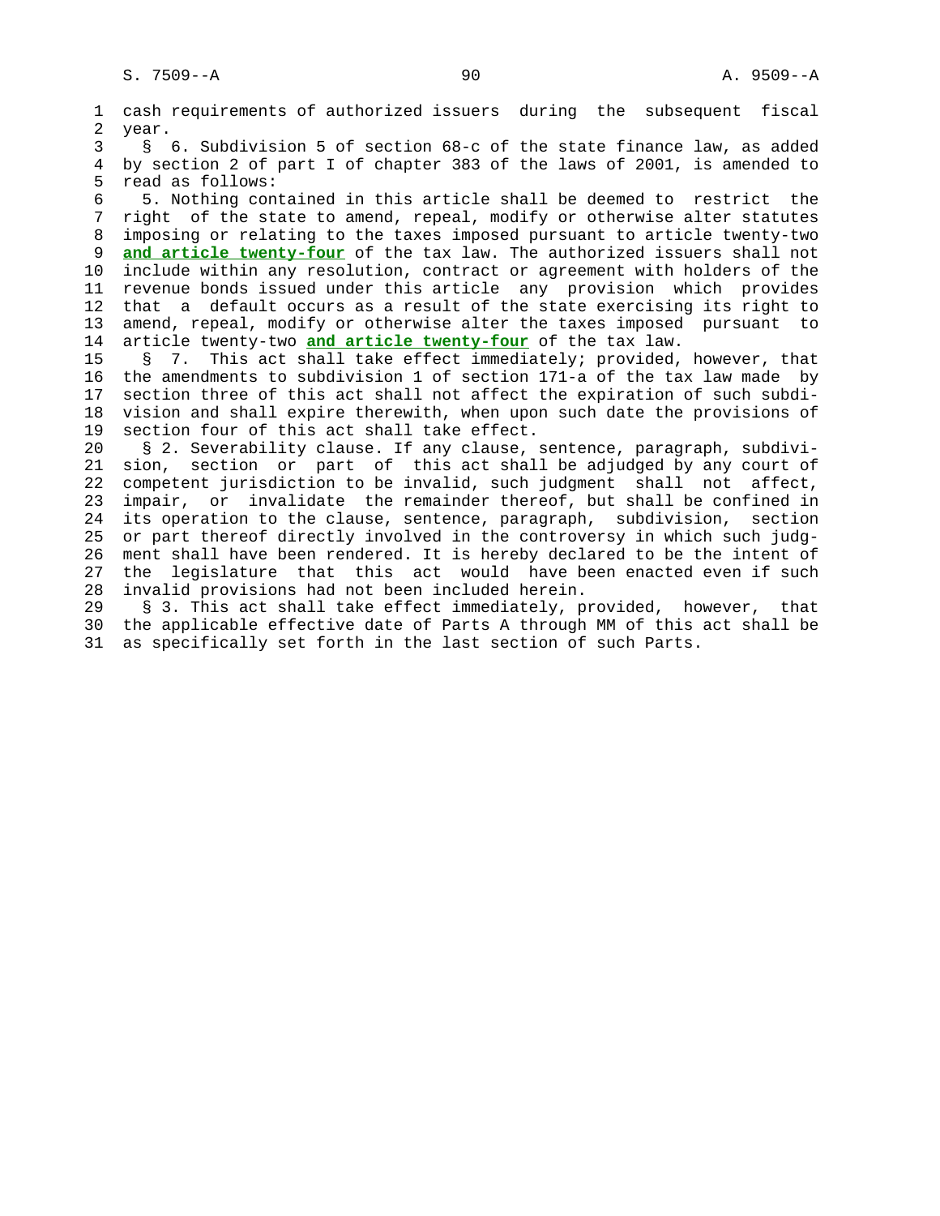cash requirements of authorized issuers during the subsequent fiscal year.

§ 6. Subdivision 5 of section 68-c of the state finance law, as added by section 2 of part I of chapter 383 of the laws of 2001, is amended to read as follows:

5. Nothing contained in this article shall be deemed to restrict the right of the state to amend, repeal, modify or otherwise alter statutes imposing or relating to the taxes imposed pursuant to article twenty-two **and article twenty-four** of the tax law. The authorized issuers shall not include within any resolution, contract or agreement with holders of the revenue bonds issued under this article any provision which provides that a default occurs as a result of the state exercising its right to amend, repeal, modify or otherwise alter the taxes imposed pursuant to article twenty-two **and article twenty-four** of the tax law.

§ 7. This act shall take effect immediately; provided, however, that the amendments to subdivision 1 of section 171-a of the tax law made by section three of this act shall not affect the expiration of such subdivision and shall expire therewith, when upon such date the provisions of section four of this act shall take effect.

§ 2. Severability clause. If any clause, sentence, paragraph, subdivision, section or part of this act shall be adjudged by any court of competent jurisdiction to be invalid, such judgment shall not affect, impair, or invalidate the remainder thereof, but shall be confined in its operation to the clause, sentence, paragraph, subdivision, section or part thereof directly involved in the controversy in which such judgment shall have been rendered. It is hereby declared to be the intent of the legislature that this act would have been enacted even if such invalid provisions had not been included herein.

§ 3. This act shall take effect immediately, provided, however, that the applicable effective date of Parts A through MM of this act shall be as specifically set forth in the last section of such Parts.